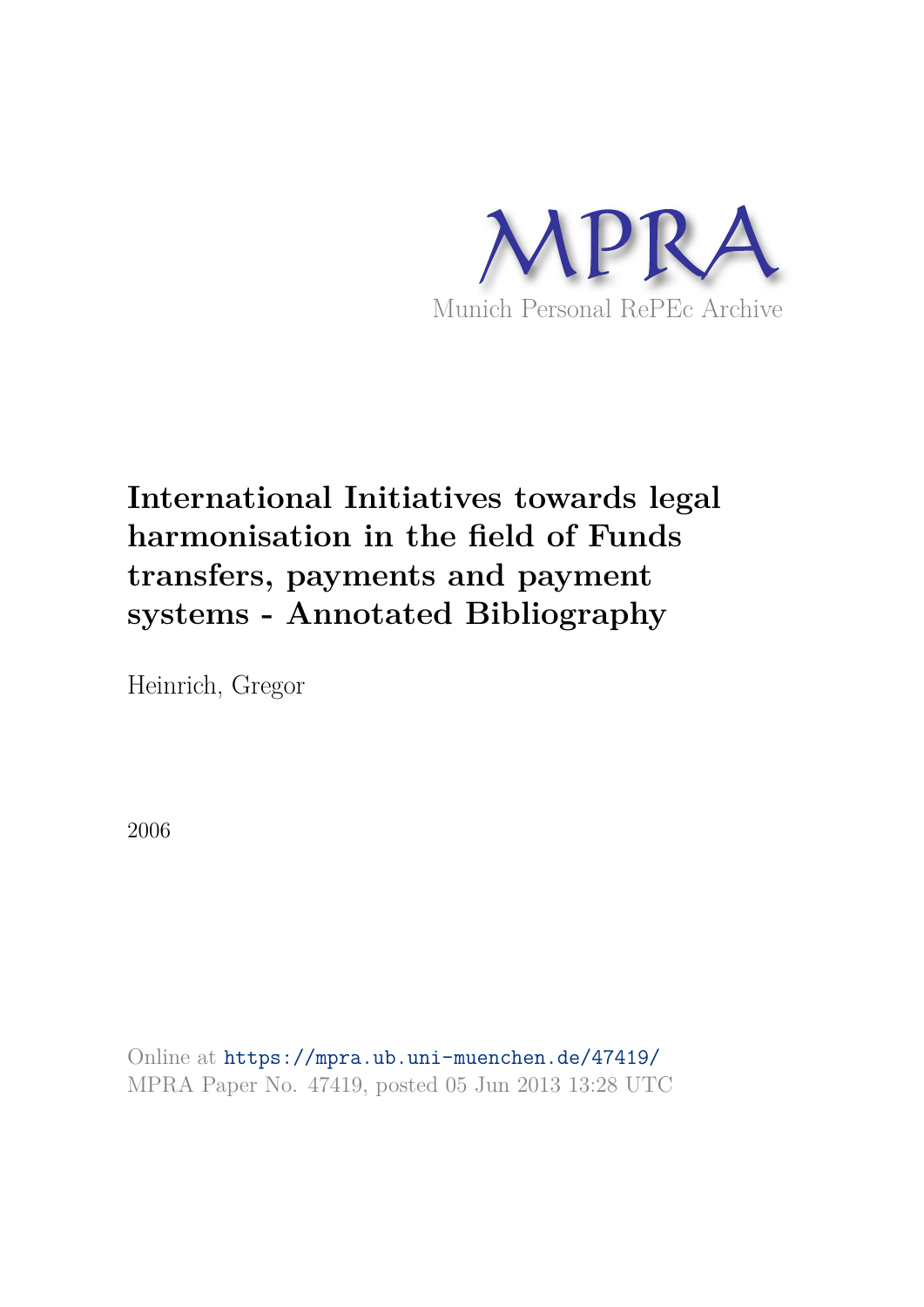MPRA

Munich Personal RePEc Archive

# International Initiatives towards legal harmonisation in the field of Funds transfers, payments and payment systems - Annotated Bibliography

Heinrich, Gregor

2006

Online at https://mpra.ub.uni-muenchen.de/47419/
MPRA Paper No. 47419, posted 05 Jun 2013 13:28 UTC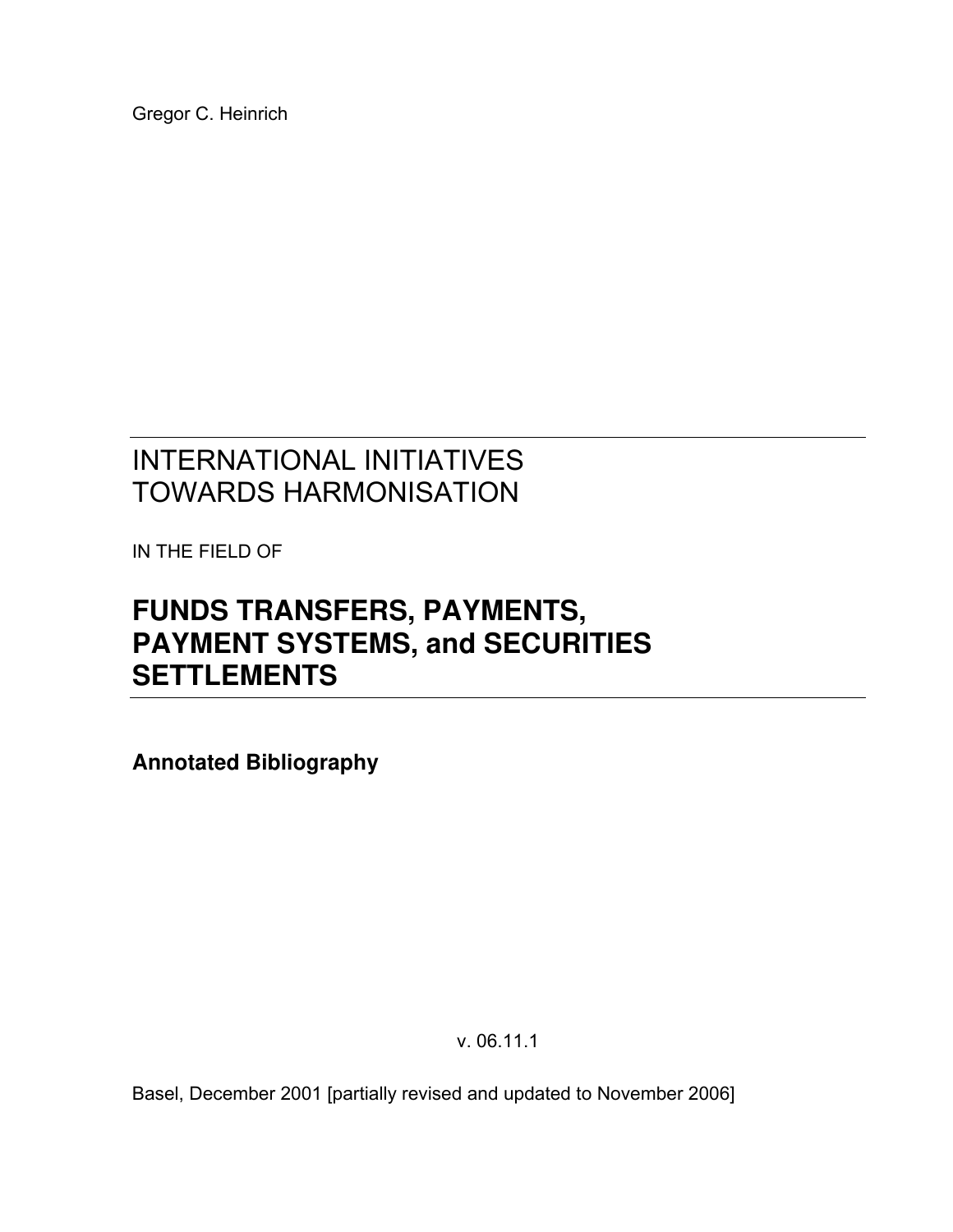Gregor C. Heinrich

# INTERNATIONAL INITIATIVES TOWARDS HARMONISATION

IN THE FIELD OF

# FUNDS TRANSFERS, PAYMENTS, PAYMENT SYSTEMS, and SECURITIES SETTLEMENTS

**Annotated Bibliography**

v. 06.11.1

Basel, December 2001 [partially revised and updated to November 2006]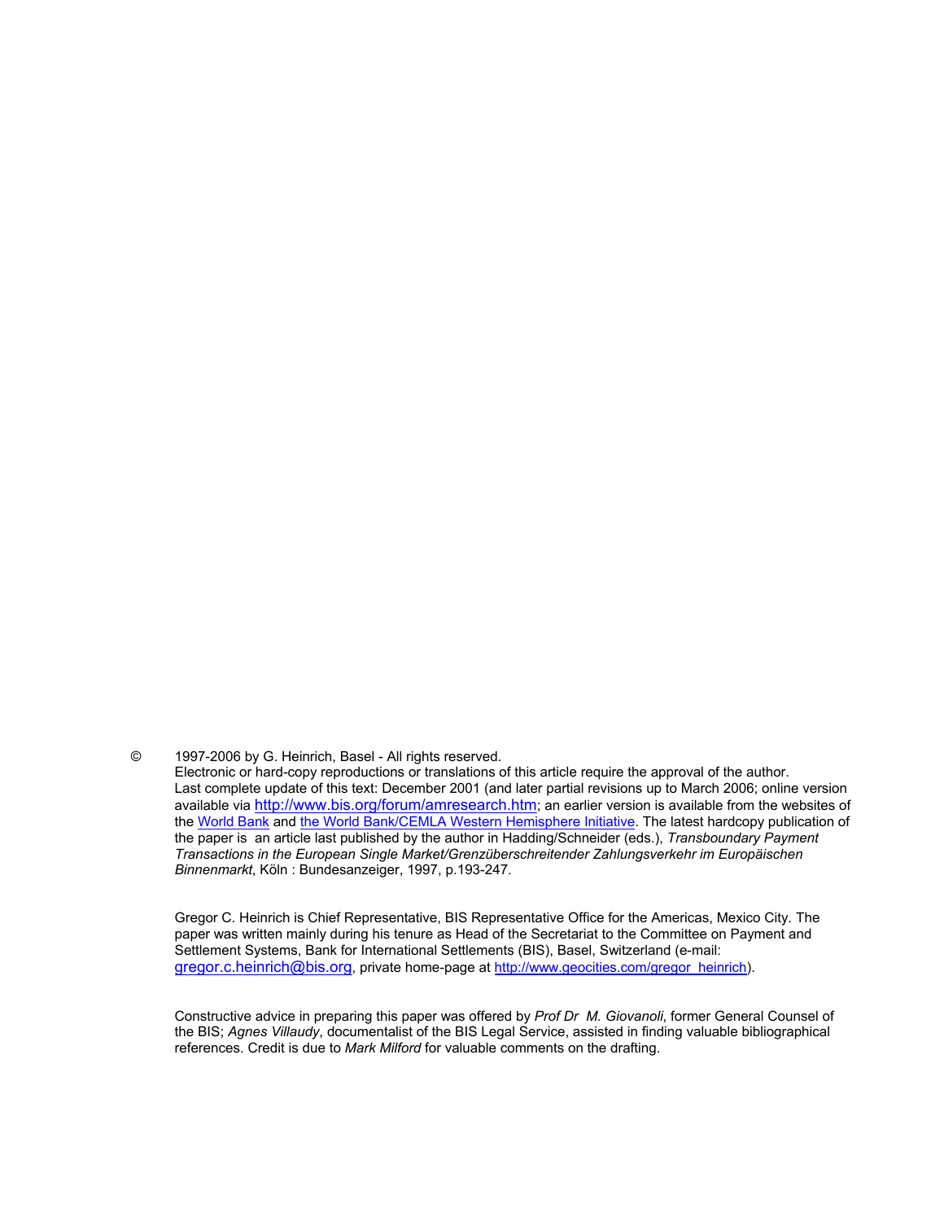© 1997-2006 by G. Heinrich, Basel - All rights reserved.
Electronic or hard-copy reproductions or translations of this article require the approval of the author.
Last complete update of this text: December 2001 (and later partial revisions up to March 2006; online version available via http://www.bis.org/forum/amresearch.htm; an earlier version is available from the websites of the World Bank and the World Bank/CEMLA Western Hemisphere Initiative. The latest hardcopy publication of the paper is an article last published by the author in Hadding/Schneider (eds.), *Transboundary Payment Transactions in the European Single Market/Grenzüberschreitender Zahlungsverkehr im Europäischen Binnenmarkt*, Köln : Bundesanzeiger, 1997, p.193-247.

Gregor C. Heinrich is Chief Representative, BIS Representative Office for the Americas, Mexico City. The paper was written mainly during his tenure as Head of the Secretariat to the Committee on Payment and Settlement Systems, Bank for International Settlements (BIS), Basel, Switzerland (e-mail: gregor.c.heinrich@bis.org, private home-page at http://www.geocities.com/gregor_heinrich).

Constructive advice in preparing this paper was offered by *Prof Dr M. Giovanoli*, former General Counsel of the BIS; *Agnes Villaudy*, documentalist of the BIS Legal Service, assisted in finding valuable bibliographical references. Credit is due to *Mark Milford* for valuable comments on the drafting.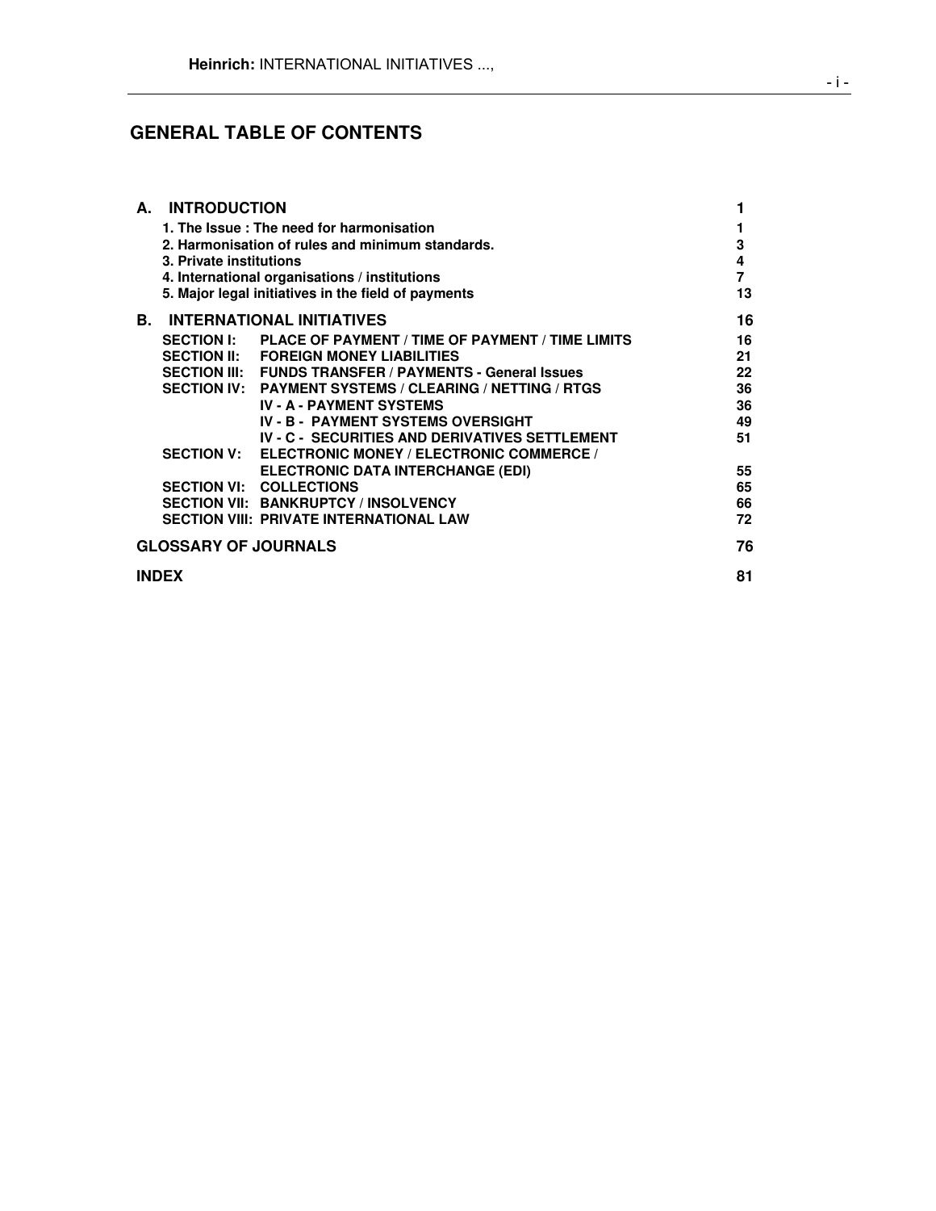## GENERAL TABLE OF CONTENTS

| | | |
|---|---|---|
| **A. INTRODUCTION** | | **1** |
| **1. The Issue : The need for harmonisation** | | **1** |
| **2. Harmonisation of rules and minimum standards.** | | **3** |
| **3. Private institutions** | | **4** |
| **4. International organisations / institutions** | | **7** |
| **5. Major legal initiatives in the field of payments** | | **13** |
| **B. INTERNATIONAL INITIATIVES** | | **16** |
| **SECTION I:** | **PLACE OF PAYMENT / TIME OF PAYMENT / TIME LIMITS** | **16** |
| **SECTION II:** | **FOREIGN MONEY LIABILITIES** | **21** |
| **SECTION III:** | **FUNDS TRANSFER / PAYMENTS - General Issues** | **22** |
| **SECTION IV:** | **PAYMENT SYSTEMS / CLEARING / NETTING / RTGS** | **36** |
| | **IV - A - PAYMENT SYSTEMS** | **36** |
| | **IV - B - PAYMENT SYSTEMS OVERSIGHT** | **49** |
| | **IV - C - SECURITIES AND DERIVATIVES SETTLEMENT** | **51** |
| **SECTION V:** | **ELECTRONIC MONEY / ELECTRONIC COMMERCE / ELECTRONIC DATA INTERCHANGE (EDI)** | **55** |
| **SECTION VI:** | **COLLECTIONS** | **65** |
| **SECTION VII:** | **BANKRUPTCY / INSOLVENCY** | **66** |
| **SECTION VIII:** | **PRIVATE INTERNATIONAL LAW** | **72** |
| **GLOSSARY OF JOURNALS** | | **76** |
| **INDEX** | | **81** |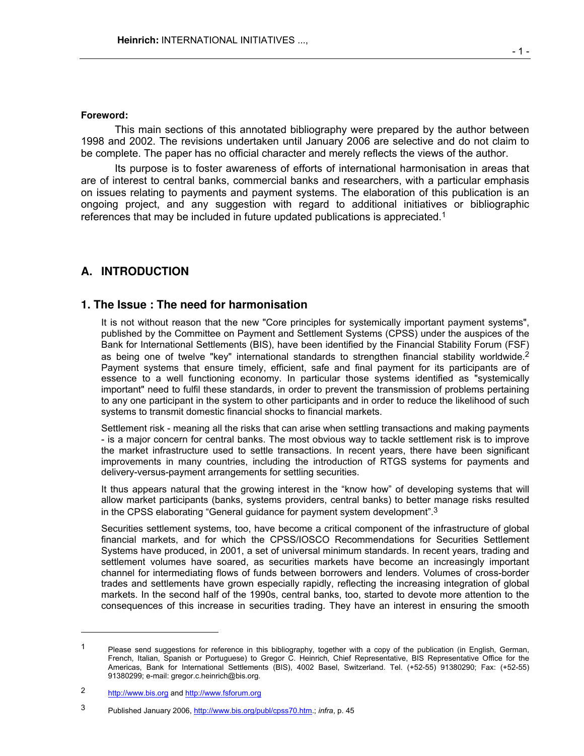**Foreword:**

This main sections of this annotated bibliography were prepared by the author between 1998 and 2002. The revisions undertaken until January 2006 are selective and do not claim to be complete. The paper has no official character and merely reflects the views of the author.

Its purpose is to foster awareness of efforts of international harmonisation in areas that are of interest to central banks, commercial banks and researchers, with a particular emphasis on issues relating to payments and payment systems. The elaboration of this publication is an ongoing project, and any suggestion with regard to additional initiatives or bibliographic references that may be included in future updated publications is appreciated.[1]

## A. INTRODUCTION

### 1. The Issue : The need for harmonisation

It is not without reason that the new "Core principles for systemically important payment systems", published by the Committee on Payment and Settlement Systems (CPSS) under the auspices of the Bank for International Settlements (BIS), have been identified by the Financial Stability Forum (FSF) as being one of twelve "key" international standards to strengthen financial stability worldwide.[2] Payment systems that ensure timely, efficient, safe and final payment for its participants are of essence to a well functioning economy. In particular those systems identified as "systemically important" need to fulfil these standards, in order to prevent the transmission of problems pertaining to any one participant in the system to other participants and in order to reduce the likelihood of such systems to transmit domestic financial shocks to financial markets.

Settlement risk - meaning all the risks that can arise when settling transactions and making payments - is a major concern for central banks. The most obvious way to tackle settlement risk is to improve the market infrastructure used to settle transactions. In recent years, there have been significant improvements in many countries, including the introduction of RTGS systems for payments and delivery-versus-payment arrangements for settling securities.

It thus appears natural that the growing interest in the "know how" of developing systems that will allow market participants (banks, systems providers, central banks) to better manage risks resulted in the CPSS elaborating "General guidance for payment system development".[3]

Securities settlement systems, too, have become a critical component of the infrastructure of global financial markets, and for which the CPSS/IOSCO Recommendations for Securities Settlement Systems have produced, in 2001, a set of universal minimum standards. In recent years, trading and settlement volumes have soared, as securities markets have become an increasingly important channel for intermediating flows of funds between borrowers and lenders. Volumes of cross-border trades and settlements have grown especially rapidly, reflecting the increasing integration of global markets. In the second half of the 1990s, central banks, too, started to devote more attention to the consequences of this increase in securities trading. They have an interest in ensuring the smooth

---

[1] Please send suggestions for reference in this bibliography, together with a copy of the publication (in English, German, French, Italian, Spanish or Portuguese) to Gregor C. Heinrich, Chief Representative, BIS Representative Office for the Americas, Bank for International Settlements (BIS), 4002 Basel, Switzerland. Tel. (+52-55) 91380290; Fax: (+52-55) 91380299; e-mail: gregor.c.heinrich@bis.org.

[2] http://www.bis.org and http://www.fsforum.org

[3] Published January 2006, http://www.bis.org/publ/cpss70.htm.; *infra*, p. 45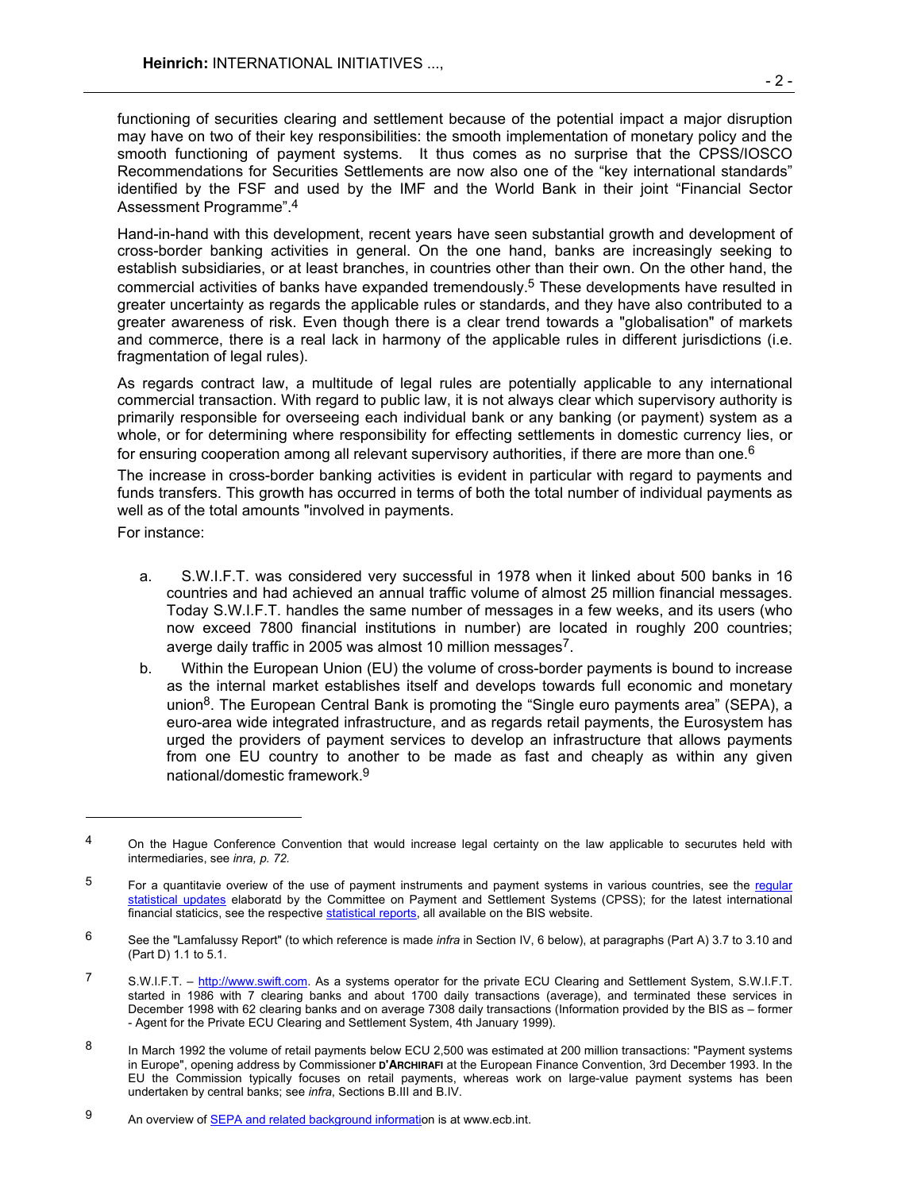functioning of securities clearing and settlement because of the potential impact a major disruption may have on two of their key responsibilities: the smooth implementation of monetary policy and the smooth functioning of payment systems. It thus comes as no surprise that the CPSS/IOSCO Recommendations for Securities Settlements are now also one of the "key international standards" identified by the FSF and used by the IMF and the World Bank in their joint "Financial Sector Assessment Programme".[4]

Hand-in-hand with this development, recent years have seen substantial growth and development of cross-border banking activities in general. On the one hand, banks are increasingly seeking to establish subsidiaries, or at least branches, in countries other than their own. On the other hand, the commercial activities of banks have expanded tremendously.[5] These developments have resulted in greater uncertainty as regards the applicable rules or standards, and they have also contributed to a greater awareness of risk. Even though there is a clear trend towards a "globalisation" of markets and commerce, there is a real lack in harmony of the applicable rules in different jurisdictions (i.e. fragmentation of legal rules).

As regards contract law, a multitude of legal rules are potentially applicable to any international commercial transaction. With regard to public law, it is not always clear which supervisory authority is primarily responsible for overseeing each individual bank or any banking (or payment) system as a whole, or for determining where responsibility for effecting settlements in domestic currency lies, or for ensuring cooperation among all relevant supervisory authorities, if there are more than one.[6]

The increase in cross-border banking activities is evident in particular with regard to payments and funds transfers. This growth has occurred in terms of both the total number of individual payments as well as of the total amounts "involved in payments.

For instance:

a. S.W.I.F.T. was considered very successful in 1978 when it linked about 500 banks in 16 countries and had achieved an annual traffic volume of almost 25 million financial messages. Today S.W.I.F.T. handles the same number of messages in a few weeks, and its users (who now exceed 7800 financial institutions in number) are located in roughly 200 countries; averge daily traffic in 2005 was almost 10 million messages[7].

b. Within the European Union (EU) the volume of cross-border payments is bound to increase as the internal market establishes itself and develops towards full economic and monetary union[8]. The European Central Bank is promoting the "Single euro payments area" (SEPA), a euro-area wide integrated infrastructure, and as regards retail payments, the Eurosystem has urged the providers of payment services to develop an infrastructure that allows payments from one EU country to another to be made as fast and cheaply as within any given national/domestic framework.[9]

---

[4] On the Hague Conference Convention that would increase legal certainty on the law applicable to securutes held with intermediaries, see *inra, p. 72.*

[5] For a quantitavie overview of the use of payment instruments and payment systems in various countries, see the regular statistical updates elaboratd by the Committee on Payment and Settlement Systems (CPSS); for the latest international financial staticics, see the respective statistical reports, all available on the BIS website.

[6] See the "Lamfalussy Report" (to which reference is made *infra* in Section IV, 6 below), at paragraphs (Part A) 3.7 to 3.10 and (Part D) 1.1 to 5.1.

[7] S.W.I.F.T. – http://www.swift.com. As a systems operator for the private ECU Clearing and Settlement System, S.W.I.F.T. started in 1986 with 7 clearing banks and about 1700 daily transactions (average), and terminated these services in December 1998 with 62 clearing banks and on average 7308 daily transactions (Information provided by the BIS as – former - Agent for the Private ECU Clearing and Settlement System, 4th January 1999).

[8] In March 1992 the volume of retail payments below ECU 2,500 was estimated at 200 million transactions: "Payment systems in Europe", opening address by Commissioner D'ARCHIRAFI at the European Finance Convention, 3rd December 1993. In the EU the Commission typically focuses on retail payments, whereas work on large-value payment systems has been undertaken by central banks; see *infra*, Sections B.III and B.IV.

[9] An overview of SEPA and related background information is at www.ecb.int.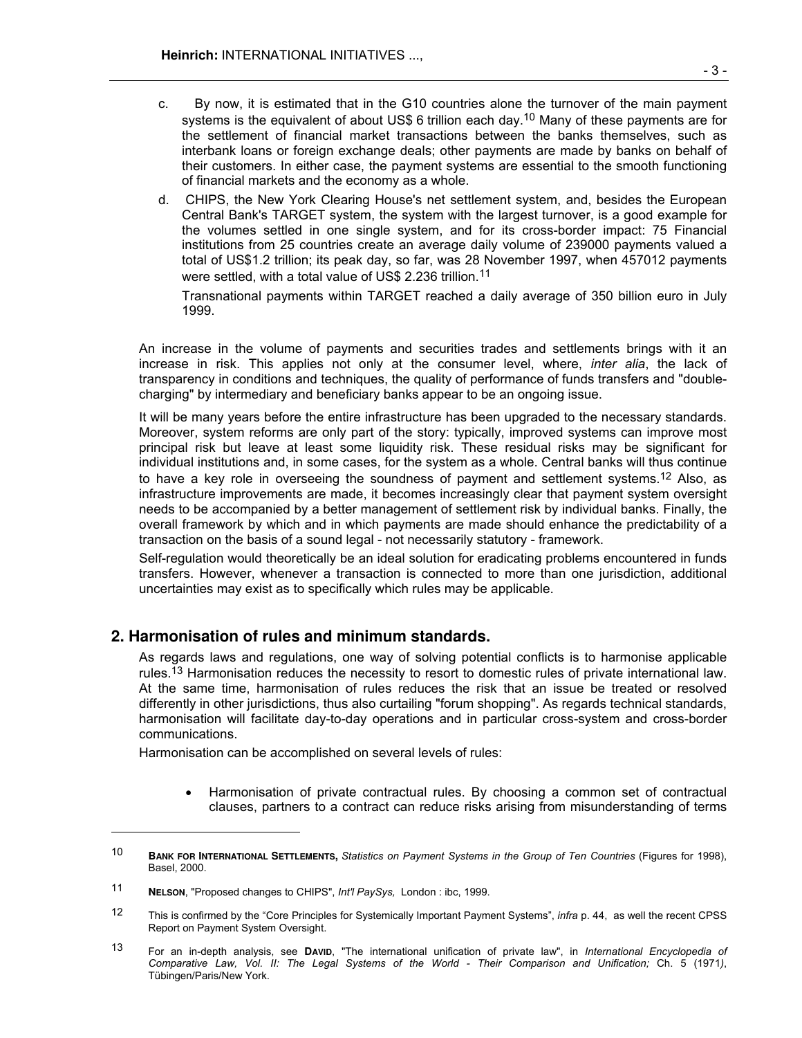c. By now, it is estimated that in the G10 countries alone the turnover of the main payment systems is the equivalent of about US$ 6 trillion each day.[10] Many of these payments are for the settlement of financial market transactions between the banks themselves, such as interbank loans or foreign exchange deals; other payments are made by banks on behalf of their customers. In either case, the payment systems are essential to the smooth functioning of financial markets and the economy as a whole.

d. CHIPS, the New York Clearing House's net settlement system, and, besides the European Central Bank's TARGET system, the system with the largest turnover, is a good example for the volumes settled in one single system, and for its cross-border impact: 75 Financial institutions from 25 countries create an average daily volume of 239000 payments valued a total of US$1.2 trillion; its peak day, so far, was 28 November 1997, when 457012 payments were settled, with a total value of US$ 2.236 trillion.[11]

Transnational payments within TARGET reached a daily average of 350 billion euro in July 1999.

An increase in the volume of payments and securities trades and settlements brings with it an increase in risk. This applies not only at the consumer level, where, *inter alia*, the lack of transparency in conditions and techniques, the quality of performance of funds transfers and "double-charging" by intermediary and beneficiary banks appear to be an ongoing issue.

It will be many years before the entire infrastructure has been upgraded to the necessary standards. Moreover, system reforms are only part of the story: typically, improved systems can improve most principal risk but leave at least some liquidity risk. These residual risks may be significant for individual institutions and, in some cases, for the system as a whole. Central banks will thus continue to have a key role in overseeing the soundness of payment and settlement systems.[12] Also, as infrastructure improvements are made, it becomes increasingly clear that payment system oversight needs to be accompanied by a better management of settlement risk by individual banks. Finally, the overall framework by which and in which payments are made should enhance the predictability of a transaction on the basis of a sound legal - not necessarily statutory - framework.

Self-regulation would theoretically be an ideal solution for eradicating problems encountered in funds transfers. However, whenever a transaction is connected to more than one jurisdiction, additional uncertainties may exist as to specifically which rules may be applicable.

## 2. Harmonisation of rules and minimum standards.

As regards laws and regulations, one way of solving potential conflicts is to harmonise applicable rules.[13] Harmonisation reduces the necessity to resort to domestic rules of private international law. At the same time, harmonisation of rules reduces the risk that an issue be treated or resolved differently in other jurisdictions, thus also curtailing "forum shopping". As regards technical standards, harmonisation will facilitate day-to-day operations and in particular cross-system and cross-border communications.

Harmonisation can be accomplished on several levels of rules:

- Harmonisation of private contractual rules. By choosing a common set of contractual clauses, partners to a contract can reduce risks arising from misunderstanding of terms

---

[10] **Bank for International Settlements,** *Statistics on Payment Systems in the Group of Ten Countries* (Figures for 1998), Basel, 2000.

[11] **Nelson**, "Proposed changes to CHIPS", *Int'l PaySys,* London : ibc, 1999.

[12] This is confirmed by the "Core Principles for Systemically Important Payment Systems", *infra* p. 44, as well the recent CPSS Report on Payment System Oversight.

[13] For an in-depth analysis, see **David**, "The international unification of private law", in *International Encyclopedia of Comparative Law, Vol. II: The Legal Systems of the World - Their Comparison and Unification;* Ch. 5 (1971), Tübingen/Paris/New York.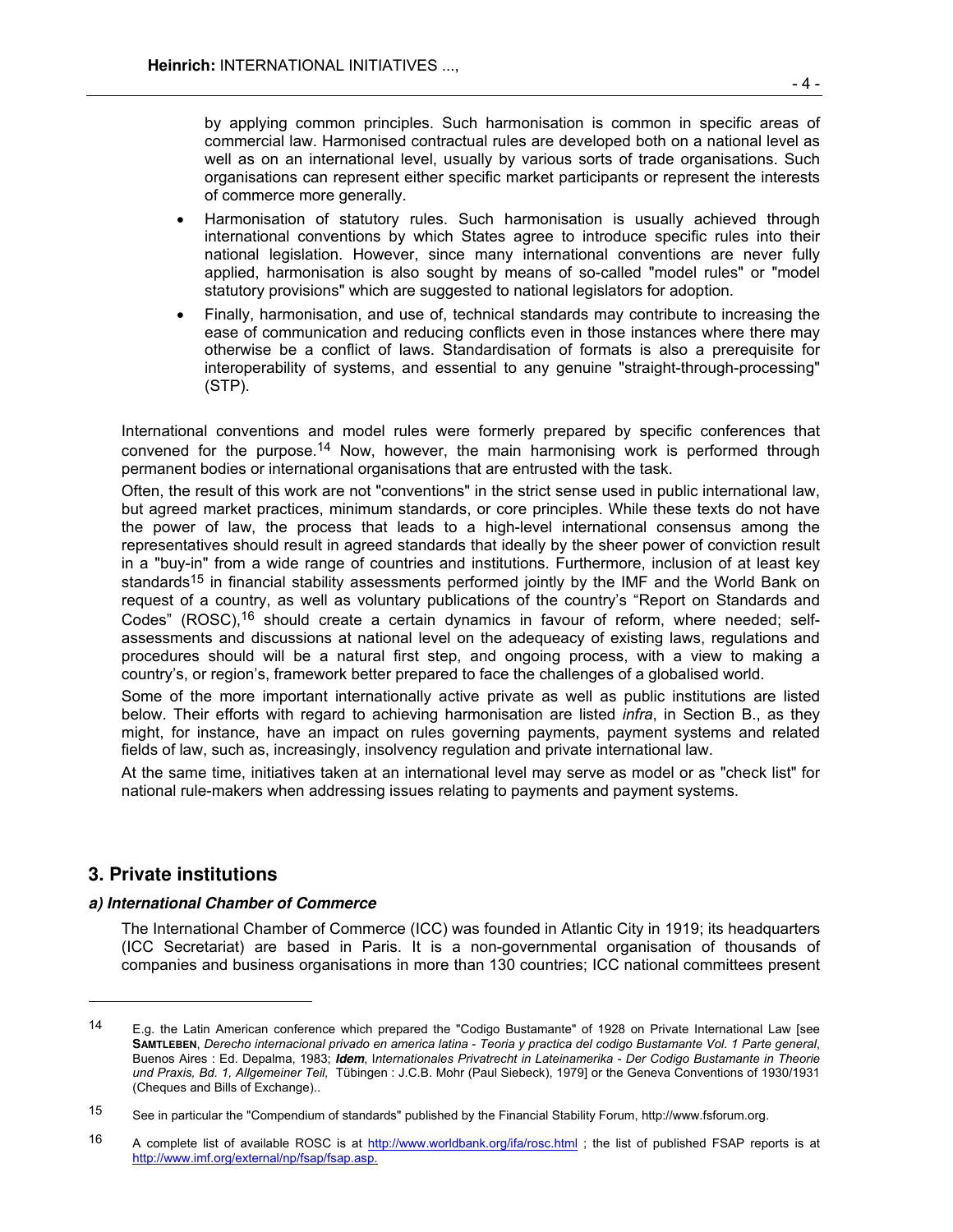by applying common principles. Such harmonisation is common in specific areas of commercial law. Harmonised contractual rules are developed both on a national level as well as on an international level, usually by various sorts of trade organisations. Such organisations can represent either specific market participants or represent the interests of commerce more generally.

- Harmonisation of statutory rules. Such harmonisation is usually achieved through international conventions by which States agree to introduce specific rules into their national legislation. However, since many international conventions are never fully applied, harmonisation is also sought by means of so-called "model rules" or "model statutory provisions" which are suggested to national legislators for adoption.
- Finally, harmonisation, and use of, technical standards may contribute to increasing the ease of communication and reducing conflicts even in those instances where there may otherwise be a conflict of laws. Standardisation of formats is also a prerequisite for interoperability of systems, and essential to any genuine "straight-through-processing" (STP).

International conventions and model rules were formerly prepared by specific conferences that convened for the purpose.[14] Now, however, the main harmonising work is performed through permanent bodies or international organisations that are entrusted with the task.

Often, the result of this work are not "conventions" in the strict sense used in public international law, but agreed market practices, minimum standards, or core principles. While these texts do not have the power of law, the process that leads to a high-level international consensus among the representatives should result in agreed standards that ideally by the sheer power of conviction result in a "buy-in" from a wide range of countries and institutions. Furthermore, inclusion of at least key standards[15] in financial stability assessments performed jointly by the IMF and the World Bank on request of a country, as well as voluntary publications of the country's "Report on Standards and Codes" (ROSC),[16] should create a certain dynamics in favour of reform, where needed; self-assessments and discussions at national level on the adequeacy of existing laws, regulations and procedures should will be a natural first step, and ongoing process, with a view to making a country's, or region's, framework better prepared to face the challenges of a globalised world.

Some of the more important internationally active private as well as public institutions are listed below. Their efforts with regard to achieving harmonisation are listed *infra*, in Section B., as they might, for instance, have an impact on rules governing payments, payment systems and related fields of law, such as, increasingly, insolvency regulation and private international law.

At the same time, initiatives taken at an international level may serve as model or as "check list" for national rule-makers when addressing issues relating to payments and payment systems.

## 3. Private institutions

### *a) International Chamber of Commerce*

The International Chamber of Commerce (ICC) was founded in Atlantic City in 1919; its headquarters (ICC Secretariat) are based in Paris. It is a non-governmental organisation of thousands of companies and business organisations in more than 130 countries; ICC national committees present

---

[14] E.g. the Latin American conference which prepared the "Codigo Bustamante" of 1928 on Private International Law [see **SAMTLEBEN**, *Derecho internacional privado en america latina - Teoria y practica del codigo Bustamante Vol. 1 Parte general*, Buenos Aires : Ed. Depalma, 1983; ***Idem***, *Internationales Privatrecht in Lateinamerika - Der Codigo Bustamante in Theorie und Praxis, Bd. 1, Allgemeiner Teil*, Tübingen : J.C.B. Mohr (Paul Siebeck), 1979] or the Geneva Conventions of 1930/1931 (Cheques and Bills of Exchange)..

[15] See in particular the "Compendium of standards" published by the Financial Stability Forum, http://www.fsforum.org.

[16] A complete list of available ROSC is at http://www.worldbank.org/ifa/rosc.html ; the list of published FSAP reports is at http://www.imf.org/external/np/fsap/fsap.asp.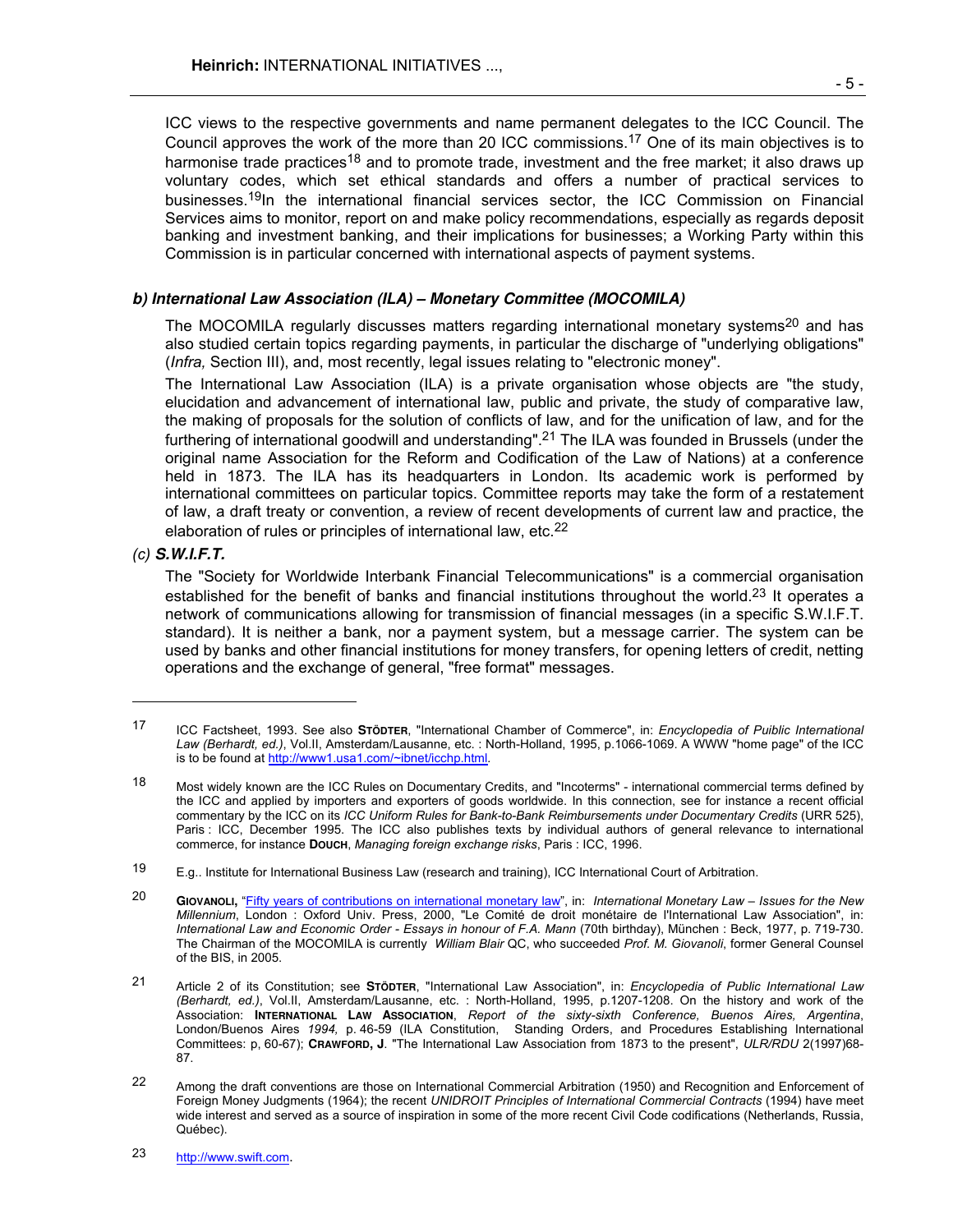ICC views to the respective governments and name permanent delegates to the ICC Council. The Council approves the work of the more than 20 ICC commissions.[17] One of its main objectives is to harmonise trade practices[18] and to promote trade, investment and the free market; it also draws up voluntary codes, which set ethical standards and offers a number of practical services to businesses.[19]In the international financial services sector, the ICC Commission on Financial Services aims to monitor, report on and make policy recommendations, especially as regards deposit banking and investment banking, and their implications for businesses; a Working Party within this Commission is in particular concerned with international aspects of payment systems.

#### *b) International Law Association (ILA) – Monetary Committee (MOCOMILA)*

The MOCOMILA regularly discusses matters regarding international monetary systems[20] and has also studied certain topics regarding payments, in particular the discharge of "underlying obligations" (*Infra,* Section III), and, most recently, legal issues relating to "electronic money".

The International Law Association (ILA) is a private organisation whose objects are "the study, elucidation and advancement of international law, public and private, the study of comparative law, the making of proposals for the solution of conflicts of law, and for the unification of law, and for the furthering of international goodwill and understanding".[21] The ILA was founded in Brussels (under the original name Association for the Reform and Codification of the Law of Nations) at a conference held in 1873. The ILA has its headquarters in London. Its academic work is performed by international committees on particular topics. Committee reports may take the form of a restatement of law, a draft treaty or convention, a review of recent developments of current law and practice, the elaboration of rules or principles of international law, etc.[22]

#### *(c)* ***S.W.I.F.T.***

The "Society for Worldwide Interbank Financial Telecommunications" is a commercial organisation established for the benefit of banks and financial institutions throughout the world.[23] It operates a network of communications allowing for transmission of financial messages (in a specific S.W.I.F.T. standard). It is neither a bank, nor a payment system, but a message carrier. The system can be used by banks and other financial institutions for money transfers, for opening letters of credit, netting operations and the exchange of general, "free format" messages.

---

[17] ICC Factsheet, 1993. See also **Stödter**, "International Chamber of Commerce", in: *Encyclopedia of Puiblic International Law (Berhardt, ed.)*, Vol.II, Amsterdam/Lausanne, etc. : North-Holland, 1995, p.1066-1069. A WWW "home page" of the ICC is to be found at http://www1.usa1.com/~ibnet/icchp.html.

[18] Most widely known are the ICC Rules on Documentary Credits, and "Incoterms" - international commercial terms defined by the ICC and applied by importers and exporters of goods worldwide. In this connection, see for instance a recent official commentary by the ICC on its *ICC Uniform Rules for Bank-to-Bank Reimbursements under Documentary Credits* (URR 525), Paris : ICC, December 1995. The ICC also publishes texts by individual authors of general relevance to international commerce, for instance **Douch**, *Managing foreign exchange risks*, Paris : ICC, 1996.

[19] E.g.. Institute for International Business Law (research and training), ICC International Court of Arbitration.

[20] **Giovanoli,** "Fifty years of contributions on international monetary law", in: *International Monetary Law – Issues for the New Millennium*, London : Oxford Univ. Press, 2000, "Le Comité de droit monétaire de l'International Law Association", in: *International Law and Economic Order - Essays in honour of F.A. Mann* (70th birthday), München : Beck, 1977, p. 719-730. The Chairman of the MOCOMILA is currently *William Blair* QC, who succeeded *Prof. M. Giovanoli*, former General Counsel of the BIS, in 2005.

[21] Article 2 of its Constitution; see **Stödter**, "International Law Association", in: *Encyclopedia of Public International Law (Berhardt, ed.)*, Vol.II, Amsterdam/Lausanne, etc. : North-Holland, 1995, p.1207-1208. On the history and work of the Association: **International Law Association**, *Report of the sixty-sixth Conference, Buenos Aires, Argentina*, London/Buenos Aires *1994,* p. 46-59 (ILA Constitution, Standing Orders, and Procedures Establishing International Committees: p, 60-67); **Crawford, J**. "The International Law Association from 1873 to the present", *ULR/RDU* 2(1997)68-87.

[22] Among the draft conventions are those on International Commercial Arbitration (1950) and Recognition and Enforcement of Foreign Money Judgments (1964); the recent *UNIDROIT Principles of International Commercial Contracts* (1994) have meet wide interest and served as a source of inspiration in some of the more recent Civil Code codifications (Netherlands, Russia, Québec).

[23] http://www.swift.com.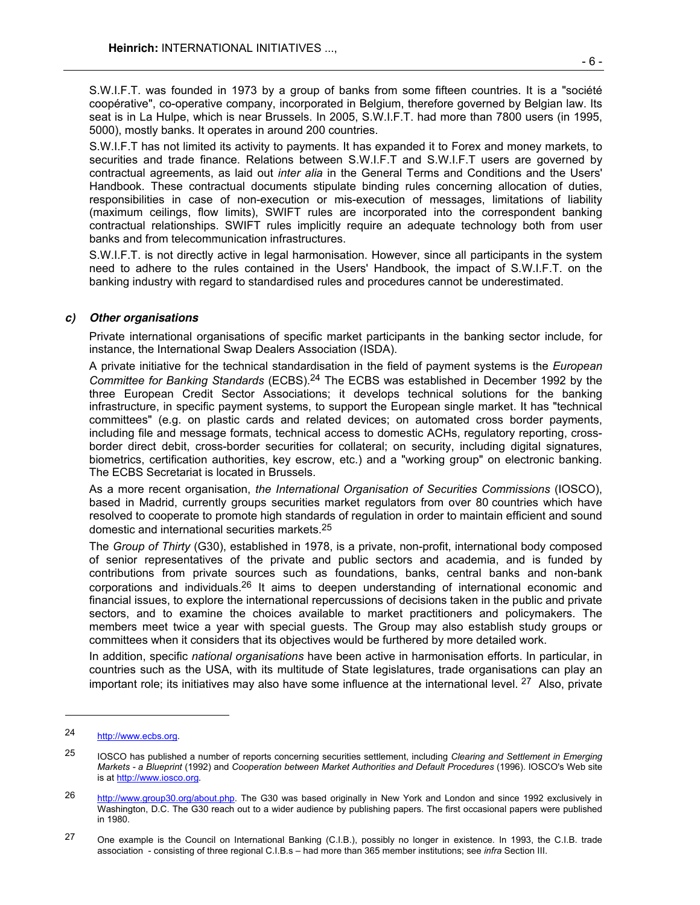S.W.I.F.T. was founded in 1973 by a group of banks from some fifteen countries. It is a "société coopérative", co-operative company, incorporated in Belgium, therefore governed by Belgian law. Its seat is in La Hulpe, which is near Brussels. In 2005, S.W.I.F.T. had more than 7800 users (in 1995, 5000), mostly banks. It operates in around 200 countries.

S.W.I.F.T has not limited its activity to payments. It has expanded it to Forex and money markets, to securities and trade finance. Relations between S.W.I.F.T and S.W.I.F.T users are governed by contractual agreements, as laid out *inter alia* in the General Terms and Conditions and the Users' Handbook. These contractual documents stipulate binding rules concerning allocation of duties, responsibilities in case of non-execution or mis-execution of messages, limitations of liability (maximum ceilings, flow limits), SWIFT rules are incorporated into the correspondent banking contractual relationships. SWIFT rules implicitly require an adequate technology both from user banks and from telecommunication infrastructures.

S.W.I.F.T. is not directly active in legal harmonisation. However, since all participants in the system need to adhere to the rules contained in the Users' Handbook, the impact of S.W.I.F.T. on the banking industry with regard to standardised rules and procedures cannot be underestimated.

### *c) Other organisations*

Private international organisations of specific market participants in the banking sector include, for instance, the International Swap Dealers Association (ISDA).

A private initiative for the technical standardisation in the field of payment systems is the *European Committee for Banking Standards* (ECBS).[24] The ECBS was established in December 1992 by the three European Credit Sector Associations; it develops technical solutions for the banking infrastructure, in specific payment systems, to support the European single market. It has "technical committees" (e.g. on plastic cards and related devices; on automated cross border payments, including file and message formats, technical access to domestic ACHs, regulatory reporting, cross-border direct debit, cross-border securities for collateral; on security, including digital signatures, biometrics, certification authorities, key escrow, etc.) and a "working group" on electronic banking. The ECBS Secretariat is located in Brussels.

As a more recent organisation, *the International Organisation of Securities Commissions* (IOSCO), based in Madrid, currently groups securities market regulators from over 80 countries which have resolved to cooperate to promote high standards of regulation in order to maintain efficient and sound domestic and international securities markets.[25]

The *Group of Thirty* (G30), established in 1978, is a private, non-profit, international body composed of senior representatives of the private and public sectors and academia, and is funded by contributions from private sources such as foundations, banks, central banks and non-bank corporations and individuals.[26] It aims to deepen understanding of international economic and financial issues, to explore the international repercussions of decisions taken in the public and private sectors, and to examine the choices available to market practitioners and policymakers. The members meet twice a year with special guests. The Group may also establish study groups or committees when it considers that its objectives would be furthered by more detailed work.

In addition, specific *national organisations* have been active in harmonisation efforts. In particular, in countries such as the USA, with its multitude of State legislatures, trade organisations can play an important role; its initiatives may also have some influence at the international level.[27] Also, private

---

24 http://www.ecbs.org.

25 IOSCO has published a number of reports concerning securities settlement, including *Clearing and Settlement in Emerging Markets - a Blueprint* (1992) and *Cooperation between Market Authorities and Default Procedures* (1996). IOSCO's Web site is at http://www.iosco.org.

26 http://www.group30.org/about.php. The G30 was based originally in New York and London and since 1992 exclusively in Washington, D.C. The G30 reach out to a wider audience by publishing papers. The first occasional papers were published in 1980.

27 One example is the Council on International Banking (C.I.B.), possibly no longer in existence. In 1993, the C.I.B. trade association - consisting of three regional C.I.B.s – had more than 365 member institutions; see *infra* Section III.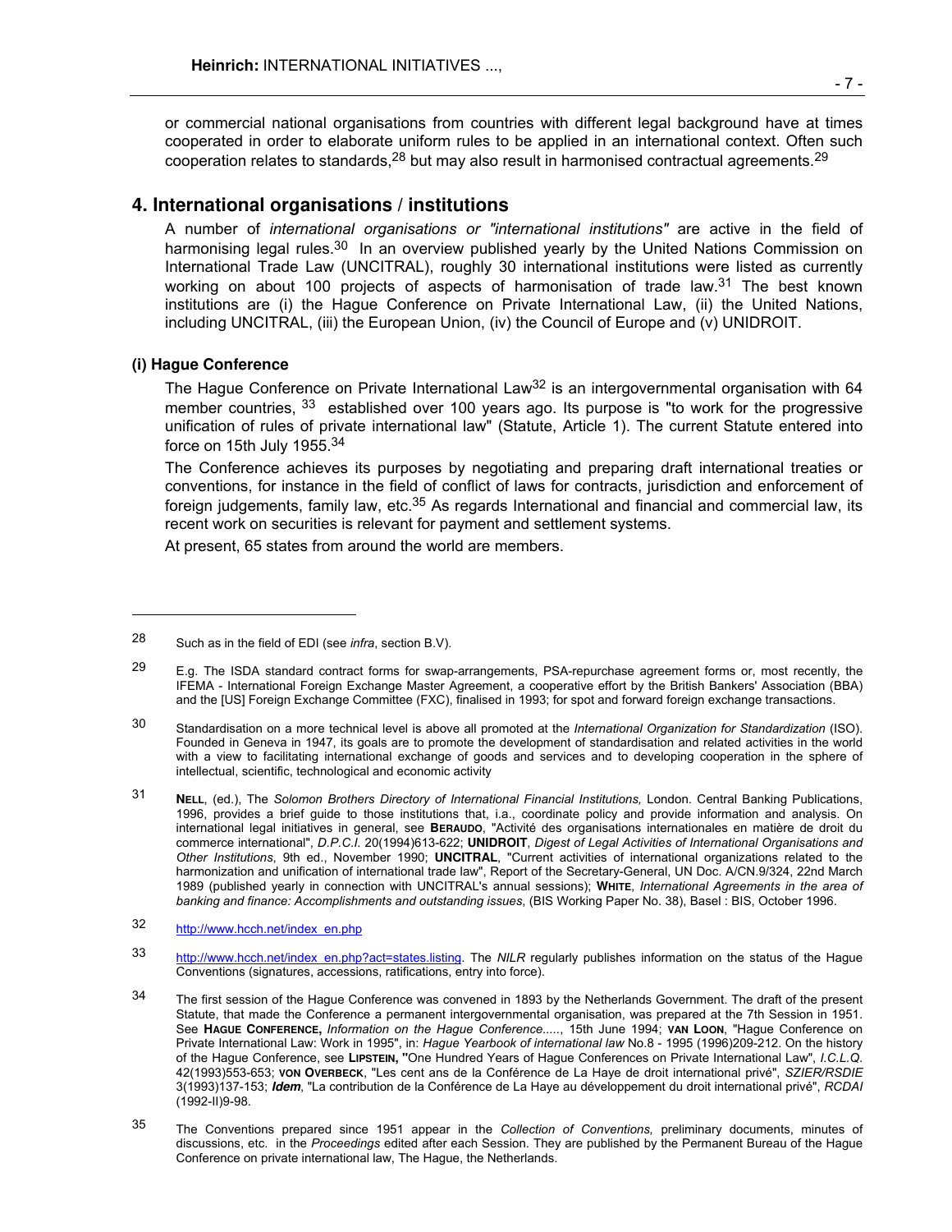or commercial national organisations from countries with different legal background have at times cooperated in order to elaborate uniform rules to be applied in an international context. Often such cooperation relates to standards,[28] but may also result in harmonised contractual agreements.[29]

## 4. International organisations / institutions

A number of *international organisations or "international institutions"* are active in the field of harmonising legal rules.[30] In an overview published yearly by the United Nations Commission on International Trade Law (UNCITRAL), roughly 30 international institutions were listed as currently working on about 100 projects of aspects of harmonisation of trade law.[31] The best known institutions are (i) the Hague Conference on Private International Law, (ii) the United Nations, including UNCITRAL, (iii) the European Union, (iv) the Council of Europe and (v) UNIDROIT.

### (i) Hague Conference

The Hague Conference on Private International Law[32] is an intergovernmental organisation with 64 member countries, [33] established over 100 years ago. Its purpose is "to work for the progressive unification of rules of private international law" (Statute, Article 1). The current Statute entered into force on 15th July 1955.[34]

The Conference achieves its purposes by negotiating and preparing draft international treaties or conventions, for instance in the field of conflict of laws for contracts, jurisdiction and enforcement of foreign judgements, family law, etc.[35] As regards International and financial and commercial law, its recent work on securities is relevant for payment and settlement systems.

At present, 65 states from around the world are members.

---

[28] Such as in the field of EDI (see *infra*, section B.V).

[29] E.g. The ISDA standard contract forms for swap-arrangements, PSA-repurchase agreement forms or, most recently, the IFEMA - International Foreign Exchange Master Agreement, a cooperative effort by the British Bankers' Association (BBA) and the [US] Foreign Exchange Committee (FXC), finalised in 1993; for spot and forward foreign exchange transactions.

[30] Standardisation on a more technical level is above all promoted at the *International Organization for Standardization* (ISO). Founded in Geneva in 1947, its goals are to promote the development of standardisation and related activities in the world with a view to facilitating international exchange of goods and services and to developing cooperation in the sphere of intellectual, scientific, technological and economic activity

[31] **NELL**, (ed.), The *Solomon Brothers Directory of International Financial Institutions,* London. Central Banking Publications, 1996, provides a brief guide to those institutions that, i.a., coordinate policy and provide information and analysis. On international legal initiatives in general, see **BERAUDO**, "Activité des organisations internationales en matière de droit du commerce international", *D.P.C.I.* 20(1994)613-622; **UNIDROIT**, *Digest of Legal Activities of International Organisations and Other Institutions*, 9th ed., November 1990; **UNCITRAL**, "Current activities of international organizations related to the harmonization and unification of international trade law", Report of the Secretary-General, UN Doc. A/CN.9/324, 22nd March 1989 (published yearly in connection with UNCITRAL's annual sessions); **WHITE**, *International Agreements in the area of banking and finance: Accomplishments and outstanding issues*, (BIS Working Paper No. 38), Basel : BIS, October 1996.

[32] http://www.hcch.net/index_en.php

[33] http://www.hcch.net/index_en.php?act=states.listing. The *NILR* regularly publishes information on the status of the Hague Conventions (signatures, accessions, ratifications, entry into force).

[34] The first session of the Hague Conference was convened in 1893 by the Netherlands Government. The draft of the present Statute, that made the Conference a permanent intergovernmental organisation, was prepared at the 7th Session in 1951. See **HAGUE CONFERENCE,** *Information on the Hague Conference.....*, 15th June 1994; **VAN LOON**, "Hague Conference on Private International Law: Work in 1995", in: *Hague Yearbook of international law* No.8 - 1995 (1996)209-212. On the history of the Hague Conference, see **LIPSTEIN,** "One Hundred Years of Hague Conferences on Private International Law", *I.C.L.Q.* 42(1993)553-653; **VON OVERBECK**, "Les cent ans de la Conférence de La Haye de droit international privé", *SZIER/RSDIE* 3(1993)137-153; ***Idem***, "La contribution de la Conférence de La Haye au développement du droit international privé", *RCDAI* (1992-II)9-98.

[35] The Conventions prepared since 1951 appear in the *Collection of Conventions,* preliminary documents, minutes of discussions, etc. in the *Proceedings* edited after each Session. They are published by the Permanent Bureau of the Hague Conference on private international law, The Hague, the Netherlands.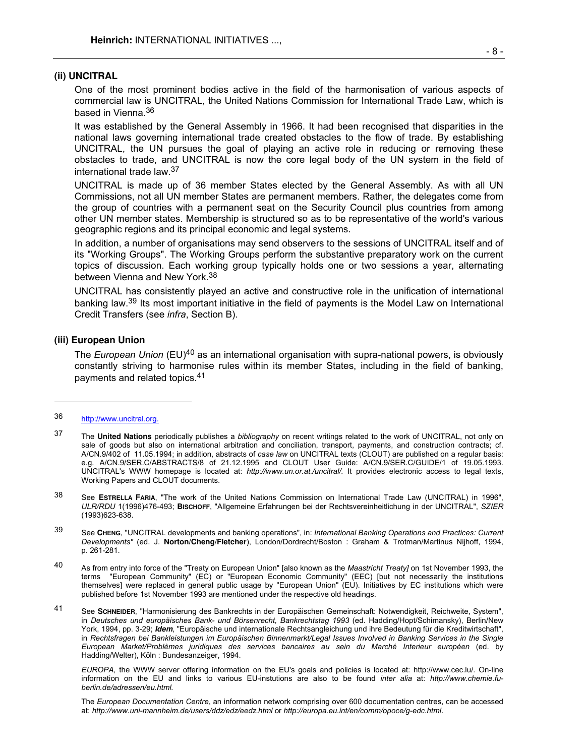### (ii) UNCITRAL

One of the most prominent bodies active in the field of the harmonisation of various aspects of commercial law is UNCITRAL, the United Nations Commission for International Trade Law, which is based in Vienna.[36]

It was established by the General Assembly in 1966. It had been recognised that disparities in the national laws governing international trade created obstacles to the flow of trade. By establishing UNCITRAL, the UN pursues the goal of playing an active role in reducing or removing these obstacles to trade, and UNCITRAL is now the core legal body of the UN system in the field of international trade law.[37]

UNCITRAL is made up of 36 member States elected by the General Assembly. As with all UN Commissions, not all UN member States are permanent members. Rather, the delegates come from the group of countries with a permanent seat on the Security Council plus countries from among other UN member states. Membership is structured so as to be representative of the world's various geographic regions and its principal economic and legal systems.

In addition, a number of organisations may send observers to the sessions of UNCITRAL itself and of its "Working Groups". The Working Groups perform the substantive preparatory work on the current topics of discussion. Each working group typically holds one or two sessions a year, alternating between Vienna and New York.[38]

UNCITRAL has consistently played an active and constructive role in the unification of international banking law.[39] Its most important initiative in the field of payments is the Model Law on International Credit Transfers (see *infra*, Section B).

### (iii) European Union

The *European Union* (EU)[40] as an international organisation with supra-national powers, is obviously constantly striving to harmonise rules within its member States, including in the field of banking, payments and related topics.[41]

---

36 http://www.uncitral.org.

37 The **United Nations** periodically publishes a *bibliography* on recent writings related to the work of UNCITRAL, not only on sale of goods but also on international arbitration and conciliation, transport, payments, and construction contracts; cf. A/CN.9/402 of 11.05.1994; in addition, abstracts of *case law* on UNCITRAL texts (CLOUT) are published on a regular basis: e.g. A/CN.9/SER.C/ABSTRACTS/8 of 21.12.1995 and CLOUT User Guide: A/CN.9/SER.C/GUIDE/1 of 19.05.1993. UNCITRAL's WWW homepage is located at: *http://www.un.or.at./uncitral/*. It provides electronic access to legal texts, Working Papers and CLOUT documents.

38 See **Estrella Faria**, "The work of the United Nations Commission on International Trade Law (UNCITRAL) in 1996", *ULR/RDU* 1(1996)476-493; **Bischoff**, "Allgemeine Erfahrungen bei der Rechtsvereinheitlichung in der UNCITRAL", *SZIER* (1993)623-638.

39 See **Cheng**, "UNCITRAL developments and banking operations", in: *International Banking Operations and Practices: Current Developments"* (ed. J. **Norton**/**Cheng**/**Fletcher**), London/Dordrecht/Boston : Graham & Trotman/Martinus Nijhoff, 1994, p. 261-281.

40 As from entry into force of the "Treaty on European Union" [also known as the *Maastricht Treaty]* on 1st November 1993, the terms "European Community" (EC) or "European Economic Community" (EEC) [but not necessarily the institutions themselves] were replaced in general public usage by "European Union" (EU). Initiatives by EC institutions which were published before 1st November 1993 are mentioned under the respective old headings.

41 See **Schneider**, "Harmonisierung des Bankrechts in der Europäischen Gemeinschaft: Notwendigkeit, Reichweite, System", in *Deutsches und europäisches Bank- und Börsenrecht, Bankrechtstag 1993* (ed. Hadding/Hopt/Schimansky), Berlin/New York, 1994, pp. 3-29; ***Idem***, "Europäische und internationale Rechtsangleichung und ihre Bedeutung für die Kreditwirtschaft", in *Rechtsfragen bei Bankleistungen im Europäischen Binnenmarkt/Legal Issues Involved in Banking Services in the Single European Market/Problèmes juridiques des services bancaires au sein du Marché Interieur européen* (ed. by Hadding/Welter), Köln : Bundesanzeiger, 1994.

*EUROPA*, the WWW server offering information on the EU's goals and policies is located at: http://www.cec.lu/. On-line information on the EU and links to various EU-instutions are also to be found *inter alia* at: *http://www.chemie.fu-berlin.de/adressen/eu.html.*

The *European Documentation Centre*, an information network comprising over 600 documentation centres, can be accessed at: *http://www.uni-mannheim.de/users/ddz/edz/eedz.html* or *http://europa.eu.int/en/comm/opoce/g-edc.html*.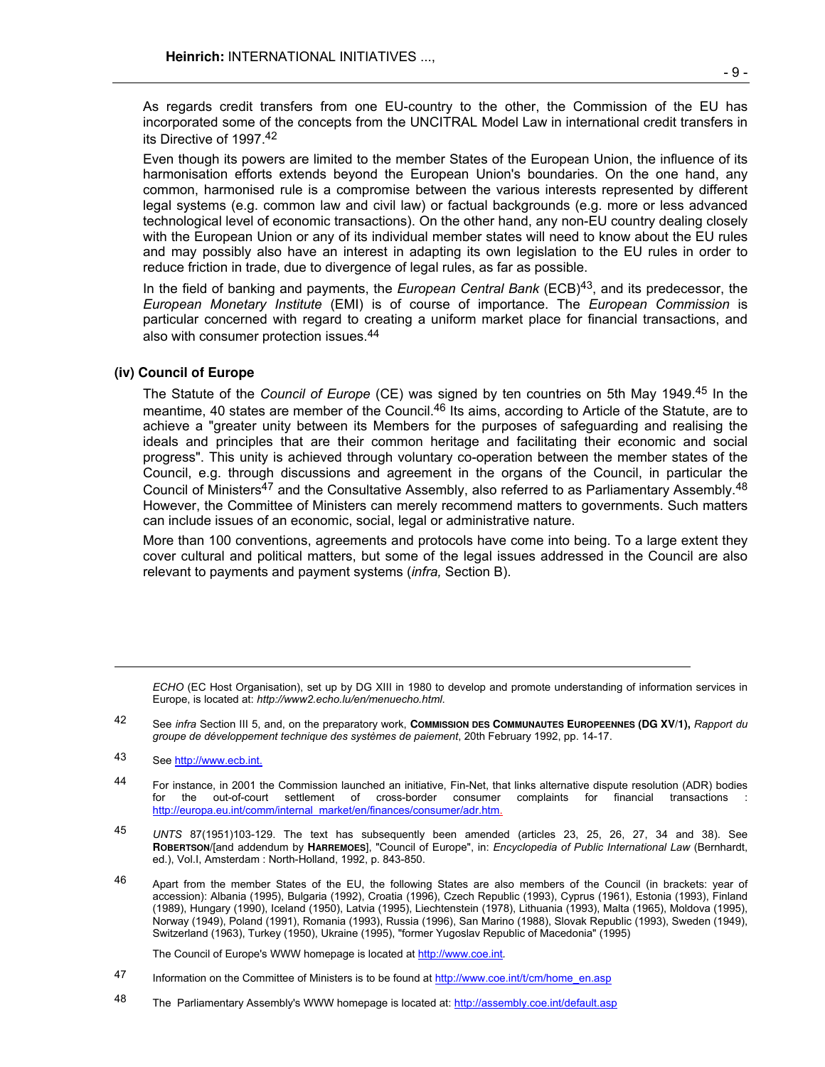As regards credit transfers from one EU-country to the other, the Commission of the EU has incorporated some of the concepts from the UNCITRAL Model Law in international credit transfers in its Directive of 1997.[42]

Even though its powers are limited to the member States of the European Union, the influence of its harmonisation efforts extends beyond the European Union's boundaries. On the one hand, any common, harmonised rule is a compromise between the various interests represented by different legal systems (e.g. common law and civil law) or factual backgrounds (e.g. more or less advanced technological level of economic transactions). On the other hand, any non-EU country dealing closely with the European Union or any of its individual member states will need to know about the EU rules and may possibly also have an interest in adapting its own legislation to the EU rules in order to reduce friction in trade, due to divergence of legal rules, as far as possible.

In the field of banking and payments, the *European Central Bank* (ECB)[43], and its predecessor, the *European Monetary Institute* (EMI) is of course of importance. The *European Commission* is particular concerned with regard to creating a uniform market place for financial transactions, and also with consumer protection issues.[44]

### (iv) Council of Europe

The Statute of the *Council of Europe* (CE) was signed by ten countries on 5th May 1949.[45] In the meantime, 40 states are member of the Council.[46] Its aims, according to Article of the Statute, are to achieve a "greater unity between its Members for the purposes of safeguarding and realising the ideals and principles that are their common heritage and facilitating their economic and social progress". This unity is achieved through voluntary co-operation between the member states of the Council, e.g. through discussions and agreement in the organs of the Council, in particular the Council of Ministers[47] and the Consultative Assembly, also referred to as Parliamentary Assembly.[48] However, the Committee of Ministers can merely recommend matters to governments. Such matters can include issues of an economic, social, legal or administrative nature.

More than 100 conventions, agreements and protocols have come into being. To a large extent they cover cultural and political matters, but some of the legal issues addressed in the Council are also relevant to payments and payment systems (*infra,* Section B).

---

*ECHO* (EC Host Organisation), set up by DG XIII in 1980 to develop and promote understanding of information services in Europe, is located at: *http://www2.echo.lu/en/menuecho.html.*

[42] See *infra* Section III 5, and, on the preparatory work, **Commission des Communautes Europeennes (DG XV/1),** *Rapport du groupe de développement technique des systèmes de paiement*, 20th February 1992, pp. 14-17.

[43] See http://www.ecb.int.

[44] For instance, in 2001 the Commission launched an initiative, Fin-Net, that links alternative dispute resolution (ADR) bodies for the out-of-court settlement of cross-border consumer complaints for financial transactions : http://europa.eu.int/comm/internal_market/en/finances/consumer/adr.htm.

[45] *UNTS* 87(1951)103-129. The text has subsequently been amended (articles 23, 25, 26, 27, 34 and 38). See **Robertson**/[and addendum by **Harremoes**], "Council of Europe", in: *Encyclopedia of Public International Law* (Bernhardt, ed.), Vol.I, Amsterdam : North-Holland, 1992, p. 843-850.

[46] Apart from the member States of the EU, the following States are also members of the Council (in brackets: year of accession): Albania (1995), Bulgaria (1992), Croatia (1996), Czech Republic (1993), Cyprus (1961), Estonia (1993), Finland (1989), Hungary (1990), Iceland (1950), Latvia (1995), Liechtenstein (1978), Lithuania (1993), Malta (1965), Moldova (1995), Norway (1949), Poland (1991), Romania (1993), Russia (1996), San Marino (1988), Slovak Republic (1993), Sweden (1949), Switzerland (1963), Turkey (1950), Ukraine (1995), "former Yugoslav Republic of Macedonia" (1995)

The Council of Europe's WWW homepage is located at http://www.coe.int.

[47] Information on the Committee of Ministers is to be found at http://www.coe.int/t/cm/home_en.asp

[48] The Parliamentary Assembly's WWW homepage is located at: http://assembly.coe.int/default.asp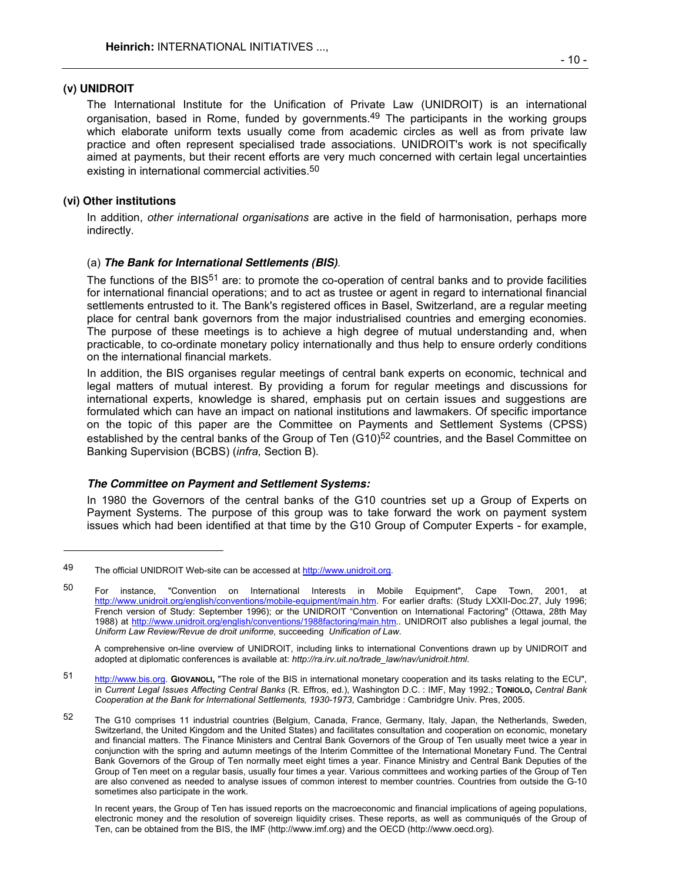### (v) UNIDROIT

The International Institute for the Unification of Private Law (UNIDROIT) is an international organisation, based in Rome, funded by governments.[49] The participants in the working groups which elaborate uniform texts usually come from academic circles as well as from private law practice and often represent specialised trade associations. UNIDROIT's work is not specifically aimed at payments, but their recent efforts are very much concerned with certain legal uncertainties existing in international commercial activities.[50]

### (vi) Other institutions

In addition, *other international organisations* are active in the field of harmonisation, perhaps more indirectly.

(a) ***The Bank for International Settlements (BIS)***.

The functions of the BIS[51] are: to promote the co-operation of central banks and to provide facilities for international financial operations; and to act as trustee or agent in regard to international financial settlements entrusted to it. The Bank's registered offices in Basel, Switzerland, are a regular meeting place for central bank governors from the major industrialised countries and emerging economies. The purpose of these meetings is to achieve a high degree of mutual understanding and, when practicable, to co-ordinate monetary policy internationally and thus help to ensure orderly conditions on the international financial markets.

In addition, the BIS organises regular meetings of central bank experts on economic, technical and legal matters of mutual interest. By providing a forum for regular meetings and discussions for international experts, knowledge is shared, emphasis put on certain issues and suggestions are formulated which can have an impact on national institutions and lawmakers. Of specific importance on the topic of this paper are the Committee on Payments and Settlement Systems (CPSS) established by the central banks of the Group of Ten (G10)[52] countries, and the Basel Committee on Banking Supervision (BCBS) (*infra,* Section B).

***The Committee on Payment and Settlement Systems:***

In 1980 the Governors of the central banks of the G10 countries set up a Group of Experts on Payment Systems. The purpose of this group was to take forward the work on payment system issues which had been identified at that time by the G10 Group of Computer Experts - for example,

---

[49] The official UNIDROIT Web-site can be accessed at http://www.unidroit.org.

[50] For instance, "Convention on International Interests in Mobile Equipment", Cape Town, 2001, at http://www.unidroit.org/english/conventions/mobile-equipment/main.htm. For earlier drafts: (Study LXXII-Doc.27, July 1996; French version of Study: September 1996); or the UNIDROIT "Convention on International Factoring" (Ottawa, 28th May 1988) at http://www.unidroit.org/english/conventions/1988factoring/main.htm.. UNIDROIT also publishes a legal journal, the *Uniform Law Review/Revue de droit uniforme,* succeeding *Unification of Law*.

A comprehensive on-line overview of UNIDROIT, including links to international Conventions drawn up by UNIDROIT and adopted at diplomatic conferences is available at: *http://ra.irv.uit.no/trade_law/nav/unidroit.html.*

[51] http://www.bis.org. **GIOVANOLI,** "The role of the BIS in international monetary cooperation and its tasks relating to the ECU", in *Current Legal Issues Affecting Central Banks* (R. Effros, ed.), Washington D.C. : IMF, May 1992.; **TONIOLO,** *Central Bank Cooperation at the Bank for International Settlements, 1930-1973*, Cambridge : Cambridgre Univ. Pres, 2005.

[52] The G10 comprises 11 industrial countries (Belgium, Canada, France, Germany, Italy, Japan, the Netherlands, Sweden, Switzerland, the United Kingdom and the United States) and facilitates consultation and cooperation on economic, monetary and financial matters. The Finance Ministers and Central Bank Governors of the Group of Ten usually meet twice a year in conjunction with the spring and autumn meetings of the Interim Committee of the International Monetary Fund. The Central Bank Governors of the Group of Ten normally meet eight times a year. Finance Ministry and Central Bank Deputies of the Group of Ten meet on a regular basis, usually four times a year. Various committees and working parties of the Group of Ten are also convened as needed to analyse issues of common interest to member countries. Countries from outside the G-10 sometimes also participate in the work.

In recent years, the Group of Ten has issued reports on the macroeconomic and financial implications of ageing populations, electronic money and the resolution of sovereign liquidity crises. These reports, as well as communiqués of the Group of Ten, can be obtained from the BIS, the IMF (http://www.imf.org) and the OECD (http://www.oecd.org).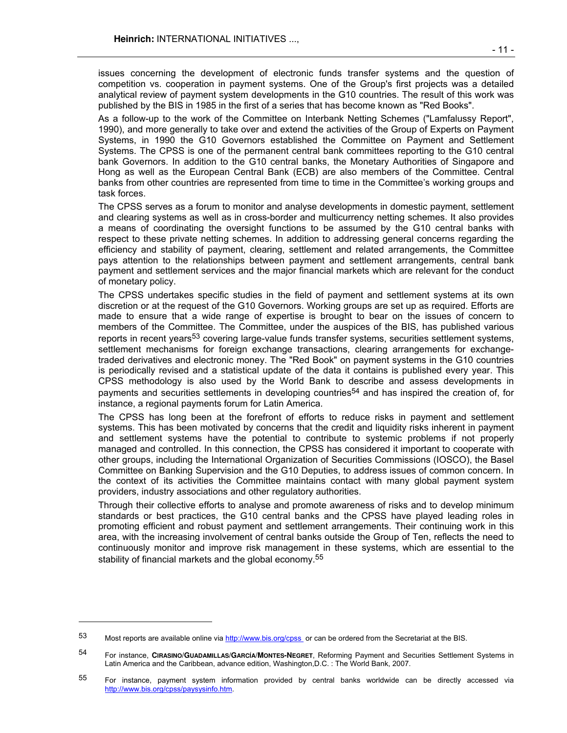issues concerning the development of electronic funds transfer systems and the question of competition vs. cooperation in payment systems. One of the Group's first projects was a detailed analytical review of payment system developments in the G10 countries. The result of this work was published by the BIS in 1985 in the first of a series that has become known as "Red Books".

As a follow-up to the work of the Committee on Interbank Netting Schemes ("Lamfalussy Report", 1990), and more generally to take over and extend the activities of the Group of Experts on Payment Systems, in 1990 the G10 Governors established the Committee on Payment and Settlement Systems. The CPSS is one of the permanent central bank committees reporting to the G10 central bank Governors. In addition to the G10 central banks, the Monetary Authorities of Singapore and Hong as well as the European Central Bank (ECB) are also members of the Committee. Central banks from other countries are represented from time to time in the Committee's working groups and task forces.

The CPSS serves as a forum to monitor and analyse developments in domestic payment, settlement and clearing systems as well as in cross-border and multicurrency netting schemes. It also provides a means of coordinating the oversight functions to be assumed by the G10 central banks with respect to these private netting schemes. In addition to addressing general concerns regarding the efficiency and stability of payment, clearing, settlement and related arrangements, the Committee pays attention to the relationships between payment and settlement arrangements, central bank payment and settlement services and the major financial markets which are relevant for the conduct of monetary policy.

The CPSS undertakes specific studies in the field of payment and settlement systems at its own discretion or at the request of the G10 Governors. Working groups are set up as required. Efforts are made to ensure that a wide range of expertise is brought to bear on the issues of concern to members of the Committee. The Committee, under the auspices of the BIS, has published various reports in recent years[53] covering large-value funds transfer systems, securities settlement systems, settlement mechanisms for foreign exchange transactions, clearing arrangements for exchange-traded derivatives and electronic money. The "Red Book" on payment systems in the G10 countries is periodically revised and a statistical update of the data it contains is published every year. This CPSS methodology is also used by the World Bank to describe and assess developments in payments and securities settlements in developing countries[54] and has inspired the creation of, for instance, a regional payments forum for Latin America.

The CPSS has long been at the forefront of efforts to reduce risks in payment and settlement systems. This has been motivated by concerns that the credit and liquidity risks inherent in payment and settlement systems have the potential to contribute to systemic problems if not properly managed and controlled. In this connection, the CPSS has considered it important to cooperate with other groups, including the International Organization of Securities Commissions (IOSCO), the Basel Committee on Banking Supervision and the G10 Deputies, to address issues of common concern. In the context of its activities the Committee maintains contact with many global payment system providers, industry associations and other regulatory authorities.

Through their collective efforts to analyse and promote awareness of risks and to develop minimum standards or best practices, the G10 central banks and the CPSS have played leading roles in promoting efficient and robust payment and settlement arrangements. Their continuing work in this area, with the increasing involvement of central banks outside the Group of Ten, reflects the need to continuously monitor and improve risk management in these systems, which are essential to the stability of financial markets and the global economy.[55]

---

[53] Most reports are available online via http://www.bis.org/cpss or can be ordered from the Secretariat at the BIS.

[54] For instance, **CIRASINO**/**GUADAMILLAS**/**GARCÍA**/**MONTES-NEGRET**, Reforming Payment and Securities Settlement Systems in Latin America and the Caribbean, advance edition, Washington,D.C. : The World Bank, 2007.

[55] For instance, payment system information provided by central banks worldwide can be directly accessed via http://www.bis.org/cpss/paysysinfo.htm.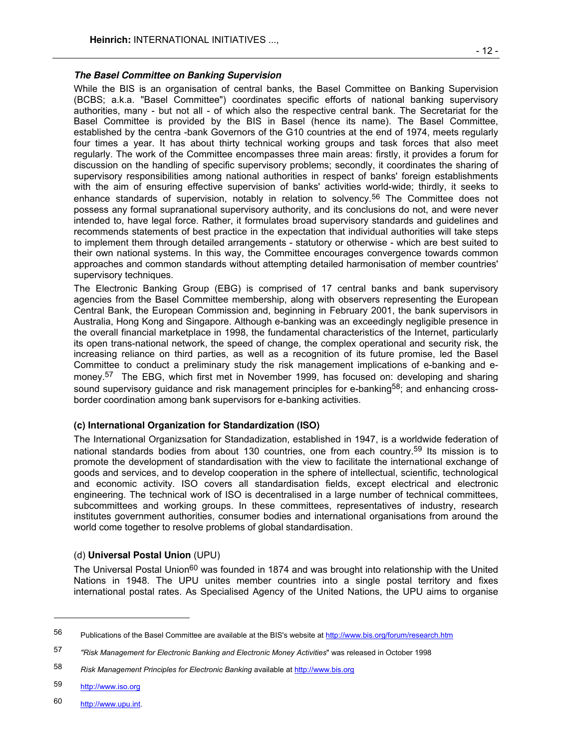### *The Basel Committee on Banking Supervision*

While the BIS is an organisation of central banks, the Basel Committee on Banking Supervision (BCBS; a.k.a. "Basel Committee") coordinates specific efforts of national banking supervisory authorities, many - but not all - of which also the respective central bank. The Secretariat for the Basel Committee is provided by the BIS in Basel (hence its name). The Basel Committee, established by the centra -bank Governors of the G10 countries at the end of 1974, meets regularly four times a year. It has about thirty technical working groups and task forces that also meet regularly. The work of the Committee encompasses three main areas: firstly, it provides a forum for discussion on the handling of specific supervisory problems; secondly, it coordinates the sharing of supervisory responsibilities among national authorities in respect of banks' foreign establishments with the aim of ensuring effective supervision of banks' activities world-wide; thirdly, it seeks to enhance standards of supervision, notably in relation to solvency.[56] The Committee does not possess any formal supranational supervisory authority, and its conclusions do not, and were never intended to, have legal force. Rather, it formulates broad supervisory standards and guidelines and recommends statements of best practice in the expectation that individual authorities will take steps to implement them through detailed arrangements - statutory or otherwise - which are best suited to their own national systems. In this way, the Committee encourages convergence towards common approaches and common standards without attempting detailed harmonisation of member countries' supervisory techniques.

The Electronic Banking Group (EBG) is comprised of 17 central banks and bank supervisory agencies from the Basel Committee membership, along with observers representing the European Central Bank, the European Commission and, beginning in February 2001, the bank supervisors in Australia, Hong Kong and Singapore. Although e-banking was an exceedingly negligible presence in the overall financial marketplace in 1998, the fundamental characteristics of the Internet, particularly its open trans-national network, the speed of change, the complex operational and security risk, the increasing reliance on third parties, as well as a recognition of its future promise, led the Basel Committee to conduct a preliminary study the risk management implications of e-banking and e-money.[57] The EBG, which first met in November 1999, has focused on: developing and sharing sound supervisory guidance and risk management principles for e-banking[58]; and enhancing cross-border coordination among bank supervisors for e-banking activities.

### (c) International Organization for Standardization (ISO)

The International Organizsation for Standadization, established in 1947, is a worldwide federation of national standards bodies from about 130 countries, one from each country.[59] Its mission is to promote the development of standardisation with the view to facilitate the international exchange of goods and services, and to develop cooperation in the sphere of intellectual, scientific, technological and economic activity. ISO covers all standardisation fields, except electrical and electronic engineering. The technical work of ISO is decentralised in a large number of technical committees, subcommittees and working groups. In these committees, representatives of industry, research institutes government authorities, consumer bodies and international organisations from around the world come together to resolve problems of global standardisation.

### (d) **Universal Postal Union** (UPU)

The Universal Postal Union[60] was founded in 1874 and was brought into relationship with the United Nations in 1948. The UPU unites member countries into a single postal territory and fixes international postal rates. As Specialised Agency of the United Nations, the UPU aims to organise

---

56 Publications of the Basel Committee are available at the BIS's website at http://www.bis.org/forum/research.htm

57 *"Risk Management for Electronic Banking and Electronic Money Activities*" was released in October 1998

58 *Risk Management Principles for Electronic Banking* available at http://www.bis.org

59 http://www.iso.org

60 http://www.upu.int.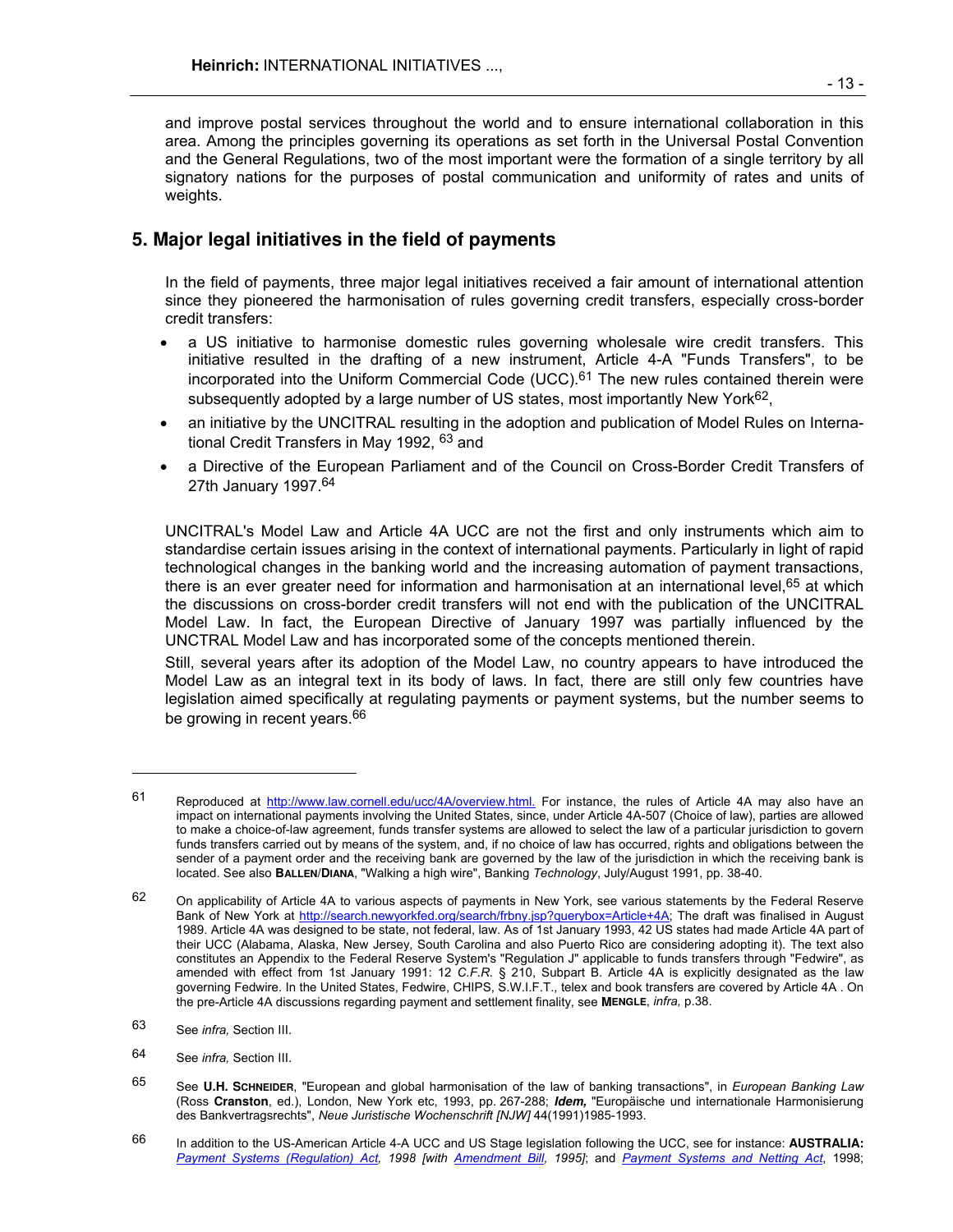and improve postal services throughout the world and to ensure international collaboration in this area. Among the principles governing its operations as set forth in the Universal Postal Convention and the General Regulations, two of the most important were the formation of a single territory by all signatory nations for the purposes of postal communication and uniformity of rates and units of weights.

## 5. Major legal initiatives in the field of payments

In the field of payments, three major legal initiatives received a fair amount of international attention since they pioneered the harmonisation of rules governing credit transfers, especially cross-border credit transfers:

- a US initiative to harmonise domestic rules governing wholesale wire credit transfers. This initiative resulted in the drafting of a new instrument, Article 4-A "Funds Transfers", to be incorporated into the Uniform Commercial Code (UCC).[61] The new rules contained therein were subsequently adopted by a large number of US states, most importantly New York[62],
- an initiative by the UNCITRAL resulting in the adoption and publication of Model Rules on International Credit Transfers in May 1992, [63] and
- a Directive of the European Parliament and of the Council on Cross-Border Credit Transfers of 27th January 1997.[64]

UNCITRAL's Model Law and Article 4A UCC are not the first and only instruments which aim to standardise certain issues arising in the context of international payments. Particularly in light of rapid technological changes in the banking world and the increasing automation of payment transactions, there is an ever greater need for information and harmonisation at an international level,[65] at which the discussions on cross-border credit transfers will not end with the publication of the UNCITRAL Model Law. In fact, the European Directive of January 1997 was partially influenced by the UNCTRAL Model Law and has incorporated some of the concepts mentioned therein.

Still, several years after its adoption of the Model Law, no country appears to have introduced the Model Law as an integral text in its body of laws. In fact, there are still only few countries have legislation aimed specifically at regulating payments or payment systems, but the number seems to be growing in recent years.[66]

---

[61] Reproduced at http://www.law.cornell.edu/ucc/4A/overview.html. For instance, the rules of Article 4A may also have an impact on international payments involving the United States, since, under Article 4A-507 (Choice of law), parties are allowed to make a choice-of-law agreement, funds transfer systems are allowed to select the law of a particular jurisdiction to govern funds transfers carried out by means of the system, and, if no choice of law has occurred, rights and obligations between the sender of a payment order and the receiving bank are governed by the law of the jurisdiction in which the receiving bank is located. See also **Ballen/Diana**, "Walking a high wire", Banking *Technology*, July/August 1991, pp. 38-40.

[62] On applicability of Article 4A to various aspects of payments in New York, see various statements by the Federal Reserve Bank of New York at http://search.newyorkfed.org/search/frbny.jsp?querybox=Article+4A; The draft was finalised in August 1989. Article 4A was designed to be state, not federal, law. As of 1st January 1993, 42 US states had made Article 4A part of their UCC (Alabama, Alaska, New Jersey, South Carolina and also Puerto Rico are considering adopting it). The text also constitutes an Appendix to the Federal Reserve System's "Regulation J" applicable to funds transfers through "Fedwire", as amended with effect from 1st January 1991: 12 *C.F.R.* § 210, Subpart B. Article 4A is explicitly designated as the law governing Fedwire. In the United States, Fedwire, CHIPS, S.W.I.F.T., telex and book transfers are covered by Article 4A . On the pre-Article 4A discussions regarding payment and settlement finality, see **Mengle**, *infra,* p.38.

[63] See *infra,* Section III.

[64] See *infra,* Section III.

[65] See **U.H. Schneider**, "European and global harmonisation of the law of banking transactions", in *European Banking Law* (Ross **Cranston**, ed.), London, New York etc, 1993, pp. 267-288; ***Idem,*** "Europäische und internationale Harmonisierung des Bankvertragsrechts", *Neue Juristische Wochenschrift [NJW]* 44(1991)1985-1993.

[66] In addition to the US-American Article 4-A UCC and US Stage legislation following the UCC, see for instance: **AUSTRALIA:** *Payment Systems (Regulation) Act, 1998 [with Amendment Bill, 1995]*; and *Payment Systems and Netting Act*, 1998;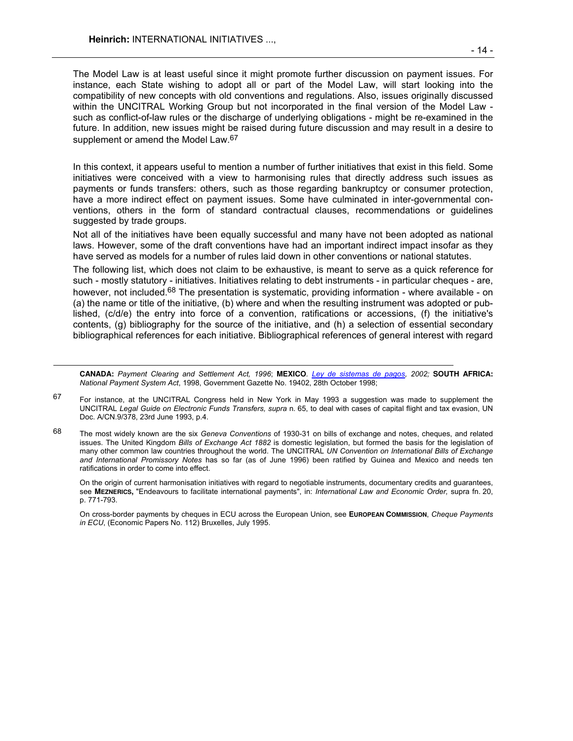The Model Law is at least useful since it might promote further discussion on payment issues. For instance, each State wishing to adopt all or part of the Model Law, will start looking into the compatibility of new concepts with old conventions and regulations. Also, issues originally discussed within the UNCITRAL Working Group but not incorporated in the final version of the Model Law - such as conflict-of-law rules or the discharge of underlying obligations - might be re-examined in the future. In addition, new issues might be raised during future discussion and may result in a desire to supplement or amend the Model Law.[67]

In this context, it appears useful to mention a number of further initiatives that exist in this field. Some initiatives were conceived with a view to harmonising rules that directly address such issues as payments or funds transfers: others, such as those regarding bankruptcy or consumer protection, have a more indirect effect on payment issues. Some have culminated in inter-governmental conventions, others in the form of standard contractual clauses, recommendations or guidelines suggested by trade groups.

Not all of the initiatives have been equally successful and many have not been adopted as national laws. However, some of the draft conventions have had an important indirect impact insofar as they have served as models for a number of rules laid down in other conventions or national statutes.

The following list, which does not claim to be exhaustive, is meant to serve as a quick reference for such - mostly statutory - initiatives. Initiatives relating to debt instruments - in particular cheques - are, however, not included.[68] The presentation is systematic, providing information - where available - on (a) the name or title of the initiative, (b) where and when the resulting instrument was adopted or published, (c/d/e) the entry into force of a convention, ratifications or accessions, (f) the initiative's contents, (g) bibliography for the source of the initiative, and (h) a selection of essential secondary bibliographical references for each initiative. Bibliographical references of general interest with regard

---

**CANADA:** *Payment Clearing and Settlement Act, 1996*; **MEXICO**. *Ley de sistemas de pagos, 2002;* **SOUTH AFRICA:** *National Payment System Act*, 1998, Government Gazette No. 19402, 28th October 1998;

[67] For instance, at the UNCITRAL Congress held in New York in May 1993 a suggestion was made to supplement the UNCITRAL *Legal Guide on Electronic Funds Transfers, supra* n. 65, to deal with cases of capital flight and tax evasion, UN Doc. A/CN.9/378, 23rd June 1993, p.4.

[68] The most widely known are the six *Geneva Conventions* of 1930-31 on bills of exchange and notes, cheques, and related issues. The United Kingdom *Bills of Exchange Act 1882* is domestic legislation, but formed the basis for the legislation of many other common law countries throughout the world. The UNCITRAL *UN Convention on International Bills of Exchange and International Promissory Notes* has so far (as of June 1996) been ratified by Guinea and Mexico and needs ten ratifications in order to come into effect.

On the origin of current harmonisation initiatives with regard to negotiable instruments, documentary credits and guarantees, see **MEZNERICS,** "Endeavours to facilitate international payments", in: *International Law and Economic Order,* supra fn. 20, p. 771-793.

On cross-border payments by cheques in ECU across the European Union, see **EUROPEAN COMMISSION**, *Cheque Payments in ECU*, (Economic Papers No. 112) Bruxelles, July 1995.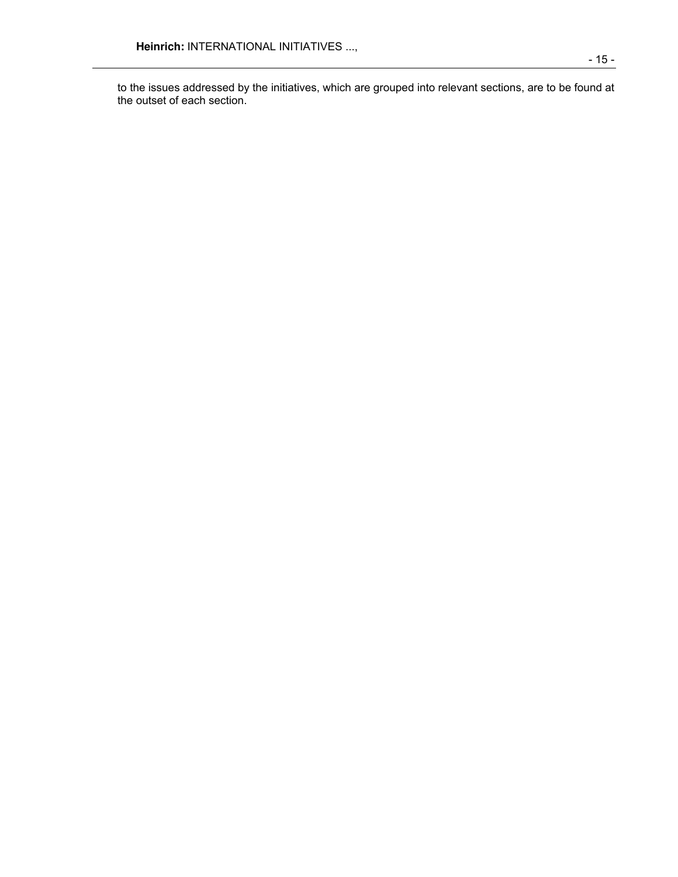to the issues addressed by the initiatives, which are grouped into relevant sections, are to be found at the outset of each section.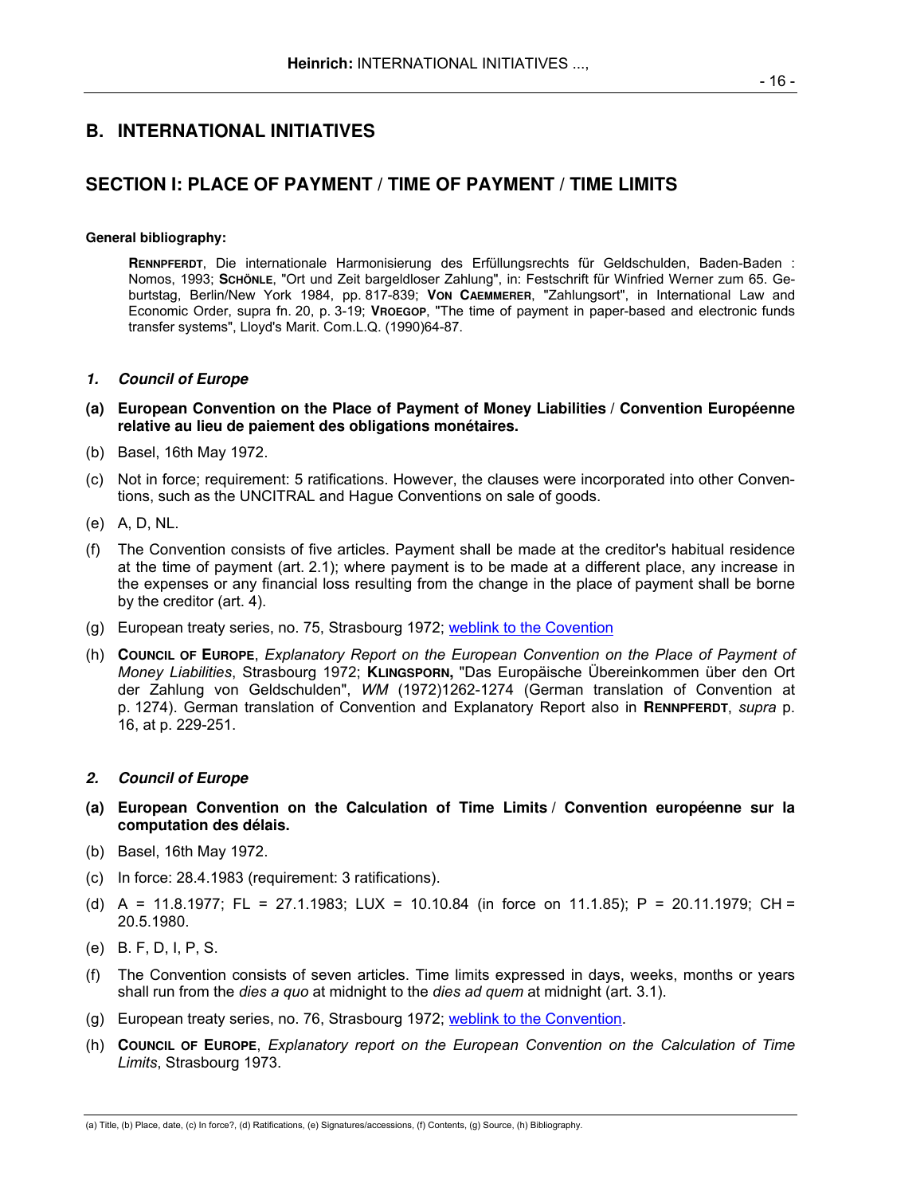## B. INTERNATIONAL INITIATIVES

## SECTION I: PLACE OF PAYMENT / TIME OF PAYMENT / TIME LIMITS

**General bibliography:**

> **RENNPFERDT**, Die internationale Harmonisierung des Erfüllungsrechts für Geldschulden, Baden-Baden : Nomos, 1993; **SCHÖNLE**, "Ort und Zeit bargeldloser Zahlung", in: Festschrift für Winfried Werner zum 65. Geburtstag, Berlin/New York 1984, pp. 817-839; **VON CAEMMERER**, "Zahlungsort", in International Law and Economic Order, supra fn. 20, p. 3-19; **VROEGOP**, "The time of payment in paper-based and electronic funds transfer systems", Lloyd's Marit. Com.L.Q. (1990)64-87.

### *1. Council of Europe*

**(a) European Convention on the Place of Payment of Money Liabilities / Convention Européenne relative au lieu de paiement des obligations monétaires.**

(b) Basel, 16th May 1972.

(c) Not in force; requirement: 5 ratifications. However, the clauses were incorporated into other Conventions, such as the UNCITRAL and Hague Conventions on sale of goods.

(e) A, D, NL.

(f) The Convention consists of five articles. Payment shall be made at the creditor's habitual residence at the time of payment (art. 2.1); where payment is to be made at a different place, any increase in the expenses or any financial loss resulting from the change in the place of payment shall be borne by the creditor (art. 4).

(g) European treaty series, no. 75, Strasbourg 1972; weblink to the Covention

(h) **COUNCIL OF EUROPE**, *Explanatory Report on the European Convention on the Place of Payment of Money Liabilities*, Strasbourg 1972; **KLINGSPORN,** "Das Europäische Übereinkommen über den Ort der Zahlung von Geldschulden", *WM* (1972)1262-1274 (German translation of Convention at p. 1274). German translation of Convention and Explanatory Report also in **RENNPFERDT**, *supra* p. 16, at p. 229-251.

### *2. Council of Europe*

**(a) European Convention on the Calculation of Time Limits / Convention européenne sur la computation des délais.**

(b) Basel, 16th May 1972.

(c) In force: 28.4.1983 (requirement: 3 ratifications).

(d) A = 11.8.1977; FL = 27.1.1983; LUX = 10.10.84 (in force on 11.1.85); P = 20.11.1979; CH = 20.5.1980.

(e) B. F, D, I, P, S.

(f) The Convention consists of seven articles. Time limits expressed in days, weeks, months or years shall run from the *dies a quo* at midnight to the *dies ad quem* at midnight (art. 3.1).

(g) European treaty series, no. 76, Strasbourg 1972; weblink to the Convention.

(h) **COUNCIL OF EUROPE**, *Explanatory report on the European Convention on the Calculation of Time Limits*, Strasbourg 1973.

(a) Title, (b) Place, date, (c) In force?, (d) Ratifications, (e) Signatures/accessions, (f) Contents, (g) Source, (h) Bibliography.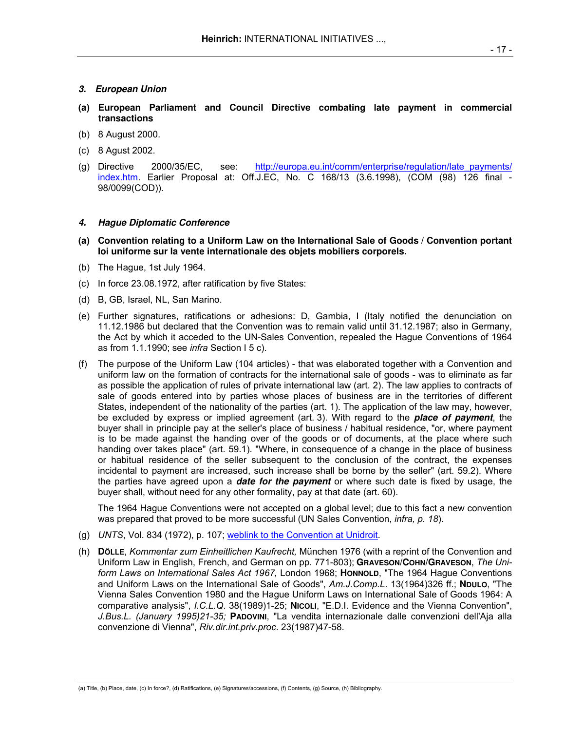### *3. European Union*

**(a) European Parliament and Council Directive combating late payment in commercial transactions**

(b) 8 August 2000.

(c) 8 Agust 2002.

(g) Directive 2000/35/EC, see: [http://europa.eu.int/comm/enterprise/regulation/late_payments/index.htm](http://europa.eu.int/comm/enterprise/regulation/late_payments/index.htm). Earlier Proposal at: Off.J.EC, No. C 168/13 (3.6.1998), (COM (98) 126 final - 98/0099(COD)).

### *4. Hague Diplomatic Conference*

**(a) Convention relating to a Uniform Law on the International Sale of Goods / Convention portant loi uniforme sur la vente internationale des objets mobiliers corporels.**

(b) The Hague, 1st July 1964.

(c) In force 23.08.1972, after ratification by five States:

(d) B, GB, Israel, NL, San Marino.

(e) Further signatures, ratifications or adhesions: D, Gambia, I (Italy notified the denunciation on 11.12.1986 but declared that the Convention was to remain valid until 31.12.1987; also in Germany, the Act by which it acceded to the UN-Sales Convention, repealed the Hague Conventions of 1964 as from 1.1.1990; see *infra* Section I 5 c).

(f) The purpose of the Uniform Law (104 articles) - that was elaborated together with a Convention and uniform law on the formation of contracts for the international sale of goods - was to eliminate as far as possible the application of rules of private international law (art. 2). The law applies to contracts of sale of goods entered into by parties whose places of business are in the territories of different States, independent of the nationality of the parties (art. 1). The application of the law may, however, be excluded by express or implied agreement (art. 3). With regard to the ***place of payment***, the buyer shall in principle pay at the seller's place of business / habitual residence, "or, where payment is to be made against the handing over of the goods or of documents, at the place where such handing over takes place" (art. 59.1). "Where, in consequence of a change in the place of business or habitual residence of the seller subsequent to the conclusion of the contract, the expenses incidental to payment are increased, such increase shall be borne by the seller" (art. 59.2). Where the parties have agreed upon a ***date for the payment*** or where such date is fixed by usage, the buyer shall, without need for any other formality, pay at that date (art. 60).

 The 1964 Hague Conventions were not accepted on a global level; due to this fact a new convention was prepared that proved to be more successful (UN Sales Convention, *infra, p. 18*).

(g) *UNTS*, Vol. 834 (1972), p. 107; weblink to the Convention at Unidroit.

(h) **DÖLLE**, *Kommentar zum Einheitlichen Kaufrecht,* München 1976 (with a reprint of the Convention and Uniform Law in English, French, and German on pp. 771-803); **GRAVESON**/**COHN**/**GRAVESON**, *The Uniform Laws on International Sales Act 1967,* London 1968; **HONNOLD**, "The 1964 Hague Conventions and Uniform Laws on the International Sale of Goods", *Am.J.Comp.L*. 13(1964)326 ff.; **NDULO**, "The Vienna Sales Convention 1980 and the Hague Uniform Laws on International Sale of Goods 1964: A comparative analysis", *I.C.L.Q*. 38(1989)1-25; **NICOLI**, "E.D.I. Evidence and the Vienna Convention", *J.Bus.L. (January 1995)21-35;* **PADOVINI**, "La vendita internazionale dalle convenzioni dell'Aja alla convenzione di Vienna", *Riv.dir.int.priv.proc*. 23(1987)47-58.

(a) Title, (b) Place, date, (c) In force?, (d) Ratifications, (e) Signatures/accessions, (f) Contents, (g) Source, (h) Bibliography.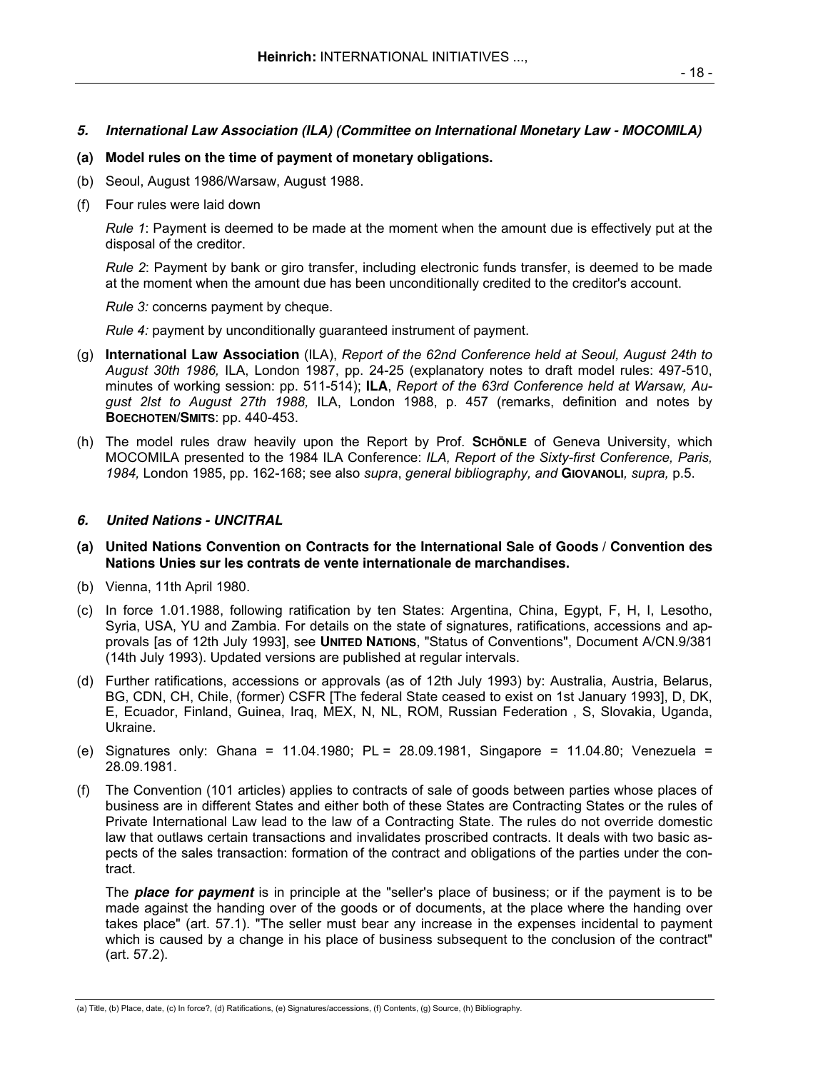### *5. International Law Association (ILA) (Committee on International Monetary Law - MOCOMILA)*

**(a) Model rules on the time of payment of monetary obligations.**

(b) Seoul, August 1986/Warsaw, August 1988.

(f) Four rules were laid down

*Rule 1*: Payment is deemed to be made at the moment when the amount due is effectively put at the disposal of the creditor.

*Rule 2*: Payment by bank or giro transfer, including electronic funds transfer, is deemed to be made at the moment when the amount due has been unconditionally credited to the creditor's account.

*Rule 3:* concerns payment by cheque.

*Rule 4:* payment by unconditionally guaranteed instrument of payment.

(g) **International Law Association** (ILA), *Report of the 62nd Conference held at Seoul, August 24th to August 30th 1986,* ILA, London 1987, pp. 24-25 (explanatory notes to draft model rules: 497-510, minutes of working session: pp. 511-514); **ILA**, *Report of the 63rd Conference held at Warsaw, August 2lst to August 27th 1988,* ILA, London 1988, p. 457 (remarks, definition and notes by **BOECHOTEN**/**SMITS**: pp. 440-453.

(h) The model rules draw heavily upon the Report by Prof. **SCHÖNLE** of Geneva University, which MOCOMILA presented to the 1984 ILA Conference: *ILA, Report of the Sixty-first Conference, Paris, 1984,* London 1985, pp. 162-168; see also *supra*, *general bibliography, and* **GIOVANOLI***, supra,* p.5.

### *6. United Nations - UNCITRAL*

**(a) United Nations Convention on Contracts for the International Sale of Goods / Convention des Nations Unies sur les contrats de vente internationale de marchandises.**

(b) Vienna, 11th April 1980.

(c) In force 1.01.1988, following ratification by ten States: Argentina, China, Egypt, F, H, I, Lesotho, Syria, USA, YU and Zambia. For details on the state of signatures, ratifications, accessions and approvals [as of 12th July 1993], see **UNITED NATIONS**, "Status of Conventions", Document A/CN.9/381 (14th July 1993). Updated versions are published at regular intervals.

(d) Further ratifications, accessions or approvals (as of 12th July 1993) by: Australia, Austria, Belarus, BG, CDN, CH, Chile, (former) CSFR [The federal State ceased to exist on 1st January 1993], D, DK, E, Ecuador, Finland, Guinea, Iraq, MEX, N, NL, ROM, Russian Federation , S, Slovakia, Uganda, Ukraine.

(e) Signatures only: Ghana = 11.04.1980; PL = 28.09.1981, Singapore = 11.04.80; Venezuela = 28.09.1981.

(f) The Convention (101 articles) applies to contracts of sale of goods between parties whose places of business are in different States and either both of these States are Contracting States or the rules of Private International Law lead to the law of a Contracting State. The rules do not override domestic law that outlaws certain transactions and invalidates proscribed contracts. It deals with two basic aspects of the sales transaction: formation of the contract and obligations of the parties under the contract.

The ***place for payment*** is in principle at the "seller's place of business; or if the payment is to be made against the handing over of the goods or of documents, at the place where the handing over takes place" (art. 57.1). "The seller must bear any increase in the expenses incidental to payment which is caused by a change in his place of business subsequent to the conclusion of the contract" (art. 57.2).

(a) Title, (b) Place, date, (c) In force?, (d) Ratifications, (e) Signatures/accessions, (f) Contents, (g) Source, (h) Bibliography.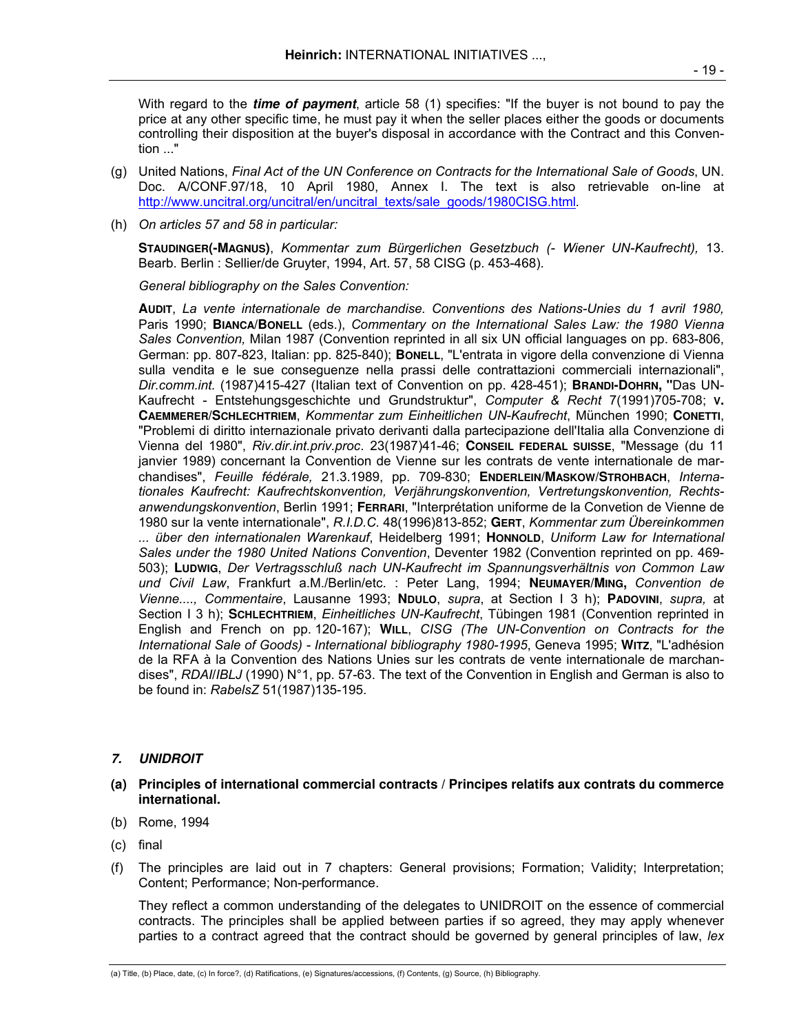With regard to the ***time of payment***, article 58 (1) specifies: "If the buyer is not bound to pay the price at any other specific time, he must pay it when the seller places either the goods or documents controlling their disposition at the buyer's disposal in accordance with the Contract and this Convention ..."

(g) United Nations, *Final Act of the UN Conference on Contracts for the International Sale of Goods*, UN. Doc. A/CONF.97/18, 10 April 1980, Annex I. The text is also retrievable on-line at http://www.uncitral.org/uncitral/en/uncitral_texts/sale_goods/1980CISG.html.

(h) *On articles 57 and 58 in particular:*

**STAUDINGER(-MAGNUS)**, *Kommentar zum Bürgerlichen Gesetzbuch (- Wiener UN-Kaufrecht),* 13. Bearb. Berlin : Sellier/de Gruyter, 1994, Art. 57, 58 CISG (p. 453-468).

*General bibliography on the Sales Convention:*

**AUDIT**, *La vente internationale de marchandise. Conventions des Nations-Unies du 1 avril 1980,* Paris 1990; **BIANCA/BONELL** (eds.), *Commentary on the International Sales Law: the 1980 Vienna Sales Convention,* Milan 1987 (Convention reprinted in all six UN official languages on pp. 683-806, German: pp. 807-823, Italian: pp. 825-840); **BONELL**, "L'entrata in vigore della convenzione di Vienna sulla vendita e le sue conseguenze nella prassi delle contrattazioni commerciali internazionali", *Dir.comm.int.* (1987)415-427 (Italian text of Convention on pp. 428-451); **BRANDI-DOHRN,** "Das UN-Kaufrecht - Entstehungsgeschichte und Grundstruktur", *Computer & Recht* 7(1991)705-708; **V. CAEMMERER/SCHLECHTRIEM**, *Kommentar zum Einheitlichen UN-Kaufrecht*, München 1990; **CONETTI**, "Problemi di diritto internazionale privato derivanti dalla partecipazione dell'Italia alla Convenzione di Vienna del 1980", *Riv.dir.int.priv.proc*. 23(1987)41-46; **CONSEIL FEDERAL SUISSE**, "Message (du 11 janvier 1989) concernant la Convention de Vienne sur les contrats de vente internationale de marchandises", *Feuille fédérale,* 21.3.1989, pp. 709-830; **ENDERLEIN/MASKOW/STROHBACH**, *Internationales Kaufrecht: Kaufrechtskonvention, Verjährungskonvention, Vertretungskonvention, Rechtsanwendungskonvention*, Berlin 1991; **FERRARI**, "Interprétation uniforme de la Convetion de Vienne de 1980 sur la vente internationale", *R.I.D.C.* 48(1996)813-852; **GERT**, *Kommentar zum Übereinkommen ... über den internationalen Warenkauf*, Heidelberg 1991; **HONNOLD**, *Uniform Law for International Sales under the 1980 United Nations Convention*, Deventer 1982 (Convention reprinted on pp. 469-503); **LUDWIG**, *Der Vertragsschluß nach UN-Kaufrecht im Spannungsverhältnis von Common Law und Civil Law*, Frankfurt a.M./Berlin/etc. : Peter Lang, 1994; **NEUMAYER/MING,** *Convention de Vienne...., Commentaire*, Lausanne 1993; **NDULO**, *supra*, at Section I 3 h); **PADOVINI**, *supra,* at Section I 3 h); **SCHLECHTRIEM**, *Einheitliches UN-Kaufrecht*, Tübingen 1981 (Convention reprinted in English and French on pp. 120-167); **WILL**, *CISG (The UN-Convention on Contracts for the International Sale of Goods) - International bibliography 1980-1995*, Geneva 1995; **WITZ**, "L'adhésion de la RFA à la Convention des Nations Unies sur les contrats de vente internationale de marchandises", *RDAI/IBLJ* (1990) N°1, pp. 57-63. The text of the Convention in English and German is also to be found in: *RabelsZ* 51(1987)135-195.

### *7. UNIDROIT*

**(a) Principles of international commercial contracts / Principes relatifs aux contrats du commerce international.**

(b) Rome, 1994

(c) final

(f) The principles are laid out in 7 chapters: General provisions; Formation; Validity; Interpretation; Content; Performance; Non-performance.

They reflect a common understanding of the delegates to UNIDROIT on the essence of commercial contracts. The principles shall be applied between parties if so agreed, they may apply whenever parties to a contract agreed that the contract should be governed by general principles of law, *lex*

(a) Title, (b) Place, date, (c) In force?, (d) Ratifications, (e) Signatures/accessions, (f) Contents, (g) Source, (h) Bibliography.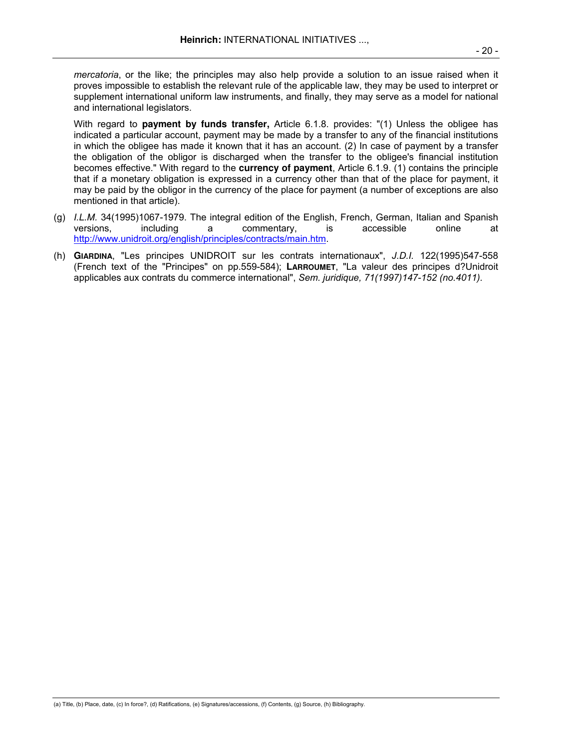*mercatoria*, or the like; the principles may also help provide a solution to an issue raised when it proves impossible to establish the relevant rule of the applicable law, they may be used to interpret or supplement international uniform law instruments, and finally, they may serve as a model for national and international legislators.

With regard to **payment by funds transfer,** Article 6.1.8. provides: "(1) Unless the obligee has indicated a particular account, payment may be made by a transfer to any of the financial institutions in which the obligee has made it known that it has an account. (2) In case of payment by a transfer the obligation of the obligor is discharged when the transfer to the obligee's financial institution becomes effective." With regard to the **currency of payment**, Article 6.1.9. (1) contains the principle that if a monetary obligation is expressed in a currency other than that of the place for payment, it may be paid by the obligor in the currency of the place for payment (a number of exceptions are also mentioned in that article).

(g) *I.L.M.* 34(1995)1067-1979. The integral edition of the English, French, German, Italian and Spanish versions, including a commentary, is accessible online at http://www.unidroit.org/english/principles/contracts/main.htm.

(h) **Giardina**, "Les principes UNIDROIT sur les contrats internationaux", *J.D.I.* 122(1995)547-558 (French text of the "Principes" on pp.559-584); **Larroumet**, "La valeur des principes d?Unidroit applicables aux contrats du commerce international", *Sem. juridique, 71(1997)147-152 (no.4011)*.

(a) Title, (b) Place, date, (c) In force?, (d) Ratifications, (e) Signatures/accessions, (f) Contents, (g) Source, (h) Bibliography.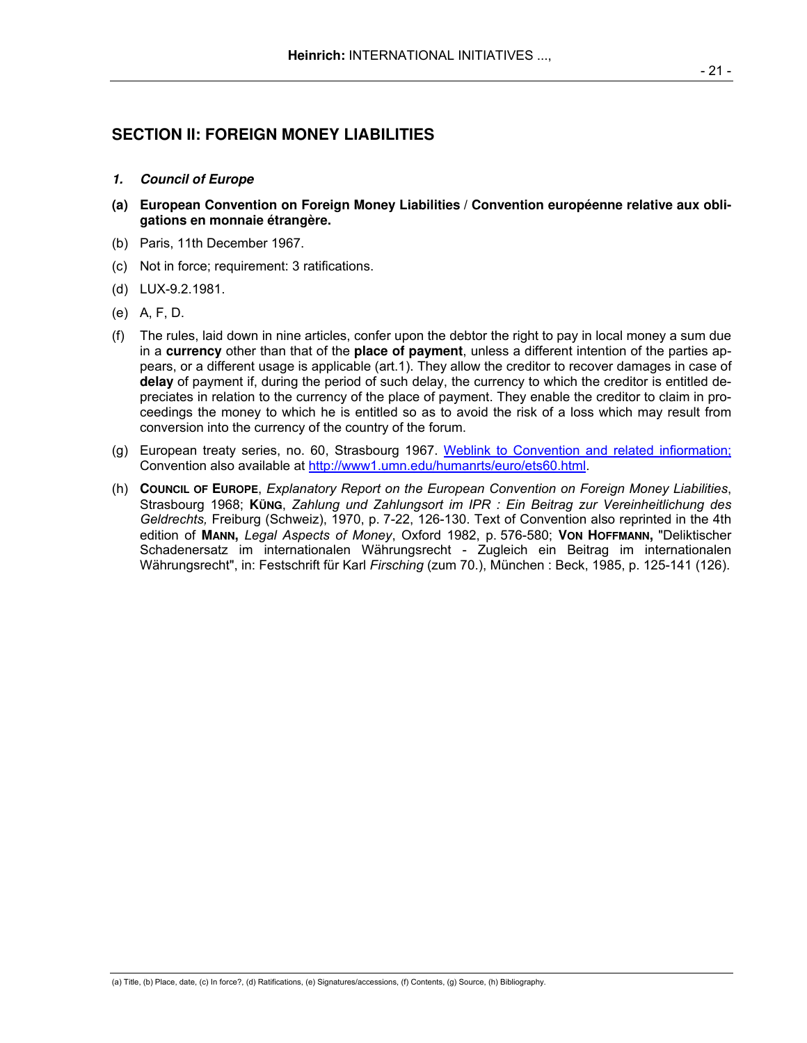## SECTION II: FOREIGN MONEY LIABILITIES

### *1. Council of Europe*

**(a) European Convention on Foreign Money Liabilities / Convention européenne relative aux obligations en monnaie étrangère.**

(b) Paris, 11th December 1967.

(c) Not in force; requirement: 3 ratifications.

(d) LUX-9.2.1981.

(e) A, F, D.

(f) The rules, laid down in nine articles, confer upon the debtor the right to pay in local money a sum due in a **currency** other than that of the **place of payment**, unless a different intention of the parties appears, or a different usage is applicable (art.1). They allow the creditor to recover damages in case of **delay** of payment if, during the period of such delay, the currency to which the creditor is entitled depreciates in relation to the currency of the place of payment. They enable the creditor to claim in proceedings the money to which he is entitled so as to avoid the risk of a loss which may result from conversion into the currency of the country of the forum.

(g) European treaty series, no. 60, Strasbourg 1967. Weblink to Convention and related inflormation; Convention also available at http://www1.umn.edu/humanrts/euro/ets60.html.

(h) **COUNCIL OF EUROPE**, *Explanatory Report on the European Convention on Foreign Money Liabilities*, Strasbourg 1968; **KÜNG**, *Zahlung und Zahlungsort im IPR : Ein Beitrag zur Vereinheitlichung des Geldrechts,* Freiburg (Schweiz), 1970, p. 7-22, 126-130. Text of Convention also reprinted in the 4th edition of **MANN,** *Legal Aspects of Money*, Oxford 1982, p. 576-580; **VON HOFFMANN,** "Deliktischer Schadenersatz im internationalen Währungsrecht - Zugleich ein Beitrag im internationalen Währungsrecht", in: Festschrift für Karl *Firsching* (zum 70.), München : Beck, 1985, p. 125-141 (126).

(a) Title, (b) Place, date, (c) In force?, (d) Ratifications, (e) Signatures/accessions, (f) Contents, (g) Source, (h) Bibliography.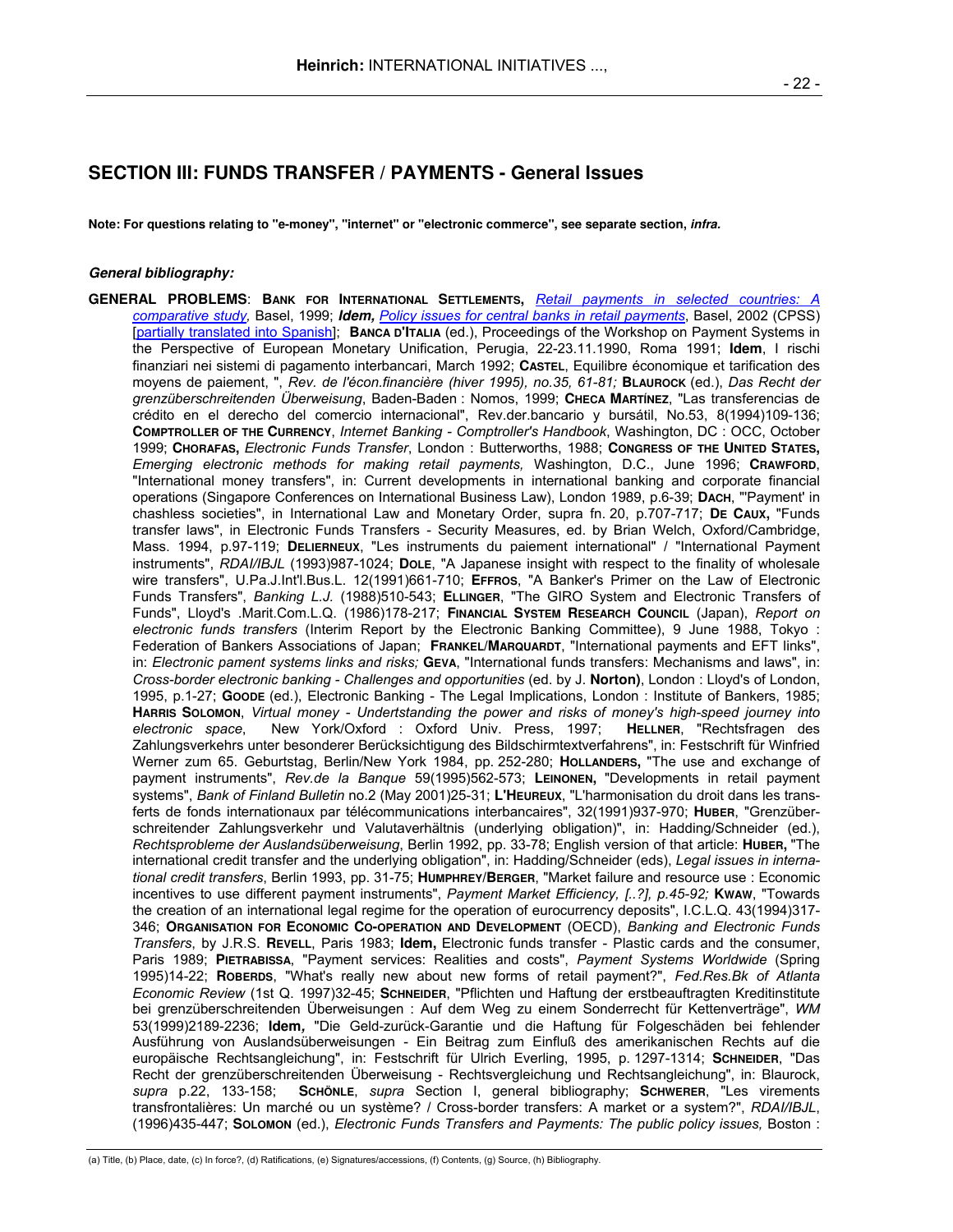## SECTION III: FUNDS TRANSFER / PAYMENTS - General Issues

**Note: For questions relating to "e-money", "internet" or "electronic commerce", see separate section, *infra.***

### *General bibliography:*

**GENERAL PROBLEMS**: **BANK FOR INTERNATIONAL SETTLEMENTS,** *Retail payments in selected countries: A comparative study,* Basel, 1999; ***Idem,*** *Policy issues for central banks in retail payments*, Basel, 2002 (CPSS) [partially translated into Spanish]; **BANCA D'ITALIA** (ed.), Proceedings of the Workshop on Payment Systems in the Perspective of European Monetary Unification, Perugia, 22-23.11.1990, Roma 1991; **Idem**, I rischi finanziari nei sistemi di pagamento interbancari, March 1992; **CASTEL**, Equilibre économique et tarification des moyens de paiement, ", *Rev. de l'écon.financière (hiver 1995), no.35, 61-81;* **BLAUROCK** (ed.), *Das Recht der grenzüberschreitenden Überweisung*, Baden-Baden : Nomos, 1999; **CHECA MARTÍNEZ**, "Las transferencias de crédito en el derecho del comercio internacional", Rev.der.bancario y bursátil, No.53, 8(1994)109-136; **COMPTROLLER OF THE CURRENCY**, *Internet Banking - Comptroller's Handbook*, Washington, DC : OCC, October 1999; **CHORAFAS,** *Electronic Funds Transfer*, London : Butterworths, 1988; **CONGRESS OF THE UNITED STATES,** *Emerging electronic methods for making retail payments,* Washington, D.C., June 1996; **CRAWFORD**, "International money transfers", in: Current developments in international banking and corporate financial operations (Singapore Conferences on International Business Law), London 1989, p.6-39; **DACH**, "'Payment' in chashless societies", in International Law and Monetary Order, supra fn. 20, p.707-717; **DE CAUX,** "Funds transfer laws", in Electronic Funds Transfers - Security Measures, ed. by Brian Welch, Oxford/Cambridge, Mass. 1994, p.97-119; **DELIERNEUX**, "Les instruments du paiement international" / "International Payment instruments", *RDAI/IBJL* (1993)987-1024; **DOLE**, "A Japanese insight with respect to the finality of wholesale wire transfers", U.Pa.J.Int'l.Bus.L. 12(1991)661-710; **EFFROS**, "A Banker's Primer on the Law of Electronic Funds Transfers", *Banking L.J.* (1988)510-543; **ELLINGER**, "The GIRO System and Electronic Transfers of Funds", Lloyd's .Marit.Com.L.Q. (1986)178-217; **FINANCIAL SYSTEM RESEARCH COUNCIL** (Japan), *Report on electronic funds transfers* (Interim Report by the Electronic Banking Committee), 9 June 1988, Tokyo : Federation of Bankers Associations of Japan; **FRANKEL/MARQUARDT**, "International payments and EFT links", in: *Electronic pament systems links and risks;* **GEVA**, "International funds transfers: Mechanisms and laws", in: *Cross-border electronic banking - Challenges and opportunities* (ed. by J. **Norton)**, London : Lloyd's of London, 1995, p.1-27; **GOODE** (ed.), Electronic Banking - The Legal Implications, London : Institute of Bankers, 1985; **HARRIS SOLOMON**, *Virtual money - Undertstanding the power and risks of money's high-speed journey into electronic space*, New York/Oxford : Oxford Univ. Press, 1997; **HELLNER**, "Rechtsfragen des Zahlungsverkehrs unter besonderer Berücksichtigung des Bildschirmtextverfahrens", in: Festschrift für Winfried Werner zum 65. Geburtstag, Berlin/New York 1984, pp. 252-280; **HOLLANDERS,** "The use and exchange of payment instruments", *Rev.de la Banque* 59(1995)562-573; **LEINONEN,** "Developments in retail payment systems", *Bank of Finland Bulletin* no.2 (May 2001)25-31; **L'HEUREUX**, "L'harmonisation du droit dans les transferts de fonds internationaux par télécommunications interbancaires", 32(1991)937-970; **HUBER**, "Grenzüberschreitender Zahlungsverkehr und Valutaverhältnis (underlying obligation)", in: Hadding/Schneider (ed.), *Rechtsprobleme der Auslandsüberweisung*, Berlin 1992, pp. 33-78; English version of that article: **HUBER,** "The international credit transfer and the underlying obligation", in: Hadding/Schneider (eds), *Legal issues in international credit transfers*, Berlin 1993, pp. 31-75; **HUMPHREY/BERGER**, "Market failure and resource use : Economic incentives to use different payment instruments", *Payment Market Efficiency, [..?], p.45-92;* **KWAW**, "Towards the creation of an international legal regime for the operation of eurocurrency deposits", I.C.L.Q. 43(1994)317-346; **ORGANISATION FOR ECONOMIC CO-OPERATION AND DEVELOPMENT** (OECD), *Banking and Electronic Funds Transfers*, by J.R.S. **REVELL**, Paris 1983; **Idem,** Electronic funds transfer - Plastic cards and the consumer, Paris 1989; **PIETRABISSA**, "Payment services: Realities and costs", *Payment Systems Worldwide* (Spring 1995)14-22; **ROBERDS**, "What's really new about new forms of retail payment?", *Fed.Res.Bk of Atlanta Economic Review* (1st Q. 1997)32-45; **SCHNEIDER**, "Pflichten und Haftung der erstbeauftragten Kreditinstitute bei grenzüberschreitenden Überweisungen : Auf dem Weg zu einem Sonderrecht für Kettenverträge", *WM* 53(1999)2189-2236; **Idem***,* "Die Geld-zurück-Garantie und die Haftung für Folgeschäden bei fehlender Ausführung von Auslandsüberweisungen - Ein Beitrag zum Einfluß des amerikanischen Rechts auf die europäische Rechtsangleichung", in: Festschrift für Ulrich Everling, 1995, p. 1297-1314; **SCHNEIDER**, "Das Recht der grenzüberschreitenden Überweisung - Rechtsvergleichung und Rechtsangleichung", in: Blaurock, *supra* p.22, 133-158; **SCHÖNLE**, *supra* Section I, general bibliography; **SCHWERER**, "Les virements transfrontalières: Un marché ou un système? / Cross-border transfers: A market or a system?", *RDAI/IBJL*, (1996)435-447; **SOLOMON** (ed.), *Electronic Funds Transfers and Payments: The public policy issues,* Boston :

(a) Title, (b) Place, date, (c) In force?, (d) Ratifications, (e) Signatures/accessions, (f) Contents, (g) Source, (h) Bibliography.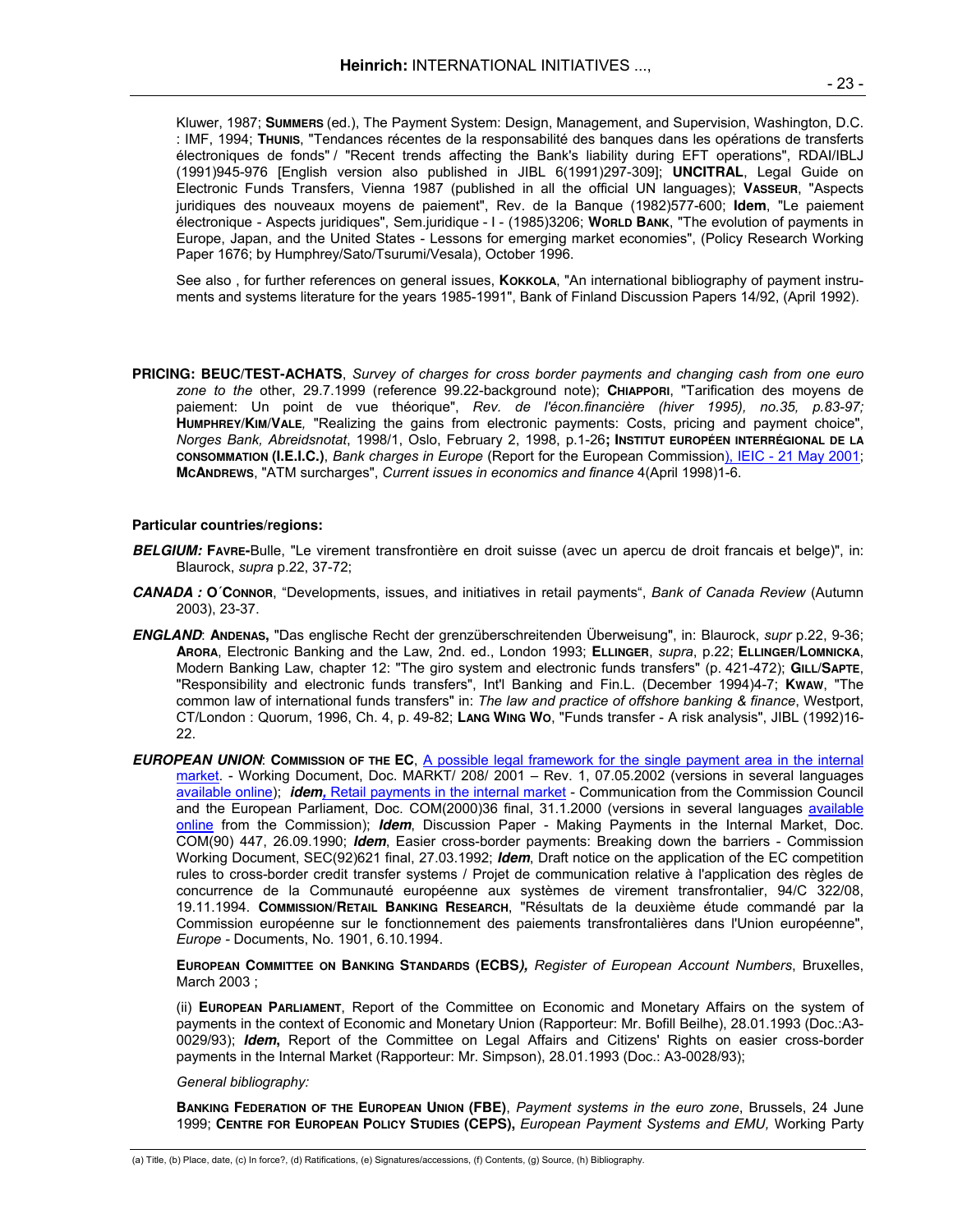Kluwer, 1987; **SUMMERS** (ed.), The Payment System: Design, Management, and Supervision, Washington, D.C. : IMF, 1994; **THUNIS**, "Tendances récentes de la responsabilité des banques dans les opérations de transferts électroniques de fonds" / "Recent trends affecting the Bank's liability during EFT operations", RDAI/IBLJ (1991)945-976 [English version also published in JIBL 6(1991)297-309]; **UNCITRAL**, Legal Guide on Electronic Funds Transfers, Vienna 1987 (published in all the official UN languages); **VASSEUR**, "Aspects juridiques des nouveaux moyens de paiement", Rev. de la Banque (1982)577-600; **Idem**, "Le paiement électronique - Aspects juridiques", Sem.juridique - I - (1985)3206; **WORLD BANK**, "The evolution of payments in Europe, Japan, and the United States - Lessons for emerging market economies", (Policy Research Working Paper 1676; by Humphrey/Sato/Tsurumi/Vesala), October 1996.

See also , for further references on general issues, **KOKKOLA**, "An international bibliography of payment instruments and systems literature for the years 1985-1991", Bank of Finland Discussion Papers 14/92, (April 1992).

**PRICING: BEUC/TEST-ACHATS**, *Survey of charges for cross border payments and changing cash from one euro zone to the* other, 29.7.1999 (reference 99.22-background note); **CHIAPPORI**, "Tarification des moyens de paiement: Un point de vue théorique", *Rev. de l'écon.financière (hiver 1995), no.35, p.83-97;* **HUMPHREY/KIM/VALE***,* "Realizing the gains from electronic payments: Costs, pricing and payment choice", *Norges Bank, Abreidsnotat*, 1998/1, Oslo, February 2, 1998, p.1-26**; INSTITUT EUROPÉEN INTERRÉGIONAL DE LA CONSOMMATION (I.E.I.C.)**, *Bank charges in Europe* (Report for the European Commission), IEIC - 21 May 2001; **MCANDREWS**, "ATM surcharges", *Current issues in economics and finance* 4(April 1998)1-6.

**Particular countries/regions:**

***BELGIUM:*** **FAVRE-**Bulle, "Le virement transfrontière en droit suisse (avec un apercu de droit francais et belge)", in: Blaurock, *supra* p.22, 37-72;

***CANADA :*** **O´CONNOR**, "Developments, issues, and initiatives in retail payments", *Bank of Canada Review* (Autumn 2003), 23-37.

***ENGLAND***: **ANDENAS,** "Das englische Recht der grenzüberschreitenden Überweisung", in: Blaurock, *supr* p.22, 9-36; **ARORA**, Electronic Banking and the Law, 2nd. ed., London 1993; **ELLINGER**, *supra*, p.22; **ELLINGER/LOMNICKA**, Modern Banking Law, chapter 12: "The giro system and electronic funds transfers" (p. 421-472); **GILL/SAPTE**, "Responsibility and electronic funds transfers", Int'l Banking and Fin.L. (December 1994)4-7; **KWAW**, "The common law of international funds transfers" in: *The law and practice of offshore banking & finance*, Westport, CT/London : Quorum, 1996, Ch. 4, p. 49-82; **LANG WING WO**, "Funds transfer - A risk analysis", JIBL (1992)16-22.

***EUROPEAN UNION***: **COMMISSION OF THE EC**, A possible legal framework for the single payment area in the internal market. - Working Document, Doc. MARKT/ 208/ 2001 – Rev. 1, 07.05.2002 (versions in several languages available online); ***idem,*** Retail payments in the internal market - Communication from the Commission Council and the European Parliament, Doc. COM(2000)36 final, 31.1.2000 (versions in several languages available online from the Commission); ***Idem***, Discussion Paper - Making Payments in the Internal Market, Doc. COM(90) 447, 26.09.1990; ***Idem***, Easier cross-border payments: Breaking down the barriers - Commission Working Document, SEC(92)621 final, 27.03.1992; ***Idem***, Draft notice on the application of the EC competition rules to cross-border credit transfer systems / Projet de communication relative à l'application des règles de concurrence de la Communauté européenne aux systèmes de virement transfrontalier, 94/C 322/08, 19.11.1994. **COMMISSION/RETAIL BANKING RESEARCH**, "Résultats de la deuxième étude commandé par la Commission européenne sur le fonctionnement des paiements transfrontalières dans l'Union européenne", *Europe* - Documents, No. 1901, 6.10.1994.

**EUROPEAN COMMITTEE ON BANKING STANDARDS (ECBS***),* *Register of European Account Numbers*, Bruxelles, March 2003 ;

(ii) **EUROPEAN PARLIAMENT**, Report of the Committee on Economic and Monetary Affairs on the system of payments in the context of Economic and Monetary Union (Rapporteur: Mr. Bofill Beilhe), 28.01.1993 (Doc.:A3-0029/93); ***Idem*****,** Report of the Committee on Legal Affairs and Citizens' Rights on easier cross-border payments in the Internal Market (Rapporteur: Mr. Simpson), 28.01.1993 (Doc.: A3-0028/93);

*General bibliography:*

**BANKING FEDERATION OF THE EUROPEAN UNION (FBE)**, *Payment systems in the euro zone*, Brussels, 24 June 1999; **CENTRE FOR EUROPEAN POLICY STUDIES (CEPS),** *European Payment Systems and EMU,* Working Party

(a) Title, (b) Place, date, (c) In force?, (d) Ratifications, (e) Signatures/accessions, (f) Contents, (g) Source, (h) Bibliography.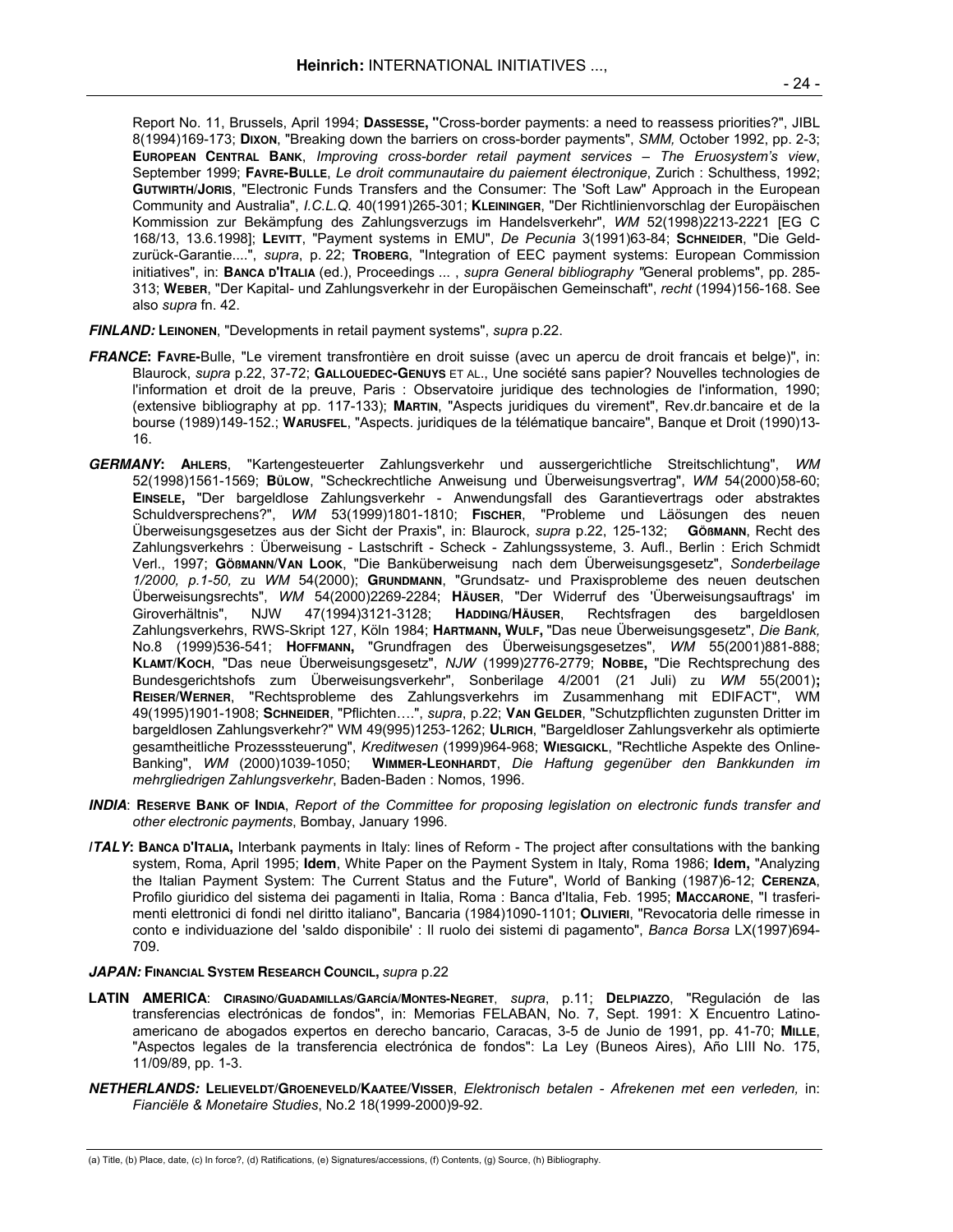Report No. 11, Brussels, April 1994; **DASSESSE,** "Cross-border payments: a need to reassess priorities?", JIBL 8(1994)169-173; **DIXON**, "Breaking down the barriers on cross-border payments", *SMM,* October 1992, pp. 2-3; **EUROPEAN CENTRAL BANK**, *Improving cross-border retail payment services – The Eruosystem's view*, September 1999; **FAVRE-BULLE**, *Le droit communautaire du paiement électronique*, Zurich : Schulthess, 1992; **GUTWIRTH/JORIS**, "Electronic Funds Transfers and the Consumer: The 'Soft Law" Approach in the European Community and Australia", *I.C.L.Q.* 40(1991)265-301; **KLEININGER**, "Der Richtlinienvorschlag der Europäischen Kommission zur Bekämpfung des Zahlungsverzugs im Handelsverkehr", *WM* 52(1998)2213-2221 [EG C 168/13, 13.6.1998]; **LEVITT**, "Payment systems in EMU", *De Pecunia* 3(1991)63-84; **SCHNEIDER**, "Die Geld-zurück-Garantie....", *supra*, p. 22; **TROBERG**, "Integration of EEC payment systems: European Commission initiatives", in: **BANCA D'ITALIA** (ed.), Proceedings ... , *supra General bibliography* "General problems", pp. 285-313; **WEBER**, "Der Kapital- und Zahlungsverkehr in der Europäischen Gemeinschaft", *recht* (1994)156-168. See also *supra* fn. 42.

***FINLAND:*** **LEINONEN**, "Developments in retail payment systems", *supra* p.22.

***FRANCE*:** **FAVRE-**Bulle, "Le virement transfrontière en droit suisse (avec un apercu de droit francais et belge)", in: Blaurock, *supra* p.22, 37-72; **GALLOUEDEC-GENUYS** ET AL., Une société sans papier? Nouvelles technologies de l'information et droit de la preuve, Paris : Observatoire juridique des technologies de l'information, 1990; (extensive bibliography at pp. 117-133); **MARTIN**, "Aspects juridiques du virement", Rev.dr.bancaire et de la bourse (1989)149-152.; **WARUSFEL**, "Aspects. juridiques de la télématique bancaire", Banque et Droit (1990)13-16.

***GERMANY*:** **AHLERS**, "Kartengesteuerter Zahlungsverkehr und aussergerichtliche Streitschlichtung", *WM* 52(1998)1561-1569; **BÜLOW**, "Scheckrechtliche Anweisung und Überweisungsvertrag", *WM* 54(2000)58-60; **EINSELE,** "Der bargeldlose Zahlungsverkehr - Anwendungsfall des Garantievertrags oder abstraktes Schuldversprechens?", *WM* 53(1999)1801-1810; **FISCHER**, "Probleme und Läösungen des neuen Überweisungsgesetzes aus der Sicht der Praxis", in: Blaurock, *supra* p.22, 125-132; **GÖßMANN**, Recht des Zahlungsverkehrs : Überweisung - Lastschrift - Scheck - Zahlungssysteme, 3. Aufl., Berlin : Erich Schmidt Verl., 1997; **GÖßMANN/VAN LOOK**, "Die Banküberweisung nach dem Überweisungsgesetz", *Sonderbeilage 1/2000, p.1-50,* zu *WM* 54(2000); **GRUNDMANN**, "Grundsatz- und Praxisprobleme des neuen deutschen Überweisungsrechts", *WM* 54(2000)2269-2284; **HÄUSER**, "Der Widerruf des 'Überweisungsauftrags' im Giroverhältnis", NJW 47(1994)3121-3128; **HADDING/HÄUSER**, Rechtsfragen des bargeldlosen Zahlungsverkehrs, RWS-Skript 127, Köln 1984; **HARTMANN, WULF,** "Das neue Überweisungsgesetz", *Die Bank,* No.8 (1999)536-541; **HOFFMANN,** "Grundfragen des Überweisungsgesetzes", *WM* 55(2001)881-888; **KLAMT/KOCH**, "Das neue Überweisungsgesetz", *NJW* (1999)2776-2779; **NOBBE,** "Die Rechtsprechung des Bundesgerichtshofs zum Überweisungsverkehr", Sonberilage 4/2001 (21 Juli) zu *WM* 55(2001)**;** **REISER/WERNER**, "Rechtsprobleme des Zahlungsverkehrs im Zusammenhang mit EDIFACT", WM 49(1995)1901-1908; **SCHNEIDER**, "Pflichten….", *supra*, p.22; **VAN GELDER**, "Schutzpflichten zugunsten Dritter im bargeldlosen Zahlungsverkehr?" WM 49(995)1253-1262; **ULRICH**, "Bargeldloser Zahlungsverkehr als optimierte gesamtheitliche Prozesssteuerung", *Kreditwesen* (1999)964-968; **WIESGICKL**, "Rechtliche Aspekte des Online-Banking", *WM* (2000)1039-1050; **WIMMER-LEONHARDT**, *Die Haftung gegenüber den Bankkunden im mehrgliedrigen Zahlungsverkehr*, Baden-Baden : Nomos, 1996.

***INDIA***: **RESERVE BANK OF INDIA**, *Report of the Committee for proposing legislation on electronic funds transfer and other electronic payments*, Bombay, January 1996.

***ITALY*:** **BANCA D'ITALIA,** Interbank payments in Italy: lines of Reform - The project after consultations with the banking system, Roma, April 1995; **Idem**, White Paper on the Payment System in Italy, Roma 1986; **Idem,** "Analyzing the Italian Payment System: The Current Status and the Future", World of Banking (1987)6-12; **CERENZA**, Profilo giuridico del sistema dei pagamenti in Italia, Roma : Banca d'Italia, Feb. 1995; **MACCARONE**, "I trasferimenti elettronici di fondi nel diritto italiano", Bancaria (1984)1090-1101; **OLIVIERI**, "Revocatoria delle rimesse in conto e individuazione del 'saldo disponibile' : Il ruolo dei sistemi di pagamento", *Banca Borsa* LX(1997)694-709.

***JAPAN:*** **FINANCIAL SYSTEM RESEARCH COUNCIL,** *supra* p.22

**LATIN AMERICA**: **CIRASINO/GUADAMILLAS/GARCÍA/MONTES-NEGRET**, *supra*, p.11; **DELPIAZZO**, "Regulación de las transferencias electrónicas de fondos", in: Memorias FELABAN, No. 7, Sept. 1991: X Encuentro Latinoamericano de abogados expertos en derecho bancario, Caracas, 3-5 de Junio de 1991, pp. 41-70; **MILLE**, "Aspectos legales de la transferencia electrónica de fondos": La Ley (Buneos Aires), Año LIII No. 175, 11/09/89, pp. 1-3.

***NETHERLANDS:*** **LELIEVELDT/GROENEVELD/KAATEE/VISSER**, *Elektronisch betalen - Afrekenen met een verleden,* in: *Fianciële & Monetaire Studies*, No.2 18(1999-2000)9-92.

(a) Title, (b) Place, date, (c) In force?, (d) Ratifications, (e) Signatures/accessions, (f) Contents, (g) Source, (h) Bibliography.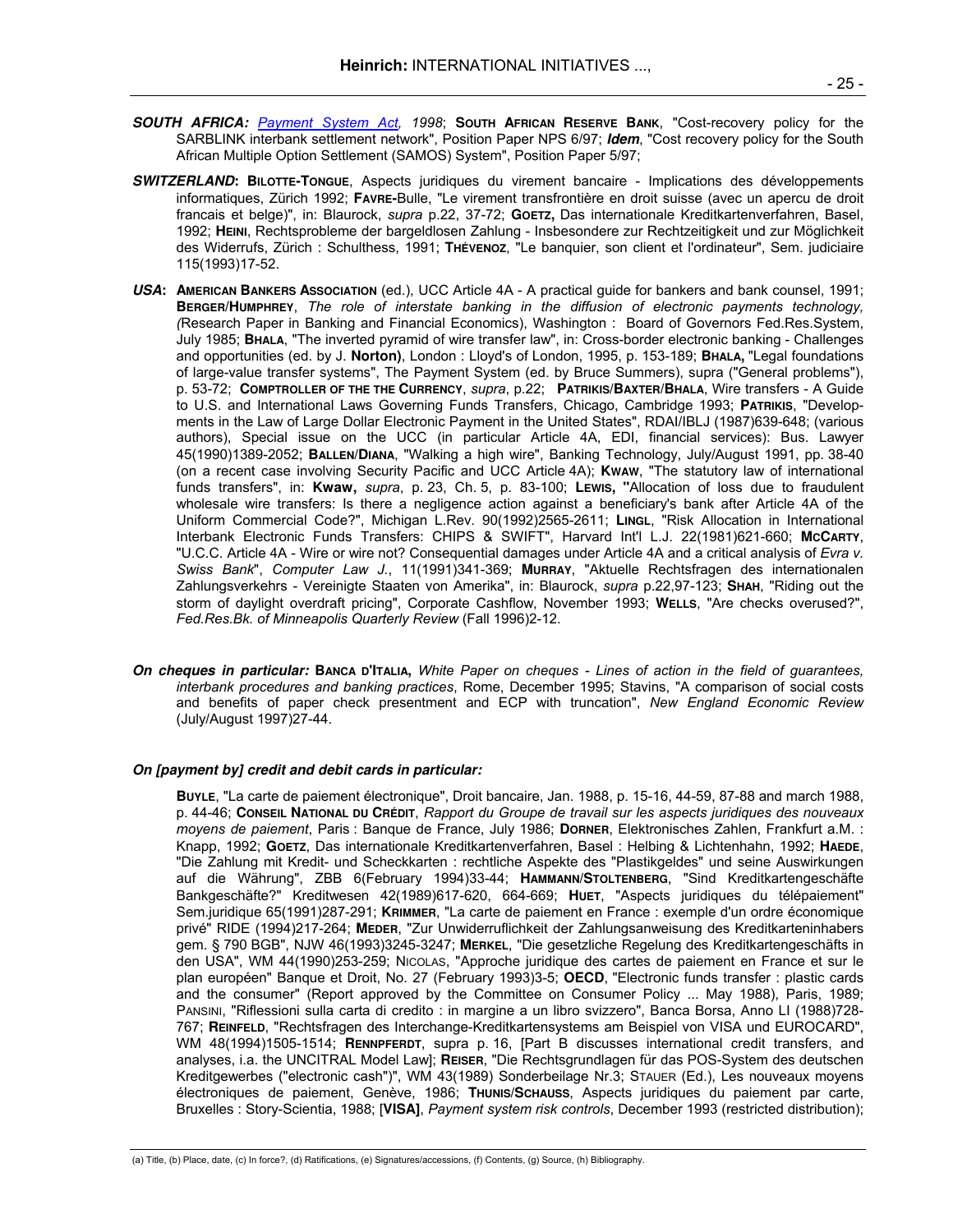***SOUTH AFRICA:*** *Payment System Act, 1998*; **SOUTH AFRICAN RESERVE BANK**, "Cost-recovery policy for the SARBLINK interbank settlement network", Position Paper NPS 6/97; ***Idem***, "Cost recovery policy for the South African Multiple Option Settlement (SAMOS) System", Position Paper 5/97;

***SWITZERLAND*: BILOTTE-TONGUE**, Aspects juridiques du virement bancaire - Implications des développements informatiques, Zürich 1992; **FAVRE-**Bulle, "Le virement transfrontière en droit suisse (avec un apercu de droit francais et belge)", in: Blaurock, *supra* p.22, 37-72; **GOETZ,** Das internationale Kreditkartenverfahren, Basel, 1992; **HEINI**, Rechtsprobleme der bargeldlosen Zahlung - Insbesondere zur Rechtzeitigkeit und zur Möglichkeit des Widerrufs, Zürich : Schulthess, 1991; **THÉVENOZ**, "Le banquier, son client et l'ordinateur", Sem. judiciaire 115(1993)17-52.

***USA*: AMERICAN BANKERS ASSOCIATION** (ed.), UCC Article 4A - A practical guide for bankers and bank counsel, 1991; **BERGER/HUMPHREY**, *The role of interstate banking in the diffusion of electronic payments technology, (*Research Paper in Banking and Financial Economics), Washington : Board of Governors Fed.Res.System, July 1985; **BHALA**, "The inverted pyramid of wire transfer law", in: Cross-border electronic banking - Challenges and opportunities (ed. by J. **Norton)**, London : Lloyd's of London, 1995, p. 153-189; **BHALA,** "Legal foundations of large-value transfer systems", The Payment System (ed. by Bruce Summers), supra ("General problems"), p. 53-72; **COMPTROLLER OF THE THE CURRENCY**, *supra*, p.22; **PATRIKIS/BAXTER/BHALA**, Wire transfers - A Guide to U.S. and International Laws Governing Funds Transfers, Chicago, Cambridge 1993; **PATRIKIS**, "Developments in the Law of Large Dollar Electronic Payment in the United States", RDAI/IBLJ (1987)639-648; (various authors), Special issue on the UCC (in particular Article 4A, EDI, financial services): Bus. Lawyer 45(1990)1389-2052; **BALLEN/DIANA**, "Walking a high wire", Banking Technology, July/August 1991, pp. 38-40 (on a recent case involving Security Pacific and UCC Article 4A); **KWAW**, "The statutory law of international funds transfers", in: **Kwaw,** *supra*, p. 23, Ch. 5, p. 83-100; **LEWIS, "**Allocation of loss due to fraudulent wholesale wire transfers: Is there a negligence action against a beneficiary's bank after Article 4A of the Uniform Commercial Code?", Michigan L.Rev. 90(1992)2565-2611; **LINGL**, "Risk Allocation in International Interbank Electronic Funds Transfers: CHIPS & SWIFT", Harvard Int'l L.J. 22(1981)621-660; **MCCARTY**, "U.C.C. Article 4A - Wire or wire not? Consequential damages under Article 4A and a critical analysis of *Evra v. Swiss Bank*", *Computer Law J.*, 11(1991)341-369; **MURRAY**, "Aktuelle Rechtsfragen des internationalen Zahlungsverkehrs - Vereinigte Staaten von Amerika", in: Blaurock, *supra* p.22,97-123; **SHAH**, "Riding out the storm of daylight overdraft pricing", Corporate Cashflow, November 1993; **WELLS**, "Are checks overused?", *Fed.Res.Bk. of Minneapolis Quarterly Review* (Fall 1996)2-12.

***On cheques in particular:*** **BANCA D'ITALIA,** *White Paper on cheques - Lines of action in the field of guarantees, interbank procedures and banking practices*, Rome, December 1995; Stavins, "A comparison of social costs and benefits of paper check presentment and ECP with truncation", *New England Economic Review* (July/August 1997)27-44.

***On [payment by] credit and debit cards in particular:***

**BUYLE**, "La carte de paiement électronique", Droit bancaire, Jan. 1988, p. 15-16, 44-59, 87-88 and march 1988, p. 44-46; **CONSEIL NATIONAL DU CRÉDIT**, *Rapport du Groupe de travail sur les aspects juridiques des nouveaux moyens de paiement*, Paris : Banque de France, July 1986; **DORNER**, Elektronisches Zahlen, Frankfurt a.M. : Knapp, 1992; **GOETZ**, Das internationale Kreditkartenverfahren, Basel : Helbing & Lichtenhahn, 1992; **HAEDE**, "Die Zahlung mit Kredit- und Scheckkarten : rechtliche Aspekte des "Plastikgeldes" und seine Auswirkungen auf die Währung", ZBB 6(February 1994)33-44; **HAMMANN/STOLTENBERG**, "Sind Kreditkartengeschäfte Bankgeschäfte?" Kreditwesen 42(1989)617-620, 664-669; **HUET**, "Aspects juridiques du télépaiement" Sem.juridique 65(1991)287-291; **KRIMMER**, "La carte de paiement en France : exemple d'un ordre économique privé" RIDE (1994)217-264; **MEDER**, "Zur Unwiderruflichkeit der Zahlungsanweisung des Kreditkarteninhabers gem. § 790 BGB", NJW 46(1993)3245-3247; **MERKEL**, "Die gesetzliche Regelung des Kreditkartengeschäfts in den USA", WM 44(1990)253-259; NICOLAS, "Approche juridique des cartes de paiement en France et sur le plan européen" Banque et Droit, No. 27 (February 1993)3-5; **OECD**, "Electronic funds transfer : plastic cards and the consumer" (Report approved by the Committee on Consumer Policy ... May 1988), Paris, 1989; PANSINI, "Riflessioni sulla carta di credito : in margine a un libro svizzero", Banca Borsa, Anno LI (1988)728-767; **REINFELD**, "Rechtsfragen des Interchange-Kreditkartensystems am Beispiel von VISA und EUROCARD", WM 48(1994)1505-1514; **RENNPFERDT**, supra p. 16, [Part B discusses international credit transfers, and analyses, i.a. the UNCITRAL Model Law]; **REISER**, "Die Rechtsgrundlagen für das POS-System des deutschen Kreditgewerbes ("electronic cash")", WM 43(1989) Sonderbeilage Nr.3; STAUER (Ed.), Les nouveaux moyens électroniques de paiement, Genève, 1986; **THUNIS/SCHAUSS**, Aspects juridiques du paiement par carte, Bruxelles : Story-Scientia, 1988; [**VISA]**, *Payment system risk controls*, December 1993 (restricted distribution);

(a) Title, (b) Place, date, (c) In force?, (d) Ratifications, (e) Signatures/accessions, (f) Contents, (g) Source, (h) Bibliography.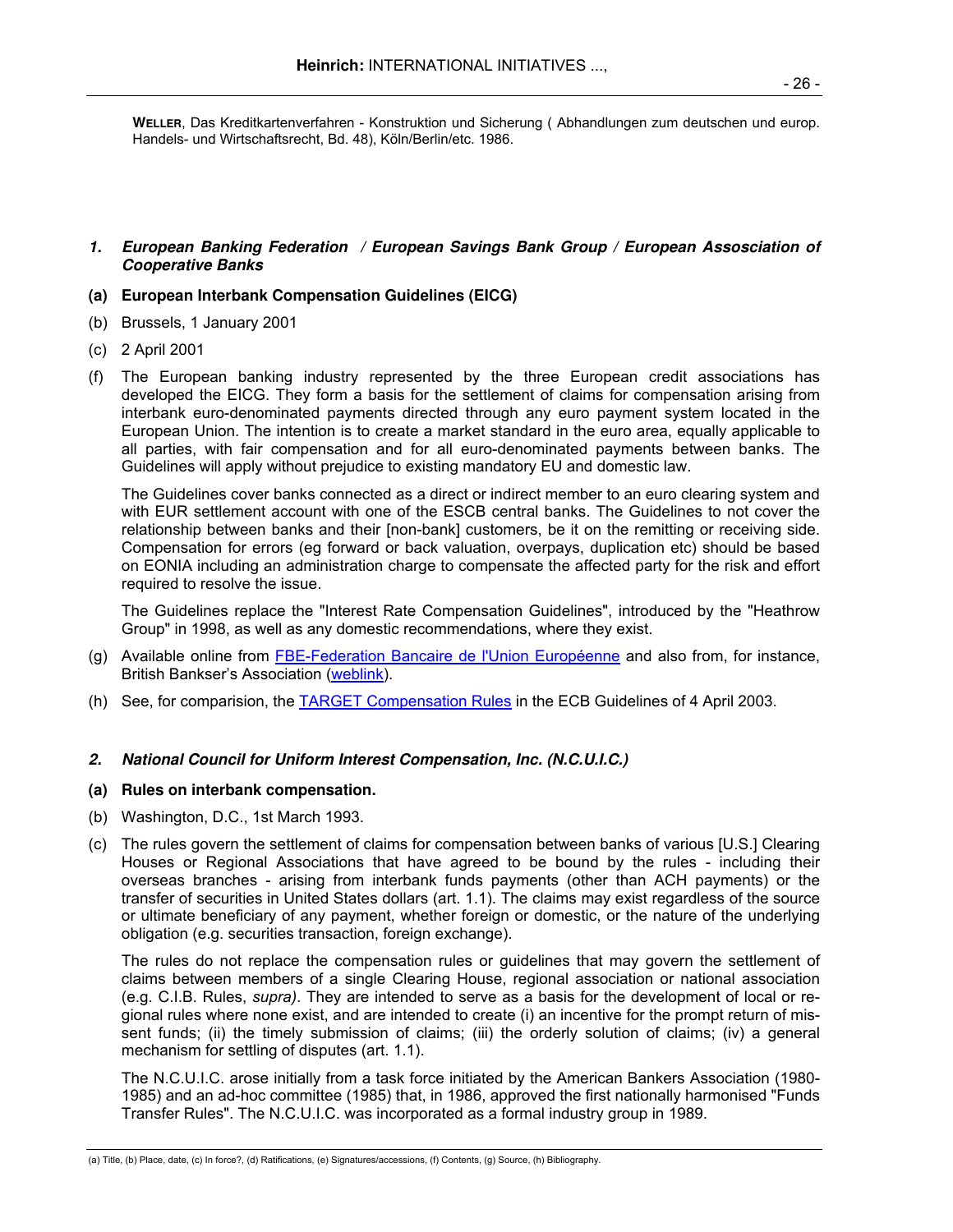**Weller**, Das Kreditkartenverfahren - Konstruktion und Sicherung ( Abhandlungen zum deutschen und europ. Handels- und Wirtschaftsrecht, Bd. 48), Köln/Berlin/etc. 1986.

### *1. European Banking Federation / European Savings Bank Group / European Assosciation of Cooperative Banks*

**(a) European Interbank Compensation Guidelines (EICG)**

(b) Brussels, 1 January 2001

(c) 2 April 2001

(f) The European banking industry represented by the three European credit associations has developed the EICG. They form a basis for the settlement of claims for compensation arising from interbank euro-denominated payments directed through any euro payment system located in the European Union. The intention is to create a market standard in the euro area, equally applicable to all parties, with fair compensation and for all euro-denominated payments between banks. The Guidelines will apply without prejudice to existing mandatory EU and domestic law.

The Guidelines cover banks connected as a direct or indirect member to an euro clearing system and with EUR settlement account with one of the ESCB central banks. The Guidelines to not cover the relationship between banks and their [non-bank] customers, be it on the remitting or receiving side. Compensation for errors (eg forward or back valuation, overpays, duplication etc) should be based on EONIA including an administration charge to compensate the affected party for the risk and effort required to resolve the issue.

The Guidelines replace the "Interest Rate Compensation Guidelines", introduced by the "Heathrow Group" in 1998, as well as any domestic recommendations, where they exist.

(g) Available online from FBE-Federation Bancaire de l'Union Européenne and also from, for instance, British Bankser's Association (weblink).

(h) See, for comparision, the TARGET Compensation Rules in the ECB Guidelines of 4 April 2003.

### *2. National Council for Uniform Interest Compensation, Inc. (N.C.U.I.C.)*

**(a) Rules on interbank compensation.**

(b) Washington, D.C., 1st March 1993.

(c) The rules govern the settlement of claims for compensation between banks of various [U.S.] Clearing Houses or Regional Associations that have agreed to be bound by the rules - including their overseas branches - arising from interbank funds payments (other than ACH payments) or the transfer of securities in United States dollars (art. 1.1). The claims may exist regardless of the source or ultimate beneficiary of any payment, whether foreign or domestic, or the nature of the underlying obligation (e.g. securities transaction, foreign exchange).

The rules do not replace the compensation rules or guidelines that may govern the settlement of claims between members of a single Clearing House, regional association or national association (e.g. C.I.B. Rules, *supra)*. They are intended to serve as a basis for the development of local or regional rules where none exist, and are intended to create (i) an incentive for the prompt return of missent funds; (ii) the timely submission of claims; (iii) the orderly solution of claims; (iv) a general mechanism for settling of disputes (art. 1.1).

The N.C.U.I.C. arose initially from a task force initiated by the American Bankers Association (1980-1985) and an ad-hoc committee (1985) that, in 1986, approved the first nationally harmonised "Funds Transfer Rules". The N.C.U.I.C. was incorporated as a formal industry group in 1989.

(a) Title, (b) Place, date, (c) In force?, (d) Ratifications, (e) Signatures/accessions, (f) Contents, (g) Source, (h) Bibliography.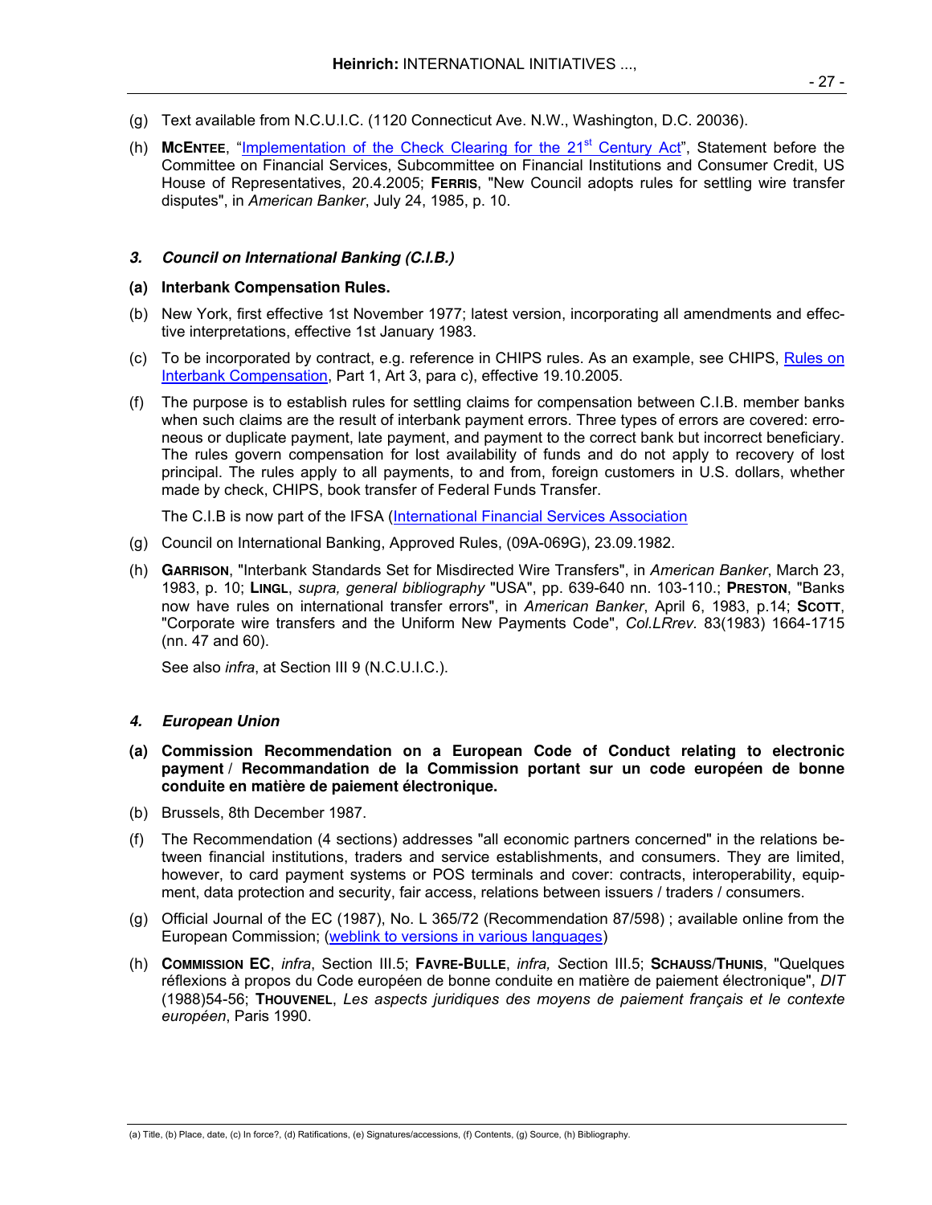(g) Text available from N.C.U.I.C. (1120 Connecticut Ave. N.W., Washington, D.C. 20036).

(h) **McEntee**, "Implementation of the Check Clearing for the 21st Century Act", Statement before the Committee on Financial Services, Subcommittee on Financial Institutions and Consumer Credit, US House of Representatives, 20.4.2005; **Ferris**, "New Council adopts rules for settling wire transfer disputes", in *American Banker*, July 24, 1985, p. 10.

### *3. Council on International Banking (C.I.B.)*

**(a) Interbank Compensation Rules.**

(b) New York, first effective 1st November 1977; latest version, incorporating all amendments and effective interpretations, effective 1st January 1983.

(c) To be incorporated by contract, e.g. reference in CHIPS rules. As an example, see CHIPS, Rules on Interbank Compensation, Part 1, Art 3, para c), effective 19.10.2005.

(f) The purpose is to establish rules for settling claims for compensation between C.I.B. member banks when such claims are the result of interbank payment errors. Three types of errors are covered: erroneous or duplicate payment, late payment, and payment to the correct bank but incorrect beneficiary. The rules govern compensation for lost availability of funds and do not apply to recovery of lost principal. The rules apply to all payments, to and from, foreign customers in U.S. dollars, whether made by check, CHIPS, book transfer of Federal Funds Transfer.

The C.I.B is now part of the IFSA (International Financial Services Association

(g) Council on International Banking, Approved Rules, (09A-069G), 23.09.1982.

(h) **Garrison**, "Interbank Standards Set for Misdirected Wire Transfers", in *American Banker*, March 23, 1983, p. 10; **Lingl**, *supra, general bibliography* "USA", pp. 639-640 nn. 103-110.; **Preston**, "Banks now have rules on international transfer errors", in *American Banker*, April 6, 1983, p.14; **Scott**, "Corporate wire transfers and the Uniform New Payments Code", *Col.LRrev.* 83(1983) 1664-1715 (nn. 47 and 60).

See also *infra*, at Section III 9 (N.C.U.I.C.).

### *4. European Union*

**(a) Commission Recommendation on a European Code of Conduct relating to electronic payment / Recommandation de la Commission portant sur un code européen de bonne conduite en matière de paiement électronique.**

(b) Brussels, 8th December 1987.

(f) The Recommendation (4 sections) addresses "all economic partners concerned" in the relations between financial institutions, traders and service establishments, and consumers. They are limited, however, to card payment systems or POS terminals and cover: contracts, interoperability, equipment, data protection and security, fair access, relations between issuers / traders / consumers.

(g) Official Journal of the EC (1987), No. L 365/72 (Recommendation 87/598) ; available online from the European Commission; (weblink to versions in various languages)

(h) **Commission EC**, *infra*, Section III.5; **Favre-Bulle**, *infra, S*ection III.5; **Schauss/Thunis**, "Quelques réflexions à propos du Code européen de bonne conduite en matière de paiement électronique", *DIT* (1988)54-56; **Thouvenel**, *Les aspects juridiques des moyens de paiement français et le contexte européen*, Paris 1990.

(a) Title, (b) Place, date, (c) In force?, (d) Ratifications, (e) Signatures/accessions, (f) Contents, (g) Source, (h) Bibliography.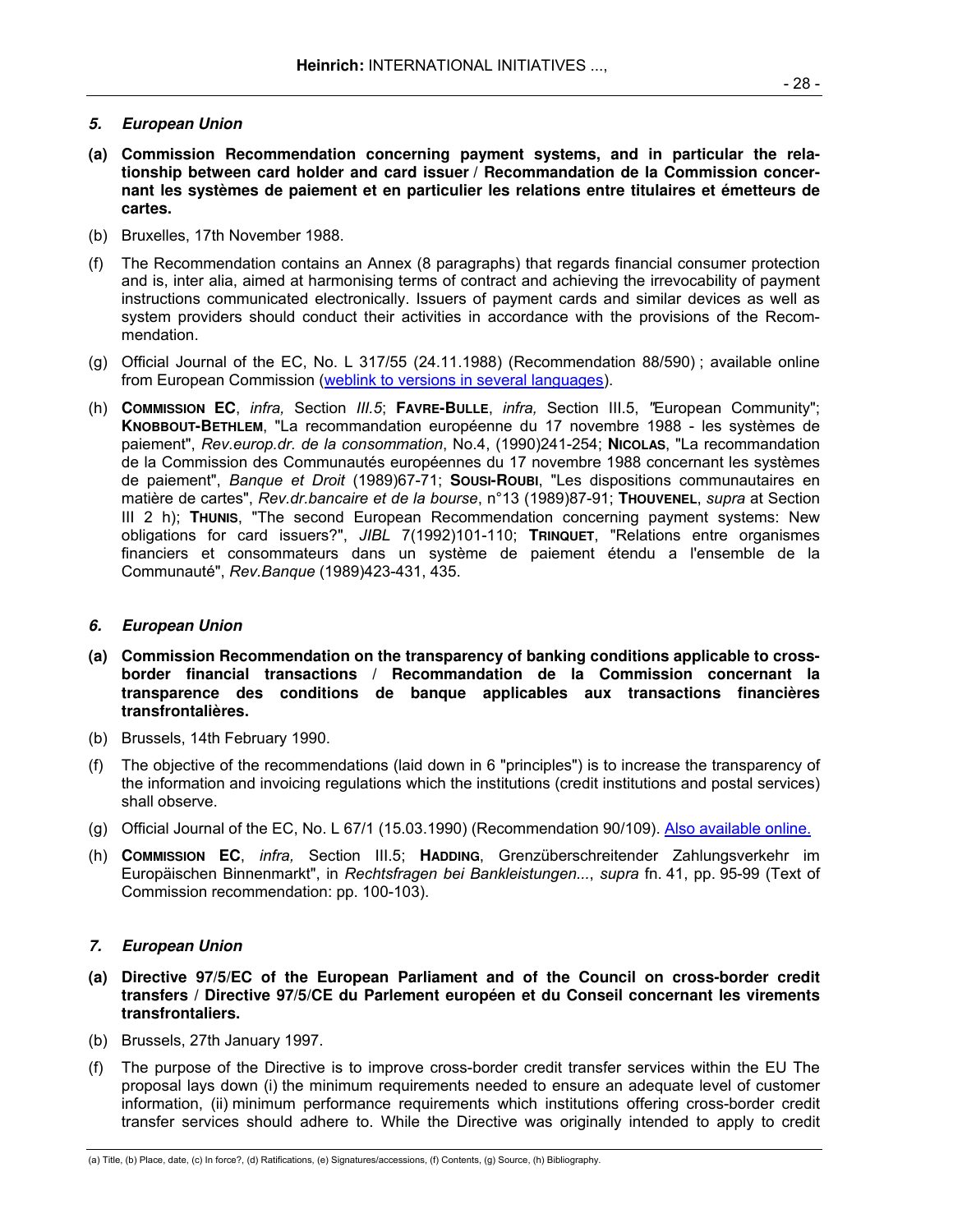### *5. European Union*

**(a) Commission Recommendation concerning payment systems, and in particular the relationship between card holder and card issuer / Recommandation de la Commission concernant les systèmes de paiement et en particulier les relations entre titulaires et émetteurs de cartes.**

(b) Bruxelles, 17th November 1988.

(f) The Recommendation contains an Annex (8 paragraphs) that regards financial consumer protection and is, inter alia, aimed at harmonising terms of contract and achieving the irrevocability of payment instructions communicated electronically. Issuers of payment cards and similar devices as well as system providers should conduct their activities in accordance with the provisions of the Recommendation.

(g) Official Journal of the EC, No. L 317/55 (24.11.1988) (Recommendation 88/590) ; available online from European Commission (weblink to versions in several languages).

(h) **Commission EC**, *infra,* Section *III.5*; **Favre-Bulle**, *infra,* Section III.5, *"*European Community"; **Knobbout-Bethlem**, "La recommandation européenne du 17 novembre 1988 - les systèmes de paiement", *Rev.europ.dr. de la consommation*, No.4, (1990)241-254; **Nicolas**, "La recommandation de la Commission des Communautés européennes du 17 novembre 1988 concernant les systèmes de paiement", *Banque et Droit* (1989)67-71; **Sousi-Roubi**, "Les dispositions communautaires en matière de cartes", *Rev.dr.bancaire et de la bourse*, n°13 (1989)87-91; **Thouvenel**, *supra* at Section III 2 h); **Thunis**, "The second European Recommendation concerning payment systems: New obligations for card issuers?", *JIBL* 7(1992)101-110; **Trinquet**, "Relations entre organismes financiers et consommateurs dans un système de paiement étendu a l'ensemble de la Communauté", *Rev.Banque* (1989)423-431, 435.

### *6. European Union*

**(a) Commission Recommendation on the transparency of banking conditions applicable to cross-border financial transactions / Recommandation de la Commission concernant la transparence des conditions de banque applicables aux transactions financières transfrontalières.**

(b) Brussels, 14th February 1990.

(f) The objective of the recommendations (laid down in 6 "principles") is to increase the transparency of the information and invoicing regulations which the institutions (credit institutions and postal services) shall observe.

(g) Official Journal of the EC, No. L 67/1 (15.03.1990) (Recommendation 90/109). Also available online.

(h) **Commission EC**, *infra,* Section III.5; **Hadding**, Grenzüberschreitender Zahlungsverkehr im Europäischen Binnenmarkt", in *Rechtsfragen bei Bankleistungen...*, *supra* fn. 41, pp. 95-99 (Text of Commission recommendation: pp. 100-103).

### *7. European Union*

**(a) Directive 97/5/EC of the European Parliament and of the Council on cross-border credit transfers / Directive 97/5/CE du Parlement européen et du Conseil concernant les virements transfrontaliers.**

(b) Brussels, 27th January 1997.

(f) The purpose of the Directive is to improve cross-border credit transfer services within the EU The proposal lays down (i) the minimum requirements needed to ensure an adequate level of customer information, (ii) minimum performance requirements which institutions offering cross-border credit transfer services should adhere to. While the Directive was originally intended to apply to credit

(a) Title, (b) Place, date, (c) In force?, (d) Ratifications, (e) Signatures/accessions, (f) Contents, (g) Source, (h) Bibliography.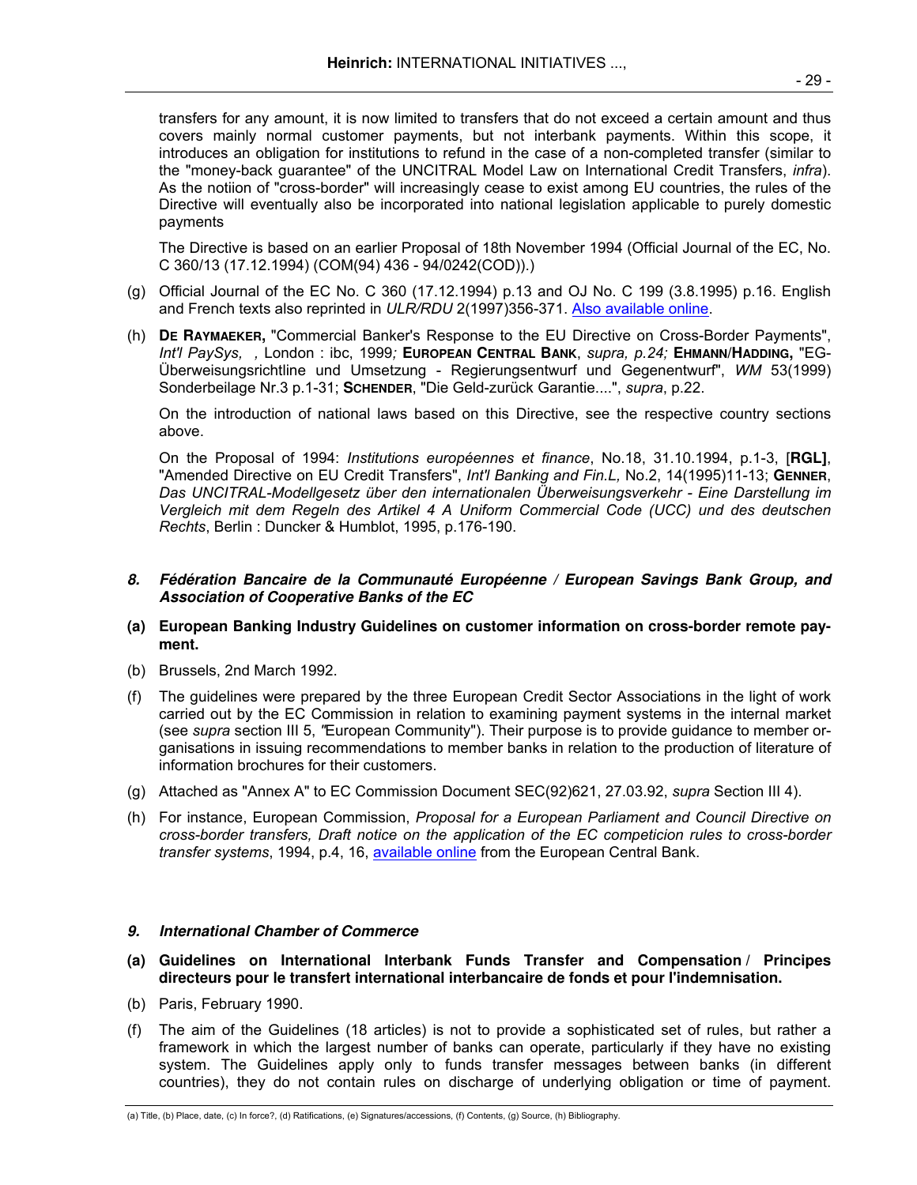transfers for any amount, it is now limited to transfers that do not exceed a certain amount and thus covers mainly normal customer payments, but not interbank payments. Within this scope, it introduces an obligation for institutions to refund in the case of a non-completed transfer (similar to the "money-back guarantee" of the UNCITRAL Model Law on International Credit Transfers, *infra*). As the notiion of "cross-border" will increasingly cease to exist among EU countries, the rules of the Directive will eventually also be incorporated into national legislation applicable to purely domestic payments

The Directive is based on an earlier Proposal of 18th November 1994 (Official Journal of the EC, No. C 360/13 (17.12.1994) (COM(94) 436 - 94/0242(COD)).)

(g) Official Journal of the EC No. C 360 (17.12.1994) p.13 and OJ No. C 199 (3.8.1995) p.16. English and French texts also reprinted in *ULR/RDU* 2(1997)356-371. Also available online.

(h) **De Raymaeker,** "Commercial Banker's Response to the EU Directive on Cross-Border Payments", *Int'l PaySys, ,* London : ibc, 1999*;* **European Central Bank**, *supra, p.24;* **Ehmann**/**Hadding,** "EG-Überweisungsrichtlinie und Umsetzung - Regierungsentwurf und Gegenentwurf", *WM* 53(1999) Sonderbeilage Nr.3 p.1-31; **Schender**, "Die Geld-zurück Garantie....", *supra*, p.22.

On the introduction of national laws based on this Directive, see the respective country sections above.

On the Proposal of 1994: *Institutions européennes et finance*, No.18, 31.10.1994, p.1-3, [**RGL]**, "Amended Directive on EU Credit Transfers", *Int'l Banking and Fin.L,* No.2, 14(1995)11-13; **Genner**, *Das UNCITRAL-Modellgesetz über den internationalen Überweisungsverkehr - Eine Darstellung im Vergleich mit dem Regeln des Artikel 4 A Uniform Commercial Code (UCC) und des deutschen Rechts*, Berlin : Duncker & Humblot, 1995, p.176-190.

### *8. Fédération Bancaire de la Communauté Européenne / European Savings Bank Group, and Association of Cooperative Banks of the EC*

**(a) European Banking Industry Guidelines on customer information on cross-border remote payment.**

(b) Brussels, 2nd March 1992.

(f) The guidelines were prepared by the three European Credit Sector Associations in the light of work carried out by the EC Commission in relation to examining payment systems in the internal market (see *supra* section III 5, *"*European Community"). Their purpose is to provide guidance to member organisations in issuing recommendations to member banks in relation to the production of literature of information brochures for their customers.

(g) Attached as "Annex A" to EC Commission Document SEC(92)621, 27.03.92, *supra* Section III 4).

(h) For instance, European Commission, *Proposal for a European Parliament and Council Directive on cross-border transfers, Draft notice on the application of the EC competicion rules to cross-border transfer systems*, 1994, p.4, 16, available online from the European Central Bank.

### *9. International Chamber of Commerce*

**(a) Guidelines on International Interbank Funds Transfer and Compensation / Principes directeurs pour le transfert international interbancaire de fonds et pour l'indemnisation.**

(b) Paris, February 1990.

(f) The aim of the Guidelines (18 articles) is not to provide a sophisticated set of rules, but rather a framework in which the largest number of banks can operate, particularly if they have no existing system. The Guidelines apply only to funds transfer messages between banks (in different countries), they do not contain rules on discharge of underlying obligation or time of payment.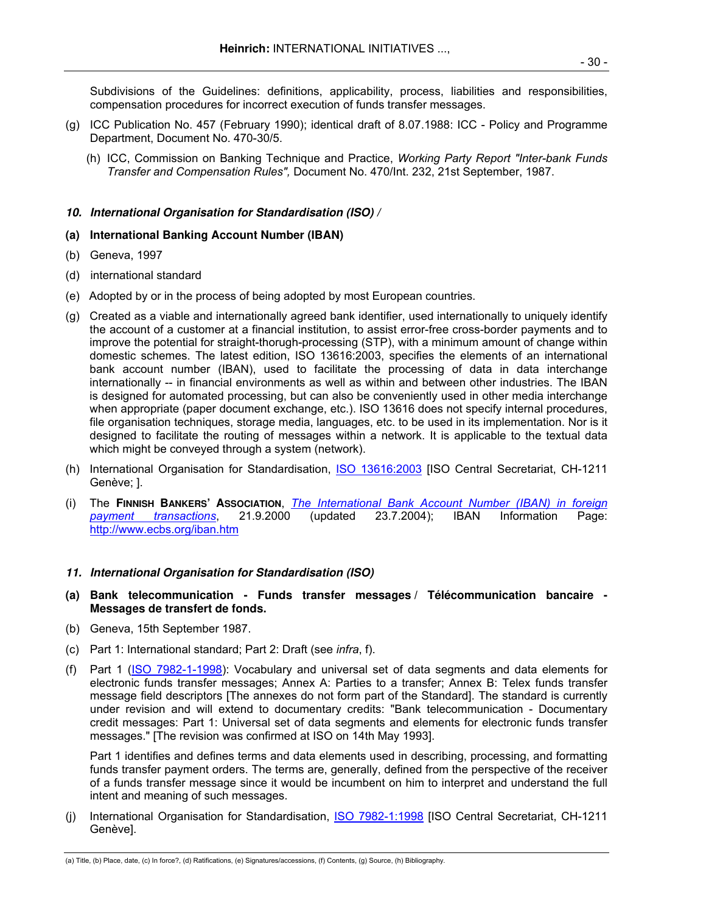Subdivisions of the Guidelines: definitions, applicability, process, liabilities and responsibilities, compensation procedures for incorrect execution of funds transfer messages.

(g) ICC Publication No. 457 (February 1990); identical draft of 8.07.1988: ICC - Policy and Programme Department, Document No. 470-30/5.

(h) ICC, Commission on Banking Technique and Practice, *Working Party Report "Inter-bank Funds Transfer and Compensation Rules",* Document No. 470/Int. 232, 21st September, 1987.

### *10. International Organisation for Standardisation (ISO) /*

**(a) International Banking Account Number (IBAN)**

(b) Geneva, 1997

(d) international standard

(e) Adopted by or in the process of being adopted by most European countries.

(g) Created as a viable and internationally agreed bank identifier, used internationally to uniquely identify the account of a customer at a financial institution, to assist error-free cross-border payments and to improve the potential for straight-thorugh-processing (STP), with a minimum amount of change within domestic schemes. The latest edition, ISO 13616:2003, specifies the elements of an international bank account number (IBAN), used to facilitate the processing of data in data interchange internationally -- in financial environments as well as within and between other industries. The IBAN is designed for automated processing, but can also be conveniently used in other media interchange when appropriate (paper document exchange, etc.). ISO 13616 does not specify internal procedures, file organisation techniques, storage media, languages, etc. to be used in its implementation. Nor is it designed to facilitate the routing of messages within a network. It is applicable to the textual data which might be conveyed through a system (network).

(h) International Organisation for Standardisation, ISO 13616:2003 [ISO Central Secretariat, CH-1211 Genève; ].

(i) The **Finnish Bankers' Association**, *The International Bank Account Number (IBAN) in foreign payment transactions*, 21.9.2000 (updated 23.7.2004); IBAN Information Page: http://www.ecbs.org/iban.htm

### *11. International Organisation for Standardisation (ISO)*

**(a) Bank telecommunication - Funds transfer messages / Télécommunication bancaire - Messages de transfert de fonds.**

(b) Geneva, 15th September 1987.

(c) Part 1: International standard; Part 2: Draft (see *infra*, f).

(f) Part 1 (ISO 7982-1-1998): Vocabulary and universal set of data segments and data elements for electronic funds transfer messages; Annex A: Parties to a transfer; Annex B: Telex funds transfer message field descriptors [The annexes do not form part of the Standard]. The standard is currently under revision and will extend to documentary credits: "Bank telecommunication - Documentary credit messages: Part 1: Universal set of data segments and elements for electronic funds transfer messages." [The revision was confirmed at ISO on 14th May 1993].

Part 1 identifies and defines terms and data elements used in describing, processing, and formatting funds transfer payment orders. The terms are, generally, defined from the perspective of the receiver of a funds transfer message since it would be incumbent on him to interpret and understand the full intent and meaning of such messages.

(j) International Organisation for Standardisation, ISO 7982-1:1998 [ISO Central Secretariat, CH-1211 Genève].

(a) Title, (b) Place, date, (c) In force?, (d) Ratifications, (e) Signatures/accessions, (f) Contents, (g) Source, (h) Bibliography.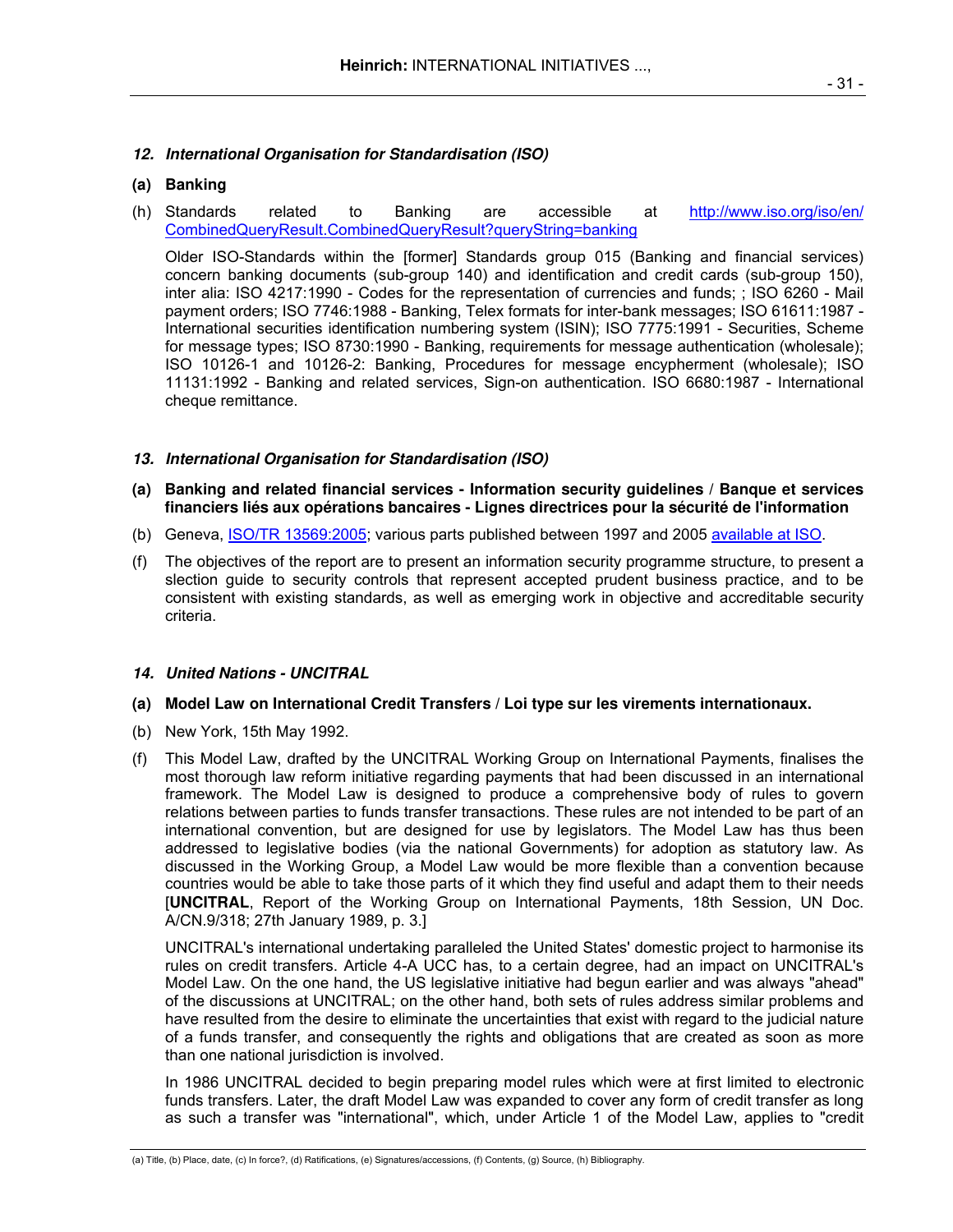### *12. International Organisation for Standardisation (ISO)*

**(a) Banking**

(h) Standards related to Banking are accessible at http://www.iso.org/iso/en/CombinedQueryResult.CombinedQueryResult?queryString=banking

Older ISO-Standards within the [former] Standards group 015 (Banking and financial services) concern banking documents (sub-group 140) and identification and credit cards (sub-group 150), inter alia: ISO 4217:1990 - Codes for the representation of currencies and funds; ; ISO 6260 - Mail payment orders; ISO 7746:1988 - Banking, Telex formats for inter-bank messages; ISO 61611:1987 - International securities identification numbering system (ISIN); ISO 7775:1991 - Securities, Scheme for message types; ISO 8730:1990 - Banking, requirements for message authentication (wholesale); ISO 10126-1 and 10126-2: Banking, Procedures for message encypherment (wholesale); ISO 11131:1992 - Banking and related services, Sign-on authentication. ISO 6680:1987 - International cheque remittance.

### *13. International Organisation for Standardisation (ISO)*

**(a) Banking and related financial services - Information security guidelines / Banque et services financiers liés aux opérations bancaires - Lignes directrices pour la sécurité de l'information**

(b) Geneva, ISO/TR 13569:2005; various parts published between 1997 and 2005 available at ISO.

(f) The objectives of the report are to present an information security programme structure, to present a slection guide to security controls that represent accepted prudent business practice, and to be consistent with existing standards, as well as emerging work in objective and accreditable security criteria.

### *14. United Nations - UNCITRAL*

**(a) Model Law on International Credit Transfers / Loi type sur les virements internationaux.**

(b) New York, 15th May 1992.

(f) This Model Law, drafted by the UNCITRAL Working Group on International Payments, finalises the most thorough law reform initiative regarding payments that had been discussed in an international framework. The Model Law is designed to produce a comprehensive body of rules to govern relations between parties to funds transfer transactions. These rules are not intended to be part of an international convention, but are designed for use by legislators. The Model Law has thus been addressed to legislative bodies (via the national Governments) for adoption as statutory law. As discussed in the Working Group, a Model Law would be more flexible than a convention because countries would be able to take those parts of it which they find useful and adapt them to their needs [**UNCITRAL**, Report of the Working Group on International Payments, 18th Session, UN Doc. A/CN.9/318; 27th January 1989, p. 3.]

UNCITRAL's international undertaking paralleled the United States' domestic project to harmonise its rules on credit transfers. Article 4-A UCC has, to a certain degree, had an impact on UNCITRAL's Model Law. On the one hand, the US legislative initiative had begun earlier and was always "ahead" of the discussions at UNCITRAL; on the other hand, both sets of rules address similar problems and have resulted from the desire to eliminate the uncertainties that exist with regard to the judicial nature of a funds transfer, and consequently the rights and obligations that are created as soon as more than one national jurisdiction is involved.

In 1986 UNCITRAL decided to begin preparing model rules which were at first limited to electronic funds transfers. Later, the draft Model Law was expanded to cover any form of credit transfer as long as such a transfer was "international", which, under Article 1 of the Model Law, applies to "credit

(a) Title, (b) Place, date, (c) In force?, (d) Ratifications, (e) Signatures/accessions, (f) Contents, (g) Source, (h) Bibliography.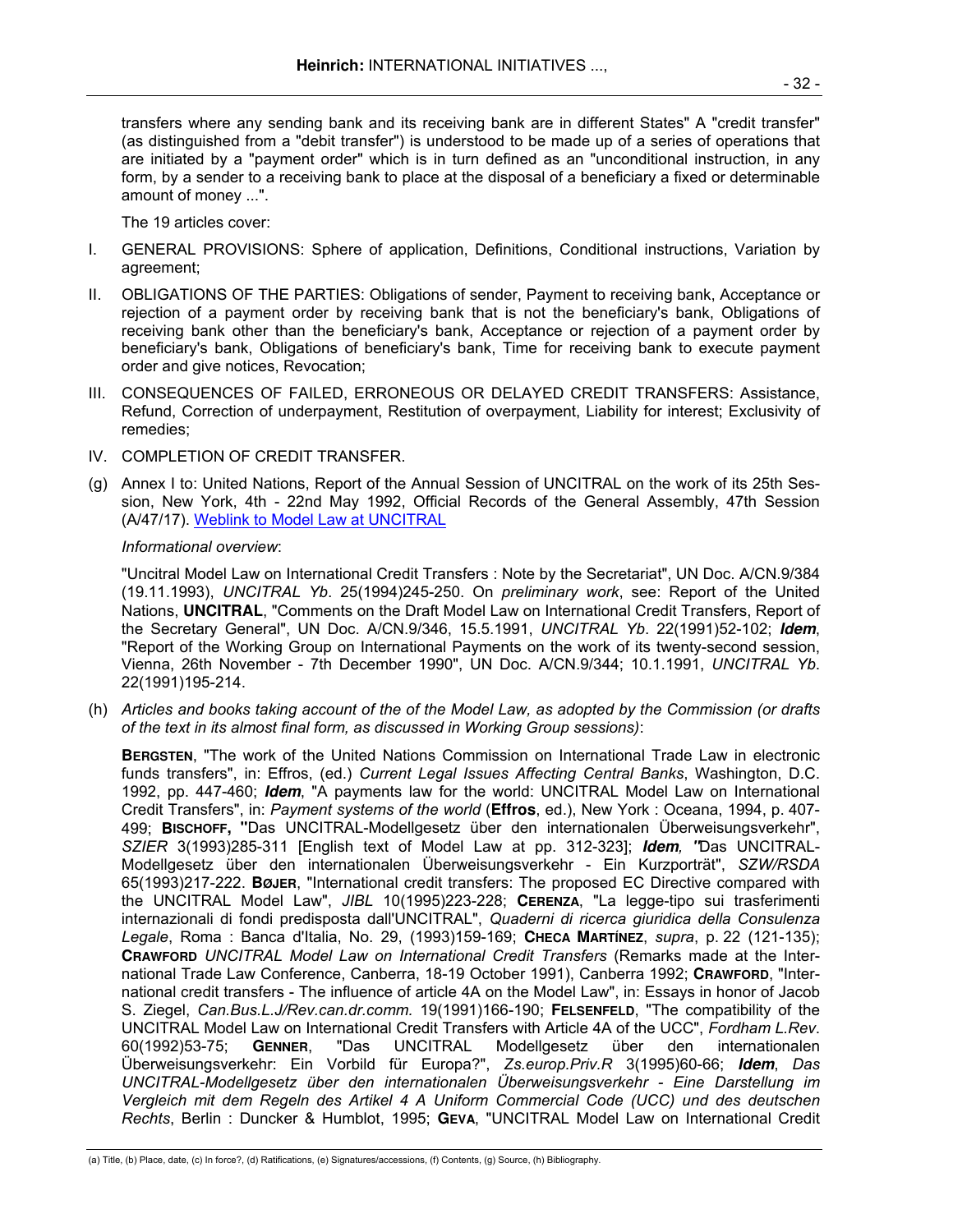transfers where any sending bank and its receiving bank are in different States" A "credit transfer" (as distinguished from a "debit transfer") is understood to be made up of a series of operations that are initiated by a "payment order" which is in turn defined as an "unconditional instruction, in any form, by a sender to a receiving bank to place at the disposal of a beneficiary a fixed or determinable amount of money ...".

The 19 articles cover:

I. GENERAL PROVISIONS: Sphere of application, Definitions, Conditional instructions, Variation by agreement;

II. OBLIGATIONS OF THE PARTIES: Obligations of sender, Payment to receiving bank, Acceptance or rejection of a payment order by receiving bank that is not the beneficiary's bank, Obligations of receiving bank other than the beneficiary's bank, Acceptance or rejection of a payment order by beneficiary's bank, Obligations of beneficiary's bank, Time for receiving bank to execute payment order and give notices, Revocation;

III. CONSEQUENCES OF FAILED, ERRONEOUS OR DELAYED CREDIT TRANSFERS: Assistance, Refund, Correction of underpayment, Restitution of overpayment, Liability for interest; Exclusivity of remedies;

IV. COMPLETION OF CREDIT TRANSFER.

(g) Annex I to: United Nations, Report of the Annual Session of UNCITRAL on the work of its 25th Session, New York, 4th - 22nd May 1992, Official Records of the General Assembly, 47th Session (A/47/17). Weblink to Model Law at UNCITRAL

*Informational overview*:

"Uncitral Model Law on International Credit Transfers : Note by the Secretariat", UN Doc. A/CN.9/384 (19.11.1993), *UNCITRAL Yb*. 25(1994)245-250. On *preliminary work*, see: Report of the United Nations, **UNCITRAL**, "Comments on the Draft Model Law on International Credit Transfers, Report of the Secretary General", UN Doc. A/CN.9/346, 15.5.1991, *UNCITRAL Yb*. 22(1991)52-102; ***Idem***, "Report of the Working Group on International Payments on the work of its twenty-second session, Vienna, 26th November - 7th December 1990", UN Doc. A/CN.9/344; 10.1.1991, *UNCITRAL Yb*. 22(1991)195-214.

(h) *Articles and books taking account of the of the Model Law, as adopted by the Commission (or drafts of the text in its almost final form, as discussed in Working Group sessions)*:

**BERGSTEN**, "The work of the United Nations Commission on International Trade Law in electronic funds transfers", in: Effros, (ed.) *Current Legal Issues Affecting Central Banks*, Washington, D.C. 1992, pp. 447-460; ***Idem***, "A payments law for the world: UNCITRAL Model Law on International Credit Transfers", in: *Payment systems of the world* (**Effros**, ed.), New York : Oceana, 1994, p. 407-499; **BISCHOFF, "**Das UNCITRAL-Modellgesetz über den internationalen Überweisungsverkehr", *SZIER* 3(1993)285-311 [English text of Model Law at pp. 312-323]; ***Idem, "***Das UNCITRAL-Modellgesetz über den internationalen Überweisungsverkehr - Ein Kurzporträt", *SZW/RSDA* 65(1993)217-222. **BØJER**, "International credit transfers: The proposed EC Directive compared with the UNCITRAL Model Law", *JIBL* 10(1995)223-228; **CERENZA**, "La legge-tipo sui trasferimenti internazionali di fondi predisposta dall'UNCITRAL", *Quaderni di ricerca giuridica della Consulenza Legale*, Roma : Banca d'Italia, No. 29, (1993)159-169; **CHECA MARTÍNEZ**, *supra*, p. 22 (121-135); **CRAWFORD** *UNCITRAL Model Law on International Credit Transfers* (Remarks made at the International Trade Law Conference, Canberra, 18-19 October 1991), Canberra 1992; **CRAWFORD**, "International credit transfers - The influence of article 4A on the Model Law", in: Essays in honor of Jacob S. Ziegel, *Can.Bus.L.J/Rev.can.dr.comm.* 19(1991)166-190; **FELSENFELD**, "The compatibility of the UNCITRAL Model Law on International Credit Transfers with Article 4A of the UCC", *Fordham L.Rev*. 60(1992)53-75; **GENNER**, "Das UNCITRAL Modellgesetz über den internationalen Überweisungsverkehr: Ein Vorbild für Europa?", *Zs.europ.Priv.R* 3(1995)60-66; ***Idem***, *Das UNCITRAL-Modellgesetz über den internationalen Überweisungsverkehr - Eine Darstellung im Vergleich mit dem Regeln des Artikel 4 A Uniform Commercial Code (UCC) und des deutschen Rechts*, Berlin : Duncker & Humblot, 1995; **GEVA**, "UNCITRAL Model Law on International Credit

(a) Title, (b) Place, date, (c) In force?, (d) Ratifications, (e) Signatures/accessions, (f) Contents, (g) Source, (h) Bibliography.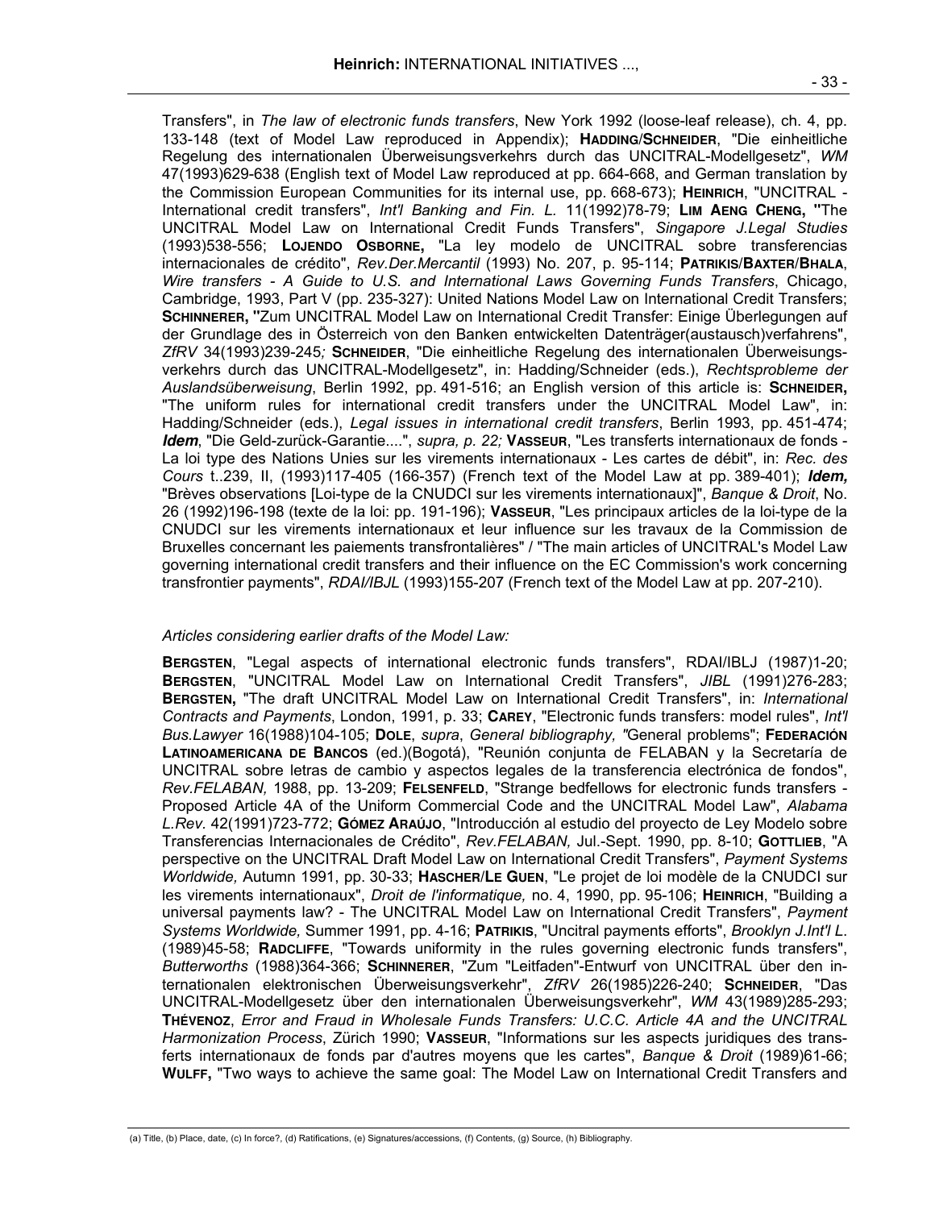Transfers", in *The law of electronic funds transfers*, New York 1992 (loose-leaf release), ch. 4, pp. 133-148 (text of Model Law reproduced in Appendix); **HADDING/SCHNEIDER**, "Die einheitliche Regelung des internationalen Überweisungsverkehrs durch das UNCITRAL-Modellgesetz", *WM* 47(1993)629-638 (English text of Model Law reproduced at pp. 664-668, and German translation by the Commission European Communities for its internal use, pp. 668-673); **HEINRICH**, "UNCITRAL - International credit transfers", *Int'l Banking and Fin. L.* 11(1992)78-79; **LIM AENG CHENG,** "The UNCITRAL Model Law on International Credit Funds Transfers", *Singapore J.Legal Studies* (1993)538-556; **LOJENDO OSBORNE,** "La ley modelo de UNCITRAL sobre transferencias internacionales de crédito", *Rev.Der.Mercantil* (1993) No. 207, p. 95-114; **PATRIKIS/BAXTER/BHALA**, *Wire transfers - A Guide to U.S. and International Laws Governing Funds Transfers*, Chicago, Cambridge, 1993, Part V (pp. 235-327): United Nations Model Law on International Credit Transfers; **SCHINNERER,** "Zum UNCITRAL Model Law on International Credit Transfer: Einige Überlegungen auf der Grundlage des in Österreich von den Banken entwickelten Datenträger(austausch)verfahrens", *ZfRV* 34(1993)239-245*;* **SCHNEIDER**, "Die einheitliche Regelung des internationalen Überweisungsverkehrs durch das UNCITRAL-Modellgesetz", in: Hadding/Schneider (eds.), *Rechtsprobleme der Auslandsüberweisung*, Berlin 1992, pp. 491-516; an English version of this article is: **SCHNEIDER,** "The uniform rules for international credit transfers under the UNCITRAL Model Law", in: Hadding/Schneider (eds.), *Legal issues in international credit transfers*, Berlin 1993, pp. 451-474; ***Idem***, "Die Geld-zurück-Garantie....", *supra, p. 22;* **VASSEUR**, "Les transferts internationaux de fonds - La loi type des Nations Unies sur les virements internationaux - Les cartes de débit", in: *Rec. des Cours* t..239, II, (1993)117-405 (166-357) (French text of the Model Law at pp. 389-401); ***Idem,*** "Brèves observations [Loi-type de la CNUDCI sur les virements internationaux]", *Banque & Droit*, No. 26 (1992)196-198 (texte de la loi: pp. 191-196); **VASSEUR**, "Les principaux articles de la loi-type de la CNUDCI sur les virements internationaux et leur influence sur les travaux de la Commission de Bruxelles concernant les paiements transfrontalières" / "The main articles of UNCITRAL's Model Law governing international credit transfers and their influence on the EC Commission's work concerning transfrontier payments", *RDAI/IBJL* (1993)155-207 (French text of the Model Law at pp. 207-210).

*Articles considering earlier drafts of the Model Law:*

**BERGSTEN**, "Legal aspects of international electronic funds transfers", RDAI/IBLJ (1987)1-20; **BERGSTEN**, "UNCITRAL Model Law on International Credit Transfers", *JIBL* (1991)276-283; **BERGSTEN,** "The draft UNCITRAL Model Law on International Credit Transfers", in: *International Contracts and Payments*, London, 1991, p. 33; **CAREY**, "Electronic funds transfers: model rules", *Int'l Bus.Lawyer* 16(1988)104-105; **DOLE**, *supra*, *General bibliography, "*General problems"; **FEDERACIÓN LATINOAMERICANA DE BANCOS** (ed.)(Bogotá), "Reunión conjunta de FELABAN y la Secretaría de UNCITRAL sobre letras de cambio y aspectos legales de la transferencia electrónica de fondos", *Rev.FELABAN,* 1988, pp. 13-209; **FELSENFELD**, "Strange bedfellows for electronic funds transfers - Proposed Article 4A of the Uniform Commercial Code and the UNCITRAL Model Law", *Alabama L.Rev.* 42(1991)723-772; **GÓMEZ ARAÚJO**, "Introducción al estudio del proyecto de Ley Modelo sobre Transferencias Internacionales de Crédito", *Rev.FELABAN,* Jul.-Sept. 1990, pp. 8-10; **GOTTLIEB**, "A perspective on the UNCITRAL Draft Model Law on International Credit Transfers", *Payment Systems Worldwide,* Autumn 1991, pp. 30-33; **HASCHER/LE GUEN**, "Le projet de loi modèle de la CNUDCI sur les virements internationaux", *Droit de l'informatique,* no. 4, 1990, pp. 95-106; **HEINRICH**, "Building a universal payments law? - The UNCITRAL Model Law on International Credit Transfers", *Payment Systems Worldwide,* Summer 1991, pp. 4-16; **PATRIKIS**, "Uncitral payments efforts", *Brooklyn J.Int'l L.* (1989)45-58; **RADCLIFFE**, "Towards uniformity in the rules governing electronic funds transfers", *Butterworths* (1988)364-366; **SCHINNERER**, "Zum "Leitfaden"-Entwurf von UNCITRAL über den internationalen elektronischen Überweisungsverkehr", *ZfRV* 26(1985)226-240; **SCHNEIDER**, "Das UNCITRAL-Modellgesetz über den internationalen Überweisungsverkehr", *WM* 43(1989)285-293; **THÉVENOZ**, *Error and Fraud in Wholesale Funds Transfers: U.C.C. Article 4A and the UNCITRAL Harmonization Process*, Zürich 1990; **VASSEUR**, "Informations sur les aspects juridiques des transferts internationaux de fonds par d'autres moyens que les cartes", *Banque & Droit* (1989)61-66; **WULFF,** "Two ways to achieve the same goal: The Model Law on International Credit Transfers and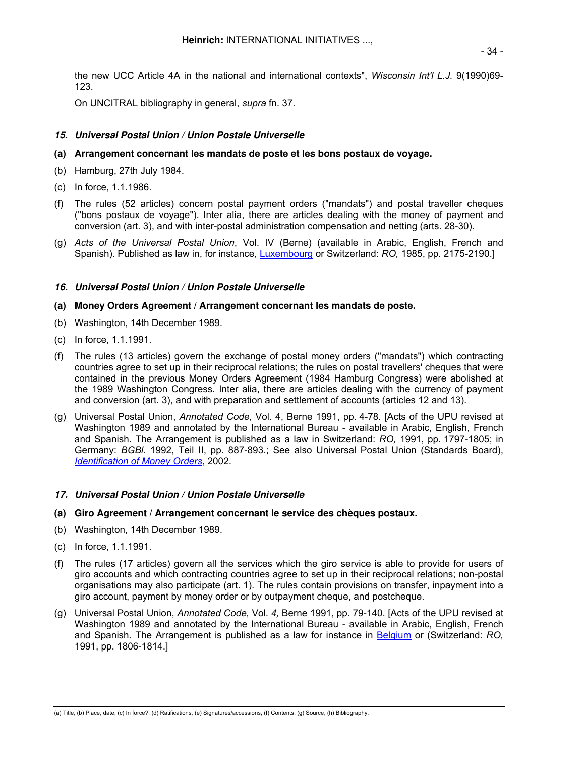the new UCC Article 4A in the national and international contexts", *Wisconsin Int'l L.J.* 9(1990)69-123.

On UNCITRAL bibliography in general, *supra* fn. 37.

### *15. Universal Postal Union / Union Postale Universelle*

**(a) Arrangement concernant les mandats de poste et les bons postaux de voyage.**

(b) Hamburg, 27th July 1984.

(c) In force, 1.1.1986.

(f) The rules (52 articles) concern postal payment orders ("mandats") and postal traveller cheques ("bons postaux de voyage"). Inter alia, there are articles dealing with the money of payment and conversion (art. 3), and with inter-postal administration compensation and netting (arts. 28-30).

(g) *Acts of the Universal Postal Union*, Vol. IV (Berne) (available in Arabic, English, French and Spanish). Published as law in, for instance, Luxembourg or Switzerland: *RO,* 1985, pp. 2175-2190.]

### *16. Universal Postal Union / Union Postale Universelle*

**(a) Money Orders Agreement / Arrangement concernant les mandats de poste.**

(b) Washington, 14th December 1989.

(c) In force, 1.1.1991.

(f) The rules (13 articles) govern the exchange of postal money orders ("mandats") which contracting countries agree to set up in their reciprocal relations; the rules on postal travellers' cheques that were contained in the previous Money Orders Agreement (1984 Hamburg Congress) were abolished at the 1989 Washington Congress. Inter alia, there are articles dealing with the currency of payment and conversion (art. 3), and with preparation and settlement of accounts (articles 12 and 13).

(g) Universal Postal Union, *Annotated Code*, Vol. 4, Berne 1991, pp. 4-78. [Acts of the UPU revised at Washington 1989 and annotated by the International Bureau - available in Arabic, English, French and Spanish. The Arrangement is published as a law in Switzerland: *RO,* 1991, pp. 1797-1805; in Germany: *BGBl.* 1992, Teil II, pp. 887-893.; See also Universal Postal Union (Standards Board), *Identification of Money Orders*, 2002.

### *17. Universal Postal Union / Union Postale Universelle*

**(a) Giro Agreement / Arrangement concernant le service des chèques postaux.**

(b) Washington, 14th December 1989.

(c) In force, 1.1.1991.

(f) The rules (17 articles) govern all the services which the giro service is able to provide for users of giro accounts and which contracting countries agree to set up in their reciprocal relations; non-postal organisations may also participate (art. 1). The rules contain provisions on transfer, inpayment into a giro account, payment by money order or by outpayment cheque, and postcheque.

(g) Universal Postal Union, *Annotated Code,* Vol. *4,* Berne 1991, pp. 79-140. [Acts of the UPU revised at Washington 1989 and annotated by the International Bureau - available in Arabic, English, French and Spanish. The Arrangement is published as a law for instance in Belgium or (Switzerland: *RO,* 1991, pp. 1806-1814.]

(a) Title, (b) Place, date, (c) In force?, (d) Ratifications, (e) Signatures/accessions, (f) Contents, (g) Source, (h) Bibliography.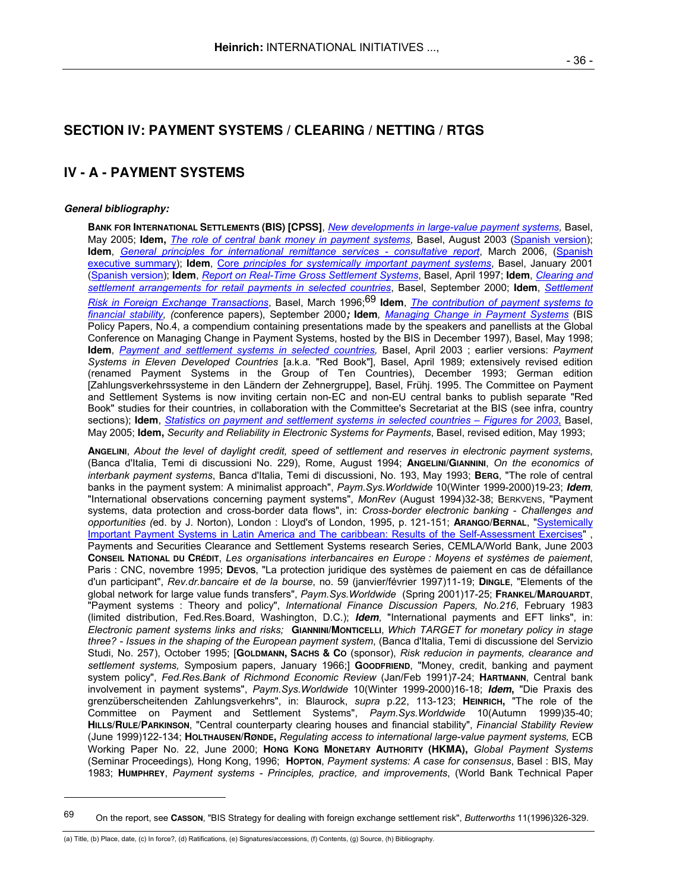## SECTION IV: PAYMENT SYSTEMS / CLEARING / NETTING / RTGS

## IV - A - PAYMENT SYSTEMS

***General bibliography:***

**Bank for International Settlements (BIS) [CPSS]**, *New developments in large-value payment systems,* Basel, May 2005; **Idem,** *The role of central bank money in payment systems*, Basel, August 2003 (Spanish version); **Idem**, *General principles for international remittance services - consultative report*, March 2006, (Spanish executive summary); **Idem**, *Core principles for systemically important payment systems*, Basel, January 2001 (Spanish version); **Idem**, *Report on Real-Time Gross Settlement Systems*, Basel, April 1997; **Idem**, *Clearing and settlement arrangements for retail payments in selected countries*, Basel, September 2000; **Idem**, *Settlement Risk in Foreign Exchange Transactions*, Basel, March 1996;[69] **Idem**, *The contribution of payment systems to financial stability, (*conference papers), September 2000**;** **Idem***, Managing Change in Payment Systems* (BIS Policy Papers, No.4, a compendium containing presentations made by the speakers and panellists at the Global Conference on Managing Change in Payment Systems, hosted by the BIS in December 1997), Basel, May 1998; **Idem**, *Payment and settlement systems in selected countries,* Basel, April 2003 ; earlier versions: *Payment Systems in Eleven Developed Countries* [a.k.a. "Red Book"], Basel, April 1989; extensively revised edition (renamed Payment Systems in the Group of Ten Countries), December 1993; German edition [Zahlungsverkehrssysteme in den Ländern der Zehnergruppe], Basel, Frühj. 1995. The Committee on Payment and Settlement Systems is now inviting certain non-EC and non-EU central banks to publish separate "Red Book" studies for their countries, in collaboration with the Committee's Secretariat at the BIS (see infra, country sections); **Idem**, *Statistics on payment and settlement systems in selected countries – Figures for 2003,* Basel, May 2005; **Idem,** *Security and Reliability in Electronic Systems for Payments*, Basel, revised edition, May 1993;

**Angelini**, *About the level of daylight credit, speed of settlement and reserves in electronic payment systems*, (Banca d'Italia, Temi di discussioni No. 229), Rome, August 1994; **Angelini**/**Giannini**, *On the economics of interbank payment systems*, Banca d'Italia, Temi di discussioni, No. 193, May 1993; **Berg**, "The role of central banks in the payment system: A minimalist approach", *Paym.Sys.Worldwide* 10(Winter 1999-2000)19-23; ***Idem***, "International observations concerning payment systems", *MonRev* (August 1994)32-38; Berkvens, "Payment systems, data protection and cross-border data flows", in: *Cross-border electronic banking - Challenges and opportunities (*ed. by J. Norton), London : Lloyd's of London, 1995, p. 121-151; **Arango**/**Bernal**, "Systemically Important Payment Systems in Latin America and The caribbean: Results of the Self-Assessment Exercises" , Payments and Securities Clearance and Settlement Systems research Series, CEMLA/World Bank, June 2003 **Conseil National du Crédit**, *Les organisations interbancaires en Europe : Moyens et systèmes de paiement*, Paris : CNC, novembre 1995; **Devos**, "La protection juridique des systèmes de paiement en cas de défaillance d'un participant", *Rev.dr.bancaire et de la bourse*, no. 59 (janvier/février 1997)11-19; **Dingle**, "Elements of the global network for large value funds transfers", *Paym.Sys.Worldwide* (Spring 2001)17-25; **Frankel**/**Marquardt**, "Payment systems : Theory and policy", *International Finance Discussion Papers, No.216*, February 1983 (limited distribution, Fed.Res.Board, Washington, D.C.); ***Idem***, "International payments and EFT links", in: *Electronic pament systems links and risks;* **Giannini**/**Monticelli**, *Which TARGET for monetary policy in stage three? - Issues in the shaping of the European payment system*, (Banca d'Italia, Temi di discussione del Servizio Studi, No. 257), October 1995; [**Goldmann, Sachs & Co** (sponsor), *Risk reduction in payments, clearance and settlement systems,* Symposium papers, January 1966;] **Goodfriend**, "Money, credit, banking and payment system policy", *Fed.Res.Bank of Richmond Economic Review* (Jan/Feb 1991)7-24; **Hartmann**, Central bank involvement in payment systems", *Paym.Sys.Worldwide* 10(Winter 1999-2000)16-18; ***Idem*****,** "Die Praxis des grenzüberscheitenden Zahlungsverkehrs", in: Blaurock, *supra* p.22, 113-123; **Heinrich,** "The role of the Committee on Payment and Settlement Systems", *Paym.Sys.Worldwide* 10(Autumn 1999)35-40; **Hills**/**Rule**/**Parkinson**, "Central counterparty clearing houses and financial stability", *Financial Stability Review* (June 1999)122-134; **Holthausen**/**Rønde,** *Regulating access to international large-value payment systems,* ECB Working Paper No. 22, June 2000; **Hong Kong Monetary Authority (HKMA),** *Global Payment Systems* (Seminar Proceedings), Hong Kong, 1996; **Hopton**, *Payment systems: A case for consensus*, Basel : BIS, May 1983; **Humphrey**, *Payment systems - Principles, practice, and improvements*, (World Bank Technical Paper

---

[69] On the report, see **Casson**, "BIS Strategy for dealing with foreign exchange settlement risk", *Butterworths* 11(1996)326-329.

(a) Title, (b) Place, date, (c) In force?, (d) Ratifications, (e) Signatures/accessions, (f) Contents, (g) Source, (h) Bibliography.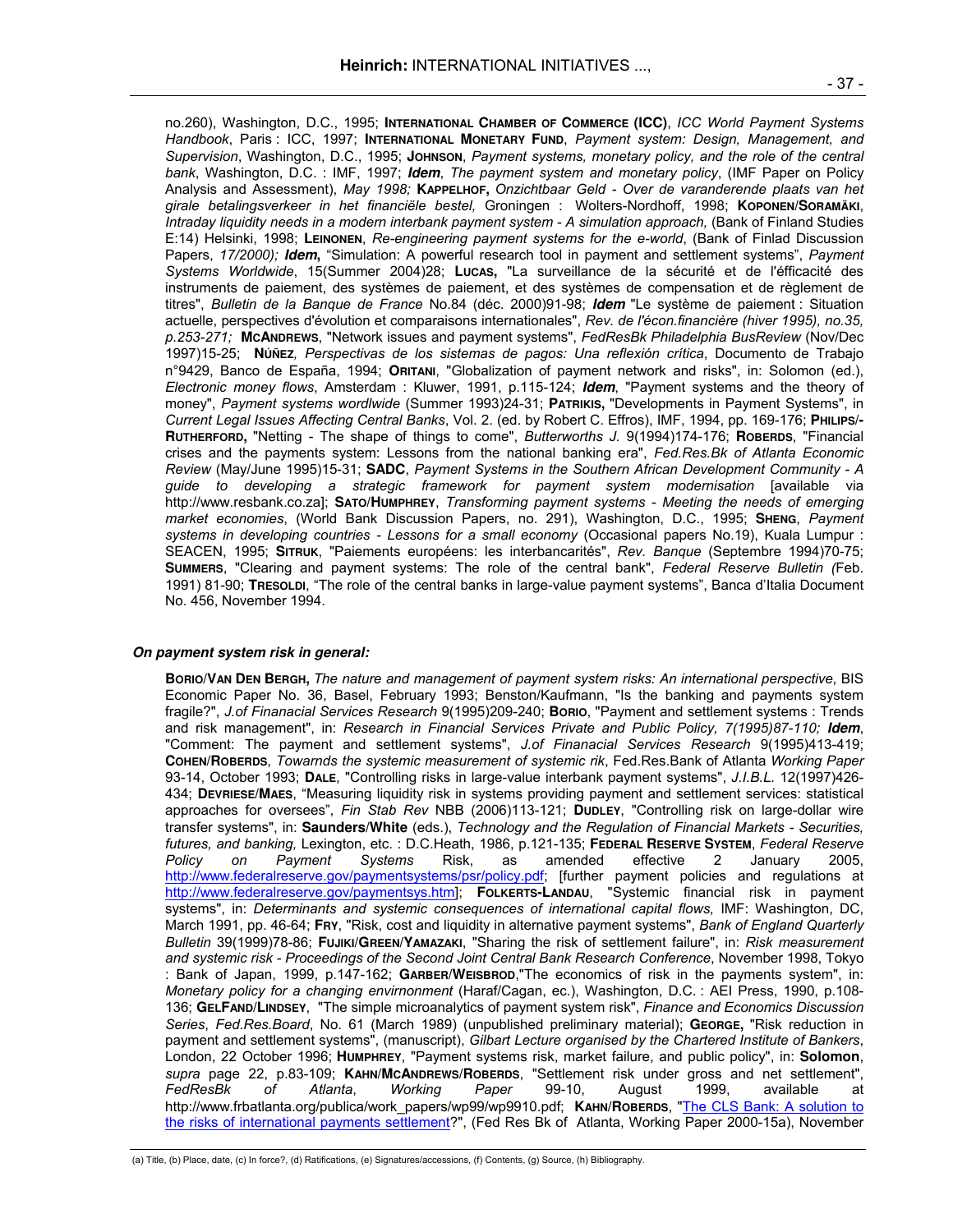no.260), Washington, D.C., 1995; **INTERNATIONAL CHAMBER OF COMMERCE (ICC)**, *ICC World Payment Systems Handbook*, Paris : ICC, 1997; **INTERNATIONAL MONETARY FUND**, *Payment system: Design, Management, and Supervision*, Washington, D.C., 1995; **JOHNSON**, *Payment systems, monetary policy, and the role of the central bank*, Washington, D.C. : IMF, 1997; ***Idem***, *The payment system and monetary policy*, (IMF Paper on Policy Analysis and Assessment), *May 1998;* **KAPPELHOF,** *Onzichtbaar Geld - Over de varanderende plaats van het girale betalingsverkeer in het financiële bestel,* Groningen : Wolters-Nordhoff, 1998; **KOPONEN/SORAMÄKI**, *Intraday liquidity needs in a modern interbank payment system - A simulation approach,* (Bank of Finland Studies E:14) Helsinki, 1998; **LEINONEN**, *Re-engineering payment systems for the e-world*, (Bank of Finlad Discussion Papers, *17/2000);* ***Idem*****,** "Simulation: A powerful research tool in payment and settlement systems", *Payment Systems Worldwide*, 15(Summer 2004)28; **LUCAS,** "La surveillance de la sécurité et de l'éfficacité des instruments de paiement, des systèmes de paiement, et des systèmes de compensation et de règlement de titres", *Bulletin de la Banque de France* No.84 (déc. 2000)91-98; ***Idem*** "Le système de paiement : Situation actuelle, perspectives d'évolution et comparaisons internationales", *Rev. de l'écon.financière (hiver 1995), no.35, p.253-271;* **MCANDREWS**, "Network issues and payment systems", *FedResBk Philadelphia BusReview* (Nov/Dec 1997)15-25; **NÚÑEZ***, Perspectivas de los sistemas de pagos: Una reflexión crítica*, Documento de Trabajo n°9429, Banco de España, 1994; **ORITANI**, "Globalization of payment network and risks", in: Solomon (ed.), *Electronic money flows*, Amsterdam : Kluwer, 1991, p.115-124; ***Idem***, "Payment systems and the theory of money", *Payment systems wordlwide* (Summer 1993)24-31; **PATRIKIS,** "Developments in Payment Systems", in *Current Legal Issues Affecting Central Banks*, Vol. 2. (ed. by Robert C. Effros), IMF, 1994, pp. 169-176; **PHILIPS/-RUTHERFORD,** "Netting - The shape of things to come", *Butterworths J.* 9(1994)174-176; **ROBERDS**, "Financial crises and the payments system: Lessons from the national banking era", *Fed.Res.Bk of Atlanta Economic Review* (May/June 1995)15-31; **SADC**, *Payment Systems in the Southern African Development Community - A guide to developing a strategic framework for payment system modernisation* [available via http://www.resbank.co.za]; **SATO/HUMPHREY**, *Transforming payment systems - Meeting the needs of emerging market economies*, (World Bank Discussion Papers, no. 291), Washington, D.C., 1995; **SHENG**, *Payment systems in developing countries - Lessons for a small economy* (Occasional papers No.19), Kuala Lumpur : SEACEN, 1995; **SITRUK**, "Paiements européens: les interbancarités", *Rev. Banque* (Septembre 1994)70-75; **SUMMERS**, "Clearing and payment systems: The role of the central bank", *Federal Reserve Bulletin (*Feb. 1991) 81-90; **TRESOLDI**, "The role of the central banks in large-value payment systems", Banca d'Italia Document No. 456, November 1994.

***On payment system risk in general:***

**BORIO/VAN DEN BERGH,** *The nature and management of payment system risks: An international perspective*, BIS Economic Paper No. 36, Basel, February 1993; Benston/Kaufmann, "Is the banking and payments system fragile?", *J.of Finanacial Services Research* 9(1995)209-240; **BORIO**, "Payment and settlement systems : Trends and risk management", in: *Research in Financial Services Private and Public Policy, 7(1995)87-110;* ***Idem***, "Comment: The payment and settlement systems", *J.of Finanacial Services Research* 9(1995)413-419; **COHEN/ROBERDS**, *Towarnds the systemic measurement of systemic rik*, Fed.Res.Bank of Atlanta *Working Paper* 93-14, October 1993; **DALE**, "Controlling risks in large-value interbank payment systems", *J.I.B.L.* 12(1997)426-434; **DEVRIESE/MAES**, "Measuring liquidity risk in systems providing payment and settlement services: statistical approaches for oversees", *Fin Stab Rev* NBB (2006)113-121; **DUDLEY**, "Controlling risk on large-dollar wire transfer systems", in: **Saunders/White** (eds.), *Technology and the Regulation of Financial Markets - Securities, futures, and banking,* Lexington, etc. : D.C.Heath, 1986, p.121-135; **FEDERAL RESERVE SYSTEM**, *Federal Reserve Policy on Payment Systems* Risk, as amended effective 2 January 2005, http://www.federalreserve.gov/paymentsystems/psr/policy.pdf; [further payment policies and regulations at http://www.federalreserve.gov/paymentsys.htm]; **FOLKERTS-LANDAU**, "Systemic financial risk in payment systems", in: *Determinants and systemic consequences of international capital flows,* IMF: Washington, DC, March 1991, pp. 46-64; **FRY**, "Risk, cost and liquidity in alternative payment systems", *Bank of England Quarterly Bulletin* 39(1999)78-86; **FUJIKI/GREEN/YAMAZAKI**, "Sharing the risk of settlement failure", in: *Risk measurement and systemic risk - Proceedings of the Second Joint Central Bank Research Conference*, November 1998, Tokyo : Bank of Japan, 1999, p.147-162; **GARBER/WEISBROD**,"The economics of risk in the payments system", in: *Monetary policy for a changing envirnonment* (Haraf/Cagan, ec.), Washington, D.C. : AEI Press, 1990, p.108-136; **GELFAND/LINDSEY**, "The simple microanalytics of payment system risk", *Finance and Economics Discussion Series*, *Fed.Res.Board*, No. 61 (March 1989) (unpublished preliminary material); **GEORGE,** "Risk reduction in payment and settlement systems", (manuscript), *Gilbart Lecture organised by the Chartered Institute of Bankers*, London, 22 October 1996; **HUMPHREY**, "Payment systems risk, market failure, and public policy", in: **Solomon**, *supra* page 22, p.83-109; **KAHN/MCANDREWS/ROBERDS**, "Settlement risk under gross and net settlement", *FedResBk of Atlanta*, *Working Paper* 99-10, August 1999, available at http://www.frbatlanta.org/publica/work_papers/wp99/wp9910.pdf; **KAHN/ROBERDS**, "The CLS Bank: A solution to the risks of international payments settlement?", (Fed Res Bk of Atlanta, Working Paper 2000-15a), November

(a) Title, (b) Place, date, (c) In force?, (d) Ratifications, (e) Signatures/accessions, (f) Contents, (g) Source, (h) Bibliography.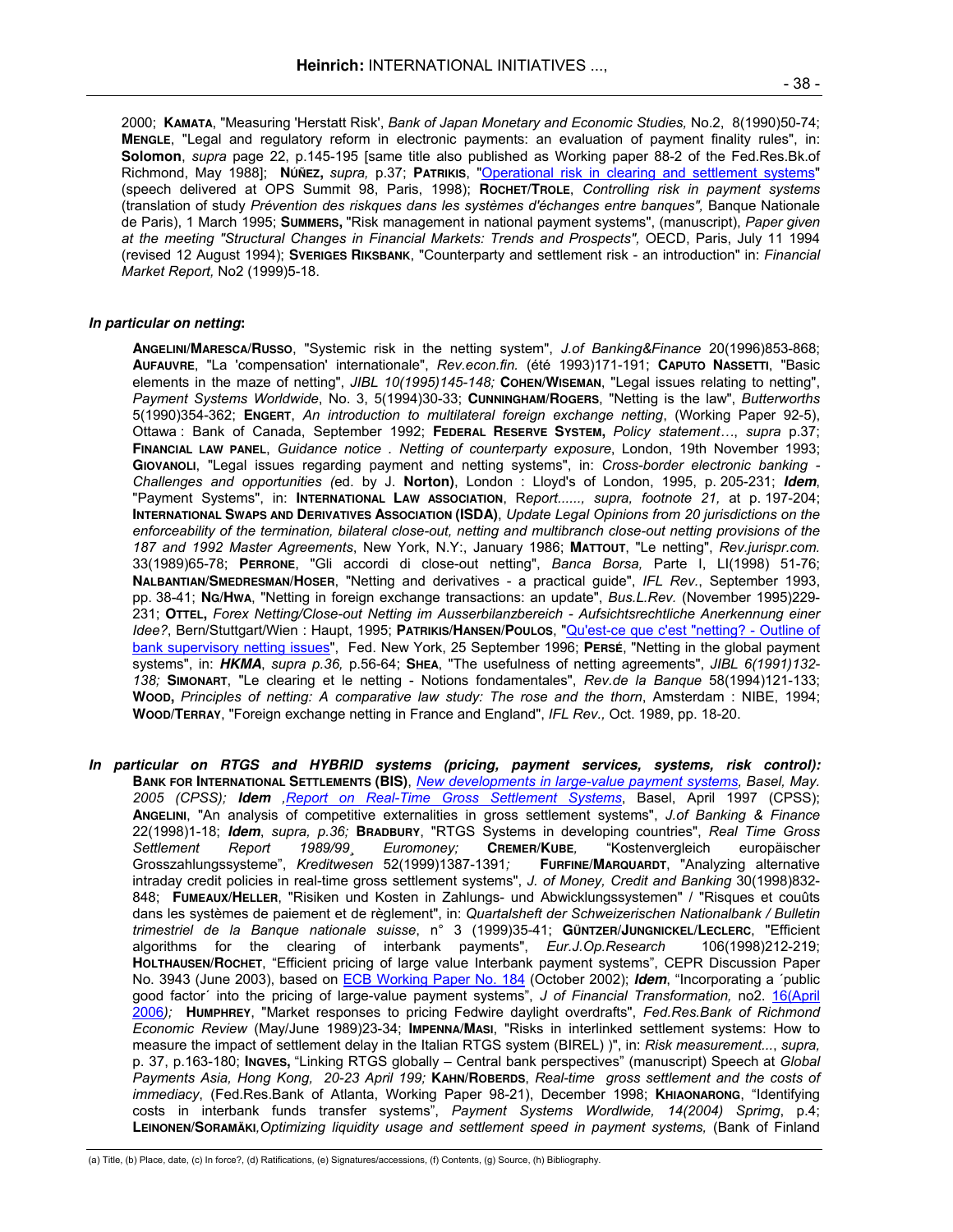2000; **KAMATA**, "Measuring 'Herstatt Risk', *Bank of Japan Monetary and Economic Studies,* No.2, 8(1990)50-74; **MENGLE**, "Legal and regulatory reform in electronic payments: an evaluation of payment finality rules", in: **Solomon**, *supra* page 22, p.145-195 [same title also published as Working paper 88-2 of the Fed.Res.Bk.of Richmond, May 1988]; **NÚÑEZ,** *supra,* p.37; **PATRIKIS**, "Operational risk in clearing and settlement systems" (speech delivered at OPS Summit 98, Paris, 1998); **ROCHET**/**TROLE**, *Controlling risk in payment systems* (translation of study *Prévention des riskques dans les systèmes d'échanges entre banques",* Banque Nationale de Paris), 1 March 1995; **SUMMERS,** "Risk management in national payment systems", (manuscript), *Paper given at the meeting "Structural Changes in Financial Markets: Trends and Prospects",* OECD, Paris, July 11 1994 (revised 12 August 1994); **SVERIGES RIKSBANK**, "Counterparty and settlement risk - an introduction" in: *Financial Market Report,* No2 (1999)5-18.

***In particular on netting*:**

**ANGELINI**/**MARESCA**/**RUSSO**, "Systemic risk in the netting system", *J.of Banking&Finance* 20(1996)853-868; **AUFAUVRE**, "La 'compensation' internationale", *Rev.econ.fin.* (été 1993)171-191; **CAPUTO NASSETTI**, "Basic elements in the maze of netting", *JIBL 10(1995)145-148;* **COHEN**/**WISEMAN**, "Legal issues relating to netting", *Payment Systems Worldwide*, No. 3, 5(1994)30-33; **CUNNINGHAM**/**ROGERS**, "Netting is the law", *Butterworths* 5(1990)354-362; **ENGERT**, *An introduction to multilateral foreign exchange netting*, (Working Paper 92-5), Ottawa : Bank of Canada, September 1992; **FEDERAL RESERVE SYSTEM,** *Policy statement…, supra* p.37; **FINANCIAL LAW PANEL**, *Guidance notice . Netting of counterparty exposure*, London, 19th November 1993; **GIOVANOLI**, "Legal issues regarding payment and netting systems", in: *Cross-border electronic banking - Challenges and opportunities (*ed. by J. **Norton)**, London : Lloyd's of London, 1995, p. 205-231; ***Idem***, "Payment Systems", in: **INTERNATIONAL LAW ASSOCIATION**, R*eport......, supra, footnote 21,* at p. 197-204; **INTERNATIONAL SWAPS AND DERIVATIVES ASSOCIATION (ISDA)**, *Update Legal Opinions from 20 jurisdictions on the enforceability of the termination, bilateral close-out, netting and multibranch close-out netting provisions of the 187 and 1992 Master Agreements*, New York, N.Y:, January 1986; **MATTOUT**, "Le netting", *Rev.jurispr.com.* 33(1989)65-78; **PERRONE**, "Gli accordi di close-out netting", *Banca Borsa,* Parte I, LI(1998) 51-76; **NALBANTIAN**/**SMEDRESMAN**/**HOSER**, "Netting and derivatives - a practical guide", *IFL Rev.*, September 1993, pp. 38-41; **NG**/**HWA**, "Netting in foreign exchange transactions: an update", *Bus.L.Rev.* (November 1995)229-231; **OTTEL,** *Forex Netting/Close-out Netting im Ausserbilanzbereich - Aufsichtsrechtliche Anerkennung einer Idee?*, Bern/Stuttgart/Wien : Haupt, 1995; **PATRIKIS**/**HANSEN**/**POULOS**, "Qu'est-ce que c'est "netting? - Outline of bank supervisory netting issues", Fed. New York, 25 September 1996; **PERSÉ**, "Netting in the global payment systems", in: ***HKMA***, *supra p.36,* p.56-64; **SHEA**, "The usefulness of netting agreements", *JIBL 6(1991)132-138;* **SIMONART**, "Le clearing et le netting - Notions fondamentales", *Rev.de la Banque* 58(1994)121-133; **WOOD,** *Principles of netting: A comparative law study: The rose and the thorn*, Amsterdam : NIBE, 1994; **WOOD**/**TERRAY**, "Foreign exchange netting in France and England", *IFL Rev.,* Oct. 1989, pp. 18-20.

***In particular on RTGS and HYBRID systems (pricing, payment services, systems, risk control):***
**BANK FOR INTERNATIONAL SETTLEMENTS (BIS)**, *New developments in large-value payment systems, Basel, May. 2005 (CPSS); **Idem** ,Report on Real-Time Gross Settlement Systems*, Basel, April 1997 (CPSS); **ANGELINI**, "An analysis of competitive externalities in gross settlement systems", *J.of Banking & Finance* 22(1998)1-18; ***Idem****, supra, p.36;* **BRADBURY**, "RTGS Systems in developing countries", *Real Time Gross Settlement Report 1989/99¸ Euromoney;* **CREMER**/**KUBE***,* "Kostenvergleich europäischer Grosszahlungssysteme", *Kreditwesen* 52(1999)1387-1391*;* **FURFINE**/**MARQUARDT**, "Analyzing alternative intraday credit policies in real-time gross settlement systems", *J. of Money, Credit and Banking* 30(1998)832-848; **FUMEAUX**/**HELLER**, "Risiken und Kosten in Zahlungs- und Abwicklungssystemen" / "Risques et couûts dans les systèmes de paiement et de règlement", in: *Quartalsheft der Schweizerischen Nationalbank / Bulletin trimestriel de la Banque nationale suisse*, n° 3 (1999)35-41; **GÜNTZER**/**JUNGNICKEL**/**LECLERC**, "Efficient algorithms for the clearing of interbank payments", *Eur.J.Op.Research* 106(1998)212-219; **HOLTHAUSEN**/**ROCHET**, "Efficient pricing of large value Interbank payment systems", CEPR Discussion Paper No. 3943 (June 2003), based on ECB Working Paper No. 184 (October 2002); ***Idem***, "Incorporating a ´public good factor´ into the pricing of large-value payment systems", *J of Financial Transformation,* no2. 16(April 2006*);* **HUMPHREY**, "Market responses to pricing Fedwire daylight overdrafts", *Fed.Res.Bank of Richmond Economic Review* (May/June 1989)23-34; **IMPENNA**/**MASI**, "Risks in interlinked settlement systems: How to measure the impact of settlement delay in the Italian RTGS system (BIREL) )", in: *Risk measurement...*, *supra,* p. 37, p.163-180; **INGVES,** "Linking RTGS globally – Central bank perspectives" (manuscript) Speech at *Global Payments Asia, Hong Kong, 20-23 April 199;* **KAHN**/**ROBERDS**, *Real-time gross settlement and the costs of immediacy*, (Fed.Res.Bank of Atlanta, Working Paper 98-21), December 1998; **KHIAONARONG**, "Identifying costs in interbank funds transfer systems", *Payment Systems Wordlwide, 14(2004) Sprimg*, p.4; **LEINONEN**/**SORAMÄKI***,Optimizing liquidity usage and settlement speed in payment systems,* (Bank of Finland

(a) Title, (b) Place, date, (c) In force?, (d) Ratifications, (e) Signatures/accessions, (f) Contents, (g) Source, (h) Bibliography.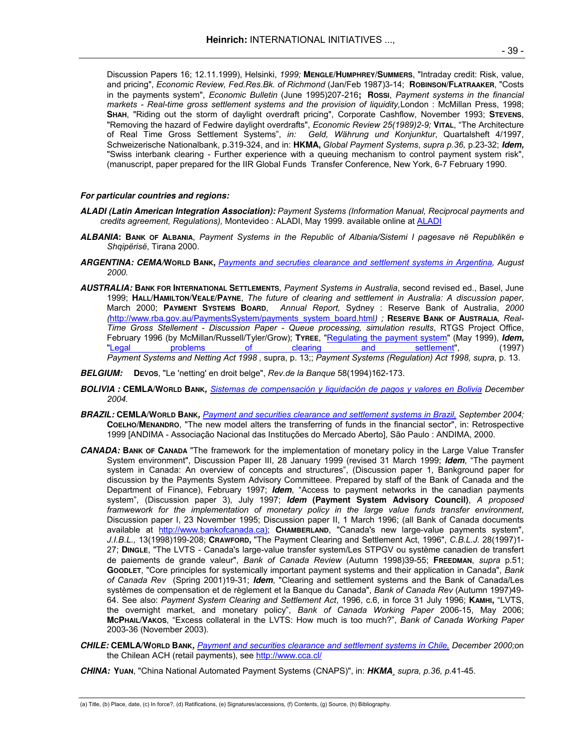Discussion Papers 16; 12.11.1999), Helsinki, *1999;* **MENGLE/HUMPHREY/SUMMERS**, "Intraday credit: Risk, value, and pricing", *Economic Review, Fed.Res.Bk. of Richmond* (Jan/Feb 1987)3-14; **ROBINSON/FLATRAAKER**, "Costs in the payments system", *Economic Bulletin* (June 1995)207-216**;** **ROSSI**, *Payment systems in the financial markets - Real-time gross settlement systems and the provision of liquidity,*London : McMillan Press, 1998; **SHAH**, "Riding out the storm of daylight overdraft pricing", Corporate Cashflow, November 1993; **STEVENS**, "Removing the hazard of Fedwire daylight overdrafts", *Economic Review 25(1989)2-9;* **VITAL**, "The Architecture of Real Time Gross Settlement Systems", *in: Geld, Währung und Konjunktur*, Quartalsheft 4/1997, Schweizerische Nationalbank, p.319-324, and in: **HKMA,** *Global Payment Systems*, *supra p.36,* p.23-32; ***Idem,*** "Swiss interbank clearing - Further experience with a queuing mechanism to control payment system risk", (manuscript, paper prepared for the IIR Global Funds Transfer Conference, New York, 6-7 February 1990.

***For particular countries and regions:***

***ALADI (Latin American Integration Association):*** *Payment Systems (Information Manual, Reciprocal payments and credits agreement, Regulations),* Montevideo : ALADI, May 1999. available online at ALADI

***ALBANIA*: BANK OF ALBANIA**, *Payment Systems in the Republic of Albania/Sistemi I pagesave në Republikën e Shqipërisë*, Tirana 2000.

***ARGENTINA: CEMA*/WORLD BANK,** *Payments and secruties clearance and settlement systems in Argentina, August 2000.*

***AUSTRALIA:*** **BANK FOR INTERNATIONAL SETTLEMENTS**, *Payment Systems in Australia*, second revised ed., Basel, June 1999; **HALL/HAMILTON/VEALE/PAYNE**, *The future of clearing and settlement in Australia: A discussion paper*, March 2000; **PAYMENT SYSTEMS BOARD**, *Annual Report,* Sydney : Reserve Bank of Australia, *2000 (*http://www.rba.gov.au/PaymentsSystem/payments_system_board.html*) ;* **RESERVE BANK OF AUSTRALIA***, Real-Time Gross Stellement - Discussion Paper - Queue processing, simulation results*, RTGS Project Office, February 1996 (by McMillan/Russell/Tyler/Grow); **TYREE**, "Regulating the payment system" (May 1999), ***Idem,*** "Legal problems of clearing and settlement", (1997) *Payment Systems and Netting Act 1998 ,* supra, p. 13;; *Payment Systems (Regulation) Act 1998, supra*, p. 13.

***BELGIUM:*** **DEVOS**, "Le 'netting' en droit belge", *Rev.de la Banque* 58(1994)162-173.

***BOLIVIA :*** **CEMLA/WORLD BANK***, Sistemas de compensación y liquidación de pagos y valores en Bolivia December 2004.*

***BRAZIL:*** **CEMLA/WORLD BANK***, Payment and securities clearance and settlement systems in Brazil, September 2004;* **COELHO/MENANDRO**, "The new model alters the transferring of funds in the financial sector", in: Retrospective 1999 [ANDIMA - Associação Nacional das Instituções do Mercado Aberto], São Paulo : ANDIMA, 2000.

***CANADA:*** **BANK OF CANADA** "The framework for the implementation of monetary policy in the Large Value Transfer System environment", Discussion Paper III, 28 January 1999 (revised 31 March 1999; ***Idem***, "The payment system in Canada: An overview of concepts and structures", (Discussion paper 1, Bankground paper for discussion by the Payments System Advisory Committeee. Prepared by staff of the Bank of Canada and the Department of Finance), February 1997; ***Idem***, "Access to payment networks in the canadian payments system", (Discussion paper 3), July 1997; ***Idem*** **(Payment System Advisory Council)**, *A proposed framwework for the implementation of monetary policy in the large value funds transfer environment*, Discussion paper I, 23 November 1995; Discussion paper II, 1 March 1996; (all Bank of Canada documents available at http://www.bankofcanada.ca); **CHAMBERLAND**, "Canada's new large-value payments system", *J.I.B.L.,* 13(1998)199-208; **CRAWFORD,** "The Payment Clearing and Settlement Act, 1996", *C.B.L.J.* 28(1997)1-27; **DINGLE**, "The LVTS - Canada's large-value transfer system/Les STPGV ou système canadien de transfert de paiements de grande valeur", *Bank of Canada Review* (Autumn 1998)39-55; **FREEDMAN**, *supra* p.51; **GOODLET**, "Core principles for systemically important payment systems and their application in Canada", *Bank of Canada Rev* (Spring 2001)19-31; ***Idem***, "Clearing and settlement systems and the Bank of Canada/Les systèmes de compensation et de règlement et la Banque du Canada", *Bank of Canada Rev* (Autumn 1997)49-64. See also: *Payment System Clearing and Settlement Act*, 1996, c.6, in force 31 July 1996; **KAMHI,** "LVTS, the overnight market, and monetary policy", *Bank of Canada Working Paper* 2006-15, May 2006; **MCPHAIL/VAKOS**, "Excess collateral in the LVTS: How much is too much?", *Bank of Canada Working Paper* 2003-36 (November 2003).

***CHILE:*** **CEMLA/WORLD BANK***, Payment and securities clearance and settlement systems in Chile, December 2000;*on the Chilean ACH (retail payments), see http://www.cca.cl/

***CHINA:*** **YUAN**, "China National Automated Payment Systems (CNAPS)", in: ***HKMA¸*** *supra, p.36, p.*41-45.

(a) Title, (b) Place, date, (c) In force?, (d) Ratifications, (e) Signatures/accessions, (f) Contents, (g) Source, (h) Bibliography.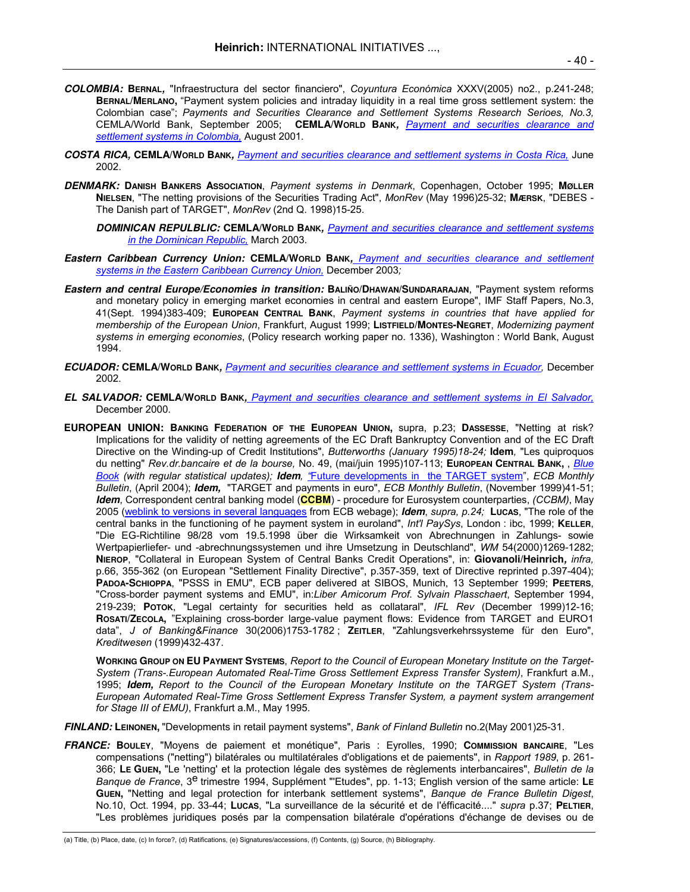***COLOMBIA:*** **BERNAL,** "Infraestructura del sector financiero", *Coyuntura Económica* XXXV(2005) no2., p.241-248; **BERNAL/MERLANO,** "Payment system policies and intraday liquidity in a real time gross settlement system: the Colombian case"; *Payments and Securities Clearance and Settlement Systems Research Serioes, No.3,* CEMLA/World Bank, September 2005; **CEMLA/WORLD BANK,** *Payment and securities clearance and settlement systems in Colombia,* August 2001.

***COSTA RICA,*** **CEMLA/WORLD BANK,** *Payment and securities clearance and settlement systems in Costa Rica,* June 2002.

***DENMARK:*** **DANISH BANKERS ASSOCIATION**, *Payment systems in Denmark*, Copenhagen, October 1995; **MØLLER NIELSEN**, "The netting provisions of the Securities Trading Act", *MonRev* (May 1996)25-32; **MÆRSK**, "DEBES - The Danish part of TARGET", *MonRev* (2nd Q. 1998)15-25.

***DOMINICAN REPULBLIC:*** **CEMLA/WORLD BANK,** *Payment and securities clearance and settlement systems in the Dominican Republic,* March 2003.

***Eastern Caribbean Currency Union:*** **CEMLA/WORLD BANK,** *Payment and securities clearance and settlement systems in the Eastern Caribbean Currency Union,* December 2003;

***Eastern and central Europe/Economies in transition:*** **BALIÑO/DHAWAN/SUNDARARAJAN**, "Payment system reforms and monetary policy in emerging market economies in central and eastern Europe", IMF Staff Papers, No.3, 41(Sept. 1994)383-409; **EUROPEAN CENTRAL BANK**, *Payment systems in countries that have applied for membership of the European Union*, Frankfurt, August 1999; **LISTFIELD/MONTES-NEGRET**, *Modernizing payment systems in emerging economies*, (Policy research working paper no. 1336), Washington : World Bank, August 1994.

***ECUADOR:*** **CEMLA/WORLD BANK,** *Payment and securities clearance and settlement systems in Ecuador,* December 2002.

***EL SALVADOR:*** **CEMLA/WORLD BANK,** *Payment and securities clearance and settlement systems in El Salvador,* December 2000.

**EUROPEAN UNION:** **BANKING FEDERATION OF THE EUROPEAN UNION,** supra, p.23; **DASSESSE**, "Netting at risk? Implications for the validity of netting agreements of the EC Draft Bankruptcy Convention and of the EC Draft Directive on the Winding-up of Credit Institutions", *Butterworths (January 1995)18-24;* **Idem**, "Les quiproquos du netting" *Rev.dr.bancaire et de la bourse,* No. 49, (mai/juin 1995)107-113; **EUROPEAN CENTRAL BANK,** , *Blue Book (with regular statistical updates);* ***Idem***, "Future developments in the TARGET system", *ECB Monthly Bulletin*, (April 2004); ***Idem,*** "TARGET and payments in euro", *ECB Monthly Bulletin*, (November 1999)41-51; ***Idem***, Correspondent central banking model (**CCBM**) - procedure for Eurosystem counterparties, *(CCBM)*, May 2005 (weblink to versions in several languages from ECB webage); ***Idem***, *supra, p.24;* **LUCAS**, "The role of the central banks in the functioning of he payment system in euroland", *Int'l PaySys*, London : ibc, 1999; **KELLER**, "Die EG-Richtiline 98/28 vom 19.5.1998 über die Wirksamkeit von Abrechnungen in Zahlungs- sowie Wertpapierliefer- und -abrechnungssystemen und ihre Umsetzung in Deutschland", *WM* 54(2000)1269-1282; **NIEROP**, "Collateral in European System of Central Banks Credit Operations", in: **Giovanoli/Heinrich,** *infra,* p.66, 355-362 (on European "Settlement Finality Directive", p.357-359, text of Directive reprinted p.397-404); **PADOA-SCHIOPPA**, "PSSS in EMU", ECB paper delivered at SIBOS, Munich, 13 September 1999; **PEETERS**, "Cross-border payment systems and EMU", in:*Liber Amicorum Prof. Sylvain Plasschaert*, September 1994, 219-239; **POTOK**, "Legal certainty for securities held as collataral", *IFL Rev* (December 1999)12-16; **ROSATI/ZECOLA,** "Explaining cross-border large-value payment flows: Evidence from TARGET and EURO1 data", *J of Banking&Finance* 30(2006)1753-1782 ; **ZEITLER**, "Zahlungsverkehrssysteme für den Euro", *Kreditwesen* (1999)432-437.

**WORKING GROUP ON EU PAYMENT SYSTEMS**, *Report to the Council of European Monetary Institute on the Target-System (Trans-.European Automated Real-Time Gross Settlement Express Transfer System)*, Frankfurt a.M., 1995; ***Idem,*** *Report to the Council of the European Monetary Institute on the TARGET System (Trans-European Automated Real-Time Gross Settlement Express Transfer System, a payment system arrangement for Stage III of EMU)*, Frankfurt a.M., May 1995.

***FINLAND:*** **LEINONEN,** "Developments in retail payment systems", *Bank of Finland Bulletin* no.2(May 2001)25-31.

***FRANCE:*** **BOULEY**, "Moyens de paiement et monétique", Paris : Eyrolles, 1990; **COMMISSION BANCAIRE**, "Les compensations ("netting") bilatérales ou multilatérales d'obligations et de paiements", in *Rapport 1989*, p. 261-366; **LE GUEN,** "Le 'netting' et la protection légale des systèmes de règlements interbancaires", *Bulletin de la Banque de France*, 3e trimestre 1994, Supplément "'Etudes", pp. 1-13; English version of the same article: **LE GUEN,** "Netting and legal protection for interbank settlement systems", *Banque de France Bulletin Digest*, No.10, Oct. 1994, pp. 33-44; **LUCAS**, "La surveillance de la sécurité et de l'éfficacité...." *supra* p.37; **PELTIER**, "Les problèmes juridiques posés par la compensation bilatérale d'opérations d'échange de devises ou de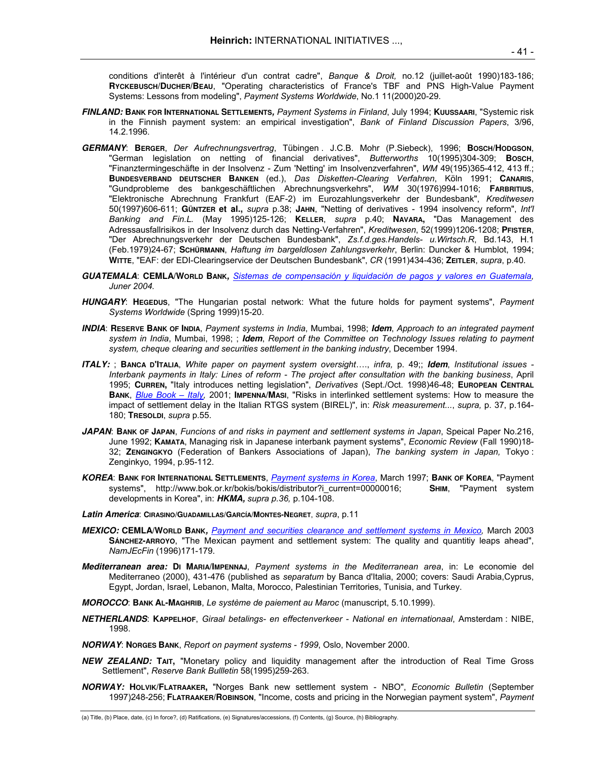conditions d'interêt à l'intérieur d'un contrat cadre", *Banque & Droit,* no.12 (juillet-août 1990)183-186; **RYCKEBUSCH/DUCHER/BEAU**, "Operating characteristics of France's TBF and PNS High-Value Payment Systems: Lessons from modeling", *Payment Systems Worldwide*, No.1 11(2000)20-29.

***FINLAND:*** **BANK FOR INTERNATIONAL SETTLEMENTS,** *Payment Systems in Finland*, July 1994; **KUUSSAARI**, "Systemic risk in the Finnish payment system: an empirical investigation", *Bank of Finland Discussion Papers*, 3/96, 14.2.1996.

***GERMANY***: **BERGER**, *Der Aufrechnungsvertrag*, Tübingen . J.C.B. Mohr (P.Siebeck), 1996; **BOSCH/HODGSON**, "German legislation on netting of financial derivatives", *Butterworths* 10(1995)304-309; **BOSCH**, "Finanztermingeschäfte in der Insolvenz - Zum 'Netting' im Insolvenzverfahren", *WM* 49(195)365-412, 413 ff.; **BUNDESVERBAND DEUTSCHER BANKEN** (ed.), *Das Disketten-Clearing Verfahren*, Köln 1991; **CANARIS**, "Gundprobleme des bankgeschäftlichen Abrechnungsverkehrs", *WM* 30(1976)994-1016; **FARBRITIUS**, "Elektronische Abrechnung Frankfurt (EAF-2) im Eurozahlungsverkehr der Bundesbank", *Kreditwesen* 50(1997)606-611; **GÜNTZER et al.,** *supra* p.38; **JAHN**, "Netting of derivatives - 1994 insolvency reform", *Int'l Banking and Fin.L.* (May 1995)125-126; **KELLER**, *supra* p.40; **NAVARA,** "Das Management des Adressausfallrisikos in der Insolvenz durch das Netting-Verfahren", *Kreditwesen*, 52(1999)1206-1208; **PFISTER**, "Der Abrechnungsverkehr der Deutschen Bundesbank", *Zs.f.d.ges.Handels- u.Wirtsch.R*, Bd.143, H.1 (Feb.1979)24-67; **SCHÜRMANN**, *Haftung im bargeldlosen Zahlungsverkehr*, Berlin: Duncker & Humblot, 1994; **WITTE**, "EAF: der EDI-Clearingservice der Deutschen Bundesbank", *CR* (1991)434-436; **ZEITLER**, *supra*, p.40.

***GUATEMALA***: **CEMLA/WORLD BANK,** *Sistemas de compensación y liquidación de pagos y valores en Guatemala, Juner 2004.*

***HUNGARY***: **HEGEDUS**, "The Hungarian postal network: What the future holds for payment systems", *Payment Systems Worldwide* (Spring 1999)15-20.

***INDIA***: **RESERVE BANK OF INDIA**, *Payment systems in India*, Mumbai, 1998; ***Idem***, *Approach to an integrated payment system in India*, Mumbai, 1998; ; ***Idem***, *Report of the Committee on Technology Issues relating to payment system, cheque clearing and securities settlement in the banking industry*, December 1994.

***ITALY:*** ; **BANCA D'ITALIA**, *White paper on payment system oversight…., infra,* p. 49;; ***Idem***, *Institutional issues - Interbank payments in Italy: Lines of reform - The project after consultation with the banking business*, April 1995; **CURREN,** "Italy introduces netting legislation", *Derivatives* (Sept./Oct. 1998)46-48; **EUROPEAN CENTRAL BANK**, *Blue Book – Italy*, 2001; **IMPENNA/MASI**, "Risks in interlinked settlement systems: How to measure the impact of settlement delay in the Italian RTGS system (BIREL)", in: *Risk measurement..., supra,* p. 37, p.164-180; **TRESOLDI**, *supra* p.55.

***JAPAN***: **BANK OF JAPAN**, *Funcions of and risks in payment and settlement systems in Japan*, Speical Paper No.216, June 1992; **KAMATA**, Managing risk in Japanese interbank payment systems", *Economic Review* (Fall 1990)18-32; **ZENGINGKYO** (Federation of Bankers Associations of Japan), *The banking system in Japan,* Tokyo : Zenginkyo, 1994, p.95-112.

***KOREA***: **BANK FOR INTERNATIONAL SETTLEMENTS**, *Payment systems in Korea*, March 1997; **BANK OF KOREA**, "Payment systems", http://www.bok.or.kr/bokis/bokis/distributor?i_current=00000016; **SHIM**, "Payment system developments in Korea", in: ***HKMA,*** *supra p.36,* p.104-108.

***Latin America***: **CIRASINO/GUADAMILLAS/GARCÍA/MONTES-NEGRET**, *supra*, p.11

***MEXICO:*** **CEMLA/WORLD BANK,** *Payment and securities clearance and settlement systems in Mexico,* March 2003 **SÁNCHEZ-ARROYO**, "The Mexican payment and settlement system: The quality and quantitiy leaps ahead", *NamJEcFin* (1996)171-179.

***Mediterranean area:*** **DI MARIA/IMPENNAJ**, *Payment systems in the Mediterranean area*, in: Le economie del Mediterraneo (2000), 431-476 (published as *separatum* by Banca d'Italia, 2000; covers: Saudi Arabia,Cyprus, Egypt, Jordan, Israel, Lebanon, Malta, Morocco, Palestinian Territories, Tunisia, and Turkey.

***MOROCCO***: **BANK AL-MAGHRIB**, *Le système de paiement au Maroc* (manuscript, 5.10.1999).

***NETHERLANDS***: **KAPPELHOF**, *Giraal betalings- en effectenverkeer - National en internationaal*, Amsterdam : NIBE, 1998.

***NORWAY***: **NORGES BANK**, *Report on payment systems - 1999*, Oslo, November 2000.

***NEW ZEALAND:*** **TAIT,** "Monetary policy and liquidity management after the introduction of Real Time Gross Settlement", *Reserve Bank Bullletin* 58(1995)259-263.

***NORWAY:*** **HOLVIK/FLATRAAKER,** "Norges Bank new settlement system - NBO", *Economic Bulletin* (September 1997)248-256; **FLATRAAKER/ROBINSON**, "Income, costs and pricing in the Norwegian payment system", *Payment*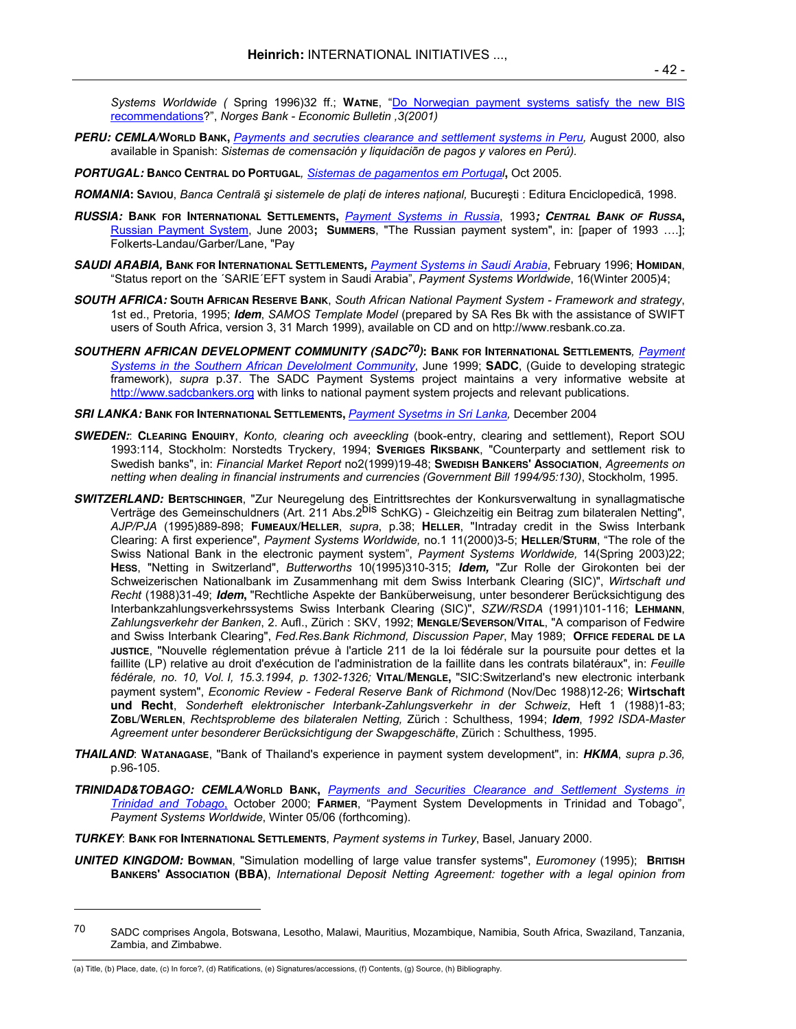*Systems Worldwide (* Spring 1996)32 ff.; **Watne**, "Do Norwegian payment systems satisfy the new BIS recommendations?", *Norges Bank - Economic Bulletin ,3(2001)*

***PERU: CEMLA/*World Bank,** *Payments and secruties clearance and settlement systems in Peru,* August 2000*,* also available in Spanish: *Sistemas de comensación y liquidaciõn de pagos y valores en Perú).*

***PORTUGAL:* Banco Central do Portugal***, Sistemas de pagamentos em Portugal***,** Oct 2005.

***ROMANIA*: Saviou**, *Banca Centralā şi sistemele de plați de interes național,* Bucureşti : Editura Enciclopedicā, 1998.

***RUSSIA:* Bank for International Settlements,** *Payment Systems in Russia*, 1993***; Central Bank of Russa*,** Russian Payment System, June 2003**; Summers**, "The Russian payment system", in: [paper of 1993 ….]; Folkerts-Landau/Garber/Lane, "Pay

***SAUDI ARABIA,* Bank for International Settlements*,*** *Payment Systems in Saudi Arabia*, February 1996; **Homidan**, "Status report on the ´SARIE´EFT system in Saudi Arabia", *Payment Systems Worldwide*, 16(Winter 2005)4;

***SOUTH AFRICA:* South African Reserve Bank**, *South African National Payment System - Framework and strategy*, 1st ed., Pretoria, 1995; ***Idem***, *SAMOS Template Model* (prepared by SA Res Bk with the assistance of SWIFT users of South Africa, version 3, 31 March 1999), available on CD and on http://www.resbank.co.za.

***SOUTHERN AFRICAN DEVELOPMENT COMMUNITY (SADC[70])*: Bank for International Settlements***, Payment Systems in the Southern African Develolment Community*, June 1999; **SADC**, (Guide to developing strategic framework), *supra* p.37. The SADC Payment Systems project maintains a very informative website at http://www.sadcbankers.org with links to national payment system projects and relevant publications.

***SRI LANKA:* Bank for International Settlements,** *Payment Sysetms in Sri Lanka,* December 2004

***SWEDEN:*: Clearing Enquiry**, *Konto, clearing och aveeckling* (book-entry, clearing and settlement), Report SOU 1993:114, Stockholm: Norstedts Tryckery, 1994; **Sveriges Riksbank**, "Counterparty and settlement risk to Swedish banks", in: *Financial Market Report* no2(1999)19-48; **Swedish Bankers' Association**, *Agreements on netting when dealing in financial instruments and currencies (Government Bill 1994/95:130)*, Stockholm, 1995.

***SWITZERLAND:* Bertschinger**, "Zur Neuregelung des Eintrittsrechtes der Konkursverwaltung in synallagmatische Verträge des Gemeinschuldners (Art. 211 Abs.2[bis] SchKG) - Gleichzeitig ein Beitrag zum bilateralen Netting", *AJP/PJA* (1995)889-898; **Fumeaux/Heller**, *supra*, p.38; **Heller**, "Intraday credit in the Swiss Interbank Clearing: A first experience", *Payment Systems Worldwide,* no.1 11(2000)3-5; **Heller/Sturm**, "The role of the Swiss National Bank in the electronic payment system", *Payment Systems Worldwide,* 14(Spring 2003)22; **Hess**, "Netting in Switzerland", *Butterworths* 10(1995)310-315; ***Idem,*** "Zur Rolle der Girokonten bei der Schweizerischen Nationalbank im Zusammenhang mit dem Swiss Interbank Clearing (SIC)", *Wirtschaft und Recht* (1988)31-49; ***Idem*,** "Rechtliche Aspekte der Banküberweisung, unter besonderer Berücksichtigung des Interbankzahlungsverkehrssystems Swiss Interbank Clearing (SIC)", *SZW/RSDA* (1991)101-116; **Lehmann**, *Zahlungsverkehr der Banken*, 2. Aufl., Zürich : SKV, 1992; **Mengle/Severson/Vital**, "A comparison of Fedwire and Swiss Interbank Clearing", *Fed.Res.Bank Richmond, Discussion Paper*, May 1989; **Office federal de la justice**, "Nouvelle réglementation prévue à l'article 211 de la loi fédérale sur la poursuite pour dettes et la faillite (LP) relative au droit d'exécution de l'administration de la faillite dans les contrats bilatéraux", in: *Feuille fédérale, no. 10, Vol. I, 15.3.1994, p. 1302-1326;* **Vital/Mengle,** "SIC:Switzerland's new electronic interbank payment system", *Economic Review - Federal Reserve Bank of Richmond* (Nov/Dec 1988)12-26; **Wirtschaft und Recht**, *Sonderheft elektronischer Interbank-Zahlungsverkehr in der Schweiz*, Heft 1 (1988)1-83; **Zobl/Werlen**, *Rechtsprobleme des bilateralen Netting,* Zürich : Schulthess, 1994; ***Idem***, *1992 ISDA-Master Agreement unter besonderer Berücksichtigung der Swapgeschäfte*, Zürich : Schulthess, 1995.

***THAILAND*: Watanagase**, "Bank of Thailand's experience in payment system development", in: ***HKMA***, *supra p.36,* p.96-105.

***TRINIDAD&TOBAGO: CEMLA/*World Bank,** *Payments and Securities Clearance and Settlement Systems in Trinidad and Tobago*, October 2000; **Farmer**, "Payment System Developments in Trinidad and Tobago", *Payment Systems Worldwide*, Winter 05/06 (forthcoming).

***TURKEY*: Bank for International Settlements**, *Payment systems in Turkey*, Basel, January 2000.

***UNITED KINGDOM:* Bowman**, "Simulation modelling of large value transfer systems", *Euromoney* (1995); **British Bankers' Association (BBA)**, *International Deposit Netting Agreement: together with a legal opinion from*

---

70 SADC comprises Angola, Botswana, Lesotho, Malawi, Mauritius, Mozambique, Namibia, South Africa, Swaziland, Tanzania, Zambia, and Zimbabwe.

(a) Title, (b) Place, date, (c) In force?, (d) Ratifications, (e) Signatures/accessions, (f) Contents, (g) Source, (h) Bibliography.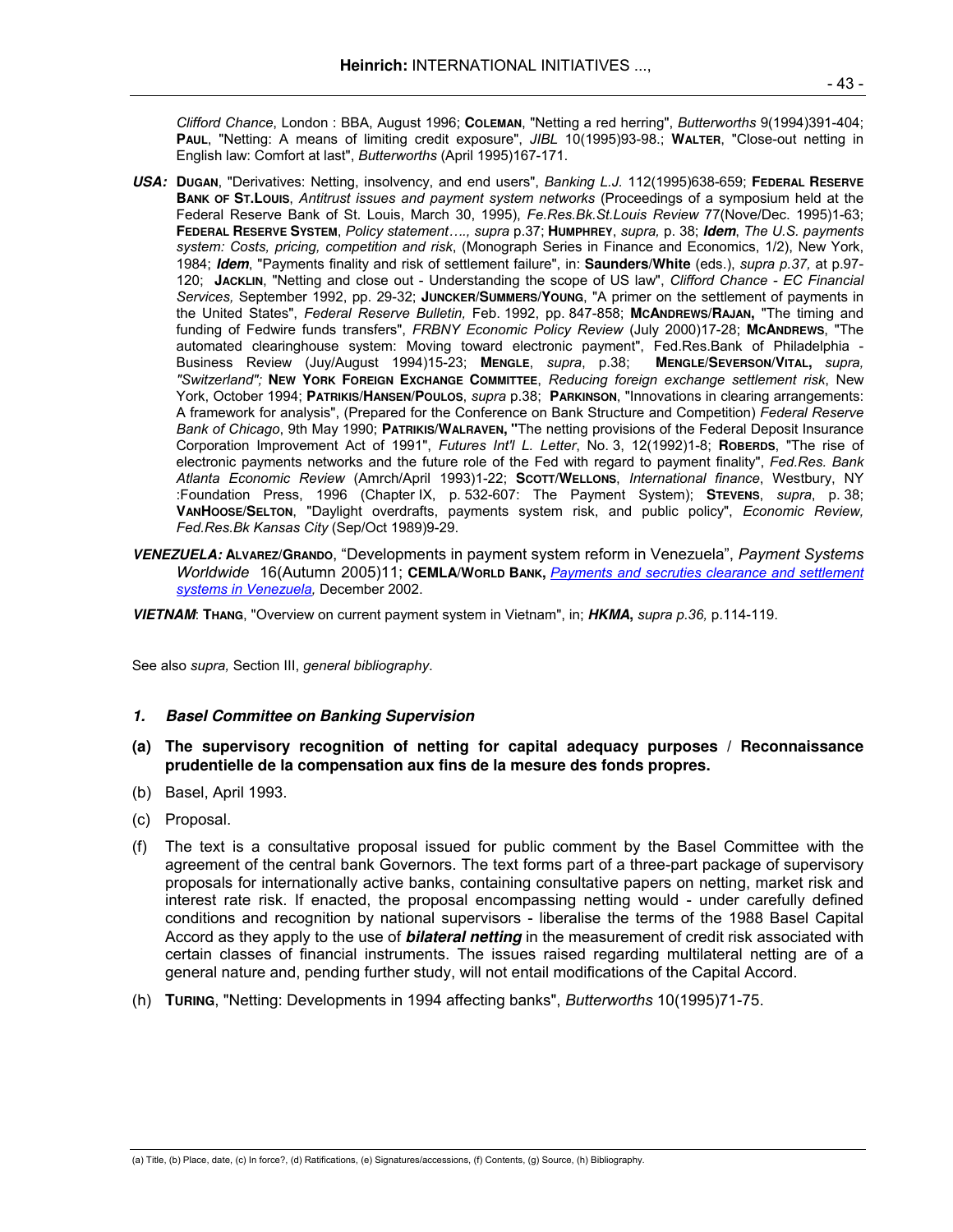*Clifford Chance*, London : BBA, August 1996; **Coleman**, "Netting a red herring", *Butterworths* 9(1994)391-404; **Paul**, "Netting: A means of limiting credit exposure", *JIBL* 10(1995)93-98.; **Walter**, "Close-out netting in English law: Comfort at last", *Butterworths* (April 1995)167-171.

***USA:*** **Dugan**, "Derivatives: Netting, insolvency, and end users", *Banking L.J.* 112(1995)638-659; **Federal Reserve Bank of St.Louis**, *Antitrust issues and payment system networks* (Proceedings of a symposium held at the Federal Reserve Bank of St. Louis, March 30, 1995), *Fe.Res.Bk.St.Louis Review* 77(Nove/Dec. 1995)1-63; **Federal Reserve System**, *Policy statement…., supra* p.37; **Humphrey**, *supra,* p. 38; ***Idem***, *The U.S. payments system: Costs, pricing, competition and risk*, (Monograph Series in Finance and Economics, 1/2), New York, 1984; ***Idem***, "Payments finality and risk of settlement failure", in: **Saunders/White** (eds.), *supra p.37,* at p.97-120; **Jacklin**, "Netting and close out - Understanding the scope of US law", *Clifford Chance - EC Financial Services,* September 1992, pp. 29-32; **Juncker/Summers/Young**, "A primer on the settlement of payments in the United States", *Federal Reserve Bulletin,* Feb. 1992, pp. 847-858; **McAndrews/Rajan,** "The timing and funding of Fedwire funds transfers", *FRBNY Economic Policy Review* (July 2000)17-28; **McAndrews**, "The automated clearinghouse system: Moving toward electronic payment", Fed.Res.Bank of Philadelphia - Business Review (Juy/August 1994)15-23; **Mengle**, *supra*, p.38; **Mengle/Severson/Vital,** *supra, "Switzerland";* **New York Foreign Exchange Committee**, *Reducing foreign exchange settlement risk*, New York, October 1994; **Patrikis/Hansen/Poulos**, *supra* p.38; **Parkinson**, "Innovations in clearing arrangements: A framework for analysis", (Prepared for the Conference on Bank Structure and Competition) *Federal Reserve Bank of Chicago*, 9th May 1990; **Patrikis/Walraven, "**The netting provisions of the Federal Deposit Insurance Corporation Improvement Act of 1991", *Futures Int'l L. Letter*, No. 3, 12(1992)1-8; **Roberds**, "The rise of electronic payments networks and the future role of the Fed with regard to payment finality", *Fed.Res. Bank Atlanta Economic Review* (Amrch/April 1993)1-22; **Scott/Wellons**, *International finance*, Westbury, NY :Foundation Press, 1996 (Chapter IX, p. 532-607: The Payment System); **Stevens**, *supra*, p. 38; **VanHoose/Selton**, "Daylight overdrafts, payments system risk, and public policy", *Economic Review, Fed.Res.Bk Kansas City* (Sep/Oct 1989)9-29.

***VENEZUELA:*** **Alvarez/Grando**, "Developments in payment system reform in Venezuela", *Payment Systems Worldwide* 16(Autumn 2005)11; **CEMLA/World Bank,** *Payments and secruties clearance and settlement systems in Venezuela,* December 2002.

***VIETNAM***: **Thang**, "Overview on current payment system in Vietnam", in; ***HKMA,*** *supra p.36,* p.114-119.

See also *supra,* Section III, *general bibliography*.

### *1. Basel Committee on Banking Supervision*

**(a) The supervisory recognition of netting for capital adequacy purposes / Reconnaissance prudentielle de la compensation aux fins de la mesure des fonds propres.**

(b) Basel, April 1993.

(c) Proposal.

(f) The text is a consultative proposal issued for public comment by the Basel Committee with the agreement of the central bank Governors. The text forms part of a three-part package of supervisory proposals for internationally active banks, containing consultative papers on netting, market risk and interest rate risk. If enacted, the proposal encompassing netting would - under carefully defined conditions and recognition by national supervisors - liberalise the terms of the 1988 Basel Capital Accord as they apply to the use of ***bilateral netting*** in the measurement of credit risk associated with certain classes of financial instruments. The issues raised regarding multilateral netting are of a general nature and, pending further study, will not entail modifications of the Capital Accord.

(h) **Turing**, "Netting: Developments in 1994 affecting banks", *Butterworths* 10(1995)71-75.

(a) Title, (b) Place, date, (c) In force?, (d) Ratifications, (e) Signatures/accessions, (f) Contents, (g) Source, (h) Bibliography.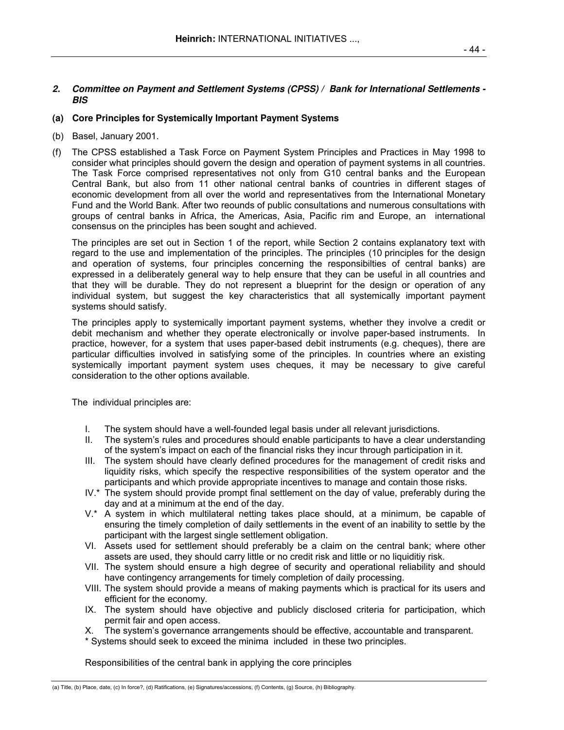***2. Committee on Payment and Settlement Systems (CPSS) / Bank for International Settlements - BIS***

**(a) Core Principles for Systemically Important Payment Systems**

(b) Basel, January 2001.

(f) The CPSS established a Task Force on Payment System Principles and Practices in May 1998 to consider what principles should govern the design and operation of payment systems in all countries. The Task Force comprised representatives not only from G10 central banks and the European Central Bank, but also from 11 other national central banks of countries in different stages of economic development from all over the world and representatives from the International Monetary Fund and the World Bank. After two reounds of public consultations and numerous consultations with groups of central banks in Africa, the Americas, Asia, Pacific rim and Europe, an international consensus on the principles has been sought and achieved.

The principles are set out in Section 1 of the report, while Section 2 contains explanatory text with regard to the use and implementation of the principles. The principles (10 principles for the design and operation of systems, four principles concerning the responsibilties of central banks) are expressed in a deliberately general way to help ensure that they can be useful in all countries and that they will be durable. They do not represent a blueprint for the design or operation of any individual system, but suggest the key characteristics that all systemically important payment systems should satisfy.

The principles apply to systemically important payment systems, whether they involve a credit or debit mechanism and whether they operate electronically or involve paper-based instruments. In practice, however, for a system that uses paper-based debit instruments (e.g. cheques), there are particular difficulties involved in satisfying some of the principles. In countries where an existing systemically important payment system uses cheques, it may be necessary to give careful consideration to the other options available.

The individual principles are:

- I. The system should have a well-founded legal basis under all relevant jurisdictions.
- II. The system's rules and procedures should enable participants to have a clear understanding of the system's impact on each of the financial risks they incur through participation in it.
- III. The system should have clearly defined procedures for the management of credit risks and liquidity risks, which specify the respective responsibilities of the system operator and the participants and which provide appropriate incentives to manage and contain those risks.
- IV.* The system should provide prompt final settlement on the day of value, preferably during the day and at a minimum at the end of the day.
- V.* A system in which multilateral netting takes place should, at a minimum, be capable of ensuring the timely completion of daily settlements in the event of an inability to settle by the participant with the largest single settlement obligation.
- VI. Assets used for settlement should preferably be a claim on the central bank; where other assets are used, they should carry little or no credit risk and little or no liquiditiy risk.
- VII. The system should ensure a high degree of security and operational reliability and should have contingency arrangements for timely completion of daily processing.
- VIII. The system should provide a means of making payments which is practical for its users and efficient for the economy.
- IX. The system should have objective and publicly disclosed criteria for participation, which permit fair and open access.
- X. The system's governance arrangements should be effective, accountable and transparent.

* Systems should seek to exceed the minima included in these two principles.

Responsibilities of the central bank in applying the core principles

(a) Title, (b) Place, date, (c) In force?, (d) Ratifications, (e) Signatures/accessions, (f) Contents, (g) Source, (h) Bibliography.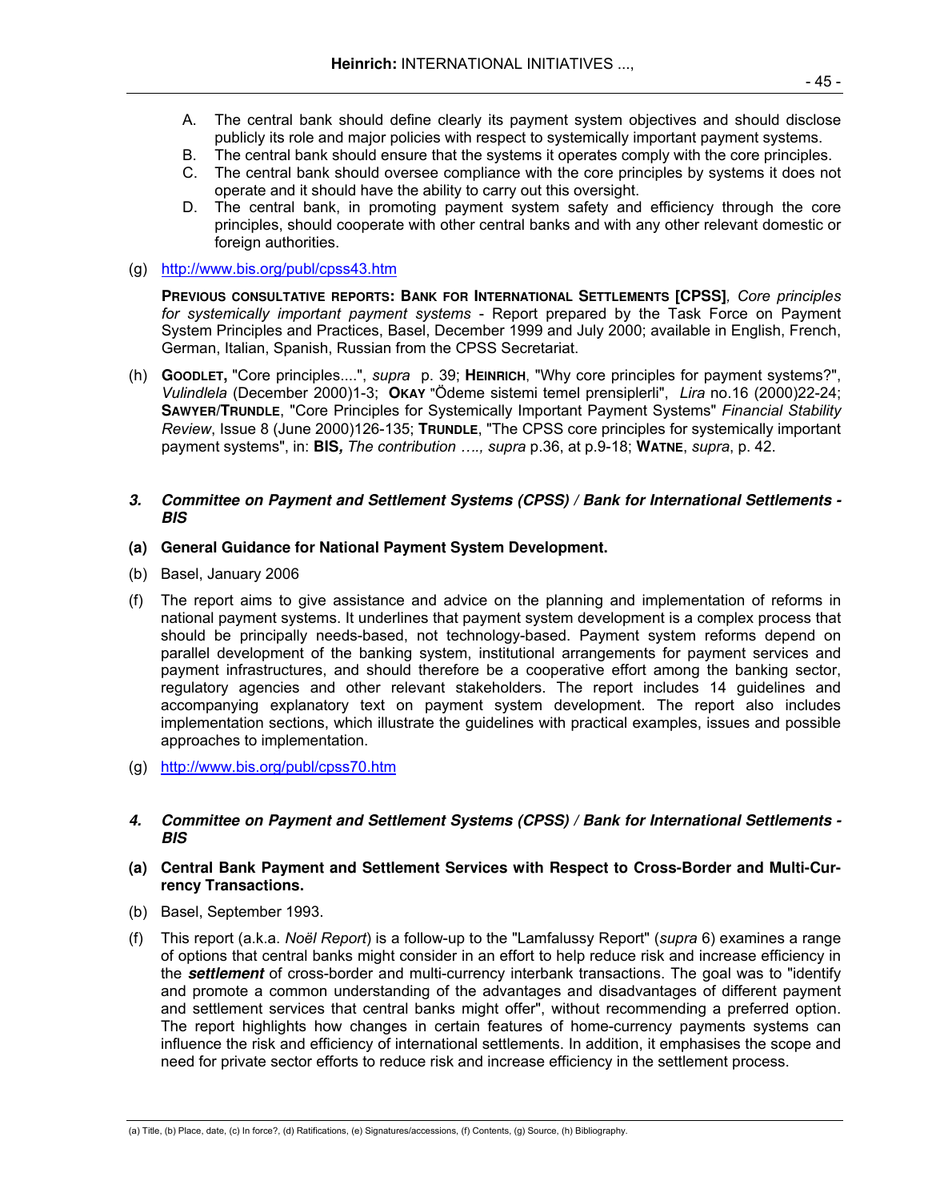A. The central bank should define clearly its payment system objectives and should disclose publicly its role and major policies with respect to systemically important payment systems.
B. The central bank should ensure that the systems it operates comply with the core principles.
C. The central bank should oversee compliance with the core principles by systems it does not operate and it should have the ability to carry out this oversight.
D. The central bank, in promoting payment system safety and efficiency through the core principles, should cooperate with other central banks and with any other relevant domestic or foreign authorities.

(g) http://www.bis.org/publ/cpss43.htm

**PREVIOUS CONSULTATIVE REPORTS: BANK FOR INTERNATIONAL SETTLEMENTS [CPSS]**, *Core principles for systemically important payment systems* - Report prepared by the Task Force on Payment System Principles and Practices, Basel, December 1999 and July 2000; available in English, French, German, Italian, Spanish, Russian from the CPSS Secretariat.

(h) **GOODLET,** "Core principles....", *supra* p. 39; **HEINRICH**, "Why core principles for payment systems?", *Vulindlela* (December 2000)1-3; **OKAY** "Ödeme sistemi temel prensiplerli", *Lira* no.16 (2000)22-24; **SAWYER/TRUNDLE**, "Core Principles for Systemically Important Payment Systems" *Financial Stability Review*, Issue 8 (June 2000)126-135; **TRUNDLE**, "The CPSS core principles for systemically important payment systems", in: **BIS***, The contribution …., supra* p.36, at p.9-18; **WATNE**, *supra*, p. 42.

### *3. Committee on Payment and Settlement Systems (CPSS) / Bank for International Settlements - BIS*

**(a) General Guidance for National Payment System Development.**

(b) Basel, January 2006

(f) The report aims to give assistance and advice on the planning and implementation of reforms in national payment systems. It underlines that payment system development is a complex process that should be principally needs-based, not technology-based. Payment system reforms depend on parallel development of the banking system, institutional arrangements for payment services and payment infrastructures, and should therefore be a cooperative effort among the banking sector, regulatory agencies and other relevant stakeholders. The report includes 14 guidelines and accompanying explanatory text on payment system development. The report also includes implementation sections, which illustrate the guidelines with practical examples, issues and possible approaches to implementation.

(g) http://www.bis.org/publ/cpss70.htm

### *4. Committee on Payment and Settlement Systems (CPSS) / Bank for International Settlements - BIS*

**(a) Central Bank Payment and Settlement Services with Respect to Cross-Border and Multi-Currency Transactions.**

(b) Basel, September 1993.

(f) This report (a.k.a. *Noël Report*) is a follow-up to the "Lamfalussy Report" (*supra* 6) examines a range of options that central banks might consider in an effort to help reduce risk and increase efficiency in the ***settlement*** of cross-border and multi-currency interbank transactions. The goal was to "identify and promote a common understanding of the advantages and disadvantages of different payment and settlement services that central banks might offer", without recommending a preferred option. The report highlights how changes in certain features of home-currency payments systems can influence the risk and efficiency of international settlements. In addition, it emphasises the scope and need for private sector efforts to reduce risk and increase efficiency in the settlement process.

(a) Title, (b) Place, date, (c) In force?, (d) Ratifications, (e) Signatures/accessions, (f) Contents, (g) Source, (h) Bibliography.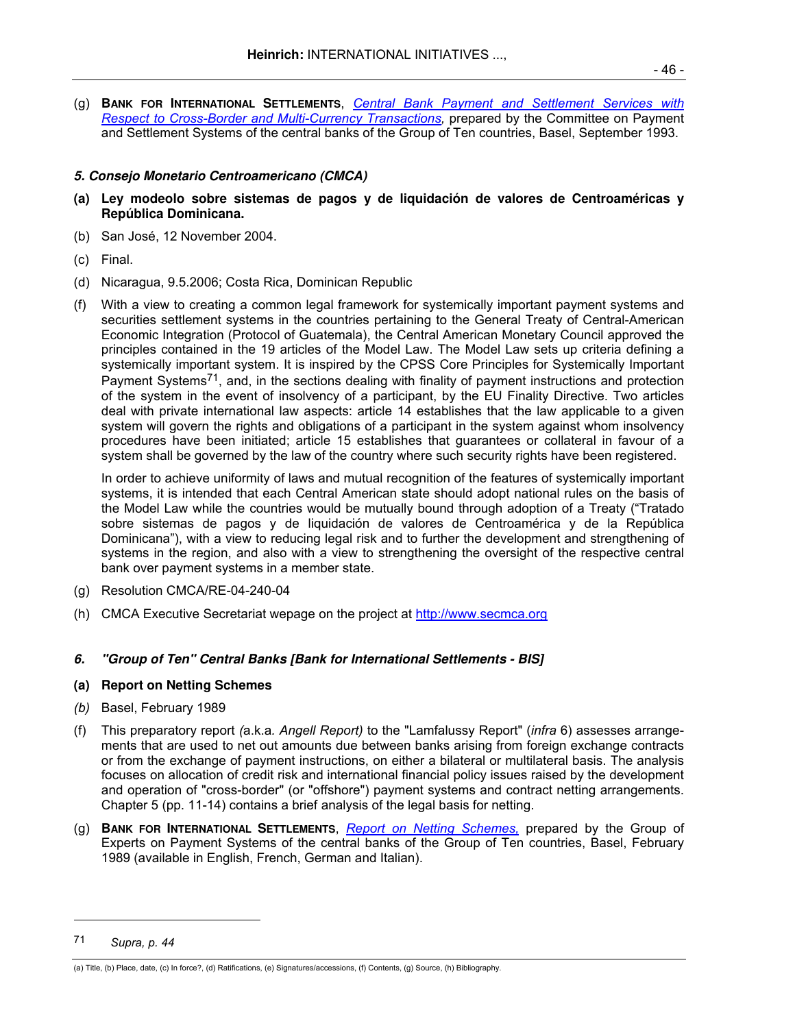(g) **Bank for International Settlements**, *Central Bank Payment and Settlement Services with Respect to Cross-Border and Multi-Currency Transactions,* prepared by the Committee on Payment and Settlement Systems of the central banks of the Group of Ten countries, Basel, September 1993.

### *5. Consejo Monetario Centroamericano (CMCA)*

**(a) Ley modeolo sobre sistemas de pagos y de liquidación de valores de Centroaméricas y República Dominicana.**

(b) San José, 12 November 2004.

(c) Final.

(d) Nicaragua, 9.5.2006; Costa Rica, Dominican Republic

(f) With a view to creating a common legal framework for systemically important payment systems and securities settlement systems in the countries pertaining to the General Treaty of Central-American Economic Integration (Protocol of Guatemala), the Central American Monetary Council approved the principles contained in the 19 articles of the Model Law. The Model Law sets up criteria defining a systemically important system. It is inspired by the CPSS Core Principles for Systemically Important Payment Systems[71], and, in the sections dealing with finality of payment instructions and protection of the system in the event of insolvency of a participant, by the EU Finality Directive. Two articles deal with private international law aspects: article 14 establishes that the law applicable to a given system will govern the rights and obligations of a participant in the system against whom insolvency procedures have been initiated; article 15 establishes that guarantees or collateral in favour of a system shall be governed by the law of the country where such security rights have been registered.

In order to achieve uniformity of laws and mutual recognition of the features of systemically important systems, it is intended that each Central American state should adopt national rules on the basis of the Model Law while the countries would be mutually bound through adoption of a Treaty ("Tratado sobre sistemas de pagos y de liquidación de valores de Centroamérica y de la República Dominicana"), with a view to reducing legal risk and to further the development and strengthening of systems in the region, and also with a view to strengthening the oversight of the respective central bank over payment systems in a member state.

(g) Resolution CMCA/RE-04-240-04

(h) CMCA Executive Secretariat wepage on the project at http://www.secmca.org

### *6. "Group of Ten" Central Banks [Bank for International Settlements - BIS]*

**(a) Report on Netting Schemes**

*(b)* Basel, February 1989

(f) This preparatory report *(*a.k.a. *Angell Report)* to the "Lamfalussy Report" (*infra* 6) assesses arrangements that are used to net out amounts due between banks arising from foreign exchange contracts or from the exchange of payment instructions, on either a bilateral or multilateral basis. The analysis focuses on allocation of credit risk and international financial policy issues raised by the development and operation of "cross-border" (or "offshore") payment systems and contract netting arrangements. Chapter 5 (pp. 11-14) contains a brief analysis of the legal basis for netting.

(g) **Bank for International Settlements**, *Report on Netting Schemes,* prepared by the Group of Experts on Payment Systems of the central banks of the Group of Ten countries, Basel, February 1989 (available in English, French, German and Italian).

---

[71] *Supra, p. 44*

(a) Title, (b) Place, date, (c) In force?, (d) Ratifications, (e) Signatures/accessions, (f) Contents, (g) Source, (h) Bibliography.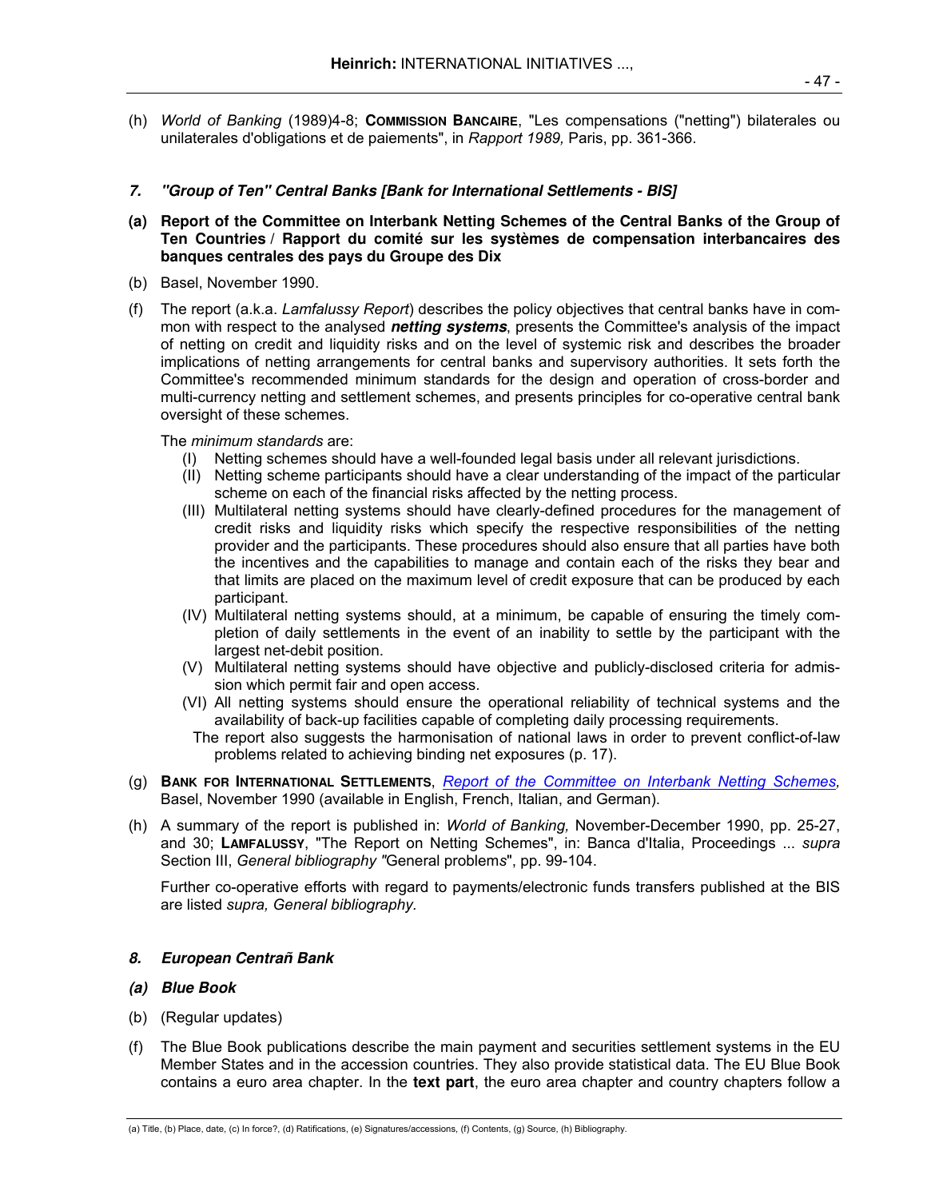(h) *World of Banking* (1989)4-8; **COMMISSION BANCAIRE**, "Les compensations ("netting") bilaterales ou unilaterales d'obligations et de paiements", in *Rapport 1989,* Paris, pp. 361-366.

### *7. "Group of Ten" Central Banks [Bank for International Settlements - BIS]*

**(a) Report of the Committee on Interbank Netting Schemes of the Central Banks of the Group of Ten Countries / Rapport du comité sur les systèmes de compensation interbancaires des banques centrales des pays du Groupe des Dix**

(b) Basel, November 1990.

(f) The report (a.k.a. *Lamfalussy Report*) describes the policy objectives that central banks have in common with respect to the analysed ***netting systems***, presents the Committee's analysis of the impact of netting on credit and liquidity risks and on the level of systemic risk and describes the broader implications of netting arrangements for central banks and supervisory authorities. It sets forth the Committee's recommended minimum standards for the design and operation of cross-border and multi-currency netting and settlement schemes, and presents principles for co-operative central bank oversight of these schemes.

The *minimum standards* are:

- (I) Netting schemes should have a well-founded legal basis under all relevant jurisdictions.
- (II) Netting scheme participants should have a clear understanding of the impact of the particular scheme on each of the financial risks affected by the netting process.
- (III) Multilateral netting systems should have clearly-defined procedures for the management of credit risks and liquidity risks which specify the respective responsibilities of the netting provider and the participants. These procedures should also ensure that all parties have both the incentives and the capabilities to manage and contain each of the risks they bear and that limits are placed on the maximum level of credit exposure that can be produced by each participant.
- (IV) Multilateral netting systems should, at a minimum, be capable of ensuring the timely completion of daily settlements in the event of an inability to settle by the participant with the largest net-debit position.
- (V) Multilateral netting systems should have objective and publicly-disclosed criteria for admission which permit fair and open access.
- (VI) All netting systems should ensure the operational reliability of technical systems and the availability of back-up facilities capable of completing daily processing requirements.

The report also suggests the harmonisation of national laws in order to prevent conflict-of-law problems related to achieving binding net exposures (p. 17).

(g) **BANK FOR INTERNATIONAL SETTLEMENTS**, *Report of the Committee on Interbank Netting Schemes,* Basel, November 1990 (available in English, French, Italian, and German).

(h) A summary of the report is published in: *World of Banking,* November-December 1990, pp. 25-27, and 30; **LAMFALUSSY**, "The Report on Netting Schemes", in: Banca d'Italia, Proceedings ... *supra* Section III, *General bibliography "*General problem*s*", pp. 99-104.

Further co-operative efforts with regard to payments/electronic funds transfers published at the BIS are listed *supra, General bibliography*.

### *8. European Centrañ Bank*

***(a) Blue Book***

(b) (Regular updates)

(f) The Blue Book publications describe the main payment and securities settlement systems in the EU Member States and in the accession countries. They also provide statistical data. The EU Blue Book contains a euro area chapter. In the **text part**, the euro area chapter and country chapters follow a

(a) Title, (b) Place, date, (c) In force?, (d) Ratifications, (e) Signatures/accessions, (f) Contents, (g) Source, (h) Bibliography.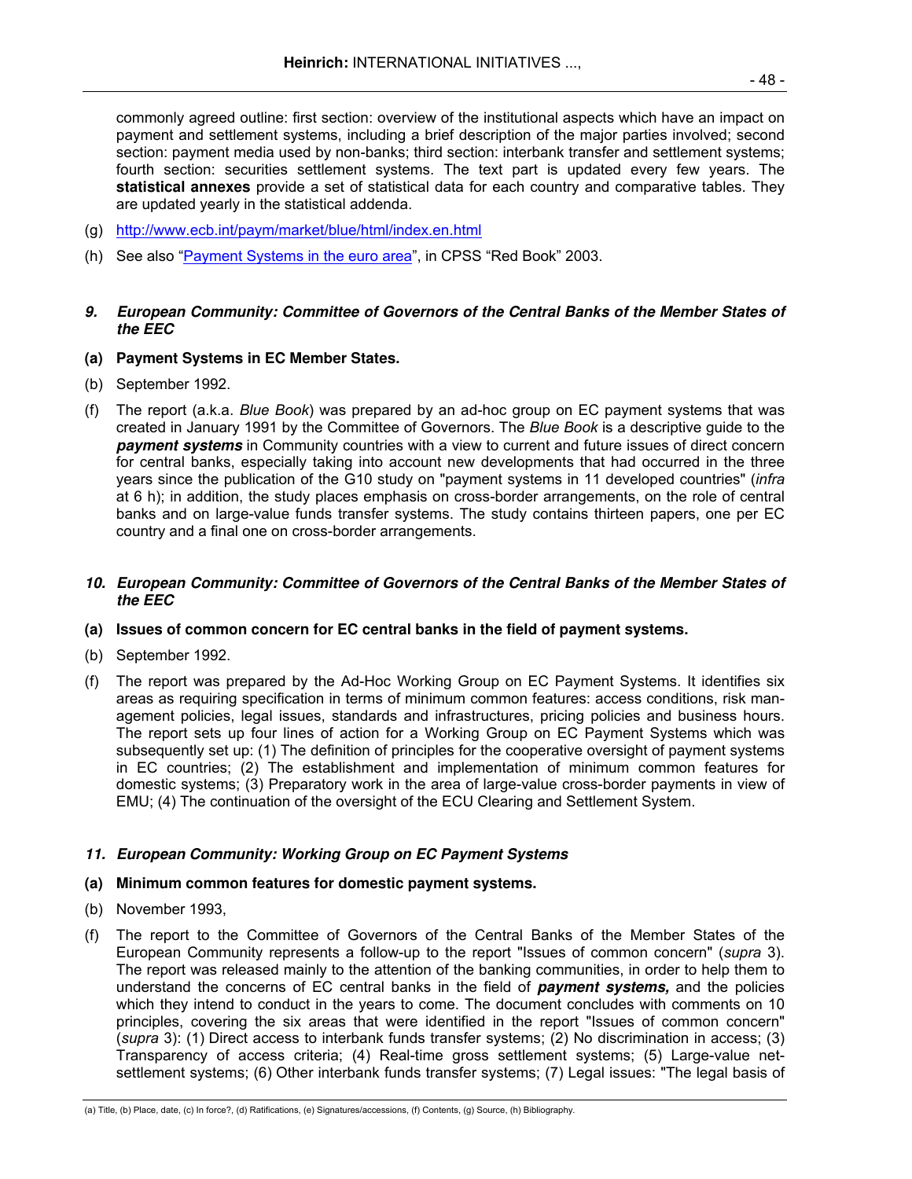commonly agreed outline: first section: overview of the institutional aspects which have an impact on payment and settlement systems, including a brief description of the major parties involved; second section: payment media used by non-banks; third section: interbank transfer and settlement systems; fourth section: securities settlement systems. The text part is updated every few years. The **statistical annexes** provide a set of statistical data for each country and comparative tables. They are updated yearly in the statistical addenda.

(g) http://www.ecb.int/paym/market/blue/html/index.en.html

(h) See also "Payment Systems in the euro area", in CPSS "Red Book" 2003.

### *9. European Community: Committee of Governors of the Central Banks of the Member States of the EEC*

**(a) Payment Systems in EC Member States.**

(b) September 1992.

(f) The report (a.k.a. *Blue Book*) was prepared by an ad-hoc group on EC payment systems that was created in January 1991 by the Committee of Governors. The *Blue Book* is a descriptive guide to the ***payment systems*** in Community countries with a view to current and future issues of direct concern for central banks, especially taking into account new developments that had occurred in the three years since the publication of the G10 study on "payment systems in 11 developed countries" (*infra* at 6 h); in addition, the study places emphasis on cross-border arrangements, on the role of central banks and on large-value funds transfer systems. The study contains thirteen papers, one per EC country and a final one on cross-border arrangements.

### *10. European Community: Committee of Governors of the Central Banks of the Member States of the EEC*

**(a) Issues of common concern for EC central banks in the field of payment systems.**

(b) September 1992.

(f) The report was prepared by the Ad-Hoc Working Group on EC Payment Systems. It identifies six areas as requiring specification in terms of minimum common features: access conditions, risk management policies, legal issues, standards and infrastructures, pricing policies and business hours. The report sets up four lines of action for a Working Group on EC Payment Systems which was subsequently set up: (1) The definition of principles for the cooperative oversight of payment systems in EC countries; (2) The establishment and implementation of minimum common features for domestic systems; (3) Preparatory work in the area of large-value cross-border payments in view of EMU; (4) The continuation of the oversight of the ECU Clearing and Settlement System.

### *11. European Community: Working Group on EC Payment Systems*

**(a) Minimum common features for domestic payment systems.**

(b) November 1993,

(f) The report to the Committee of Governors of the Central Banks of the Member States of the European Community represents a follow-up to the report "Issues of common concern" (*supra* 3). The report was released mainly to the attention of the banking communities, in order to help them to understand the concerns of EC central banks in the field of ***payment systems,*** and the policies which they intend to conduct in the years to come. The document concludes with comments on 10 principles, covering the six areas that were identified in the report "Issues of common concern" (*supra* 3): (1) Direct access to interbank funds transfer systems; (2) No discrimination in access; (3) Transparency of access criteria; (4) Real-time gross settlement systems; (5) Large-value net-settlement systems; (6) Other interbank funds transfer systems; (7) Legal issues: "The legal basis of

(a) Title, (b) Place, date, (c) In force?, (d) Ratifications, (e) Signatures/accessions, (f) Contents, (g) Source, (h) Bibliography.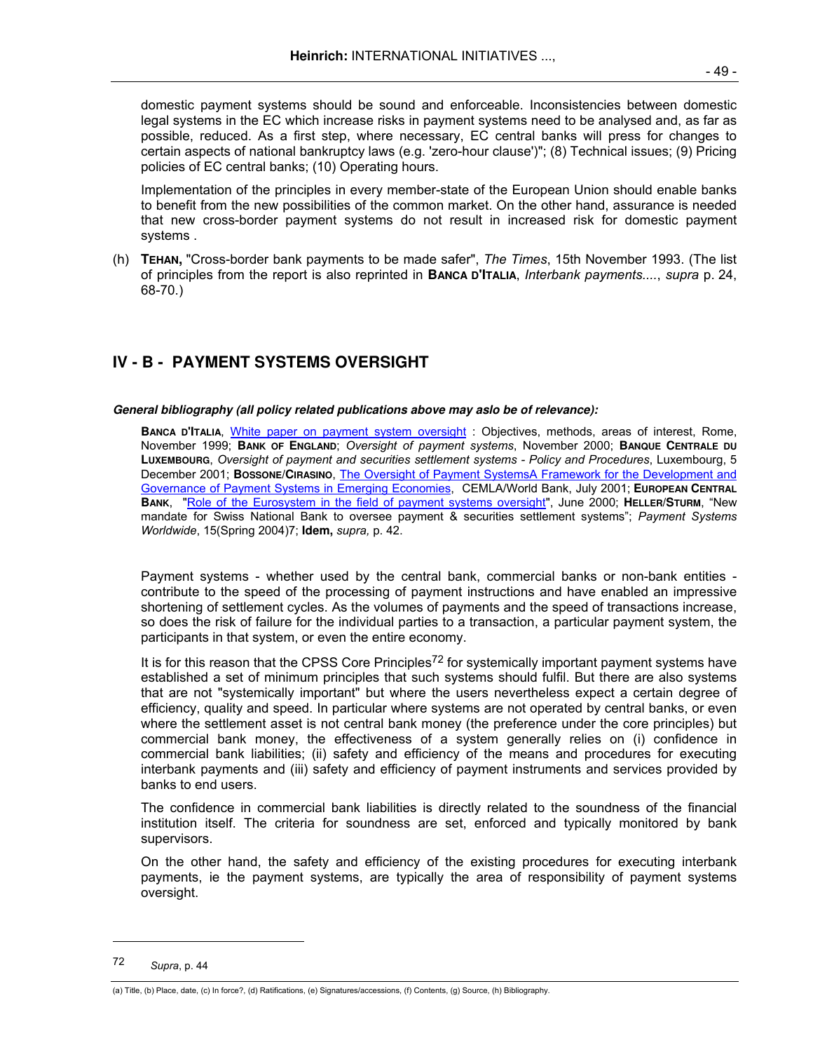domestic payment systems should be sound and enforceable. Inconsistencies between domestic legal systems in the EC which increase risks in payment systems need to be analysed and, as far as possible, reduced. As a first step, where necessary, EC central banks will press for changes to certain aspects of national bankruptcy laws (e.g. 'zero-hour clause')"; (8) Technical issues; (9) Pricing policies of EC central banks; (10) Operating hours.

Implementation of the principles in every member-state of the European Union should enable banks to benefit from the new possibilities of the common market. On the other hand, assurance is needed that new cross-border payment systems do not result in increased risk for domestic payment systems .

(h) **TEHAN,** "Cross-border bank payments to be made safer", *The Times*, 15th November 1993. (The list of principles from the report is also reprinted in **BANCA D'ITALIA**, *Interbank payments....*, *supra* p. 24, 68-70.)

## IV - B - PAYMENT SYSTEMS OVERSIGHT

***General bibliography (all policy related publications above may aslo be of relevance):***

**BANCA D'ITALIA**, White paper on payment system oversight : Objectives, methods, areas of interest, Rome, November 1999; **BANK OF ENGLAND**; *Oversight of payment systems*, November 2000; **BANQUE CENTRALE DU LUXEMBOURG**, *Oversight of payment and securities settlement systems - Policy and Procedures*, Luxembourg, 5 December 2001; **BOSSONE**/**CIRASINO**, The Oversight of Payment SystemsA Framework for the Development and Governance of Payment Systems in Emerging Economies, CEMLA/World Bank, July 2001; **EUROPEAN CENTRAL BANK**, "Role of the Eurosystem in the field of payment systems oversight", June 2000; **HELLER**/**STURM**, "New mandate for Swiss National Bank to oversee payment & securities settlement systems"; *Payment Systems Worldwide*, 15(Spring 2004)7; **Idem,** *supra,* p. 42.

Payment systems - whether used by the central bank, commercial banks or non-bank entities - contribute to the speed of the processing of payment instructions and have enabled an impressive shortening of settlement cycles. As the volumes of payments and the speed of transactions increase, so does the risk of failure for the individual parties to a transaction, a particular payment system, the participants in that system, or even the entire economy.

It is for this reason that the CPSS Core Principles[72] for systemically important payment systems have established a set of minimum principles that such systems should fulfil. But there are also systems that are not "systemically important" but where the users nevertheless expect a certain degree of efficiency, quality and speed. In particular where systems are not operated by central banks, or even where the settlement asset is not central bank money (the preference under the core principles) but commercial bank money, the effectiveness of a system generally relies on (i) confidence in commercial bank liabilities; (ii) safety and efficiency of the means and procedures for executing interbank payments and (iii) safety and efficiency of payment instruments and services provided by banks to end users.

The confidence in commercial bank liabilities is directly related to the soundness of the financial institution itself. The criteria for soundness are set, enforced and typically monitored by bank supervisors.

On the other hand, the safety and efficiency of the existing procedures for executing interbank payments, ie the payment systems, are typically the area of responsibility of payment systems oversight.

---

[72] *Supra*, p. 44

(a) Title, (b) Place, date, (c) In force?, (d) Ratifications, (e) Signatures/accessions, (f) Contents, (g) Source, (h) Bibliography.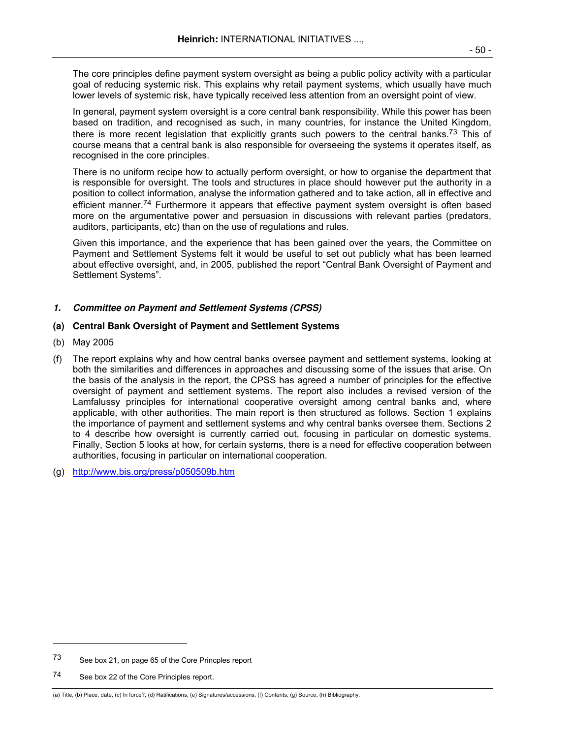The core principles define payment system oversight as being a public policy activity with a particular goal of reducing systemic risk. This explains why retail payment systems, which usually have much lower levels of systemic risk, have typically received less attention from an oversight point of view.

In general, payment system oversight is a core central bank responsibility. While this power has been based on tradition, and recognised as such, in many countries, for instance the United Kingdom, there is more recent legislation that explicitly grants such powers to the central banks.[73] This of course means that a central bank is also responsible for overseeing the systems it operates itself, as recognised in the core principles.

There is no uniform recipe how to actually perform oversight, or how to organise the department that is responsible for oversight. The tools and structures in place should however put the authority in a position to collect information, analyse the information gathered and to take action, all in effective and efficient manner.[74] Furthermore it appears that effective payment system oversight is often based more on the argumentative power and persuasion in discussions with relevant parties (predators, auditors, participants, etc) than on the use of regulations and rules.

Given this importance, and the experience that has been gained over the years, the Committee on Payment and Settlement Systems felt it would be useful to set out publicly what has been learned about effective oversight, and, in 2005, published the report "Central Bank Oversight of Payment and Settlement Systems".

### *1. Committee on Payment and Settlement Systems (CPSS)*

**(a) Central Bank Oversight of Payment and Settlement Systems**

(b) May 2005

(f) The report explains why and how central banks oversee payment and settlement systems, looking at both the similarities and differences in approaches and discussing some of the issues that arise. On the basis of the analysis in the report, the CPSS has agreed a number of principles for the effective oversight of payment and settlement systems. The report also includes a revised version of the Lamfalussy principles for international cooperative oversight among central banks and, where applicable, with other authorities. The main report is then structured as follows. Section 1 explains the importance of payment and settlement systems and why central banks oversee them. Sections 2 to 4 describe how oversight is currently carried out, focusing in particular on domestic systems. Finally, Section 5 looks at how, for certain systems, there is a need for effective cooperation between authorities, focusing in particular on international cooperation.

(g) http://www.bis.org/press/p050509b.htm

---

73 See box 21, on page 65 of the Core Princples report

74 See box 22 of the Core Principles report.

(a) Title, (b) Place, date, (c) In force?, (d) Ratifications, (e) Signatures/accessions, (f) Contents, (g) Source, (h) Bibliography.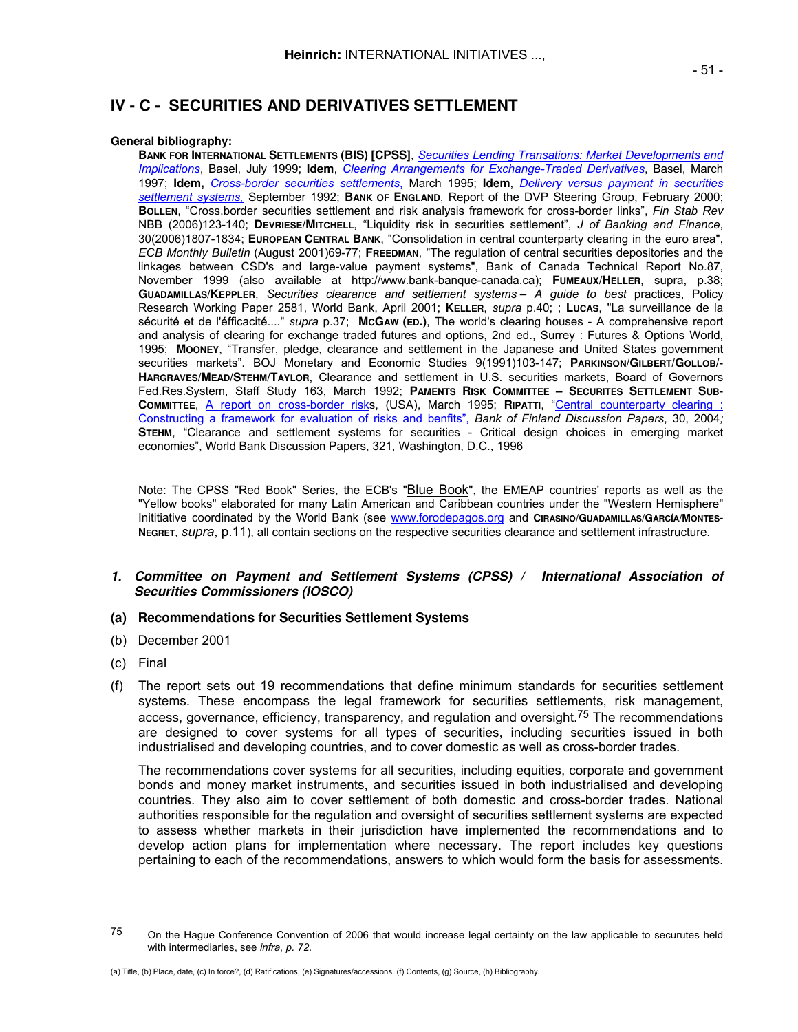## IV - C - SECURITIES AND DERIVATIVES SETTLEMENT

**General bibliography:**

**BANK FOR INTERNATIONAL SETTLEMENTS (BIS) [CPSS]**, *Securities Lending Transations: Market Developments and Implications*, Basel, July 1999; **Idem**, *Clearing Arrangements for Exchange-Traded Derivatives*, Basel, March 1997; **Idem,** *Cross-border securities settlements,* March 1995; **Idem**, *Delivery versus payment in securities settlement systems,* September 1992; **BANK OF ENGLAND**, Report of the DVP Steering Group, February 2000; **BOLLEN**, "Cross.border securities settlement and risk analysis framework for cross-border links", *Fin Stab Rev* NBB (2006)123-140; **DEVRIESE/MITCHELL**, "Liquidity risk in securities settlement", *J of Banking and Finance*, 30(2006)1807-1834; **EUROPEAN CENTRAL BANK**, "Consolidation in central counterparty clearing in the euro area", *ECB Monthly Bulletin* (August 2001)69-77; **FREEDMAN**, "The regulation of central securities depositories and the linkages between CSD's and large-value payment systems", Bank of Canada Technical Report No.87, November 1999 (also available at http://www.bank-banque-canada.ca); **FUMEAUX/HELLER**, supra, p.38; **GUADAMILLAS/KEPPLER**, *Securities clearance and settlement systems – A guide to best* practices, Policy Research Working Paper 2581, World Bank, April 2001; **KELLER**, *supra* p.40; ; **LUCAS**, "La surveillance de la sécurité et de l'éfficacité...." *supra* p.37; **MCGAW (ED.)**, The world's clearing houses - A comprehensive report and analysis of clearing for exchange traded futures and options, 2nd ed., Surrey : Futures & Options World, 1995; **MOONEY**, "Transfer, pledge, clearance and settlement in the Japanese and United States government securities markets". BOJ Monetary and Economic Studies 9(1991)103-147; **PARKINSON/GILBERT/GOLLOB/-HARGRAVES/MEAD/STEHM/TAYLOR**, Clearance and settlement in U.S. securities markets, Board of Governors Fed.Res.System, Staff Study 163, March 1992; **PAMENTS RISK COMMITTEE – SECURITES SETTLEMENT SUB-COMMITTEE**, A report on cross-border risks, (USA), March 1995; **RIPATTI**, "Central counterparty clearing : Constructing a framework for evaluation of risks and benfits", *Bank of Finland Discussion Papers*, 30, 2004; **STEHM**, "Clearance and settlement systems for securities - Critical design choices in emerging market economies", World Bank Discussion Papers, 321, Washington, D.C., 1996

Note: The CPSS "Red Book" Series, the ECB's "Blue Book", the EMEAP countries' reports as well as the "Yellow books" elaborated for many Latin American and Caribbean countries under the "Western Hemisphere" Inititiative coordinated by the World Bank (see www.forodepagos.org and **CIRASINO/GUADAMILLAS/GARCÍA/MONTES-NEGRET**, *supra*, p.11), all contain sections on the respective securities clearance and settlement infrastructure.

### *1. Committee on Payment and Settlement Systems (CPSS) / International Association of Securities Commissioners (IOSCO)*

**(a) Recommendations for Securities Settlement Systems**

(b) December 2001

(c) Final

(f) The report sets out 19 recommendations that define minimum standards for securities settlement systems. These encompass the legal framework for securities settlements, risk management, access, governance, efficiency, transparency, and regulation and oversight.[75] The recommendations are designed to cover systems for all types of securities, including securities issued in both industrialised and developing countries, and to cover domestic as well as cross-border trades.

The recommendations cover systems for all securities, including equities, corporate and government bonds and money market instruments, and securities issued in both industrialised and developing countries. They also aim to cover settlement of both domestic and cross-border trades. National authorities responsible for the regulation and oversight of securities settlement systems are expected to assess whether markets in their jurisdiction have implemented the recommendations and to develop action plans for implementation where necessary. The report includes key questions pertaining to each of the recommendations, answers to which would form the basis for assessments.

---

75 On the Hague Conference Convention of 2006 that would increase legal certainty on the law applicable to securutes held with intermediaries, see *infra, p. 72.*

(a) Title, (b) Place, date, (c) In force?, (d) Ratifications, (e) Signatures/accessions, (f) Contents, (g) Source, (h) Bibliography.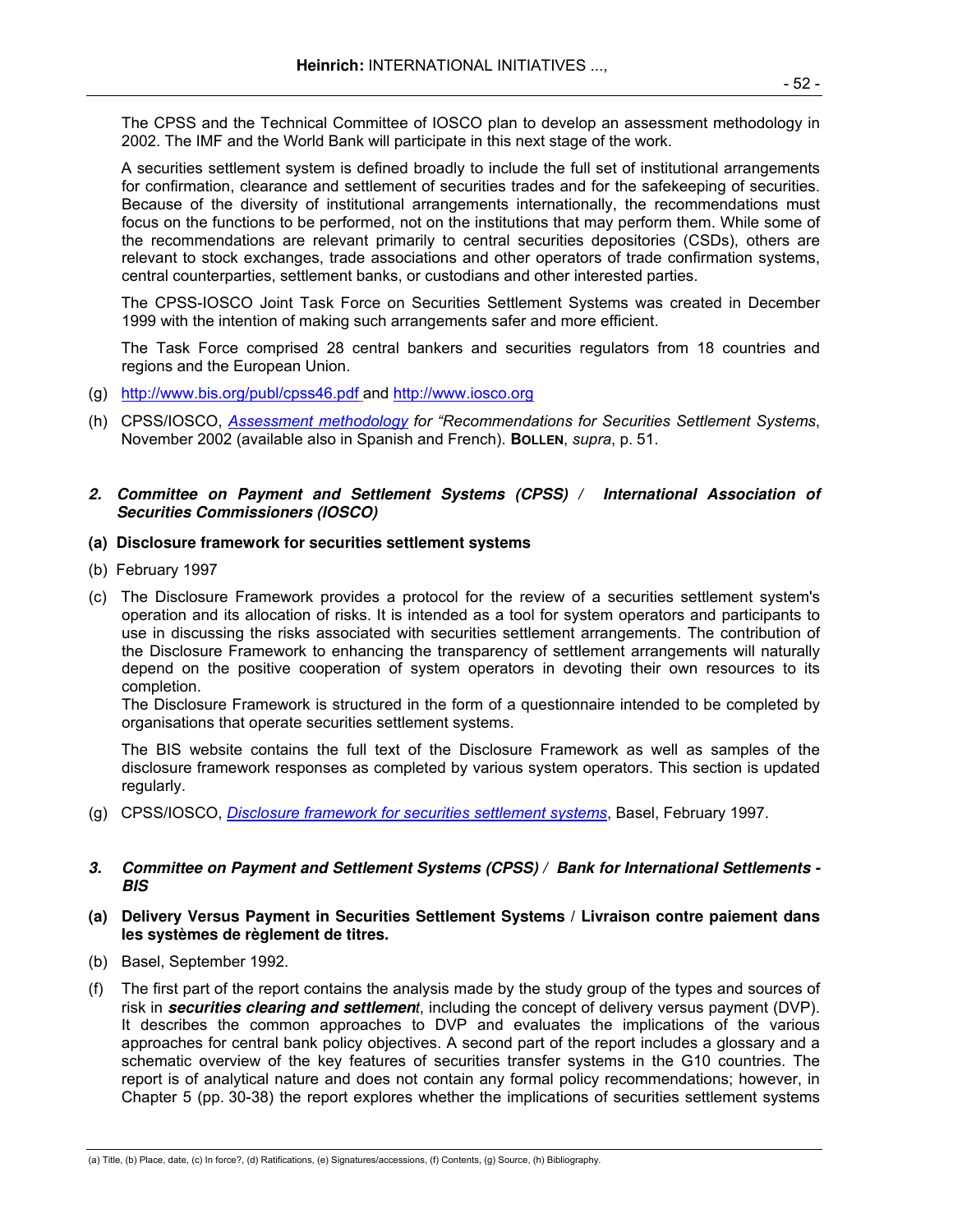The CPSS and the Technical Committee of IOSCO plan to develop an assessment methodology in 2002. The IMF and the World Bank will participate in this next stage of the work.

A securities settlement system is defined broadly to include the full set of institutional arrangements for confirmation, clearance and settlement of securities trades and for the safekeeping of securities. Because of the diversity of institutional arrangements internationally, the recommendations must focus on the functions to be performed, not on the institutions that may perform them. While some of the recommendations are relevant primarily to central securities depositories (CSDs), others are relevant to stock exchanges, trade associations and other operators of trade confirmation systems, central counterparties, settlement banks, or custodians and other interested parties.

The CPSS-IOSCO Joint Task Force on Securities Settlement Systems was created in December 1999 with the intention of making such arrangements safer and more efficient.

The Task Force comprised 28 central bankers and securities regulators from 18 countries and regions and the European Union.

(g) http://www.bis.org/publ/cpss46.pdf and http://www.iosco.org

(h) CPSS/IOSCO, *Assessment methodology for "Recommendations for Securities Settlement Systems*, November 2002 (available also in Spanish and French). **BOLLEN**, *supra*, p. 51.

### 2. Committee on Payment and Settlement Systems (CPSS) / International Association of Securities Commissioners (IOSCO)

**(a) Disclosure framework for securities settlement systems**

(b) February 1997

(c) The Disclosure Framework provides a protocol for the review of a securities settlement system's operation and its allocation of risks. It is intended as a tool for system operators and participants to use in discussing the risks associated with securities settlement arrangements. The contribution of the Disclosure Framework to enhancing the transparency of settlement arrangements will naturally depend on the positive cooperation of system operators in devoting their own resources to its completion.
The Disclosure Framework is structured in the form of a questionnaire intended to be completed by organisations that operate securities settlement systems.

The BIS website contains the full text of the Disclosure Framework as well as samples of the disclosure framework responses as completed by various system operators. This section is updated regularly.

(g) CPSS/IOSCO, *Disclosure framework for securities settlement systems*, Basel, February 1997.

### 3. Committee on Payment and Settlement Systems (CPSS) / Bank for International Settlements - BIS

**(a) Delivery Versus Payment in Securities Settlement Systems / Livraison contre paiement dans les systèmes de règlement de titres.**

(b) Basel, September 1992.

(f) The first part of the report contains the analysis made by the study group of the types and sources of risk in ***securities clearing and settlement***, including the concept of delivery versus payment (DVP). It describes the common approaches to DVP and evaluates the implications of the various approaches for central bank policy objectives. A second part of the report includes a glossary and a schematic overview of the key features of securities transfer systems in the G10 countries. The report is of analytical nature and does not contain any formal policy recommendations; however, in Chapter 5 (pp. 30-38) the report explores whether the implications of securities settlement systems

(a) Title, (b) Place, date, (c) In force?, (d) Ratifications, (e) Signatures/accessions, (f) Contents, (g) Source, (h) Bibliography.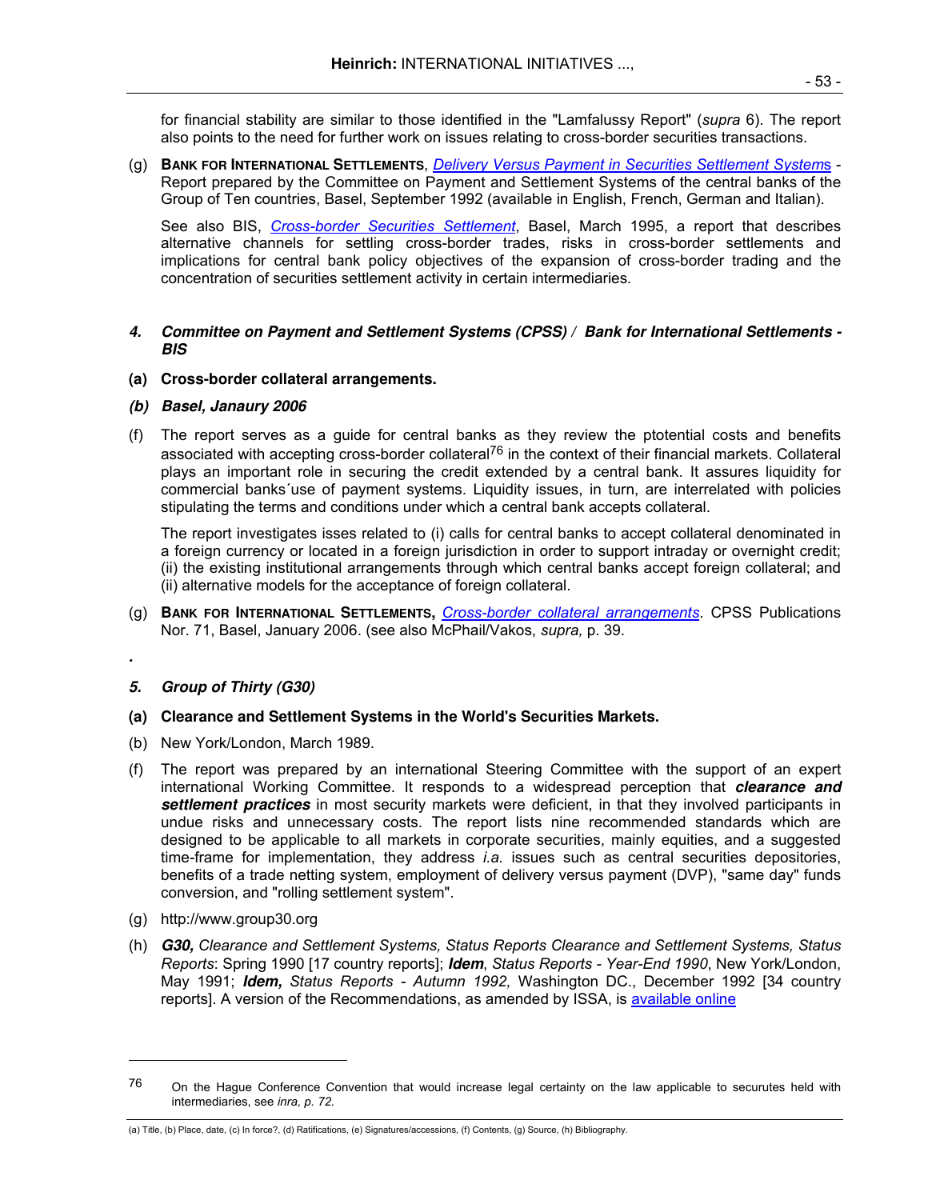for financial stability are similar to those identified in the "Lamfalussy Report" (*supra* 6). The report also points to the need for further work on issues relating to cross-border securities transactions.

(g) **Bank for International Settlements**, *Delivery Versus Payment in Securities Settlement Systems* - Report prepared by the Committee on Payment and Settlement Systems of the central banks of the Group of Ten countries, Basel, September 1992 (available in English, French, German and Italian).

See also BIS, *Cross-border Securities Settlement*, Basel, March 1995, a report that describes alternative channels for settling cross-border trades, risks in cross-border settlements and implications for central bank policy objectives of the expansion of cross-border trading and the concentration of securities settlement activity in certain intermediaries.

### *4. Committee on Payment and Settlement Systems (CPSS) / Bank for International Settlements - BIS*

**(a) Cross-border collateral arrangements.**

***(b) Basel, Janaury 2006***

(f) The report serves as a guide for central banks as they review the ptotential costs and benefits associated with accepting cross-border collateral[76] in the context of their financial markets. Collateral plays an important role in securing the credit extended by a central bank. It assures liquidity for commercial banks´use of payment systems. Liquidity issues, in turn, are interrelated with policies stipulating the terms and conditions under which a central bank accepts collateral.

The report investigates isses related to (i) calls for central banks to accept collateral denominated in a foreign currency or located in a foreign jurisdiction in order to support intraday or overnight credit; (ii) the existing institutional arrangements through which central banks accept foreign collateral; and (ii) alternative models for the acceptance of foreign collateral.

(g) **Bank for International Settlements,** *Cross-border collateral arrangements*. CPSS Publications Nor. 71, Basel, January 2006. (see also McPhail/Vakos, *supra,* p. 39.

*.*

### *5. Group of Thirty (G30)*

**(a) Clearance and Settlement Systems in the World's Securities Markets.**

(b) New York/London, March 1989.

(f) The report was prepared by an international Steering Committee with the support of an expert international Working Committee. It responds to a widespread perception that ***clearance and settlement practices*** in most security markets were deficient, in that they involved participants in undue risks and unnecessary costs. The report lists nine recommended standards which are designed to be applicable to all markets in corporate securities, mainly equities, and a suggested time-frame for implementation, they address *i.a.* issues such as central securities depositories, benefits of a trade netting system, employment of delivery versus payment (DVP), "same day" funds conversion, and "rolling settlement system".

(g) http://www.group30.org

(h) ***G30,*** *Clearance and Settlement Systems, Status Reports Clearance and Settlement Systems, Status Reports*: Spring 1990 [17 country reports]; ***Idem***, *Status Reports - Year-End 1990*, New York/London, May 1991; ***Idem,*** *Status Reports - Autumn 1992,* Washington DC., December 1992 [34 country reports]. A version of the Recommendations, as amended by ISSA, is available online

---

76 On the Hague Conference Convention that would increase legal certainty on the law applicable to securutes held with intermediaries, see *inra, p. 72.*

(a) Title, (b) Place, date, (c) In force?, (d) Ratifications, (e) Signatures/accessions, (f) Contents, (g) Source, (h) Bibliography.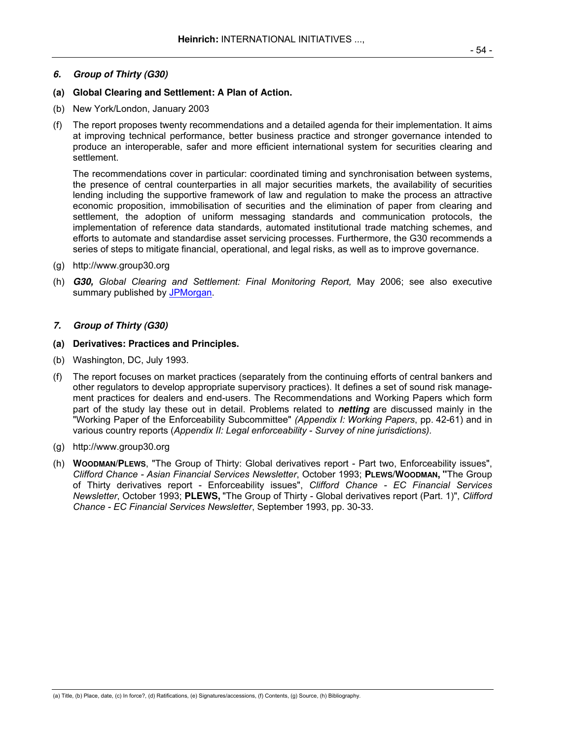### *6. Group of Thirty (G30)*

**(a) Global Clearing and Settlement: A Plan of Action.**

(b) New York/London, January 2003

(f) The report proposes twenty recommendations and a detailed agenda for their implementation. It aims at improving technical performance, better business practice and stronger governance intended to produce an interoperable, safer and more efficient international system for securities clearing and settlement.

The recommendations cover in particular: coordinated timing and synchronisation between systems, the presence of central counterparties in all major securities markets, the availability of securities lending including the supportive framework of law and regulation to make the process an attractive economic proposition, immobilisation of securities and the elimination of paper from clearing and settlement, the adoption of uniform messaging standards and communication protocols, the implementation of reference data standards, automated institutional trade matching schemes, and efforts to automate and standardise asset servicing processes. Furthermore, the G30 recommends a series of steps to mitigate financial, operational, and legal risks, as well as to improve governance.

(g) http://www.group30.org

(h) ***G30,*** *Global Clearing and Settlement: Final Monitoring Report,* May 2006; see also executive summary published by JPMorgan.

### *7. Group of Thirty (G30)*

**(a) Derivatives: Practices and Principles.**

(b) Washington, DC, July 1993.

(f) The report focuses on market practices (separately from the continuing efforts of central bankers and other regulators to develop appropriate supervisory practices). It defines a set of sound risk management practices for dealers and end-users. The Recommendations and Working Papers which form part of the study lay these out in detail. Problems related to ***netting*** are discussed mainly in the "Working Paper of the Enforceability Subcommittee" *(Appendix I: Working Papers*, pp. 42-61) and in various country reports (*Appendix II: Legal enforceability - Survey of nine jurisdictions).*

(g) http://www.group30.org

(h) **WOODMAN**/**PLEWS**, "The Group of Thirty: Global derivatives report - Part two, Enforceability issues", *Clifford Chance - Asian Financial Services Newsletter*, October 1993; **PLEWS**/**WOODMAN, "**The Group of Thirty derivatives report - Enforceability issues", *Clifford Chance - EC Financial Services Newsletter*, October 1993; **PLEWS,** "The Group of Thirty - Global derivatives report (Part. 1)", *Clifford Chance - EC Financial Services Newsletter*, September 1993, pp. 30-33.

(a) Title, (b) Place, date, (c) In force?, (d) Ratifications, (e) Signatures/accessions, (f) Contents, (g) Source, (h) Bibliography.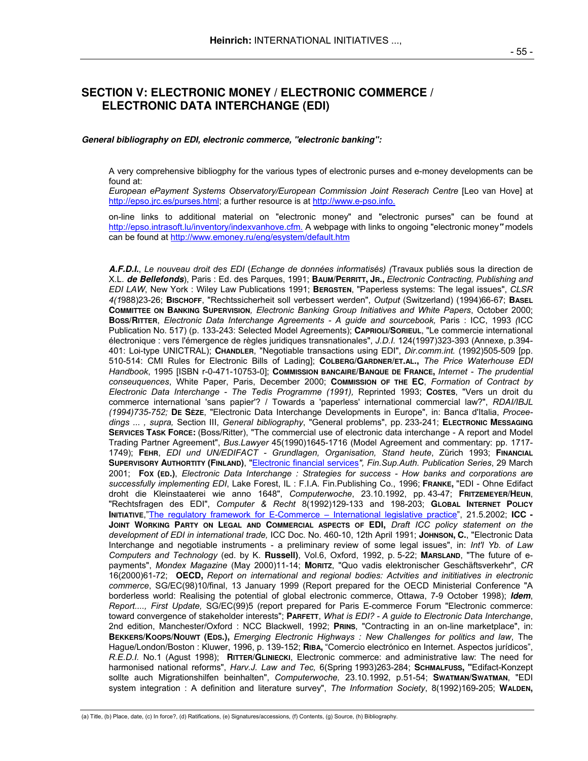## SECTION V: ELECTRONIC MONEY / ELECTRONIC COMMERCE / ELECTRONIC DATA INTERCHANGE (EDI)

***General bibliography on EDI, electronic commerce, "electronic banking":***

A very comprehensive bibliogphy for the various types of electronic purses and e-money developments can be found at:
*European ePayment Systems Observatory/European Commission Joint Reserach Centre* [Leo van Hove] at http://epso.jrc.es/purses.html; a further resource is at http://www.e-pso.info.

on-line links to additional material on "electronic money" and "electronic purses" can be found at http://epso.intrasoft.lu/inventory/indexvanhove.cfm. A webpage with links to ongoing "electronic money*"* models can be found at http://www.emoney.ru/eng/esystem/default.htm

***A.F.D.I.***, *Le nouveau droit des EDI* (*Echange de données informatisés) (*Travaux publiés sous la direction de X.L. ***de Bellefonds***), Paris : Ed. des Parques, 1991; **BAUM/PERRITT, JR.,** *Electronic Contracting, Publishing and EDI LAW*, New York : Wiley Law Publications 1991; **BERGSTEN**, "Paperless systems: The legal issues", *CLSR 4(1*988)23-26; **BISCHOFF**, "Rechtssicherheit soll verbessert werden", *Output* (Switzerland) (1994)66-67; **BASEL COMMITTEE ON BANKING SUPERVISION***, Electronic Banking Group Initiatives and White Papers*, October 2000; **BOSS/RITTER**, *Electronic Data Interchange Agreements - A guide and sourcebook,* Paris : ICC, 1993 *(*ICC Publication No. 517) (p. 133-243: Selected Model Agreements); **CAPRIOLI/SORIEUL**, "Le commerce international électronique : vers l'émergence de règles juridiques transnationales", *J.D.I.* 124(1997)323-393 (Annexe, p.394-401: Loi-type UNICTRAL); **CHANDLER**, "Negotiable transactions using EDI", *Dir.comm.int.* (1992)505-509 [pp. 510-514: CMI Rules for Electronic Bills of Lading]; **COLBERG/GARDNER/ET.AL.,** *The Price Waterhouse EDI Handbook*, 1995 [ISBN r-0-471-10753-0]; **COMMISSION BANCAIRE/BANQUE DE FRANCE,** *Internet - The prudential conseuquences*, White Paper, Paris, December 2000; **COMMISSION OF THE EC**, *Formation of Contract by Electronic Data Interchange - The Tedis Programme (1991),* Reprinted 1993; **COSTES**, "Vers un droit du commerce international 'sans papier'? / Towards a 'paperless' international commercial law?", *RDAI/IBJL (1994)735-752;* **DE SÈZE**, "Electronic Data Interchange Developments in Europe", in: Banca d'Italia, *Proceedings ... , supra,* Section III, *General bibliography*, "General problems", pp. 233-241; **ELECTRONIC MESSAGING SERVICES TASK FORCE:** (Boss/Ritter), "The commercial use of electronic data interchange - A report and Model Trading Partner Agreement", *Bus.Lawyer* 45(1990)1645-1716 (Model Agreement and commentary: pp. 1717-1749); **FEHR**, *EDI und UN/EDIFACT - Grundlagen, Organisation, Stand heute*, Zürich 1993; **FINANCIAL SUPERVISORY AUTHORTITY (FINLAND)**, "Electronic financial services*", Fin.Sup.Auth. Publication Series*, 29 March 2001; **FOX (ED.)**, *Electronic Data Interchange : Strategies for success - How banks and corporations are successfully implementing EDI*, Lake Forest, IL : F.I.A. Fin.Publishing Co., 1996; **FRANKE,** "EDI - Ohne Edifact droht die Kleinstaaterei wie anno 1648", *Computerwoche*, 23.10.1992, pp. 43-47; **FRITZEMEYER/HEUN**, "Rechtsfragen des EDI", *Computer & Recht* 8(1992)129-133 and 198-203; **GLOBAL INTERNET POLICY INITIATIVE**,"The regulatory framework for E-Commerce – International legislative practice", 21.5.2002; **ICC - JOINT WORKING PARTY ON LEGAL AND COMMERCIAL ASPECTS OF EDI,** *Draft ICC policy statement on the development of EDI in international trade,* ICC Doc. No. 460-10, 12th April 1991; **JOHNSON, C.**, "Electronic Data Interchange and negotiable instruments - a preliminary review of some legal issues", in: *Int'l Yb. of Law Computers and Technology* (ed. by K. **Russell)**, Vol.6, Oxford, 1992, p. 5-22; **MARSLAND**, "The future of e-payments", *Mondex Magazine* (May 2000)11-14; **MORITZ**, "Quo vadis elektronischer Geschäftsverkehr", *CR* 16(2000)61-72; **OECD,** *Report on international and regional bodies: Actvities and inititiatives in electronic commerce*, SG/EC(98)10/final, 13 January 1999 (Report prepared for the OECD Ministerial Conference "A borderless world: Realising the potential of global electronic commerce, Ottawa, 7-9 October 1998); ***Idem***, *Report...., First Update,* SG/EC(99)5 (report prepared for Paris E-commerce Forum "Electronic commerce: toward convergence of stakeholder interests"; **PARFETT**, *What is EDI? - A guide to Electronic Data Interchange*, 2nd edition, Manchester/Oxford : NCC Blackwell, 1992; **PRINS**, "Contracting in an on-line marketplace", in: **BEKKERS/KOOPS/NOUWT (EDS.),** *Emerging Electronic Highways : New Challenges for politics and law*, The Hague/London/Boston : Kluwer, 1996, p. 139-152; **RIBA,** "Comercio electrónico en Internet. Aspectos jurídicos", *R.E.D.I.* No.1 (Agust 1998); **RITTER/GLINIECKI**, Electronic commerce: and administrative law: The need for harmonised national reforms", *Harv.J. Law and Tec,* 6(Spring 1993)263-284; **SCHMALFUSS, "**Edifact-Konzept sollte auch Migrationshilfen beinhalten", *Computerwoche,* 23.10.1992, p.51-54; **SWATMAN/SWATMAN**, "EDI system integration : A definition and literature survey", *The Information Society*, 8(1992)169-205; **WALDEN,**

(a) Title, (b) Place, date, (c) In force?, (d) Ratifications, (e) Signatures/accessions, (f) Contents, (g) Source, (h) Bibliography.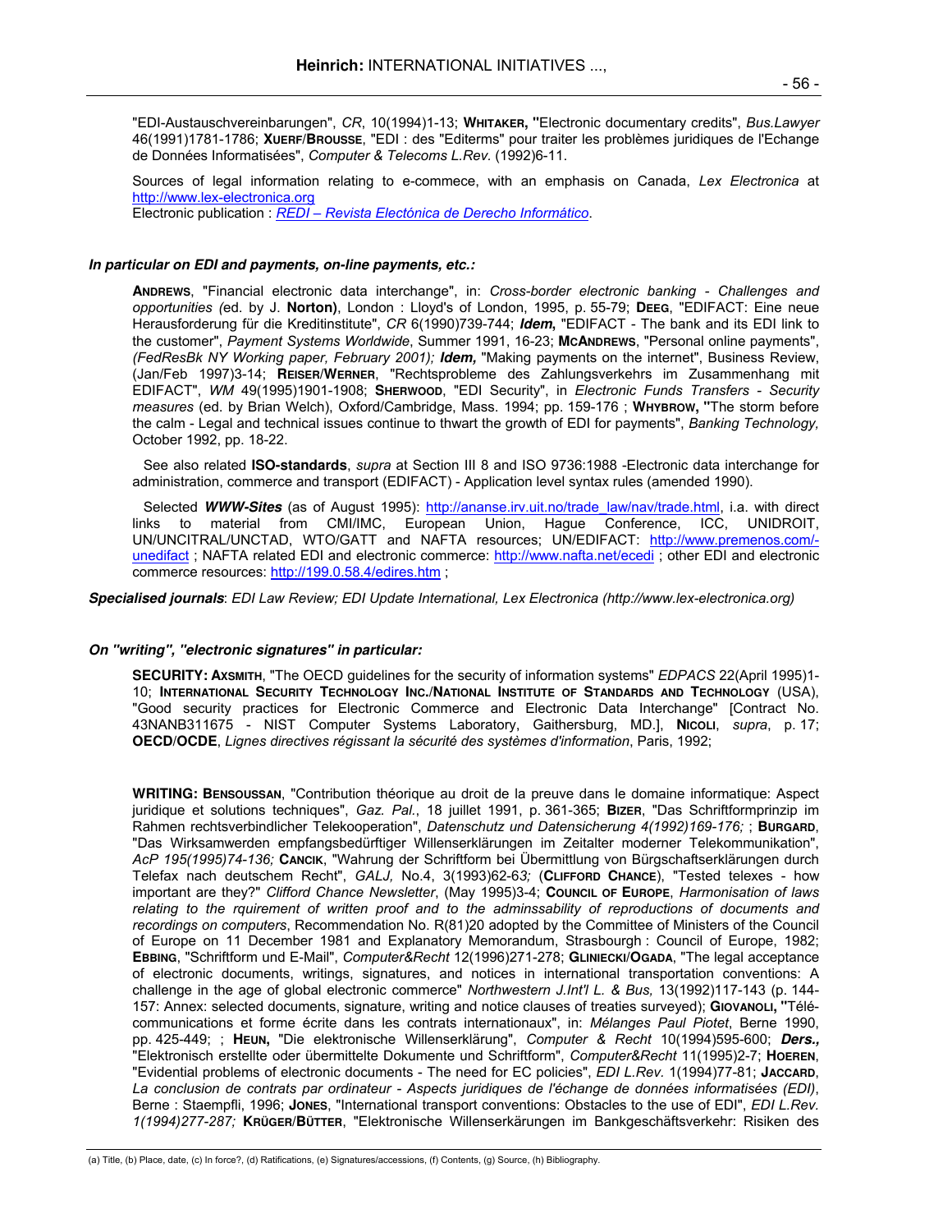"EDI-Austauschvereinbarungen", *CR*, 10(1994)1-13; **WHITAKER, "**Electronic documentary credits", *Bus.Lawyer* 46(1991)1781-1786; **XUERF**/**BROUSSE**, "EDI : des "Editerms" pour traiter les problèmes juridiques de l'Echange de Données Informatisées", *Computer & Telecoms L.Rev.* (1992)6-11.

Sources of legal information relating to e-commece, with an emphasis on Canada, *Lex Electronica* at http://www.lex-electronica.org
Electronic publication : *REDI – Revista Electónica de Derecho Informático*.

***In particular on EDI and payments, on-line payments, etc.:***

**ANDREWS**, "Financial electronic data interchange", in: *Cross-border electronic banking - Challenges and opportunities (*ed. by J. **Norton)**, London : Lloyd's of London, 1995, p. 55-79; **DEEG**, "EDIFACT: Eine neue Herausforderung für die Kreditinstitute", *CR* 6(1990)739-744; ***Idem*,** "EDIFACT - The bank and its EDI link to the customer", *Payment Systems Worldwide*, Summer 1991, 16-23; **MCANDREWS**, "Personal online payments", *(FedResBk NY Working paper, February 2001); **Idem,*** "Making payments on the internet", Business Review, (Jan/Feb 1997)3-14; **REISER**/**WERNER**, "Rechtsprobleme des Zahlungsverkehrs im Zusammenhang mit EDIFACT", *WM* 49(1995)1901-1908; **SHERWOOD**, "EDI Security", in *Electronic Funds Transfers - Security measures* (ed. by Brian Welch), Oxford/Cambridge, Mass. 1994; pp. 159-176 ; **WHYBROW, "**The storm before the calm - Legal and technical issues continue to thwart the growth of EDI for payments", *Banking Technology,* October 1992, pp. 18-22.

See also related **ISO-standards**, *supra* at Section III 8 and ISO 9736:1988 -Electronic data interchange for administration, commerce and transport (EDIFACT) - Application level syntax rules (amended 1990).

Selected ***WWW-Sites*** (as of August 1995): http://ananse.irv.uit.no/trade_law/nav/trade.html, i.a. with direct links to material from CMI/IMC, European Union, Hague Conference, ICC, UNIDROIT, UN/UNCITRAL/UNCTAD, WTO/GATT and NAFTA resources; UN/EDIFACT: http://www.premenos.com/-unedifact ; NAFTA related EDI and electronic commerce: http://www.nafta.net/ecedi ; other EDI and electronic commerce resources: http://199.0.58.4/edires.htm ;

***Specialised journals***: *EDI Law Review; EDI Update International, Lex Electronica (http://www.lex-electronica.org)*

***On "writing", "electronic signatures" in particular:***

**SECURITY: AXSMITH**, "The OECD guidelines for the security of information systems" *EDPACS* 22(April 1995)1-10; **INTERNATIONAL SECURITY TECHNOLOGY INC./NATIONAL INSTITUTE OF STANDARDS AND TECHNOLOGY** (USA), "Good security practices for Electronic Commerce and Electronic Data Interchange" [Contract No. 43NANB311675 - NIST Computer Systems Laboratory, Gaithersburg, MD.], **NICOLI**, *supra*, p. 17; **OECD**/**OCDE**, *Lignes directives régissant la sécurité des systèmes d'information*, Paris, 1992;

**WRITING: BENSOUSSAN**, "Contribution théorique au droit de la preuve dans le domaine informatique: Aspect juridique et solutions techniques", *Gaz. Pal.*, 18 juillet 1991, p. 361-365; **BIZER**, "Das Schriftformprinzip im Rahmen rechtsverbindlicher Telekooperation", *Datenschutz und Datensicherung 4(1992)169-176;* ; **BURGARD**, "Das Wirksamwerden empfangsbedürftiger Willenserklärungen im Zeitalter moderner Telekommunikation", *AcP 195(1995)74-136;* **CANCIK**, "Wahrung der Schriftform bei Übermittlung von Bürgschaftserklärungen durch Telefax nach deutschem Recht", *GALJ,* No.4, 3(1993)62-63*;* (**CLIFFORD CHANCE**), "Tested telexes - how important are they?" *Clifford Chance Newsletter*, (May 1995)3-4; **COUNCIL OF EUROPE**, *Harmonisation of laws relating to the rquirement of written proof and to the adminssability of reproductions of documents and recordings on computers*, Recommendation No. R(81)20 adopted by the Committee of Ministers of the Council of Europe on 11 December 1981 and Explanatory Memorandum, Strasbourgh : Council of Europe, 1982; **EBBING**, "Schriftform und E-Mail", *Computer&Recht* 12(1996)271-278; **GLINIECKI**/**OGADA**, "The legal acceptance of electronic documents, writings, signatures, and notices in international transportation conventions: A challenge in the age of global electronic commerce" *Northwestern J.Int'l L. & Bus,* 13(1992)117-143 (p. 144-157: Annex: selected documents, signature, writing and notice clauses of treaties surveyed); **GIOVANOLI, "**Télécommunications et forme écrite dans les contrats internationaux", in: *Mélanges Paul Piotet*, Berne 1990, pp. 425-449; ; **HEUN,** "Die elektronische Willenserklärung", *Computer & Recht* 10(1994)595-600; ***Ders.,*** "Elektronisch erstellte oder übermittelte Dokumente und Schriftform", *Computer&Recht* 11(1995)2-7; **HOEREN**, "Evidential problems of electronic documents - The need for EC policies", *EDI L.Rev.* 1(1994)77-81; **JACCARD**, *La conclusion de contrats par ordinateur - Aspects juridiques de l'échange de données informatisées (EDI)*, Berne : Staempfli, 1996; **JONES**, "International transport conventions: Obstacles to the use of EDI", *EDI L.Rev. 1(1994)277-287;* **KRÜGER**/**BÜTTER**, "Elektronische Willenserkärungen im Bankgeschäftsverkehr: Risiken des

(a) Title, (b) Place, date, (c) In force?, (d) Ratifications, (e) Signatures/accessions, (f) Contents, (g) Source, (h) Bibliography.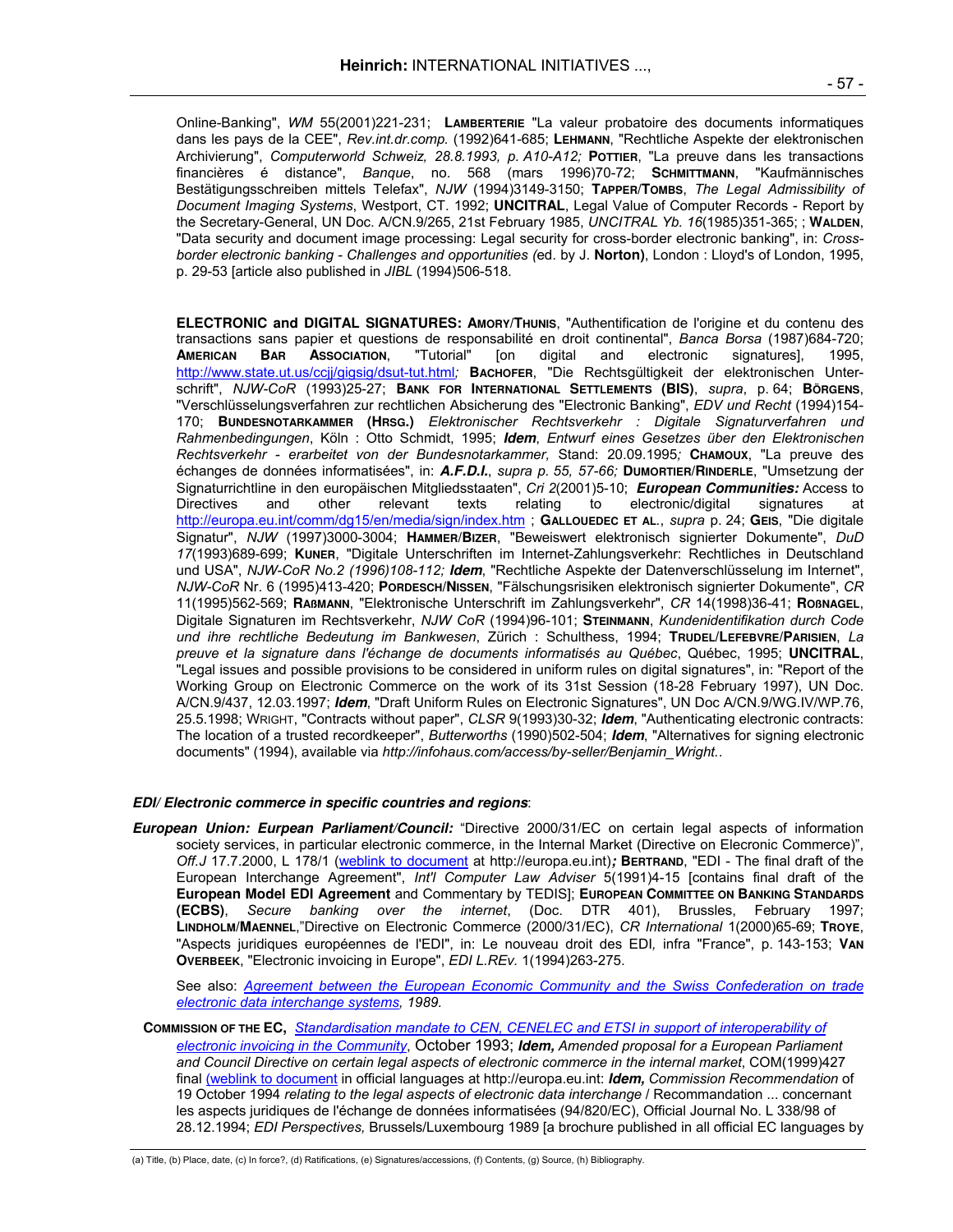Online-Banking", *WM* 55(2001)221-231; **Lamberterie** "La valeur probatoire des documents informatiques dans les pays de la CEE", *Rev.int.dr.comp.* (1992)641-685; **Lehmann**, "Rechtliche Aspekte der elektronischen Archivierung", *Computerworld Schweiz, 28.8.1993, p. A10-A12;* **Pottier**, "La preuve dans les transactions financières é distance", *Banque*, no. 568 (mars 1996)70-72; **Schmittmann**, "Kaufmännisches Bestätigungsschreiben mittels Telefax", *NJW* (1994)3149-3150; **Tapper/Tombs**, *The Legal Admissibility of Document Imaging Systems*, Westport, CT. 1992; **UNCITRAL**, Legal Value of Computer Records - Report by the Secretary-General, UN Doc. A/CN.9/265, 21st February 1985, *UNCITRAL Yb. 16*(1985)351-365; ; **Walden**, "Data security and document image processing: Legal security for cross-border electronic banking", in: *Cross-border electronic banking - Challenges and opportunities (*ed. by J. **Norton)**, London : Lloyd's of London, 1995, p. 29-53 [article also published in *JIBL* (1994)506-518.

**ELECTRONIC and DIGITAL SIGNATURES: Amory/Thunis**, "Authentification de l'origine et du contenu des transactions sans papier et questions de responsabilité en droit continental", *Banca Borsa* (1987)684-720; **American Bar Association**, "Tutorial" [on digital and electronic signatures], 1995, http://www.state.ut.us/ccjj/gigsig/dsut-tut.html*;* **Bachofer**, "Die Rechtsgültigkeit der elektronischen Unterschrift", *NJW-CoR* (1993)25-27; **Bank for International Settlements (BIS)**, *supra*, p. 64; **Börgens**, "Verschlüsselungsverfahren zur rechtlichen Absicherung des "Electronic Banking", *EDV und Recht* (1994)154-170; **Bundesnotarkammer (Hrsg.)** *Elektronischer Rechtsverkehr : Digitale Signaturverfahren und Rahmenbedingungen*, Köln : Otto Schmidt, 1995; ***Idem***, *Entwurf eines Gesetzes über den Elektronischen Rechtsverkehr - erarbeitet von der Bundesnotarkammer,* Stand: 20.09.1995*;* **Chamoux**, "La preuve des échanges de données informatisées", in: ***A.F.D.I.***, *supra p. 55, 57-66;* **Dumortier/Rinderle**, "Umsetzung der Signaturrichtlinie in den europäischen Mitgliedsstaaten", *Cri 2*(2001)5-10; ***European Communities:*** Access to Directives and other relevant texts relating to electronic/digital signatures at http://europa.eu.int/comm/dg15/en/media/sign/index.htm ; **Gallouedec et al.**, *supra* p. 24; **Geis**, "Die digitale Signatur", *NJW* (1997)3000-3004; **Hammer/Bizer**, "Beweiswert elektronisch signierter Dokumente", *DuD 17*(1993)689-699; **Kuner**, "Digitale Unterschriften im Internet-Zahlungsverkehr: Rechtliches in Deutschland und USA", *NJW-CoR No.2 (1996)108-112;* ***Idem***, "Rechtliche Aspekte der Datenverschlüsselung im Internet", *NJW-CoR* Nr. 6 (1995)413-420; **Pordesch/Nissen**, "Fälschungsrisiken elektronisch signierter Dokumente", *CR* 11(1995)562-569; **Raßmann**, "Elektronische Unterschrift im Zahlungsverkehr", *CR* 14(1998)36-41; **Roßnagel**, Digitale Signaturen im Rechtsverkehr, *NJW CoR* (1994)96-101; **Steinmann**, *Kundenidentifikation durch Code und ihre rechtliche Bedeutung im Bankwesen*, Zürich : Schulthess, 1994; **Trudel/Lefebvre/Parisien**, *La preuve et la signature dans l'échange de documents informatisés au Québec*, Québec, 1995; **UNCITRAL**, "Legal issues and possible provisions to be considered in uniform rules on digital signatures", in: "Report of the Working Group on Electronic Commerce on the work of its 31st Session (18-28 February 1997), UN Doc. A/CN.9/437, 12.03.1997; ***Idem***, "Draft Uniform Rules on Electronic Signatures", UN Doc A/CN.9/WG.IV/WP.76, 25.5.1998; Wright, "Contracts without paper", *CLSR* 9(1993)30-32; ***Idem***, "Authenticating electronic contracts: The location of a trusted recordkeeper", *Butterworths* (1990)502-504; ***Idem***, "Alternatives for signing electronic documents" (1994), available via *http://infohaus.com/access/by-seller/Benjamin_Wright.*.

***EDI/ Electronic commerce in specific countries and regions***:

***European Union: Eurpean Parliament/Council:*** "Directive 2000/31/EC on certain legal aspects of information society services, in particular electronic commerce, in the Internal Market (Directive on Elecronic Commerce)", *Off.J* 17.7.2000, L 178/1 (weblink to document at http://europa.eu.int)***;*** **Bertrand**, "EDI - The final draft of the European Interchange Agreement", *Int'l Computer Law Adviser* 5(1991)4-15 [contains final draft of the **European Model EDI Agreement** and Commentary by TEDIS]; **European Committee on Banking Standards (ECBS)**, *Secure banking over the internet*, (Doc. DTR 401), Brussels, February 1997; **Lindholm/Maennel**,"Directive on Electronic Commerce (2000/31/EC), *CR International* 1(2000)65-69; **Troye**, "Aspects juridiques européennes de l'EDI", in: Le nouveau droit des EDI*,* infra "France", p. 143-153; **Van Overbeek**, "Electronic invoicing in Europe", *EDI L.REv.* 1(1994)263-275.

See also: *Agreement between the European Economic Community and the Swiss Confederation on trade electronic data interchange systems, 1989.*

**Commission of the EC,** *Standardisation mandate to CEN, CENELEC and ETSI in support of interoperability of electronic invoicing in the Community*, October 1993; ***Idem,*** *Amended proposal for a European Parliament and Council Directive on certain legal aspects of electronic commerce in the internal market*, COM(1999)427 final (weblink to document in official languages at http://europa.eu.int: ***Idem,*** *Commission Recommendation* of 19 October 1994 *relating to the legal aspects of electronic data interchange* / Recommandation ... concernant les aspects juridiques de l'échange de données informatisées (94/820/EC), Official Journal No. L 338/98 of 28.12.1994; *EDI Perspectives,* Brussels/Luxembourg 1989 [a brochure published in all official EC languages by

(a) Title, (b) Place, date, (c) In force?, (d) Ratifications, (e) Signatures/accessions, (f) Contents, (g) Source, (h) Bibliography.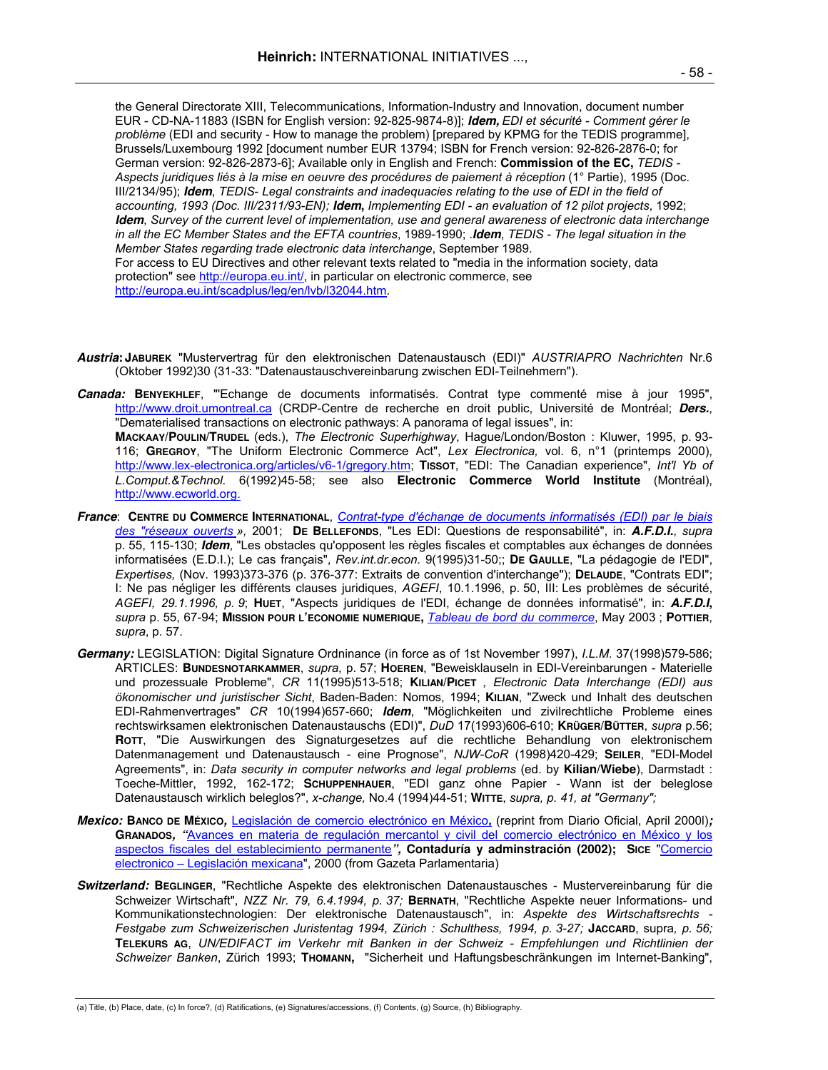the General Directorate XIII, Telecommunications, Information-Industry and Innovation, document number EUR - CD-NA-11883 (ISBN for English version: 92-825-9874-8)]; ***Idem,*** *EDI et sécurité - Comment gérer le problème* (EDI and security - How to manage the problem) [prepared by KPMG for the TEDIS programme], Brussels/Luxembourg 1992 [document number EUR 13794; ISBN for French version: 92-826-2876-0; for German version: 92-826-2873-6]; Available only in English and French: **Commission of the EC,** *TEDIS - Aspects juridiques liés à la mise en oeuvre des procédures de paiement à réception* (1° Partie), 1995 (Doc. III/2134/95); ***Idem***, *TEDIS- Legal constraints and inadequacies relating to the use of EDI in the field of accounting, 1993 (Doc. III/2311/93-EN);* ***Idem,*** *Implementing EDI - an evaluation of 12 pilot projects*, 1992; ***Idem***, *Survey of the current level of implementation, use and general awareness of electronic data interchange in all the EC Member States and the EFTA countries*, 1989-1990; .***Idem***, *TEDIS - The legal situation in the Member States regarding trade electronic data interchange*, September 1989.
For access to EU Directives and other relevant texts related to "media in the information society, data protection" see http://europa.eu.int/, in particular on electronic commerce, see http://europa.eu.int/scadplus/leg/en/lvb/l32044.htm.

***Austria*: JABUREK** "Mustervertrag für den elektronischen Datenaustausch (EDI)" *AUSTRIAPRO Nachrichten* Nr.6 (Oktober 1992)30 (31-33: "Datenaustauschvereinbarung zwischen EDI-Teilnehmern").

***Canada:*** **BENYEKHLEF**, "'Echange de documents informatisés. Contrat type commenté mise à jour 1995", http://www.droit.umontreal.ca (CRDP-Centre de recherche en droit public, Université de Montréal; ***Ders.***, "Dematerialised transactions on electronic pathways: A panorama of legal issues", in: **MACKAAY/POULIN/TRUDEL** (eds.), *The Electronic Superhighway*, Hague/London/Boston : Kluwer, 1995, p. 93-116; **GREGROY**, "The Uniform Electronic Commerce Act", *Lex Electronica,* vol. 6, n°1 (printemps 2000), http://www.lex-electronica.org/articles/v6-1/gregory.htm; **TISSOT**, "EDI: The Canadian experience", *Int'l Yb of L.Comput.&Technol.* 6(1992)45-58; see also **Electronic Commerce World Institute** (Montréal), http://www.ecworld.org.

***France***: **CENTRE DU COMMERCE INTERNATIONAL**, *Contrat-type d'échange de documents informatisés (EDI) par le biais des "réseaux ouverts »*, 2001; **DE BELLEFONDS**, "Les EDI: Questions de responsabilité", in: ***A.F.D.I.***, *supra* p. 55, 115-130; ***Idem***, "Les obstacles qu'opposent les règles fiscales et comptables aux échanges de données informatisées (E.D.I.); Le cas français", *Rev.int.dr.econ.* 9(1995)31-50;; **DE GAULLE**, "La pédagogie de l'EDI", *Expertises,* (Nov. 1993)373-376 (p. 376-377: Extraits de convention d'interchange"); **DELAUDE**, "Contrats EDI"; I: Ne pas négliger les différents clauses juridiques, *AGEFI*, 10.1.1996, p. 50, III: Les problèmes de sécurité, *AGEFI, 29.1.1996, p. 9*; **HUET**, "Aspects juridiques de l'EDI, échange de données informatisé", in: ***A.F.D.I,*** *supra* p. 55, 67-94; **MISSION POUR L'ECONOMIE NUMERIQUE,** *Tableau de bord du commerce*, May 2003 ; **POTTIER**, *supra*, p. 57.

***Germany:*** LEGISLATION: Digital Signature Ordninance (in force as of 1st November 1997), *I.L.M.* 37(1998)579-586; ARTICLES: **BUNDESNOTARKAMMER**, *supra*, p. 57; **HOEREN**, "Beweisklauseln in EDI-Vereinbarungen - Materielle und prozessuale Probleme", *CR* 11(1995)513-518; **KILIAN/PICET** , *Electronic Data Interchange (EDI) aus ökonomischer und juristischer Sicht*, Baden-Baden: Nomos, 1994; **KILIAN**, "Zweck und Inhalt des deutschen EDI-Rahmenvertrages" *CR* 10(1994)657-660; ***Idem***, "Möglichkeiten und zivilrechtliche Probleme eines rechtswirksamen elektronischen Datenaustauschs (EDI)", *DuD* 17(1993)606-610; **KRÜGER/BÜTTER**, *supra* p.56; **ROTT**, "Die Auswirkungen des Signaturgesetzes auf die rechtliche Behandlung von elektronischem Datenmanagement und Datenaustausch - eine Prognose", *NJW-CoR* (1998)420-429; **SEILER**, "EDI-Model Agreements", in: *Data security in computer networks and legal problems* (ed. by **Kilian/Wiebe**), Darmstadt : Toeche-Mittler, 1992, 162-172; **SCHUPPENHAUER**, "EDI ganz ohne Papier - Wann ist der beleglose Datenaustausch wirklich beleglos?", *x-change,* No.4 (1994)44-51; **WITTE**, *supra, p. 41, at "Germany";*

***Mexico:*** **BANCO DE MÉXICO,** Legislación de comercio electrónico en México**,** (reprint from Diario Oficial, April 2000l)***;*** **GRANADOS,** *"*Avances en materia de regulación mercantol y civil del comercio electrónico en México y los aspectos fiscales del establecimiento permanente***",*** **Contaduría y adminstración (2002); SICE** "Comercio electronico – Legislación mexicana", 2000 (from Gazeta Parlamentaria)

***Switzerland:*** **BEGLINGER**, "Rechtliche Aspekte des elektronischen Datenaustausches - Mustervereinbarung für die Schweizer Wirtschaft", *NZZ Nr. 79, 6.4.1994, p. 37;* **BERNATH**, "Rechtliche Aspekte neuer Informations- und Kommunikationstechnologien: Der elektronische Datenaustausch", in: *Aspekte des Wirtschaftsrechts - Festgabe zum Schweizerischen Juristentag 1994, Zürich : Schulthess, 1994, p. 3-27;* **JACCARD**, supra*, p. 56;* **TELEKURS AG**, *UN/EDIFACT im Verkehr mit Banken in der Schweiz - Empfehlungen und Richtlinien der Schweizer Banken*, Zürich 1993; **THOMANN,** "Sicherheit und Haftungsbeschränkungen im Internet-Banking",

(a) Title, (b) Place, date, (c) In force?, (d) Ratifications, (e) Signatures/accessions, (f) Contents, (g) Source, (h) Bibliography.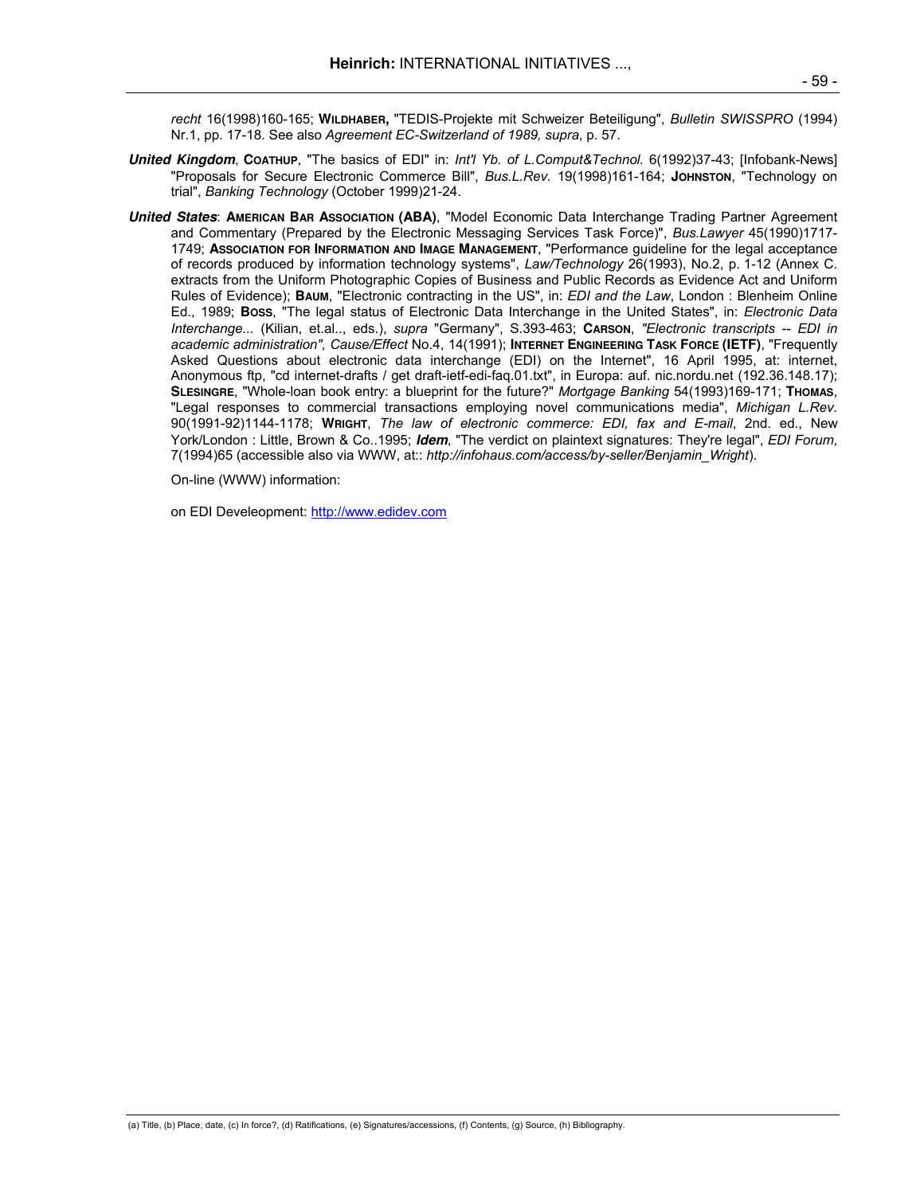*recht* 16(1998)160-165; **WILDHABER,** "TEDIS-Projekte mit Schweizer Beteiligung", *Bulletin SWISSPRO* (1994) Nr.1, pp. 17-18. See also *Agreement EC-Switzerland of 1989, supra*, p. 57.

***United Kingdom***, **COATHUP**, "The basics of EDI" in: *Int'l Yb. of L.Comput&Technol.* 6(1992)37-43; [Infobank-News] "Proposals for Secure Electronic Commerce Bill", *Bus.L.Rev.* 19(1998)161-164; **JOHNSTON**, "Technology on trial", *Banking Technology* (October 1999)21-24.

***United States***: **AMERICAN BAR ASSOCIATION (ABA)**, "Model Economic Data Interchange Trading Partner Agreement and Commentary (Prepared by the Electronic Messaging Services Task Force)", *Bus.Lawyer* 45(1990)1717-1749; **ASSOCIATION FOR INFORMATION AND IMAGE MANAGEMENT**, "Performance guideline for the legal acceptance of records produced by information technology systems", *Law/Technology* 26(1993), No.2, p. 1-12 (Annex C. extracts from the Uniform Photographic Copies of Business and Public Records as Evidence Act and Uniform Rules of Evidence); **BAUM**, "Electronic contracting in the US", in: *EDI and the Law*, London : Blenheim Online Ed., 1989; **BOSS**, "The legal status of Electronic Data Interchange in the United States", in: *Electronic Data Interchange...* (Kilian, et.al.., eds.), *supra* "Germany", S.393-463; **CARSON**, *"Electronic transcripts -- EDI in academic administration", Cause/Effect* No.4, 14(1991); **INTERNET ENGINEERING TASK FORCE (IETF)**, "Frequently Asked Questions about electronic data interchange (EDI) on the Internet", 16 April 1995, at: internet, Anonymous ftp, "cd internet-drafts / get draft-ietf-edi-faq.01.txt", in Europa: auf. nic.nordu.net (192.36.148.17); **SLESINGRE**, "Whole-loan book entry: a blueprint for the future?" *Mortgage Banking* 54(1993)169-171; **THOMAS**, "Legal responses to commercial transactions employing novel communications media", *Michigan L.Rev.* 90(1991-92)1144-1178; **WRIGHT**, *The law of electronic commerce: EDI, fax and E-mail*, 2nd. ed., New York/London : Little, Brown & Co..1995; ***Idem***, "The verdict on plaintext signatures: They're legal", *EDI Forum*, 7(1994)65 (accessible also via WWW, at:: *http://infohaus.com/access/by-seller/Benjamin_Wright*).

On-line (WWW) information:

on EDI Develeopment: http://www.edidev.com

(a) Title, (b) Place, date, (c) In force?, (d) Ratifications, (e) Signatures/accessions, (f) Contents, (g) Source, (h) Bibliography.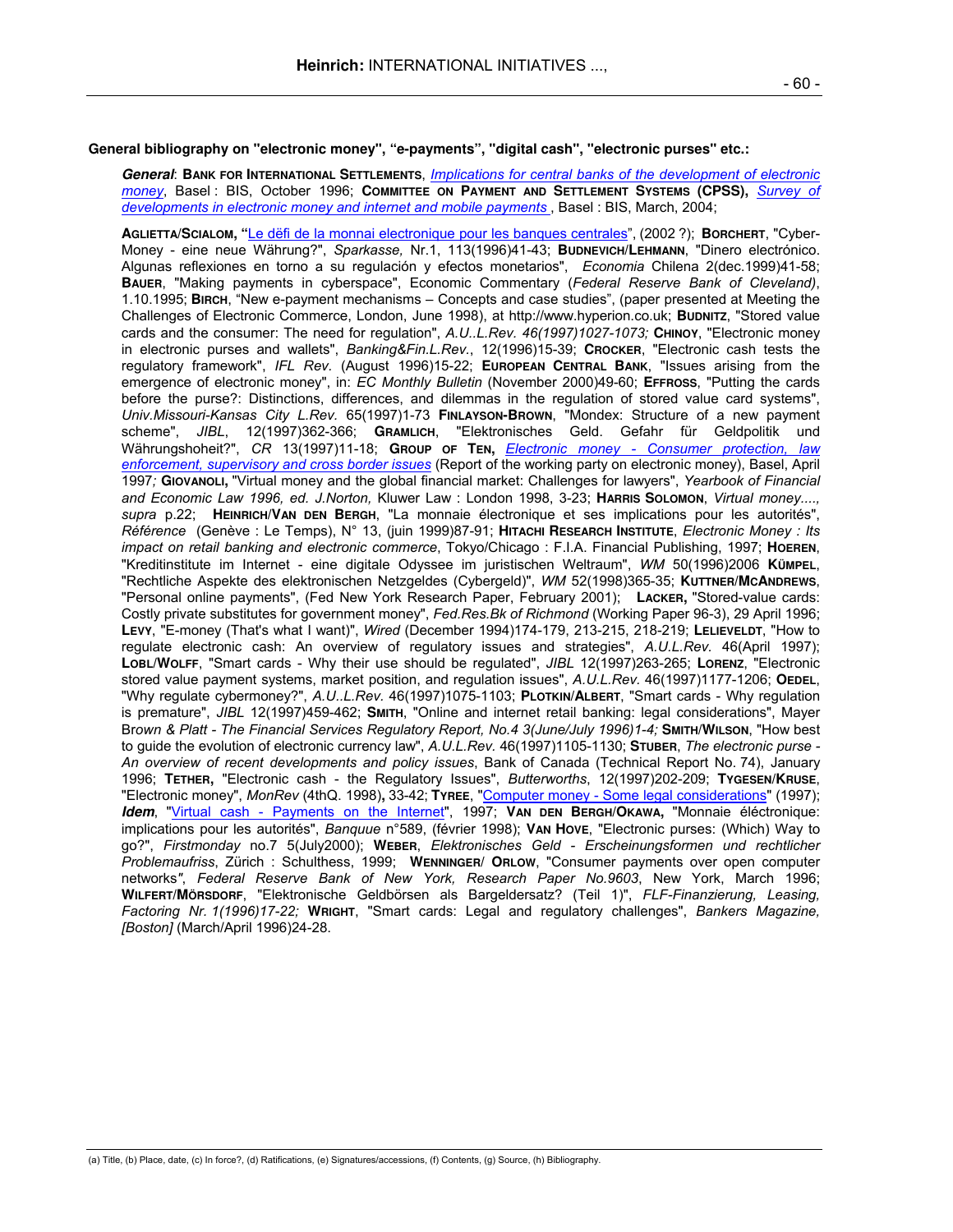**General bibliography on "electronic money", "e-payments", "digital cash", "electronic purses" etc.:**

***General***: **BANK FOR INTERNATIONAL SETTLEMENTS**, *Implications for central banks of the development of electronic money*, Basel : BIS, October 1996; **COMMITTEE ON PAYMENT AND SETTLEMENT SYSTEMS (CPSS),** *Survey of developments in electronic money and internet and mobile payments* , Basel : BIS, March, 2004;

**AGLIETTA/SCIALOM, "**Le dëfi de la monnai electronique pour les banques centrales", (2002 ?); **BORCHERT**, "Cyber-Money - eine neue Währung?", *Sparkasse,* Nr.1, 113(1996)41-43; **BUDNEVICH/LEHMANN**, "Dinero electrónico. Algunas reflexiones en torno a su regulación y efectos monetarios", *Economia* Chilena 2(dec.1999)41-58; **BAUER**, "Making payments in cyberspace", Economic Commentary (*Federal Reserve Bank of Cleveland)*, 1.10.1995; **BIRCH**, "New e-payment mechanisms – Concepts and case studies", (paper presented at Meeting the Challenges of Electronic Commerce, London, June 1998), at http://www.hyperion.co.uk; **BUDNITZ**, "Stored value cards and the consumer: The need for regulation", *A.U..L.Rev. 46(1997)1027-1073;* **CHINOY**, "Electronic money in electronic purses and wallets", *Banking&Fin.L.Rev.*, 12(1996)15-39; **CROCKER**, "Electronic cash tests the regulatory framework", *IFL Rev.* (August 1996)15-22; **EUROPEAN CENTRAL BANK**, "Issues arising from the emergence of electronic money", in: *EC Monthly Bulletin* (November 2000)49-60; **EFFROSS**, "Putting the cards before the purse?: Distinctions, differences, and dilemmas in the regulation of stored value card systems", *Univ.Missouri-Kansas City L.Rev.* 65(1997)1-73 **FINLAYSON-BROWN**, "Mondex: Structure of a new payment scheme", *JIBL*, 12(1997)362-366; **GRAMLICH**, "Elektronisches Geld. Gefahr für Geldpolitik und Währungshoheit?", *CR* 13(1997)11-18; **GROUP OF TEN,** *Electronic money - Consumer protection, law enforcement, supervisory and cross border issues* (Report of the working party on electronic money), Basel, April 1997*;* **GIOVANOLI,** "Virtual money and the global financial market: Challenges for lawyers", *Yearbook of Financial and Economic Law 1996, ed. J.Norton,* Kluwer Law : London 1998, 3-23; **HARRIS SOLOMON**, *Virtual money...., supra* p.22; **HEINRICH/VAN DEN BERGH**, "La monnaie électronique et ses implications pour les autorités", *Référence* (Genève : Le Temps), N° 13, (juin 1999)87-91; **HITACHI RESEARCH INSTITUTE**, *Electronic Money : Its impact on retail banking and electronic commerce*, Tokyo/Chicago : F.I.A. Financial Publishing, 1997; **HOEREN**, "Kreditinstitute im Internet - eine digitale Odyssee im juristischen Weltraum", *WM* 50(1996)2006 **KÜMPEL**, "Rechtliche Aspekte des elektronischen Netzgeldes (Cybergeld)", *WM* 52(1998)365-35; **KUTTNER/MCANDREWS**, "Personal online payments", (Fed New York Research Paper, February 2001); **LACKER,** "Stored-value cards: Costly private substitutes for government money", *Fed.Res.Bk of Richmond* (Working Paper 96-3), 29 April 1996; **LEVY**, "E-money (That's what I want)", *Wired* (December 1994)174-179, 213-215, 218-219; **LELIEVELDT**, "How to regulate electronic cash: An overview of regulatory issues and strategies", *A.U.L.Rev.* 46(April 1997); **LOBL/WOLFF**, "Smart cards - Why their use should be regulated", *JIBL* 12(1997)263-265; **LORENZ**, "Electronic stored value payment systems, market position, and regulation issues", *A.U.L.Rev.* 46(1997)1177-1206; **OEDEL**, "Why regulate cybermoney?", *A.U..L.Rev.* 46(1997)1075-1103; **PLOTKIN/ALBERT**, "Smart cards - Why regulation is premature", *JIBL* 12(1997)459-462; **SMITH**, "Online and internet retail banking: legal considerations", Mayer Brown & Platt - *The Financial Services Regulatory Report, No.4 3(June/July 1996)1-4;* **SMITH/WILSON**, "How best to guide the evolution of electronic currency law", *A.U.L.Rev.* 46(1997)1105-1130; **STUBER**, *The electronic purse - An overview of recent developments and policy issues*, Bank of Canada (Technical Report No. 74), January 1996; **TETHER,** "Electronic cash - the Regulatory Issues", *Butterworths*, 12(1997)202-209; **TYGESEN/KRUSE**, "Electronic money", *MonRev* (4thQ. 1998)**,** 33-42; **TYREE**, "Computer money - Some legal considerations" (1997); ***Idem,*** "Virtual cash - Payments on the Internet", 1997; **VAN DEN BERGH/OKAWA,** "Monnaie éléctronique: implications pour les autorités", *Banquue* n°589, (février 1998); **VAN HOVE**, "Electronic purses: (Which) Way to go?", *Firstmonday* no.7 5(July2000); **WEBER**, *Elektronisches Geld - Erscheinungsformen und rechtlicher Problemaufriss*, Zürich : Schulthess, 1999; **WENNINGER/ ORLOW**, "Consumer payments over open computer networks", *Federal Reserve Bank of New York, Research Paper No.9603*, New York, March 1996; **WILFERT/MÖRSDORF**, "Elektronische Geldbörsen als Bargeldersatz? (Teil 1)", *FLF-Finanzierung, Leasing, Factoring Nr. 1(1996)17-22;* **WRIGHT**, "Smart cards: Legal and regulatory challenges", *Bankers Magazine, [Boston]* (March/April 1996)24-28.

(a) Title, (b) Place, date, (c) In force?, (d) Ratifications, (e) Signatures/accessions, (f) Contents, (g) Source, (h) Bibliography.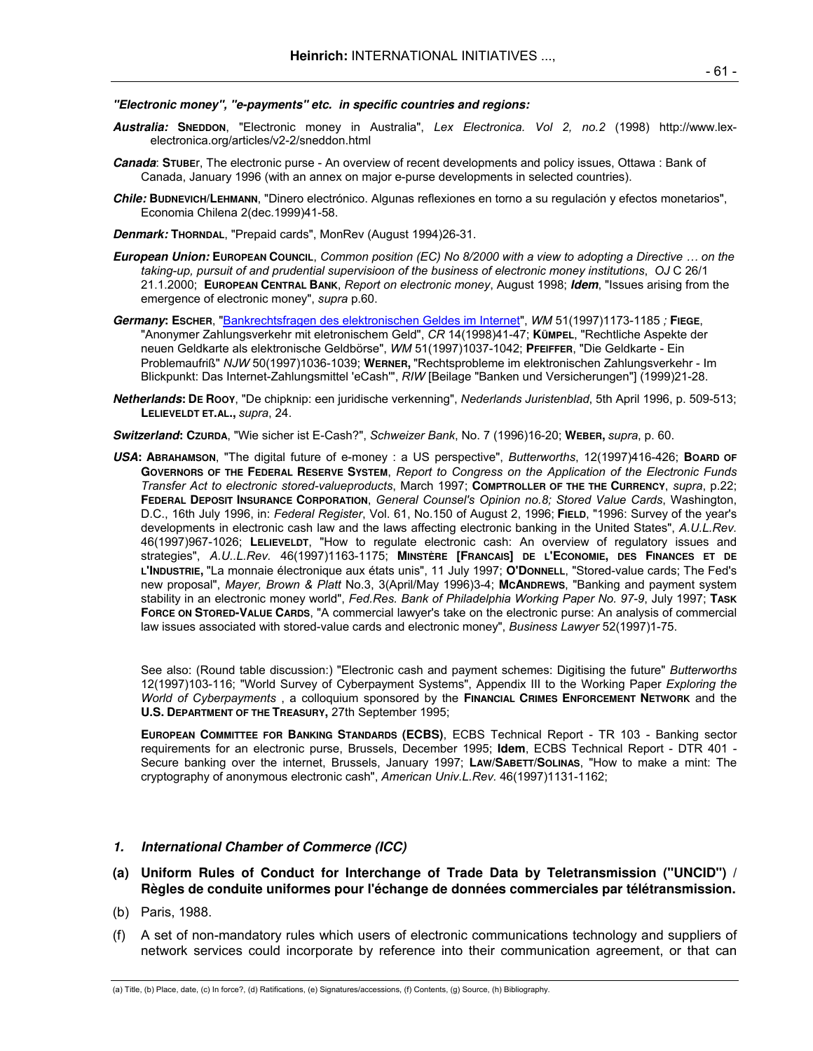***"Electronic money", "e-payments" etc. in specific countries and regions:***

***Australia:*** **SNEDDON**, "Electronic money in Australia", *Lex Electronica. Vol 2, no.2* (1998) http://www.lex-electronica.org/articles/v2-2/sneddon.html

***Canada***: **STUBE**r, The electronic purse - An overview of recent developments and policy issues, Ottawa : Bank of Canada, January 1996 (with an annex on major e-purse developments in selected countries).

***Chile:*** **BUDNEVICH**/**LEHMANN**, "Dinero electrónico. Algunas reflexiones en torno a su regulación y efectos monetarios", Economia Chilena 2(dec.1999)41-58.

***Denmark:*** **THORNDAL**, "Prepaid cards", MonRev (August 1994)26-31.

***European Union:*** **EUROPEAN COUNCIL**, *Common position (EC) No 8/2000 with a view to adopting a Directive … on the taking-up, pursuit of and prudential supervisioon of the business of electronic money institutions*, *OJ* C 26/1 21.1.2000; **EUROPEAN CENTRAL BANK**, *Report on electronic money*, August 1998; ***Idem***, "Issues arising from the emergence of electronic money", *supra* p.60.

***Germany*****:** **ESCHER**, "Bankrechtsfragen des elektronischen Geldes im Internet", *WM* 51(1997)1173-1185 *;* **FIEGE**, "Anonymer Zahlungsverkehr mit eletronischem Geld", *CR* 14(1998)41-47; **KÜMPEL**, "Rechtliche Aspekte der neuen Geldkarte als elektronische Geldbörse", *WM* 51(1997)1037-1042; **PFEIFFER**, "Die Geldkarte - Ein Problemaufriß" *NJW* 50(1997)1036-1039; **WERNER,** "Rechtsprobleme im elektronischen Zahlungsverkehr - Im Blickpunkt: Das Internet-Zahlungsmittel 'eCash'", *RIW* [Beilage "Banken und Versicherungen"] (1999)21-28.

***Netherlands*****:** **DE ROOY**, "De chipknip: een juridische verkenning", *Nederlands Juristenblad*, 5th April 1996, p. 509-513; **LELIEVELDT ET.AL.,** *supra*, 24.

***Switzerland*****:** **CZURDA**, "Wie sicher ist E-Cash?", *Schweizer Bank*, No. 7 (1996)16-20; **WEBER,** *supra*, p. 60.

***USA*****:** **ABRAHAMSON**, "The digital future of e-money : a US perspective", *Butterworths*, 12(1997)416-426; **BOARD OF GOVERNORS OF THE FEDERAL RESERVE SYSTEM**, *Report to Congress on the Application of the Electronic Funds Transfer Act to electronic stored-valueproducts*, March 1997; **COMPTROLLER OF THE THE CURRENCY**, *supra*, p.22; **FEDERAL DEPOSIT INSURANCE CORPORATION**, *General Counsel's Opinion no.8; Stored Value Cards*, Washington, D.C., 16th July 1996, in: *Federal Register*, Vol. 61, No.150 of August 2, 1996; **FIELD**, "1996: Survey of the year's developments in electronic cash law and the laws affecting electronic banking in the United States", *A.U.L.Rev.* 46(1997)967-1026; **LELIEVELDT**, "How to regulate electronic cash: An overview of regulatory issues and strategies", *A.U..L.Rev.* 46(1997)1163-1175; **MINSTÈRE [FRANCAIS] DE L'ECONOMIE, DES FINANCES ET DE L'INDUSTRIE,** "La monnaie électronique aux états unis", 11 July 1997; **O'DONNELL**, "Stored-value cards; The Fed's new proposal", *Mayer, Brown & Platt* No.3, 3(April/May 1996)3-4; **MCANDREWS**, "Banking and payment system stability in an electronic money world", *Fed.Res. Bank of Philadelphia Working Paper No. 97-9*, July 1997; **TASK FORCE ON STORED-VALUE CARDS**, "A commercial lawyer's take on the electronic purse: An analysis of commercial law issues associated with stored-value cards and electronic money", *Business Lawyer* 52(1997)1-75.

See also: (Round table discussion:) "Electronic cash and payment schemes: Digitising the future" *Butterworths* 12(1997)103-116; "World Survey of Cyberpayment Systems", Appendix III to the Working Paper *Exploring the World of Cyberpayments* , a colloquium sponsored by the **FINANCIAL CRIMES ENFORCEMENT NETWORK** and the **U.S. DEPARTMENT OF THE TREASURY,** 27th September 1995;

**EUROPEAN COMMITTEE FOR BANKING STANDARDS (ECBS)**, ECBS Technical Report - TR 103 - Banking sector requirements for an electronic purse, Brussels, December 1995; **Idem**, ECBS Technical Report - DTR 401 - Secure banking over the internet, Brussels, January 1997; **LAW**/**SABETT**/**SOLINAS**, "How to make a mint: The cryptography of anonymous electronic cash", *American Univ.L.Rev.* 46(1997)1131-1162;

### *1. International Chamber of Commerce (ICC)*

**(a) Uniform Rules of Conduct for Interchange of Trade Data by Teletransmission ("UNCID") / Règles de conduite uniformes pour l'échange de données commerciales par télétransmission.**

(b) Paris, 1988.

(f) A set of non-mandatory rules which users of electronic communications technology and suppliers of network services could incorporate by reference into their communication agreement, or that can

(a) Title, (b) Place, date, (c) In force?, (d) Ratifications, (e) Signatures/accessions, (f) Contents, (g) Source, (h) Bibliography.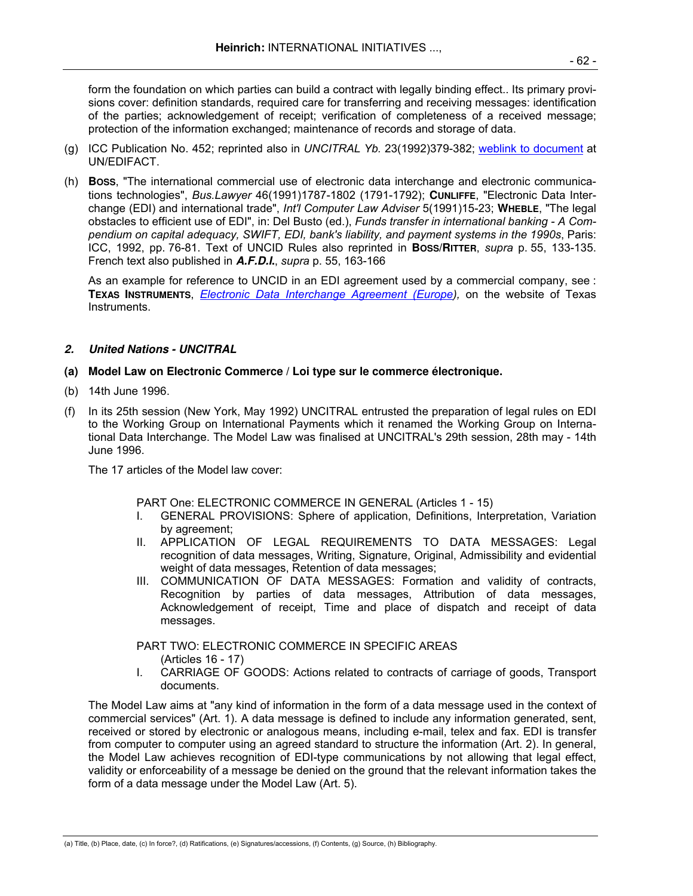form the foundation on which parties can build a contract with legally binding effect.. Its primary provisions cover: definition standards, required care for transferring and receiving messages: identification of the parties; acknowledgement of receipt; verification of completeness of a received message; protection of the information exchanged; maintenance of records and storage of data.

(g) ICC Publication No. 452; reprinted also in *UNCITRAL Yb.* 23(1992)379-382; weblink to document at UN/EDIFACT.

(h) **Boss**, "The international commercial use of electronic data interchange and electronic communications technologies", *Bus.Lawyer* 46(1991)1787-1802 (1791-1792); **Cunliffe**, "Electronic Data Interchange (EDI) and international trade", *Int'l Computer Law Adviser* 5(1991)15-23; **Wheble**, "The legal obstacles to efficient use of EDI", in: Del Busto (ed.), *Funds transfer in international banking - A Compendium on capital adequacy, SWIFT, EDI, bank's liability, and payment systems in the 1990s*, Paris: ICC, 1992, pp. 76-81. Text of UNCID Rules also reprinted in **Boss/Ritter**, *supra* p. 55, 133-135. French text also published in ***A.F.D.I.***, *supra* p. 55, 163-166

As an example for reference to UNCID in an EDI agreement used by a commercial company, see : **Texas Instruments**, *Electronic Data Interchange Agreement (Europe)*, on the website of Texas Instruments.

### *2. United Nations - UNCITRAL*

**(a) Model Law on Electronic Commerce / Loi type sur le commerce électronique.**

(b) 14th June 1996.

(f) In its 25th session (New York, May 1992) UNCITRAL entrusted the preparation of legal rules on EDI to the Working Group on International Payments which it renamed the Working Group on International Data Interchange. The Model Law was finalised at UNCITRAL's 29th session, 28th may - 14th June 1996.

The 17 articles of the Model law cover:

PART One: ELECTRONIC COMMERCE IN GENERAL (Articles 1 - 15)

I. GENERAL PROVISIONS: Sphere of application, Definitions, Interpretation, Variation by agreement;
II. APPLICATION OF LEGAL REQUIREMENTS TO DATA MESSAGES: Legal recognition of data messages, Writing, Signature, Original, Admissibility and evidential weight of data messages, Retention of data messages;
III. COMMUNICATION OF DATA MESSAGES: Formation and validity of contracts, Recognition by parties of data messages, Attribution of data messages, Acknowledgement of receipt, Time and place of dispatch and receipt of data messages.

PART TWO: ELECTRONIC COMMERCE IN SPECIFIC AREAS (Articles 16 - 17)

I. CARRIAGE OF GOODS: Actions related to contracts of carriage of goods, Transport documents.

The Model Law aims at "any kind of information in the form of a data message used in the context of commercial services" (Art. 1). A data message is defined to include any information generated, sent, received or stored by electronic or analogous means, including e-mail, telex and fax. EDI is transfer from computer to computer using an agreed standard to structure the information (Art. 2). In general, the Model Law achieves recognition of EDI-type communications by not allowing that legal effect, validity or enforceability of a message be denied on the ground that the relevant information takes the form of a data message under the Model Law (Art. 5).

(a) Title, (b) Place, date, (c) In force?, (d) Ratifications, (e) Signatures/accessions, (f) Contents, (g) Source, (h) Bibliography.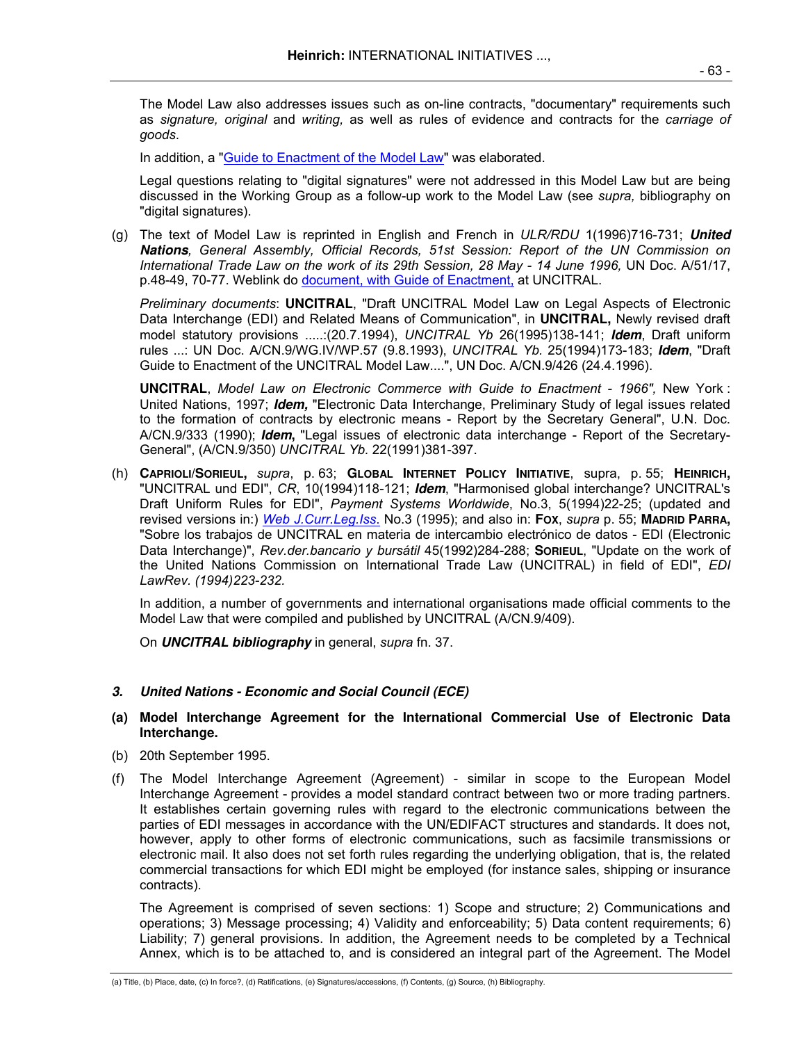The Model Law also addresses issues such as on-line contracts, "documentary" requirements such as *signature, original* and *writing,* as well as rules of evidence and contracts for the *carriage of goods*.

In addition, a "Guide to Enactment of the Model Law" was elaborated.

Legal questions relating to "digital signatures" were not addressed in this Model Law but are being discussed in the Working Group as a follow-up work to the Model Law (see *supra,* bibliography on "digital signatures).

(g) The text of Model Law is reprinted in English and French in *ULR/RDU* 1(1996)716-731; ***United Nations****, General Assembly, Official Records, 51st Session: Report of the UN Commission on International Trade Law on the work of its 29th Session, 28 May - 14 June 1996,* UN Doc. A/51/17, p.48-49, 70-77. Weblink do document, with Guide of Enactment, at UNCITRAL.

*Preliminary documents*: **UNCITRAL**, "Draft UNCITRAL Model Law on Legal Aspects of Electronic Data Interchange (EDI) and Related Means of Communication", in **UNCITRAL,** Newly revised draft model statutory provisions .....:(20.7.1994), *UNCITRAL Yb* 26(1995)138-141; ***Idem***, Draft uniform rules ...: UN Doc. A/CN.9/WG.IV/WP.57 (9.8.1993), *UNCITRAL Yb.* 25(1994)173-183; ***Idem***, "Draft Guide to Enactment of the UNCITRAL Model Law....", UN Doc. A/CN.9/426 (24.4.1996).

**UNCITRAL**, *Model Law on Electronic Commerce with Guide to Enactment - 1966",* New York : United Nations, 1997; ***Idem,*** "Electronic Data Interchange, Preliminary Study of legal issues related to the formation of contracts by electronic means - Report by the Secretary General", U.N. Doc. A/CN.9/333 (1990); ***Idem*****,** "Legal issues of electronic data interchange - Report of the Secretary-General", (A/CN.9/350) *UNCITRAL Yb.* 22(1991)381-397.

(h) **CAPRIOLI/SORIEUL,** *supra*, p. 63; **GLOBAL INTERNET POLICY INITIATIVE**, supra, p. 55; **HEINRICH,** "UNCITRAL und EDI", *CR*, 10(1994)118-121; ***Idem***, "Harmonised global interchange? UNCITRAL's Draft Uniform Rules for EDI", *Payment Systems Worldwide*, No.3, 5(1994)22-25; (updated and revised versions in:) ***Web J.Curr.Leg.Iss.*** No.3 (1995); and also in: **FOX**, *supra* p. 55; **MADRID PARRA,** "Sobre los trabajos de UNCITRAL en materia de intercambio electrónico de datos - EDI (Electronic Data Interchange)", *Rev.der.bancario y bursátil* 45(1992)284-288; **SORIEUL**, "Update on the work of the United Nations Commission on International Trade Law (UNCITRAL) in field of EDI", *EDI LawRev. (1994)223-232.*

In addition, a number of governments and international organisations made official comments to the Model Law that were compiled and published by UNCITRAL (A/CN.9/409).

On ***UNCITRAL bibliography*** in general, *supra* fn. 37.

### *3. United Nations - Economic and Social Council (ECE)*

**(a) Model Interchange Agreement for the International Commercial Use of Electronic Data Interchange.**

(b) 20th September 1995.

(f) The Model Interchange Agreement (Agreement) - similar in scope to the European Model Interchange Agreement - provides a model standard contract between two or more trading partners. It establishes certain governing rules with regard to the electronic communications between the parties of EDI messages in accordance with the UN/EDIFACT structures and standards. It does not, however, apply to other forms of electronic communications, such as facsimile transmissions or electronic mail. It also does not set forth rules regarding the underlying obligation, that is, the related commercial transactions for which EDI might be employed (for instance sales, shipping or insurance contracts).

The Agreement is comprised of seven sections: 1) Scope and structure; 2) Communications and operations; 3) Message processing; 4) Validity and enforceability; 5) Data content requirements; 6) Liability; 7) general provisions. In addition, the Agreement needs to be completed by a Technical Annex, which is to be attached to, and is considered an integral part of the Agreement. The Model

(a) Title, (b) Place, date, (c) In force?, (d) Ratifications, (e) Signatures/accessions, (f) Contents, (g) Source, (h) Bibliography.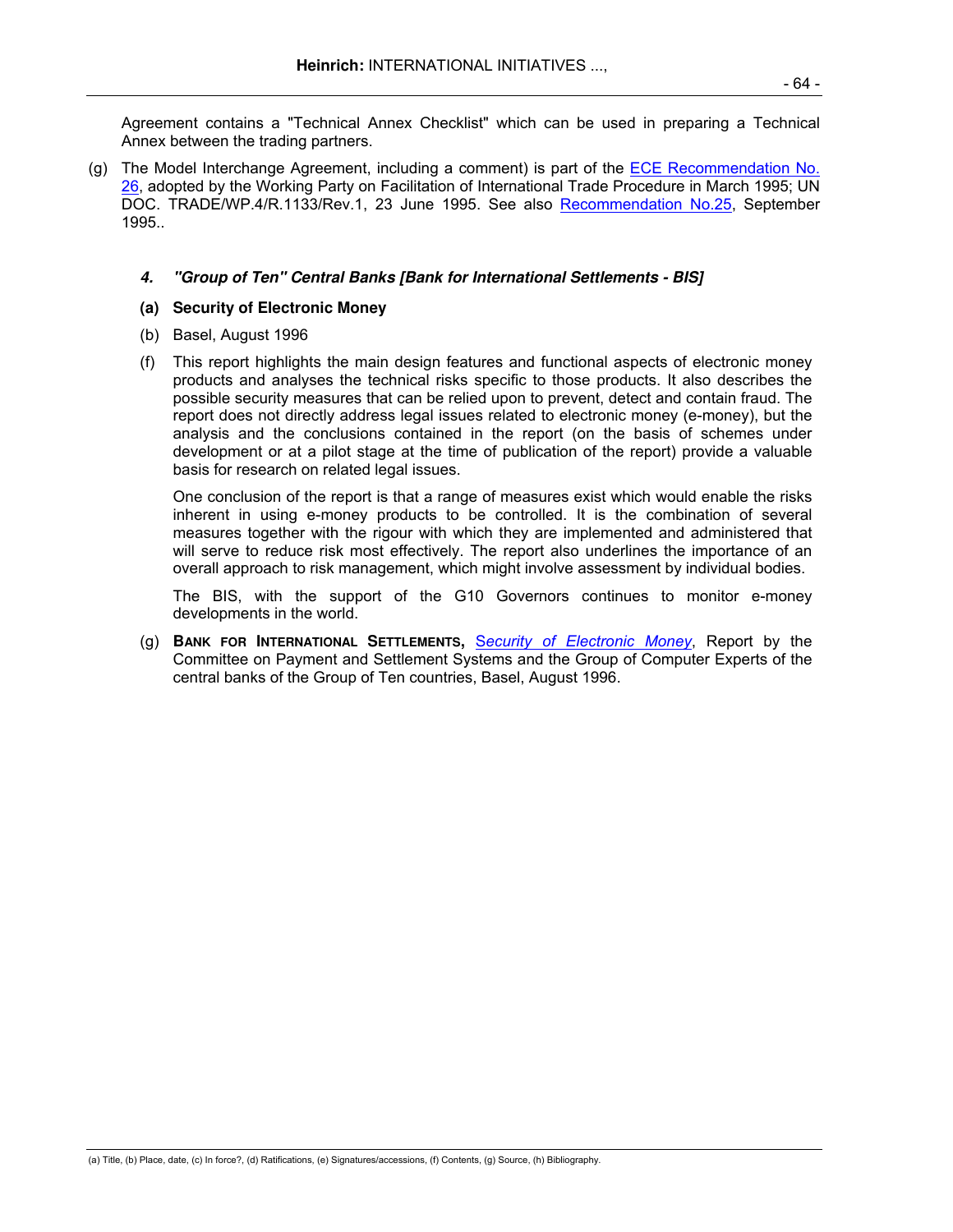Agreement contains a "Technical Annex Checklist" which can be used in preparing a Technical Annex between the trading partners.

(g) The Model Interchange Agreement, including a comment) is part of the ECE Recommendation No. 26, adopted by the Working Party on Facilitation of International Trade Procedure in March 1995; UN DOC. TRADE/WP.4/R.1133/Rev.1, 23 June 1995. See also Recommendation No.25, September 1995..

#### *4. "Group of Ten" Central Banks [Bank for International Settlements - BIS]*

**(a) Security of Electronic Money**

(b) Basel, August 1996

(f) This report highlights the main design features and functional aspects of electronic money products and analyses the technical risks specific to those products. It also describes the possible security measures that can be relied upon to prevent, detect and contain fraud. The report does not directly address legal issues related to electronic money (e-money), but the analysis and the conclusions contained in the report (on the basis of schemes under development or at a pilot stage at the time of publication of the report) provide a valuable basis for research on related legal issues.

One conclusion of the report is that a range of measures exist which would enable the risks inherent in using e-money products to be controlled. It is the combination of several measures together with the rigour with which they are implemented and administered that will serve to reduce risk most effectively. The report also underlines the importance of an overall approach to risk management, which might involve assessment by individual bodies.

The BIS, with the support of the G10 Governors continues to monitor e-money developments in the world.

(g) **BANK FOR INTERNATIONAL SETTLEMENTS,** *Security of Electronic Money*, Report by the Committee on Payment and Settlement Systems and the Group of Computer Experts of the central banks of the Group of Ten countries, Basel, August 1996.

(a) Title, (b) Place, date, (c) In force?, (d) Ratifications, (e) Signatures/accessions, (f) Contents, (g) Source, (h) Bibliography.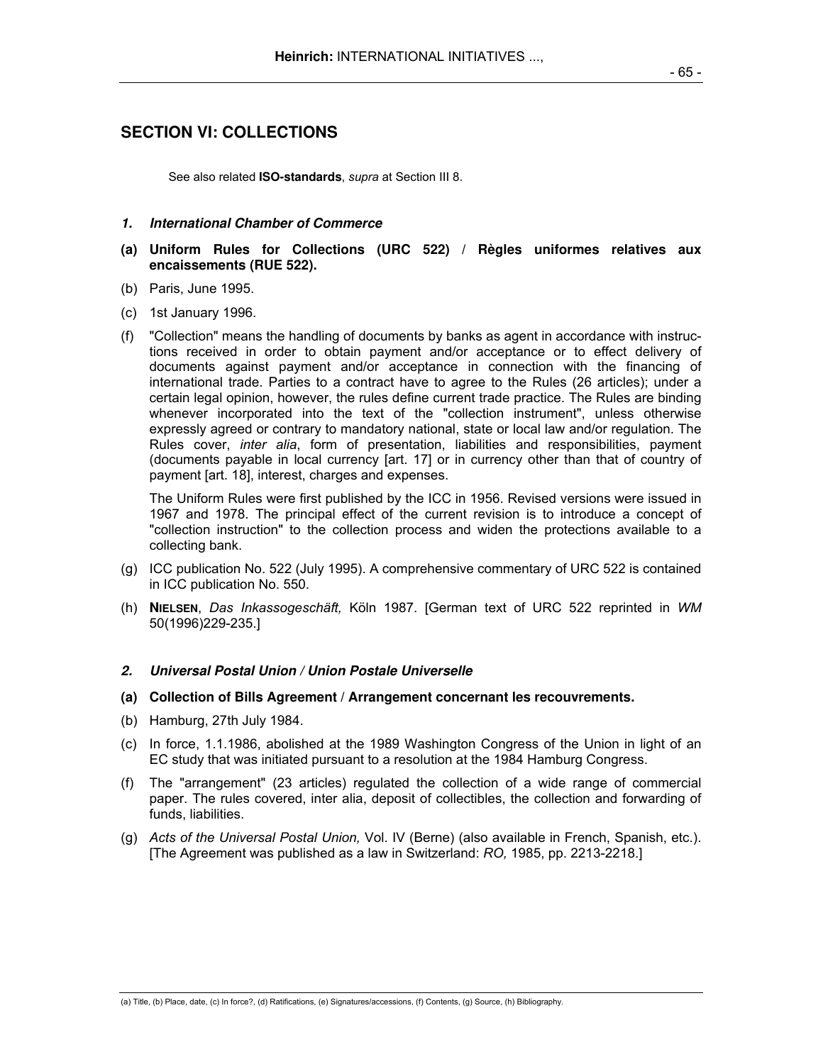## SECTION VI: COLLECTIONS

See also related **ISO-standards**, *supra* at Section III 8.

### *1. International Chamber of Commerce*

**(a) Uniform Rules for Collections (URC 522) / Règles uniformes relatives aux encaissements (RUE 522).**

(b) Paris, June 1995.

(c) 1st January 1996.

(f) "Collection" means the handling of documents by banks as agent in accordance with instructions received in order to obtain payment and/or acceptance or to effect delivery of documents against payment and/or acceptance in connection with the financing of international trade. Parties to a contract have to agree to the Rules (26 articles); under a certain legal opinion, however, the rules define current trade practice. The Rules are binding whenever incorporated into the text of the "collection instrument", unless otherwise expressly agreed or contrary to mandatory national, state or local law and/or regulation. The Rules cover, *inter alia*, form of presentation, liabilities and responsibilities, payment (documents payable in local currency [art. 17] or in currency other than that of country of payment [art. 18], interest, charges and expenses.

The Uniform Rules were first published by the ICC in 1956. Revised versions were issued in 1967 and 1978. The principal effect of the current revision is to introduce a concept of "collection instruction" to the collection process and widen the protections available to a collecting bank.

(g) ICC publication No. 522 (July 1995). A comprehensive commentary of URC 522 is contained in ICC publication No. 550.

(h) **NIELSEN**, *Das Inkassogeschäft,* Köln 1987. [German text of URC 522 reprinted in *WM* 50(1996)229-235.]

### *2. Universal Postal Union / Union Postale Universelle*

**(a) Collection of Bills Agreement / Arrangement concernant les recouvrements.**

(b) Hamburg, 27th July 1984.

(c) In force, 1.1.1986, abolished at the 1989 Washington Congress of the Union in light of an EC study that was initiated pursuant to a resolution at the 1984 Hamburg Congress.

(f) The "arrangement" (23 articles) regulated the collection of a wide range of commercial paper. The rules covered, inter alia, deposit of collectibles, the collection and forwarding of funds, liabilities.

(g) *Acts of the Universal Postal Union,* Vol. IV (Berne) (also available in French, Spanish, etc.). [The Agreement was published as a law in Switzerland: *RO,* 1985, pp. 2213-2218.]

(a) Title, (b) Place, date, (c) In force?, (d) Ratifications, (e) Signatures/accessions, (f) Contents, (g) Source, (h) Bibliography.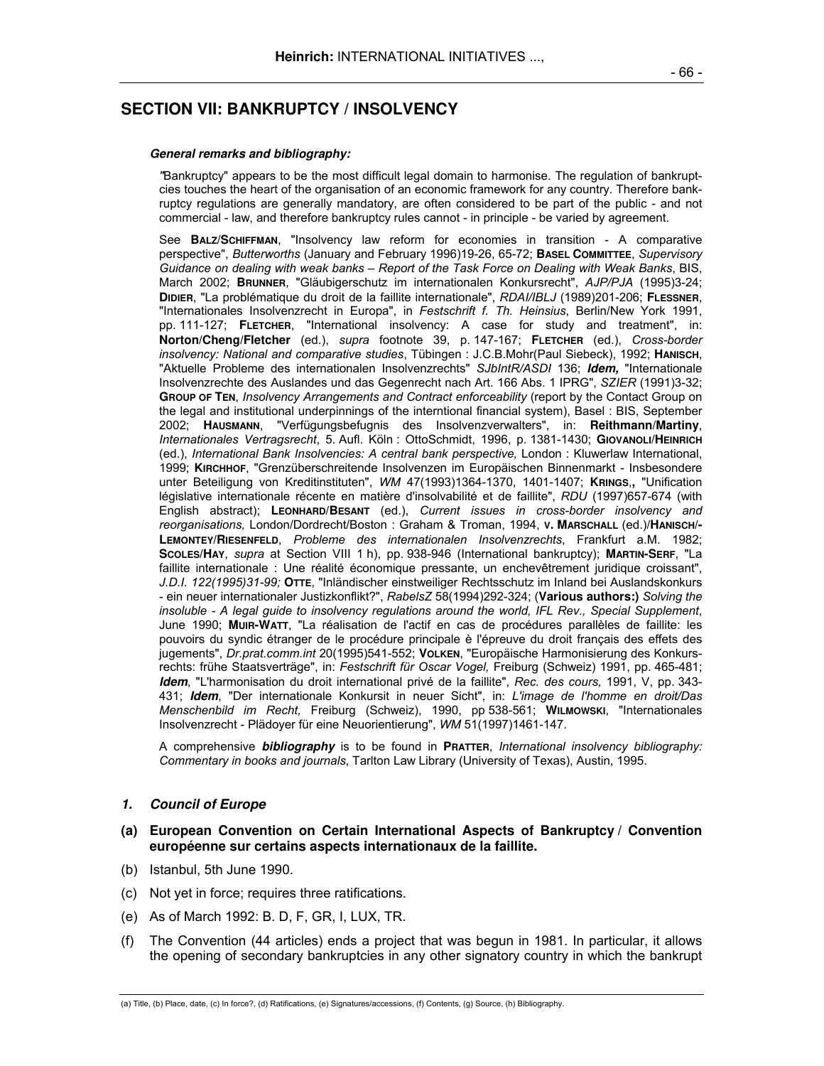## SECTION VII: BANKRUPTCY / INSOLVENCY

***General remarks and bibliography:***

*"*Bankruptcy" appears to be the most difficult legal domain to harmonise. The regulation of bankruptcies touches the heart of the organisation of an economic framework for any country. Therefore bankruptcy regulations are generally mandatory, are often considered to be part of the public - and not commercial - law, and therefore bankruptcy rules cannot - in principle - be varied by agreement.

See **BALZ/SCHIFFMAN**, "Insolvency law reform for economies in transition - A comparative perspective", *Butterworths* (January and February 1996)19-26, 65-72; **BASEL COMMITTEE**, *Supervisory Guidance on dealing with weak banks – Report of the Task Force on Dealing with Weak Banks*, BIS, March 2002; **BRUNNER**, "Gläubigerschutz im internationalen Konkursrecht", *AJP/PJA* (1995)3-24; **DIDIER**, "La problématique du droit de la faillite internationale", *RDAI/IBLJ* (1989)201-206; **FLESSNER**, "Internationales Insolvenzrecht in Europa", in *Festschrift f. Th. Heinsius*, Berlin/New York 1991, pp. 111-127; **FLETCHER**, "International insolvency: A case for study and treatment", in: **Norton/Cheng/Fletcher** (ed.), *supra* footnote 39, p. 147-167; **FLETCHER** (ed.), *Cross-border insolvency: National and comparative studies*, Tübingen : J.C.B.Mohr(Paul Siebeck), 1992; **HANISCH**, "Aktuelle Probleme des internationalen Insolvenzrechts" *SJbIntR/ASDI* 136; ***Idem,*** "Internationale Insolvenzrechte des Auslandes und das Gegenrecht nach Art. 166 Abs. 1 IPRG", *SZIER* (1991)3-32; **GROUP OF TEN**, *Insolvency Arrangements and Contract enforceability* (report by the Contact Group on the legal and institutional underpinnings of the interntional financial system), Basel : BIS, September 2002; **HAUSMANN**, "Verfügungsbefugnis des Insolvenzverwalters", in: **Reithmann/Martiny**, *Internationales Vertragsrecht*, 5. Aufl. Köln : OttoSchmidt, 1996, p. 1381-1430; **GIOVANOLI/HEINRICH** (ed.), *International Bank Insolvencies: A central bank perspective,* London : Kluwerlaw International, 1999; **KIRCHHOF**, "Grenzüberschreitende Insolvenzen im Europäischen Binnenmarkt - Insbesondere unter Beteiligung von Kreditinstituten", *WM* 47(1993)1364-1370, 1401-1407; **KRINGS,**, "Unification législative internationale récente en matière d'insolvabilité et de faillite", *RDU* (1997)657-674 (with English abstract); **LEONHARD/BESANT** (ed.), *Current issues in cross-border insolvency and reorganisations,* London/Dordrecht/Boston : Graham & Troman, 1994, **V. MARSCHALL** (ed.)/**HANISCH/-LEMONTEY/RIESENFELD**, *Probleme des internationalen Insolvenzrechts*, Frankfurt a.M. 1982; **SCOLES/HAY**, *supra* at Section VIII 1 h), pp. 938-946 (International bankruptcy); **MARTIN-SERF**, "La faillite internationale : Une réalité économique pressante, un enchevêtrement juridique croissant", *J.D.I. 122(1995)31-99;* **OTTE**, "Inländischer einstweiliger Rechtsschutz im Inland bei Auslandskonkurs - ein neuer internationaler Justizkonflikt?", *RabelsZ* 58(1994)292-324; (**Various authors:)** *Solving the insoluble - A legal guide to insolvency regulations around the world, IFL Rev., Special Supplement*, June 1990; **MUIR-WATT**, "La réalisation de l'actif en cas de procédures parallèles de faillite: les pouvoirs du syndic étranger de la procédure principale è l'épreuve du droit français des effets des jugements", *Dr.prat.comm.int* 20(1995)541-552; **VOLKEN**, "Europäische Harmonisierung des Konkursrechts: frühe Staatsverträge", in: *Festschrift für Oscar Vogel,* Freiburg (Schweiz) 1991, pp. 465-481; ***Idem***, "L'harmonisation du droit international privé de la faillite", *Rec. des cours,* 1991, V, pp. 343-431; ***Idem***, "Der internationale Konkursit in neuer Sicht", in: *L'image de l'homme en droit/Das Menschenbild im Recht,* Freiburg (Schweiz), 1990, pp 538-561; **WILMOWSKI**, "Internationales Insolvenzrecht - Plädoyer für eine Neuorientierung", *WM* 51(1997)1461-147.

A comprehensive ***bibliography*** is to be found in **PRATTER**, *International insolvency bibliography: Commentary in books and journals*, Tarlton Law Library (University of Texas), Austin, 1995.

### *1. Council of Europe*

**(a) European Convention on Certain International Aspects of Bankruptcy / Convention européenne sur certains aspects internationaux de la faillite.**

(b) Istanbul, 5th June 1990.

(c) Not yet in force; requires three ratifications.

(e) As of March 1992: B. D, F, GR, I, LUX, TR.

(f) The Convention (44 articles) ends a project that was begun in 1981. In particular, it allows the opening of secondary bankruptcies in any other signatory country in which the bankrupt

(a) Title, (b) Place, date, (c) In force?, (d) Ratifications, (e) Signatures/accessions, (f) Contents, (g) Source, (h) Bibliography.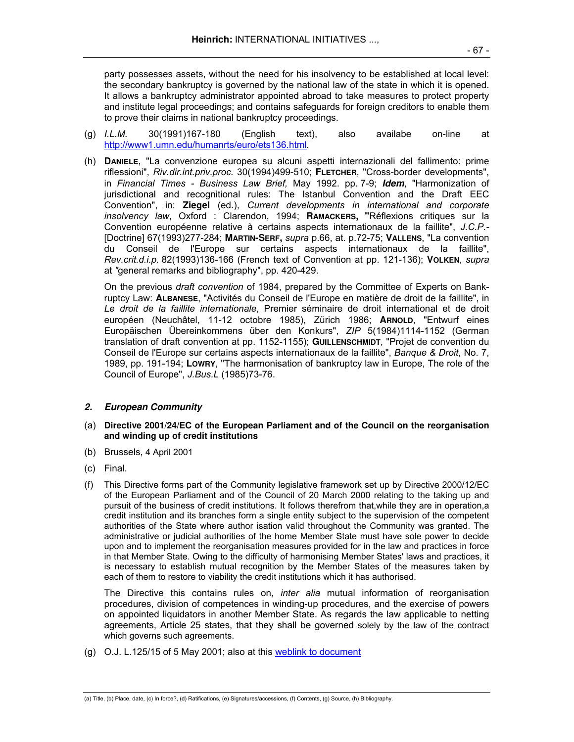party possesses assets, without the need for his insolvency to be established at local level: the secondary bankruptcy is governed by the national law of the state in which it is opened. It allows a bankruptcy administrator appointed abroad to take measures to protect property and institute legal proceedings; and contains safeguards for foreign creditors to enable them to prove their claims in national bankruptcy proceedings.

(g) *I.L.M.* 30(1991)167-180 (English text), also availabe on-line at http://www1.umn.edu/humanrts/euro/ets136.html.

(h) **Daniele**, "La convenzione europea su alcuni aspetti internazionali del fallimento: prime riflessioni", *Riv.dir.int.priv.proc.* 30(1994)499-510; **Fletcher**, "Cross-border developments", in *Financial Times - Business Law Brief,* May 1992. pp. 7-9; ***Idem***, "Harmonization of jurisdictional and recognitional rules: The Istanbul Convention and the Draft EEC Convention", in: **Ziegel** (ed.), *Current developments in international and corporate insolvency law*, Oxford : Clarendon, 1994; **Ramackers, "**Réflexions critiques sur la Convention européenne relative à certains aspects internationaux de la faillite", *J.C.P.*- [Doctrine] 67(1993)277-284; **Martin-Serf,** *supra* p.66, at. p.72-75; **Vallens**, "La convention du Conseil de l'Europe sur certains aspects internationaux de la faillite", *Rev.crit.d.i.p.* 82(1993)136-166 (French text of Convention at pp. 121-136); **Volken**, *supra* at *"*general remarks and bibliography", pp. 420-429.

On the previous *draft convention* of 1984, prepared by the Committee of Experts on Bankruptcy Law: **Albanese**, "Activités du Conseil de l'Europe en matière de droit de la faillite", in *Le droit de la faillite internationale*, Premier séminaire de droit international et de droit européen (Neuchâtel, 11-12 octobre 1985), Zürich 1986; **Arnold**, "Entwurf eines Europäischen Übereinkommens über den Konkurs", *ZIP* 5(1984)1114-1152 (German translation of draft convention at pp. 1152-1155); **Guillenschmidt**, "Projet de convention du Conseil de l'Europe sur certains aspects internationaux de la faillite", *Banque & Droit*, No. 7, 1989, pp. 191-194; **Lowry**, "The harmonisation of bankruptcy law in Europe, The role of the Council of Europe", *J.Bus.L* (1985)73-76.

## *2. European Community*

(a) **Directive 2001/24/EC of the European Parliament and of the Council on the reorganisation and winding up of credit institutions**

(b) Brussels, 4 April 2001

(c) Final.

(f) This Directive forms part of the Community legislative framework set up by Directive 2000/12/EC of the European Parliament and of the Council of 20 March 2000 relating to the taking up and pursuit of the business of credit institutions. It follows therefrom that,while they are in operation,a credit institution and its branches form a single entity subject to the supervision of the competent authorities of the State where author isation valid throughout the Community was granted. The administrative or judicial authorities of the home Member State must have sole power to decide upon and to implement the reorganisation measures provided for in the law and practices in force in that Member State. Owing to the difficulty of harmonising Member States' laws and practices, it is necessary to establish mutual recognition by the Member States of the measures taken by each of them to restore to viability the credit institutions which it has authorised.

The Directive this contains rules on, *inter alia* mutual information of reorganisation procedures, division of competences in winding-up procedures, and the exercise of powers on appointed liquidators in another Member State. As regards the law applicable to netting agreements, Article 25 states, that they shall be governed solely by the law of the contract which governs such agreements.

(g) O.J. L.125/15 of 5 May 2001; also at this weblink to document

(a) Title, (b) Place, date, (c) In force?, (d) Ratifications, (e) Signatures/accessions, (f) Contents, (g) Source, (h) Bibliography.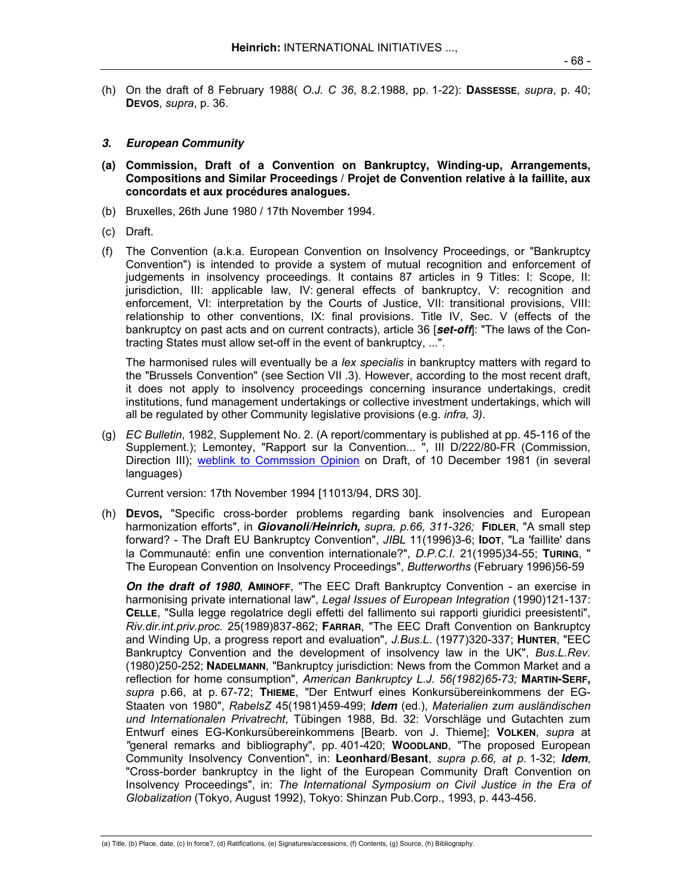(h) On the draft of 8 February 1988( *O.J. C 36*, 8.2.1988, pp. 1-22): **DASSESSE**, *supra*, p. 40; **DEVOS**, *supra*, p. 36.

### *3. European Community*

**(a) Commission, Draft of a Convention on Bankruptcy, Winding-up, Arrangements, Compositions and Similar Proceedings / Projet de Convention relative à la faillite, aux concordats et aux procédures analogues.**

(b) Bruxelles, 26th June 1980 / 17th November 1994.

(c) Draft.

(f) The Convention (a.k.a. European Convention on Insolvency Proceedings, or "Bankruptcy Convention") is intended to provide a system of mutual recognition and enforcement of judgements in insolvency proceedings. It contains 87 articles in 9 Titles: I: Scope, II: jurisdiction, III: applicable law, IV: general effects of bankruptcy, V: recognition and enforcement, VI: interpretation by the Courts of Justice, VII: transitional provisions, VIII: relationship to other conventions, IX: final provisions. Title IV, Sec. V (effects of the bankruptcy on past acts and on current contracts), article 36 [***set-off***]: "The laws of the Contracting States must allow set-off in the event of bankruptcy, ...".

The harmonised rules will eventually be a *lex specialis* in bankruptcy matters with regard to the "Brussels Convention" (see Section VII .3). However, according to the most recent draft, it does not apply to insolvency proceedings concerning insurance undertakings, credit institutions, fund management undertakings or collective investment undertakings, which will all be regulated by other Community legislative provisions (e.g. *infra, 3)*.

(g) *EC Bulletin*, 1982, Supplement No. 2. (A report/commentary is published at pp. 45-116 of the Supplement.); Lemontey, "Rapport sur la Convention... ", III D/222/80-FR (Commission, Direction III); weblink to Commssion Opinion on Draft, of 10 December 1981 (in several languages)

Current version: 17th November 1994 [11013/94, DRS 30].

(h) **DEVOS,** "Specific cross-border problems regarding bank insolvencies and European harmonization efforts", in ***Giovanoli/Heinrich***, *supra, p.66, 311-326;* **FIDLER**, "A small step forward? - The Draft EU Bankruptcy Convention", *JIBL* 11(1996)3-6; **IDOT**, "La 'faillite' dans la Communauté: enfin une convention internationale?", *D.P.C.I.* 21(1995)34-55; **TURING**, " The European Convention on Insolvency Proceedings", *Butterworths* (February 1996)56-59

***On the draft of 1980***, **AMINOFF**, "The EEC Draft Bankruptcy Convention - an exercise in harmonising private international law", *Legal Issues of European Integration* (1990)121-137: **CELLE**, "Sulla legge regolatrice degli effetti del fallimento sui rapporti giuridici preesistenti", *Riv.dir.int.priv.proc.* 25(1989)837-862; **FARRAR**, "The EEC Draft Convention on Bankruptcy and Winding Up, a progress report and evaluation", *J.Bus.L.* (1977)320-337; **HUNTER**, "EEC Bankruptcy Convention and the development of insolvency law in the UK", *Bus.L.Rev.* (1980)250-252; **NADELMANN**, "Bankruptcy jurisdiction: News from the Common Market and a reflection for home consumption", *American Bankruptcy L.J. 56(1982)65-73;* **MARTIN-SERF,** *supra* p.66, at p. 67-72; **THIEME**, "Der Entwurf eines Konkursübereinkommens der EG-Staaten von 1980", *RabelsZ* 45(1981)459-499; ***Idem*** (ed.), *Materialien zum ausländischen und Internationalen Privatrecht*, Tübingen 1988, Bd. 32: Vorschläge und Gutachten zum Entwurf eines EG-Konkursübereinkommens [Bearb. von J. Thieme]; **VOLKEN**, *supra* at *"*general remarks and bibliography", pp. 401-420; **WOODLAND**, "The proposed European Community Insolvency Convention", in: **Leonhard**/**Besant**, *supra p.66, at p.* 1-32; ***Idem***, "Cross-border bankruptcy in the light of the European Community Draft Convention on Insolvency Proceedings", in: *The International Symposium on Civil Justice in the Era of Globalization* (Tokyo, August 1992), Tokyo: Shinzan Pub.Corp., 1993, p. 443-456.

(a) Title, (b) Place, date, (c) In force?, (d) Ratifications, (e) Signatures/accessions, (f) Contents, (g) Source, (h) Bibliography.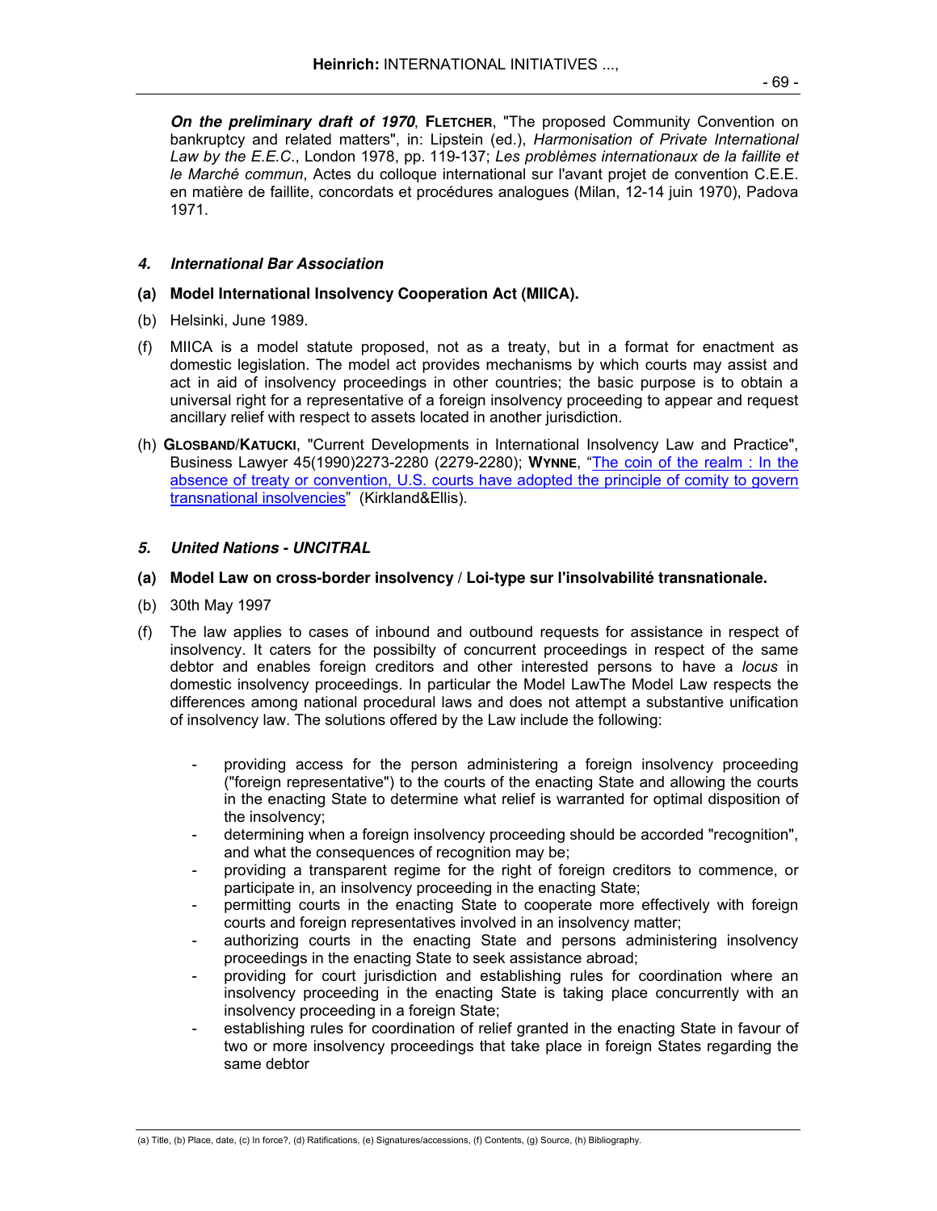***On the preliminary draft of 1970***, **FLETCHER**, "The proposed Community Convention on bankruptcy and related matters", in: Lipstein (ed.), *Harmonisation of Private International Law by the E.E.C.*, London 1978, pp. 119-137; *Les problèmes internationaux de la faillite et le Marché commun*, Actes du colloque international sur l'avant projet de convention C.E.E. en matière de faillite, concordats et procédures analogues (Milan, 12-14 juin 1970), Padova 1971.

### *4. International Bar Association*

**(a) Model International Insolvency Cooperation Act (MIICA).**

(b) Helsinki, June 1989.

(f) MIICA is a model statute proposed, not as a treaty, but in a format for enactment as domestic legislation. The model act provides mechanisms by which courts may assist and act in aid of insolvency proceedings in other countries; the basic purpose is to obtain a universal right for a representative of a foreign insolvency proceeding to appear and request ancillary relief with respect to assets located in another jurisdiction.

(h) **GLOSBAND**/**KATUCKI**, "Current Developments in International Insolvency Law and Practice", Business Lawyer 45(1990)2273-2280 (2279-2280); **WYNNE**, "The coin of the realm : In the absence of treaty or convention, U.S. courts have adopted the principle of comity to govern transnational insolvencies" (Kirkland&Ellis).

### *5. United Nations - UNCITRAL*

**(a) Model Law on cross-border insolvency / Loi-type sur l'insolvabilité transnationale.**

(b) 30th May 1997

(f) The law applies to cases of inbound and outbound requests for assistance in respect of insolvency. It caters for the possibilty of concurrent proceedings in respect of the same debtor and enables foreign creditors and other interested persons to have a *locus* in domestic insolvency proceedings. In particular the Model LawThe Model Law respects the differences among national procedural laws and does not attempt a substantive unification of insolvency law. The solutions offered by the Law include the following:

- providing access for the person administering a foreign insolvency proceeding ("foreign representative") to the courts of the enacting State and allowing the courts in the enacting State to determine what relief is warranted for optimal disposition of the insolvency;
- determining when a foreign insolvency proceeding should be accorded "recognition", and what the consequences of recognition may be;
- providing a transparent regime for the right of foreign creditors to commence, or participate in, an insolvency proceeding in the enacting State;
- permitting courts in the enacting State to cooperate more effectively with foreign courts and foreign representatives involved in an insolvency matter;
- authorizing courts in the enacting State and persons administering insolvency proceedings in the enacting State to seek assistance abroad;
- providing for court jurisdiction and establishing rules for coordination where an insolvency proceeding in the enacting State is taking place concurrently with an insolvency proceeding in a foreign State;
- establishing rules for coordination of relief granted in the enacting State in favour of two or more insolvency proceedings that take place in foreign States regarding the same debtor

(a) Title, (b) Place, date, (c) In force?, (d) Ratifications, (e) Signatures/accessions, (f) Contents, (g) Source, (h) Bibliography.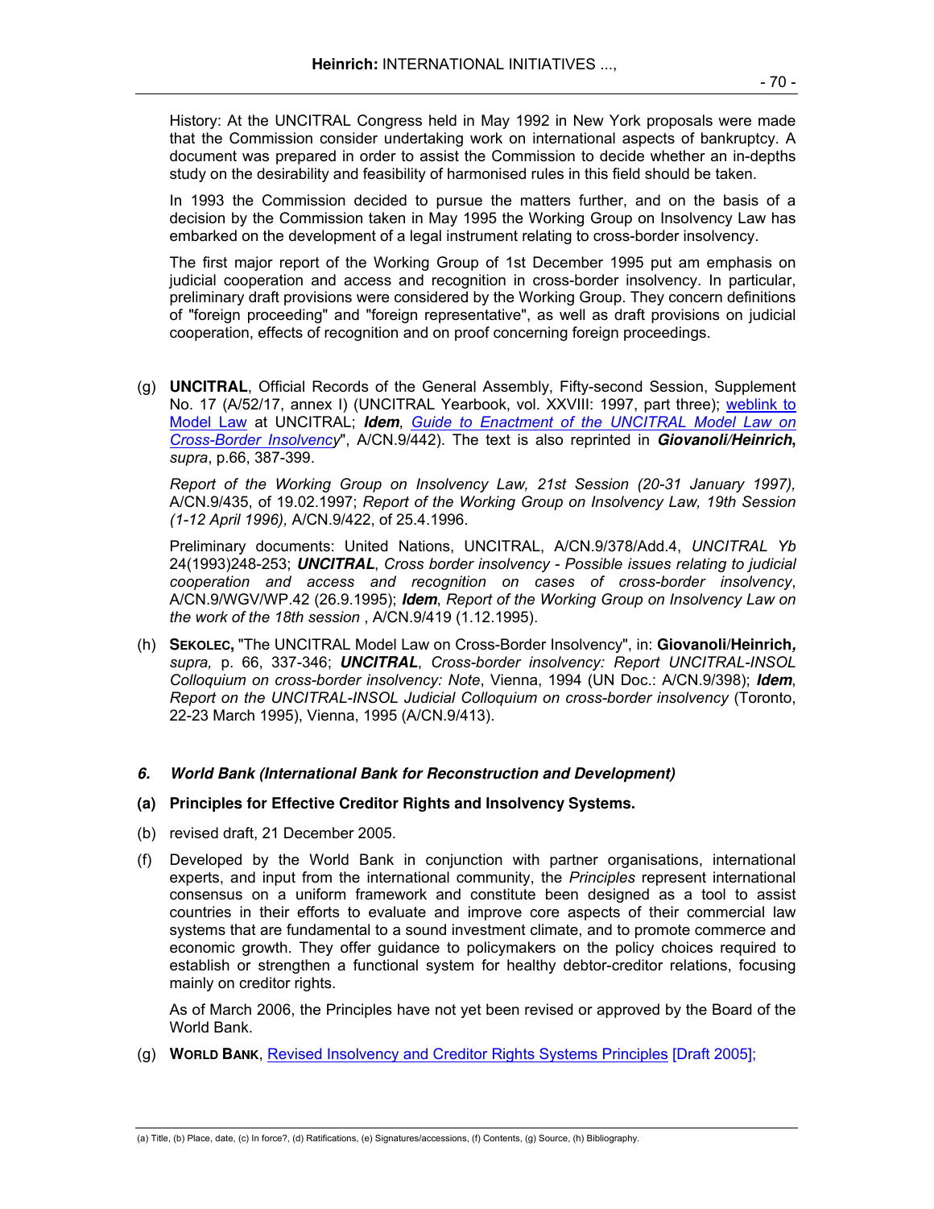History: At the UNCITRAL Congress held in May 1992 in New York proposals were made that the Commission consider undertaking work on international aspects of bankruptcy. A document was prepared in order to assist the Commission to decide whether an in-depths study on the desirability and feasibility of harmonised rules in this field should be taken.

In 1993 the Commission decided to pursue the matters further, and on the basis of a decision by the Commission taken in May 1995 the Working Group on Insolvency Law has embarked on the development of a legal instrument relating to cross-border insolvency.

The first major report of the Working Group of 1st December 1995 put am emphasis on judicial cooperation and access and recognition in cross-border insolvency. In particular, preliminary draft provisions were considered by the Working Group. They concern definitions of "foreign proceeding" and "foreign representative", as well as draft provisions on judicial cooperation, effects of recognition and on proof concerning foreign proceedings.

(g) **UNCITRAL**, Official Records of the General Assembly, Fifty-second Session, Supplement No. 17 (A/52/17, annex I) (UNCITRAL Yearbook, vol. XXVIII: 1997, part three); weblink to Model Law at UNCITRAL; ***Idem***, *Guide to Enactment of the UNCITRAL Model Law on Cross-Border Insolvency*", A/CN.9/442). The text is also reprinted in ***Giovanoli/Heinrich***, *supra*, p.66, 387-399.

*Report of the Working Group on Insolvency Law, 21st Session (20-31 January 1997),* A/CN.9/435, of 19.02.1997; *Report of the Working Group on Insolvency Law, 19th Session (1-12 April 1996),* A/CN.9/422, of 25.4.1996.

Preliminary documents: United Nations, UNCITRAL, A/CN.9/378/Add.4, *UNCITRAL Yb* 24(1993)248-253; ***UNCITRAL***, *Cross border insolvency - Possible issues relating to judicial cooperation and access and recognition on cases of cross-border insolvency*, A/CN.9/WGV/WP.42 (26.9.1995); ***Idem***, *Report of the Working Group on Insolvency Law on the work of the 18th session* , A/CN.9/419 (1.12.1995).

(h) **SEKOLEC,** "The UNCITRAL Model Law on Cross-Border Insolvency", in: **Giovanoli**/**Heinrich***,* *supra,* p. 66, 337-346; ***UNCITRAL***, *Cross-border insolvency: Report UNCITRAL-INSOL Colloquium on cross-border insolvency: Note*, Vienna, 1994 (UN Doc.: A/CN.9/398); ***Idem***, *Report on the UNCITRAL-INSOL Judicial Colloquium on cross-border insolvency* (Toronto, 22-23 March 1995), Vienna, 1995 (A/CN.9/413).

### *6. World Bank (International Bank for Reconstruction and Development)*

**(a) Principles for Effective Creditor Rights and Insolvency Systems.**

(b) revised draft, 21 December 2005.

(f) Developed by the World Bank in conjunction with partner organisations, international experts, and input from the international community, the *Principles* represent international consensus on a uniform framework and constitute been designed as a tool to assist countries in their efforts to evaluate and improve core aspects of their commercial law systems that are fundamental to a sound investment climate, and to promote commerce and economic growth. They offer guidance to policymakers on the policy choices required to establish or strengthen a functional system for healthy debtor-creditor relations, focusing mainly on creditor rights.

As of March 2006, the Principles have not yet been revised or approved by the Board of the World Bank.

(g) **WORLD BANK**, Revised Insolvency and Creditor Rights Systems Principles [Draft 2005];

(a) Title, (b) Place, date, (c) In force?, (d) Ratifications, (e) Signatures/accessions, (f) Contents, (g) Source, (h) Bibliography.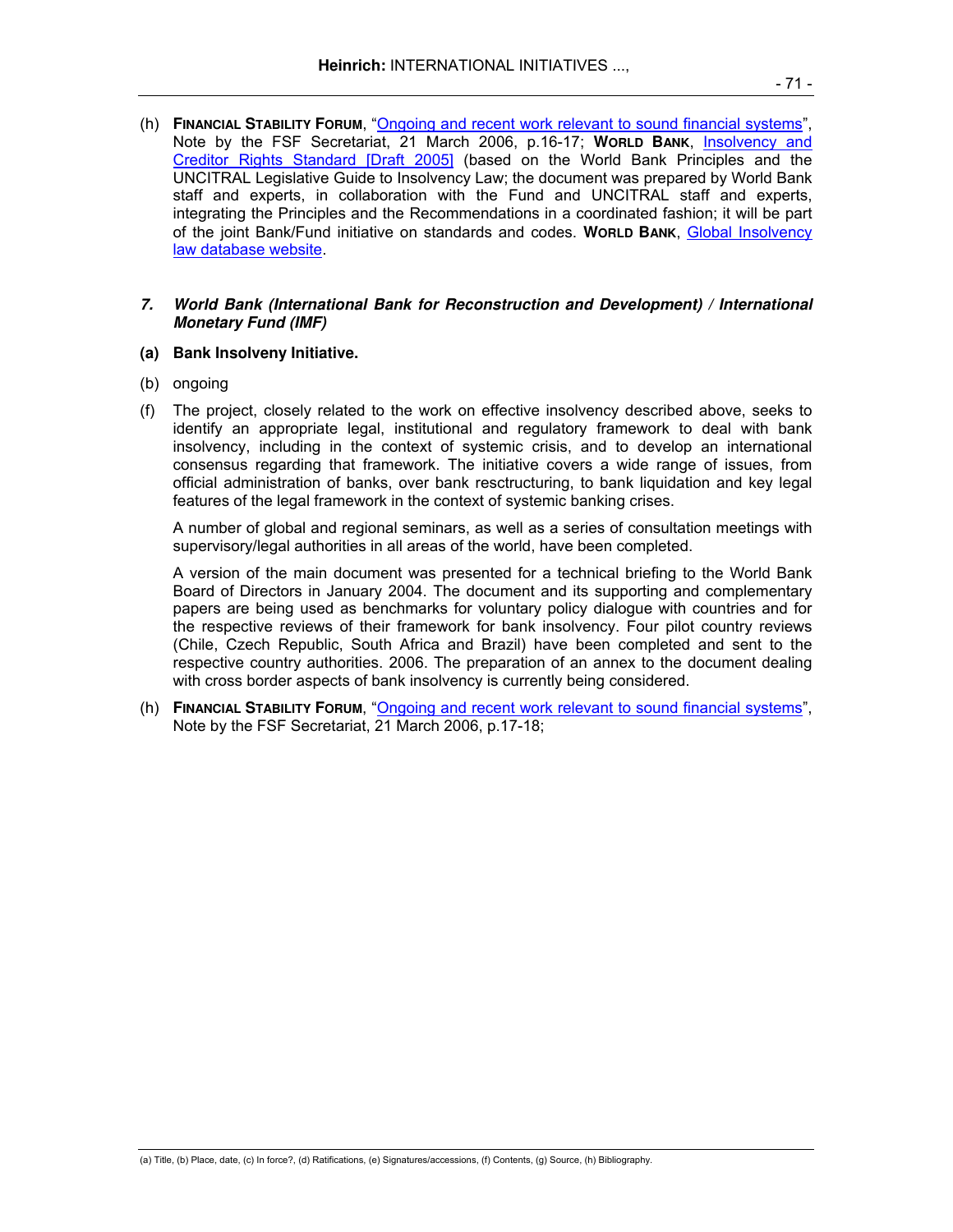(h) **FINANCIAL STABILITY FORUM**, "Ongoing and recent work relevant to sound financial systems", Note by the FSF Secretariat, 21 March 2006, p.16-17; **WORLD BANK**, Insolvency and Creditor Rights Standard [Draft 2005] (based on the World Bank Principles and the UNCITRAL Legislative Guide to Insolvency Law; the document was prepared by World Bank staff and experts, in collaboration with the Fund and UNCITRAL staff and experts, integrating the Principles and the Recommendations in a coordinated fashion; it will be part of the joint Bank/Fund initiative on standards and codes. **WORLD BANK**, Global Insolvency law database website.

### *7. World Bank (International Bank for Reconstruction and Development) / International Monetary Fund (IMF)*

**(a) Bank Insolveny Initiative.**

(b) ongoing

(f) The project, closely related to the work on effective insolvency described above, seeks to identify an appropriate legal, institutional and regulatory framework to deal with bank insolvency, including in the context of systemic crisis, and to develop an international consensus regarding that framework. The initiative covers a wide range of issues, from official administration of banks, over bank resctructuring, to bank liquidation and key legal features of the legal framework in the context of systemic banking crises.

A number of global and regional seminars, as well as a series of consultation meetings with supervisory/legal authorities in all areas of the world, have been completed.

A version of the main document was presented for a technical briefing to the World Bank Board of Directors in January 2004. The document and its supporting and complementary papers are being used as benchmarks for voluntary policy dialogue with countries and for the respective reviews of their framework for bank insolvency. Four pilot country reviews (Chile, Czech Republic, South Africa and Brazil) have been completed and sent to the respective country authorities. 2006. The preparation of an annex to the document dealing with cross border aspects of bank insolvency is currently being considered.

(h) **FINANCIAL STABILITY FORUM**, "Ongoing and recent work relevant to sound financial systems", Note by the FSF Secretariat, 21 March 2006, p.17-18;

(a) Title, (b) Place, date, (c) In force?, (d) Ratifications, (e) Signatures/accessions, (f) Contents, (g) Source, (h) Bibliography.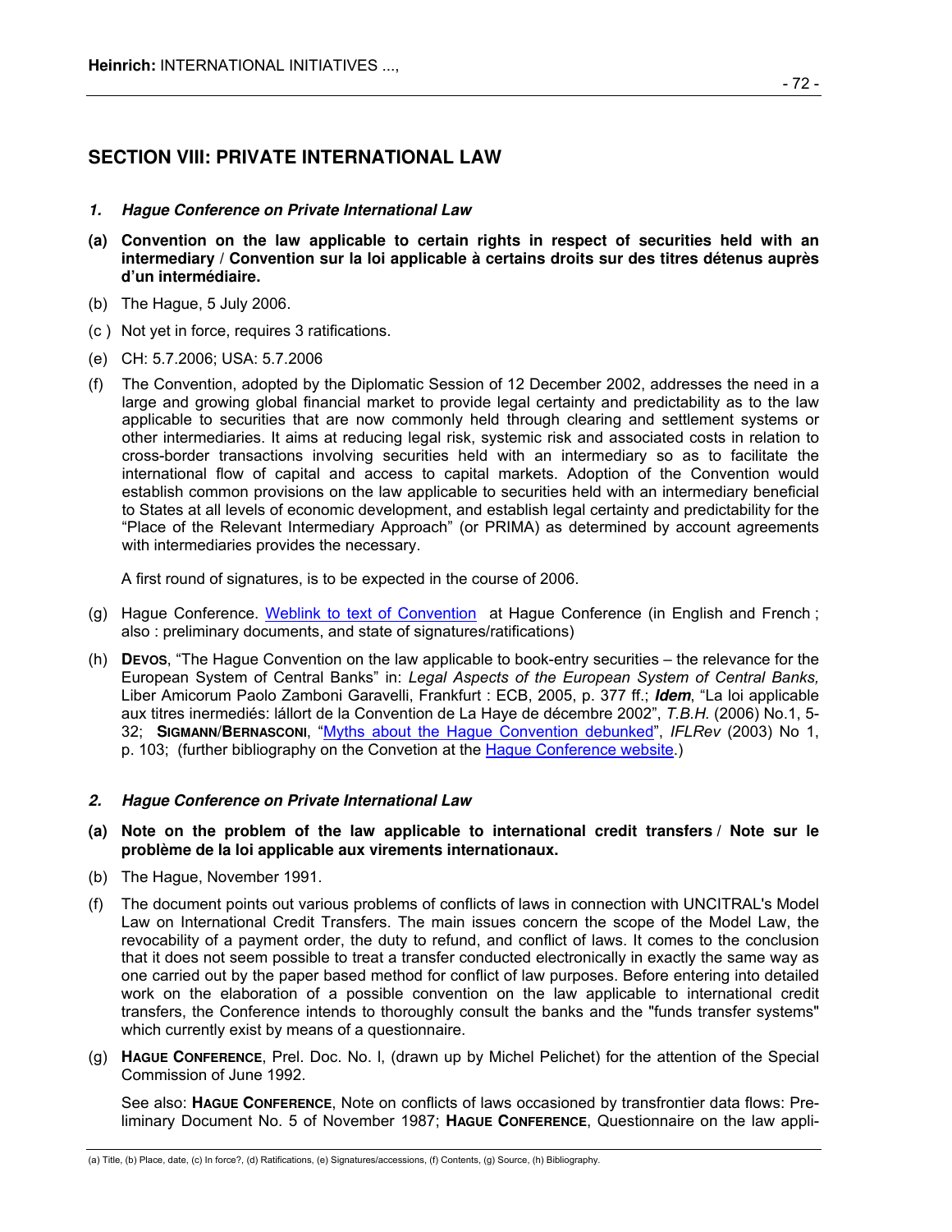## SECTION VIII: PRIVATE INTERNATIONAL LAW

### *1. Hague Conference on Private International Law*

**(a) Convention on the law applicable to certain rights in respect of securities held with an intermediary** / **Convention sur la loi applicable à certains droits sur des titres détenus auprès d'un intermédiaire.**

(b) The Hague, 5 July 2006.

(c ) Not yet in force, requires 3 ratifications.

(e) CH: 5.7.2006; USA: 5.7.2006

(f) The Convention, adopted by the Diplomatic Session of 12 December 2002, addresses the need in a large and growing global financial market to provide legal certainty and predictability as to the law applicable to securities that are now commonly held through clearing and settlement systems or other intermediaries. It aims at reducing legal risk, systemic risk and associated costs in relation to cross-border transactions involving securities held with an intermediary so as to facilitate the international flow of capital and access to capital markets. Adoption of the Convention would establish common provisions on the law applicable to securities held with an intermediary beneficial to States at all levels of economic development, and establish legal certainty and predictability for the "Place of the Relevant Intermediary Approach" (or PRIMA) as determined by account agreements with intermediaries provides the necessary.

A first round of signatures, is to be expected in the course of 2006.

(g) Hague Conference. [Weblink to text of Convention] at Hague Conference (in English and French ; also : preliminary documents, and state of signatures/ratifications)

(h) **DEVOS**, "The Hague Convention on the law applicable to book-entry securities – the relevance for the European System of Central Banks" in: *Legal Aspects of the European System of Central Banks,* Liber Amicorum Paolo Zamboni Garavelli, Frankfurt : ECB, 2005, p. 377 ff.; ***Idem***, "La loi applicable aux titres inermediés: lállort de la Convention de La Haye de décembre 2002", *T.B.H.* (2006) No.1, 5-32; **SIGMANN**/**BERNASCONI**, "[Myths about the Hague Convention debunked]", *IFLRev* (2003) No 1, p. 103; (further bibliography on the Convetion at the [Hague Conference website].)

### *2. Hague Conference on Private International Law*

**(a) Note on the problem of the law applicable to international credit transfers** / **Note sur le problème de la loi applicable aux virements internationaux.**

(b) The Hague, November 1991.

(f) The document points out various problems of conflicts of laws in connection with UNCITRAL's Model Law on International Credit Transfers. The main issues concern the scope of the Model Law, the revocability of a payment order, the duty to refund, and conflict of laws. It comes to the conclusion that it does not seem possible to treat a transfer conducted electronically in exactly the same way as one carried out by the paper based method for conflict of law purposes. Before entering into detailed work on the elaboration of a possible convention on the law applicable to international credit transfers, the Conference intends to thoroughly consult the banks and the "funds transfer systems" which currently exist by means of a questionnaire.

(g) **HAGUE CONFERENCE**, Prel. Doc. No. I, (drawn up by Michel Pelichet) for the attention of the Special Commission of June 1992.

See also: **HAGUE CONFERENCE**, Note on conflicts of laws occasioned by transfrontier data flows: Preliminary Document No. 5 of November 1987; **HAGUE CONFERENCE**, Questionnaire on the law appli-

(a) Title, (b) Place, date, (c) In force?, (d) Ratifications, (e) Signatures/accessions, (f) Contents, (g) Source, (h) Bibliography.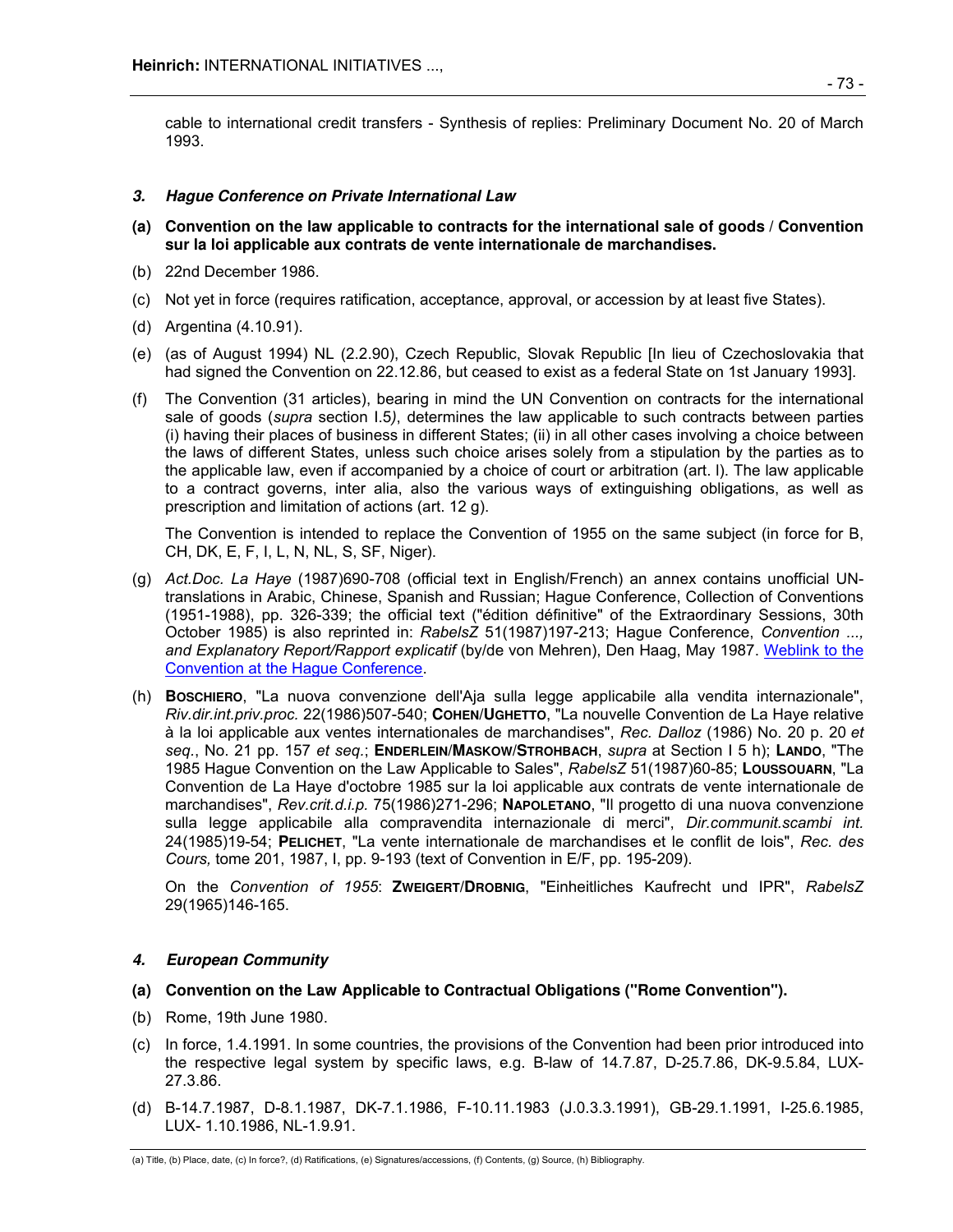cable to international credit transfers - Synthesis of replies: Preliminary Document No. 20 of March 1993.

### *3. Hague Conference on Private International Law*

**(a) Convention on the law applicable to contracts for the international sale of goods / Convention sur la loi applicable aux contrats de vente internationale de marchandises.**

(b) 22nd December 1986.

(c) Not yet in force (requires ratification, acceptance, approval, or accession by at least five States).

(d) Argentina (4.10.91).

(e) (as of August 1994) NL (2.2.90), Czech Republic, Slovak Republic [In lieu of Czechoslovakia that had signed the Convention on 22.12.86, but ceased to exist as a federal State on 1st January 1993].

(f) The Convention (31 articles), bearing in mind the UN Convention on contracts for the international sale of goods (*supra* section I.5*)*, determines the law applicable to such contracts between parties (i) having their places of business in different States; (ii) in all other cases involving a choice between the laws of different States, unless such choice arises solely from a stipulation by the parties as to the applicable law, even if accompanied by a choice of court or arbitration (art. I). The law applicable to a contract governs, inter alia, also the various ways of extinguishing obligations, as well as prescription and limitation of actions (art. 12 g).

The Convention is intended to replace the Convention of 1955 on the same subject (in force for B, CH, DK, E, F, I, L, N, NL, S, SF, Niger).

(g) *Act.Doc. La Haye* (1987)690-708 (official text in English/French) an annex contains unofficial UN-translations in Arabic, Chinese, Spanish and Russian; Hague Conference, Collection of Conventions (1951-1988), pp. 326-339; the official text ("édition définitive" of the Extraordinary Sessions, 30th October 1985) is also reprinted in: *RabelsZ* 51(1987)197-213; Hague Conference, *Convention ..., and Explanatory Report/Rapport explicatif* (by/de von Mehren), Den Haag, May 1987. Weblink to the Convention at the Hague Conference.

(h) **BOSCHIERO**, "La nuova convenzione dell'Aja sulla legge applicabile alla vendita internazionale", *Riv.dir.int.priv.proc.* 22(1986)507-540; **COHEN**/**UGHETTO**, "La nouvelle Convention de La Haye relative à la loi applicable aux ventes internationales de marchandises", *Rec. Dalloz* (1986) No. 20 p. 20 *et seq.*, No. 21 pp. 157 *et seq.*; **ENDERLEIN**/**MASKOW**/**STROHBACH**, *supra* at Section I 5 h); **LANDO**, "The 1985 Hague Convention on the Law Applicable to Sales", *RabelsZ* 51(1987)60-85; **LOUSSOUARN**, "La Convention de La Haye d'octobre 1985 sur la loi applicable aux contrats de vente internationale de marchandises", *Rev.crit.d.i.p.* 75(1986)271-296; **NAPOLETANO**, "Il progetto di una nuova convenzione sulla legge applicabile alla compravendita internazionale di merci", *Dir.communit.scambi int.* 24(1985)19-54; **PELICHET**, "La vente internationale de marchandises et le conflit de lois", *Rec. des Cours,* tome 201, 1987, I, pp. 9-193 (text of Convention in E/F, pp. 195-209).

On the *Convention of 1955*: **ZWEIGERT**/**DROBNIG**, "Einheitliches Kaufrecht und IPR", *RabelsZ* 29(1965)146-165.

### *4. European Community*

**(a) Convention on the Law Applicable to Contractual Obligations ("Rome Convention").**

(b) Rome, 19th June 1980.

(c) In force, 1.4.1991. In some countries, the provisions of the Convention had been prior introduced into the respective legal system by specific laws, e.g. B-law of 14.7.87, D-25.7.86, DK-9.5.84, LUX-27.3.86.

(d) B-14.7.1987, D-8.1.1987, DK-7.1.1986, F-10.11.1983 (J.0.3.3.1991), GB-29.1.1991, I-25.6.1985, LUX- 1.10.1986, NL-1.9.91.

(a) Title, (b) Place, date, (c) In force?, (d) Ratifications, (e) Signatures/accessions, (f) Contents, (g) Source, (h) Bibliography.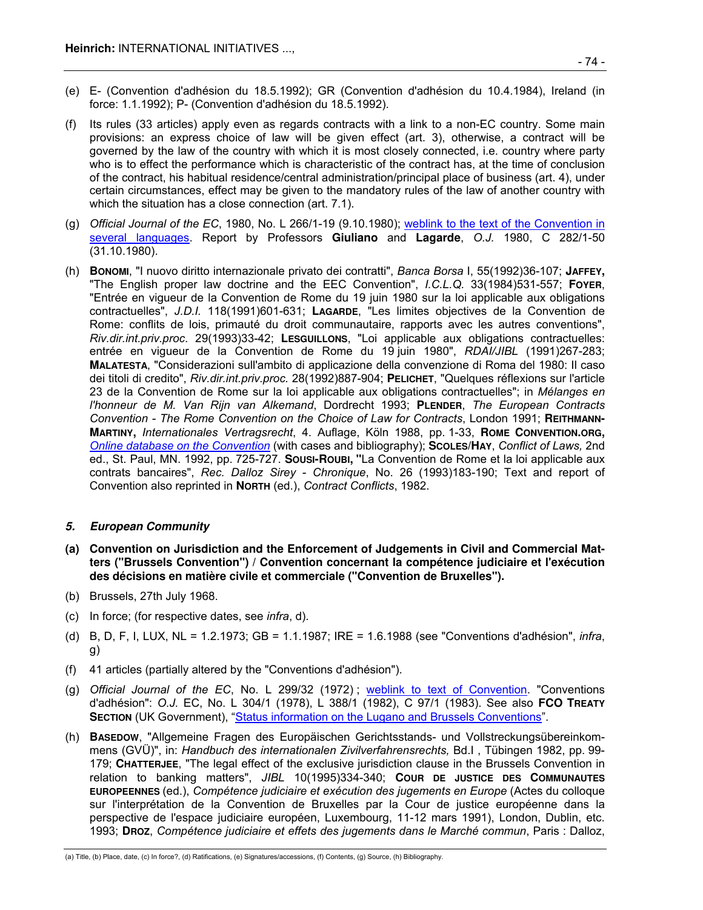(e) E- (Convention d'adhésion du 18.5.1992); GR (Convention d'adhésion du 10.4.1984), Ireland (in force: 1.1.1992); P- (Convention d'adhésion du 18.5.1992).

(f) Its rules (33 articles) apply even as regards contracts with a link to a non-EC country. Some main provisions: an express choice of law will be given effect (art. 3), otherwise, a contract will be governed by the law of the country with which it is most closely connected, i.e. country where party who is to effect the performance which is characteristic of the contract has, at the time of conclusion of the contract, his habitual residence/central administration/principal place of business (art. 4), under certain circumstances, effect may be given to the mandatory rules of the law of another country with which the situation has a close connection (art. 7.1).

(g) *Official Journal of the EC*, 1980, No. L 266/1-19 (9.10.1980); weblink to the text of the Convention in several languages. Report by Professors **Giuliano** and **Lagarde**, *O.J.* 1980, C 282/1-50 (31.10.1980).

(h) **Bonomi**, "I nuovo diritto internazionale privato dei contratti", *Banca Borsa* I, 55(1992)36-107; **Jaffey,** "The English proper law doctrine and the EEC Convention", *I.C.L.Q.* 33(1984)531-557; **Foyer**, "Entrée en vigueur de la Convention de Rome du 19 juin 1980 sur la loi applicable aux obligations contractuelles", *J.D.I.* 118(1991)601-631; **Lagarde**, "Les limites objectives de la Convention de Rome: conflits de lois, primauté du droit communautaire, rapports avec les autres conventions", *Riv.dir.int.priv.proc.* 29(1993)33-42; **Lesguillons**, "Loi applicable aux obligations contractuelles: entrée en vigueur de la Convention de Rome du 19 juin 1980", *RDAI/JIBL* (1991)267-283; **Malatesta**, "Considerazioni sull'ambito di applicazione della convenzione di Roma del 1980: Il caso dei titoli di credito", *Riv.dir.int.priv.proc.* 28(1992)887-904; **Pelichet**, "Quelques réflexions sur l'article 23 de la Convention de Rome sur la loi applicable aux obligations contractuelles"; in *Mélanges en l'honneur de M. Van Rijn van Alkemand*, Dordrecht 1993; **Plender**, *The European Contracts Convention - The Rome Convention on the Choice of Law for Contracts*, London 1991; **Reithmann-Martiny,** *Internationales Vertragsrecht*, 4. Auflage, Köln 1988, pp. 1-33, **Rome Convention.org,** *Online database on the Convention* (with cases and bibliography); **Scoles/Hay**, *Conflict of Laws,* 2nd ed., St. Paul, MN. 1992, pp. 725-727. **Sousi-Roubi, "**La Convention de Rome et la loi applicable aux contrats bancaires", *Rec. Dalloz Sirey - Chronique*, No. 26 (1993)183-190; Text and report of Convention also reprinted in **North** (ed.), *Contract Conflicts*, 1982.

### *5. European Community*

**(a) Convention on Jurisdiction and the Enforcement of Judgements in Civil and Commercial Matters ("Brussels Convention") / Convention concernant la compétence judiciaire et l'exécution des décisions en matière civile et commerciale ("Convention de Bruxelles").**

(b) Brussels, 27th July 1968.

(c) In force; (for respective dates, see *infra*, d).

(d) B, D, F, I, LUX, NL = 1.2.1973; GB = 1.1.1987; IRE = 1.6.1988 (see "Conventions d'adhésion", *infra*, g)

(f) 41 articles (partially altered by the "Conventions d'adhésion").

(g) *Official Journal of the EC*, No. L 299/32 (1972) ; weblink to text of Convention. "Conventions d'adhésion": *O.J.* EC, No. L 304/1 (1978), L 388/1 (1982), C 97/1 (1983). See also **FCO Treaty Section** (UK Government), "Status information on the Lugano and Brussels Conventions".

(h) **Basedow**, "Allgemeine Fragen des Europäischen Gerichtsstands- und Vollstreckungsübereinkommens (GVÜ)", in: *Handbuch des internationalen Zivilverfahrensrechts,* Bd.I , Tübingen 1982, pp. 99-179; **Chatterjee**, "The legal effect of the exclusive jurisdiction clause in the Brussels Convention in relation to banking matters", *JIBL* 10(1995)334-340; **Cour de justice des Communautes europeennes** (ed.), *Compétence judiciaire et exécution des jugements en Europe* (Actes du colloque sur l'interprétation de la Convention de Bruxelles par la Cour de justice européenne dans la perspective de l'espace judiciaire européen, Luxembourg, 11-12 mars 1991), London, Dublin, etc. 1993; **Droz**, *Compétence judiciaire et effets des jugements dans le Marché commun*, Paris : Dalloz,

(a) Title, (b) Place, date, (c) In force?, (d) Ratifications, (e) Signatures/accessions, (f) Contents, (g) Source, (h) Bibliography.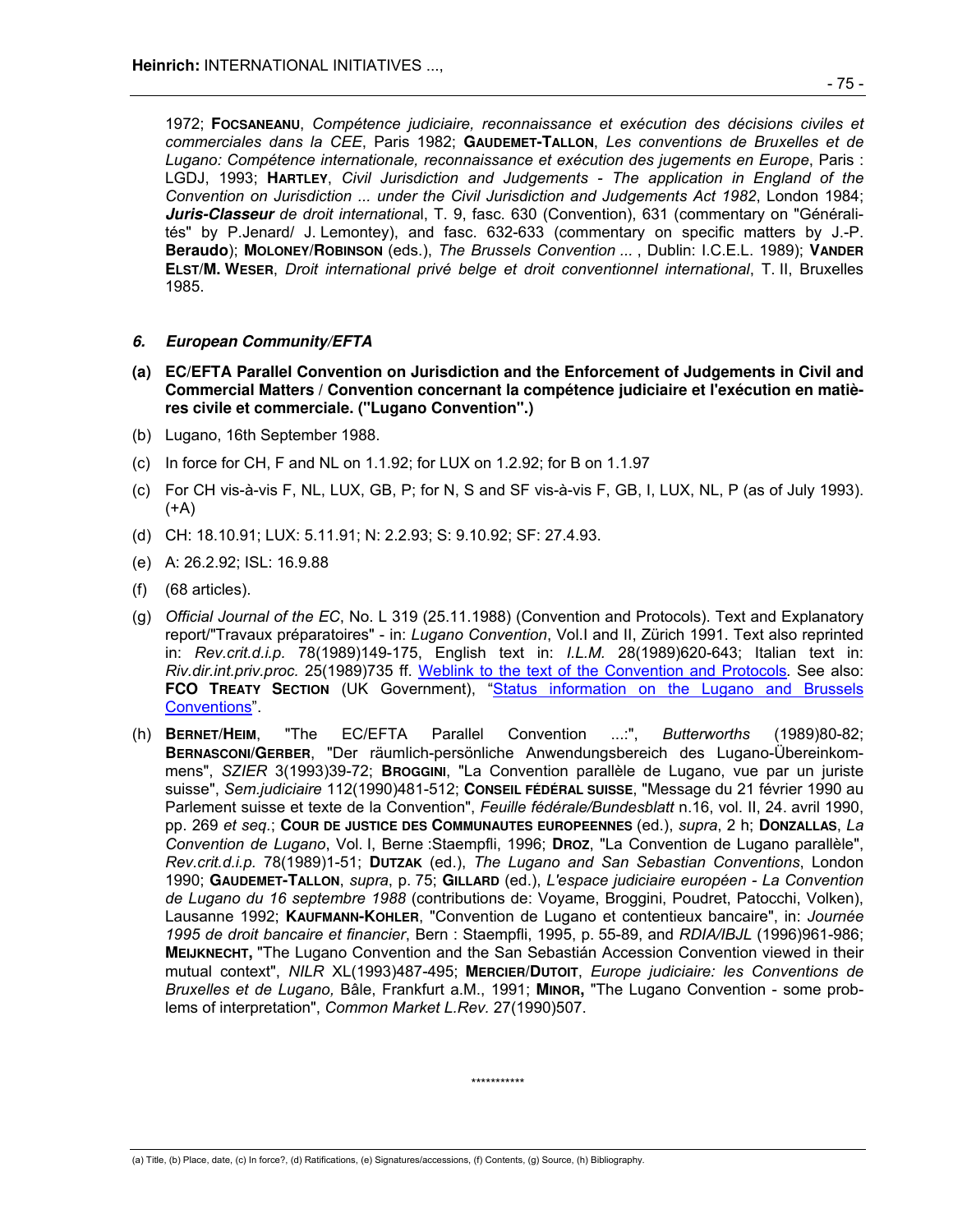1972; **Focsaneanu**, *Compétence judiciaire, reconnaissance et exécution des décisions civiles et commerciales dans la CEE*, Paris 1982; **Gaudemet-Tallon**, *Les conventions de Bruxelles et de Lugano: Compétence internationale, reconnaissance et exécution des jugements en Europe*, Paris : LGDJ, 1993; **Hartley**, *Civil Jurisdiction and Judgements - The application in England of the Convention on Jurisdiction ... under the Civil Jurisdiction and Judgements Act 1982*, London 1984; ***Juris-Classeur*** *de droit international*, T. 9, fasc. 630 (Convention), 631 (commentary on "Généralités" by P.Jenard/ J. Lemontey), and fasc. 632-633 (commentary on specific matters by J.-P. **Beraudo**); **Moloney/Robinson** (eds.), *The Brussels Convention ...* , Dublin: I.C.E.L. 1989); **Vander Elst/M. Weser**, *Droit international privé belge et droit conventionnel international*, T. II, Bruxelles 1985.

### *6. European Community/EFTA*

**(a) EC/EFTA Parallel Convention on Jurisdiction and the Enforcement of Judgements in Civil and Commercial Matters / Convention concernant la compétence judiciaire et l'exécution en matières civile et commerciale. ("Lugano Convention".)**

(b) Lugano, 16th September 1988.

(c) In force for CH, F and NL on 1.1.92; for LUX on 1.2.92; for B on 1.1.97

(c) For CH vis-à-vis F, NL, LUX, GB, P; for N, S and SF vis-à-vis F, GB, I, LUX, NL, P (as of July 1993). (+A)

(d) CH: 18.10.91; LUX: 5.11.91; N: 2.2.93; S: 9.10.92; SF: 27.4.93.

(e) A: 26.2.92; ISL: 16.9.88

(f) (68 articles).

(g) *Official Journal of the EC*, No. L 319 (25.11.1988) (Convention and Protocols). Text and Explanatory report/"Travaux préparatoires" - in: *Lugano Convention*, Vol.I and II, Zürich 1991. Text also reprinted in: *Rev.crit.d.i.p.* 78(1989)149-175, English text in: *I.L.M.* 28(1989)620-643; Italian text in: *Riv.dir.int.priv.proc.* 25(1989)735 ff. Weblink to the text of the Convention and Protocols. See also: **FCO Treaty Section** (UK Government), "Status information on the Lugano and Brussels Conventions".

(h) **Bernet/Heim**, "The EC/EFTA Parallel Convention ...:", *Butterworths* (1989)80-82; **Bernasconi/Gerber**, "Der räumlich-persönliche Anwendungsbereich des Lugano-Übereinkommens", *SZIER* 3(1993)39-72; **Broggini**, "La Convention parallèle de Lugano, vue par un juriste suisse", *Sem.judiciaire* 112(1990)481-512; **Conseil fédéral suisse**, "Message du 21 février 1990 au Parlement suisse et texte de la Convention", *Feuille fédérale/Bundesblatt* n.16, vol. II, 24. avril 1990, pp. 269 *et seq.*; **Cour de justice des Communautes europeennes** (ed.), *supra*, 2 h; **Donzallas**, *La Convention de Lugano*, Vol. I, Berne :Staempfli, 1996; **Droz**, "La Convention de Lugano parallèle", *Rev.crit.d.i.p.* 78(1989)1-51; **Dutzak** (ed.), *The Lugano and San Sebastian Conventions*, London 1990; **Gaudemet-Tallon**, *supra*, p. 75; **Gillard** (ed.), *L'espace judiciaire européen - La Convention de Lugano du 16 septembre 1988* (contributions de: Voyame, Broggini, Poudret, Patocchi, Volken), Lausanne 1992; **Kaufmann-Kohler**, "Convention de Lugano et contentieux bancaire", in: *Journée 1995 de droit bancaire et financier*, Bern : Staempfli, 1995, p. 55-89, and *RDIA/IBJL* (1996)961-986; **Meijknecht,** "The Lugano Convention and the San Sebastián Accession Convention viewed in their mutual context", *NILR* XL(1993)487-495; **Mercier/Dutoit**, *Europe judiciaire: les Conventions de Bruxelles et de Lugano,* Bâle, Frankfurt a.M., 1991; **Minor,** "The Lugano Convention - some problems of interpretation", *Common Market L.Rev.* 27(1990)507.

***********

(a) Title, (b) Place, date, (c) In force?, (d) Ratifications, (e) Signatures/accessions, (f) Contents, (g) Source, (h) Bibliography.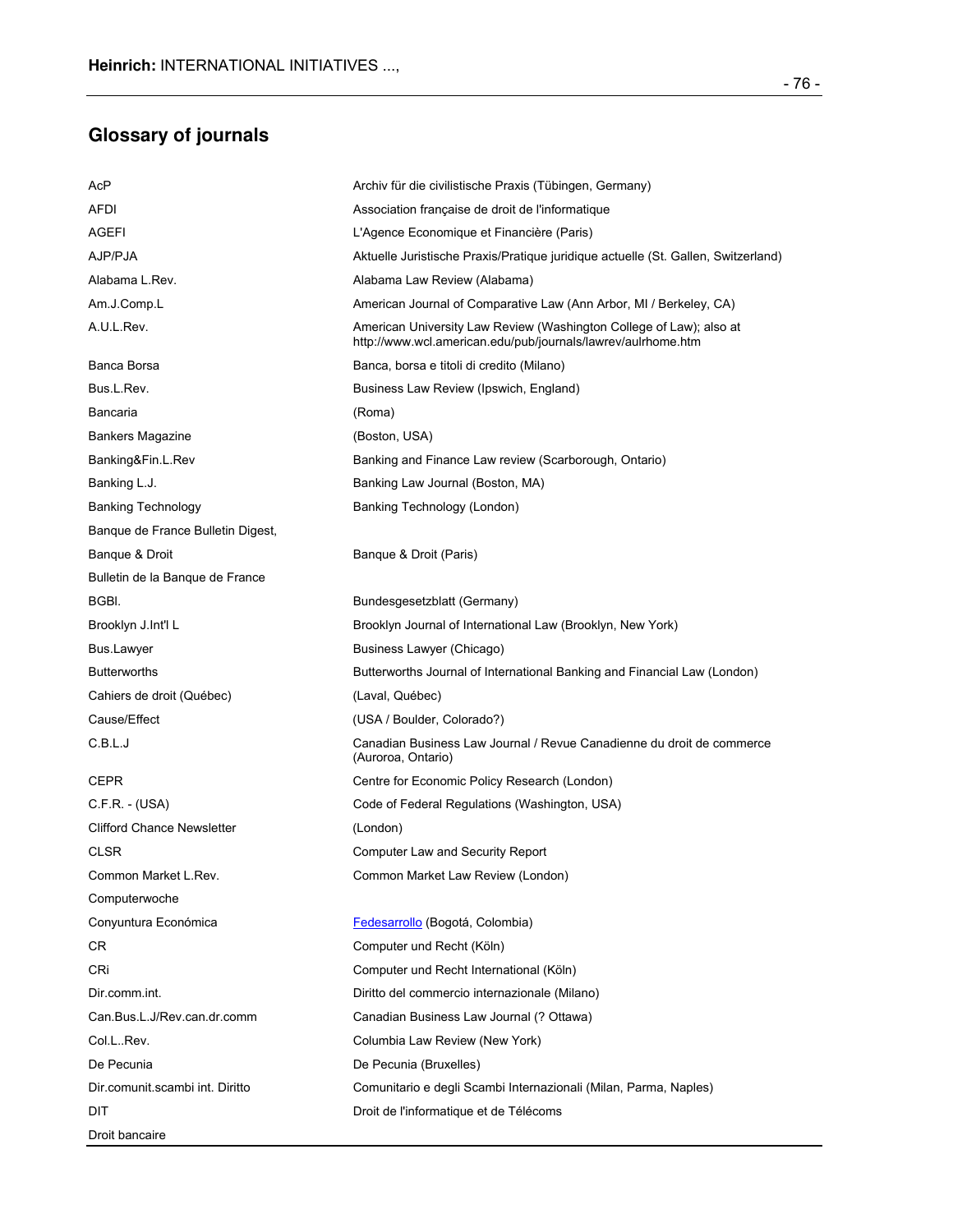## Glossary of journals

| | |
|---|---|
| AcP | Archiv für die civilistische Praxis (Tübingen, Germany) |
| AFDI | Association française de droit de l'informatique |
| AGEFI | L'Agence Economique et Financière (Paris) |
| AJP/PJA | Aktuelle Juristische Praxis/Pratique juridique actuelle (St. Gallen, Switzerland) |
| Alabama L.Rev. | Alabama Law Review (Alabama) |
| Am.J.Comp.L | American Journal of Comparative Law (Ann Arbor, MI / Berkeley, CA) |
| A.U.L.Rev. | American University Law Review (Washington College of Law); also at http://www.wcl.american.edu/pub/journals/lawrev/aulrhome.htm |
| Banca Borsa | Banca, borsa e titoli di credito (Milano) |
| Bus.L.Rev. | Business Law Review (Ipswich, England) |
| Bancaria | (Roma) |
| Bankers Magazine | (Boston, USA) |
| Banking&Fin.L.Rev | Banking and Finance Law review (Scarborough, Ontario) |
| Banking L.J. | Banking Law Journal (Boston, MA) |
| Banking Technology | Banking Technology (London) |
| Banque de France Bulletin Digest, | |
| Banque & Droit | Banque & Droit (Paris) |
| Bulletin de la Banque de France | |
| BGBl. | Bundesgesetzblatt (Germany) |
| Brooklyn J.Int'l L | Brooklyn Journal of International Law (Brooklyn, New York) |
| Bus.Lawyer | Business Lawyer (Chicago) |
| Butterworths | Butterworths Journal of International Banking and Financial Law (London) |
| Cahiers de droit (Québec) | (Laval, Québec) |
| Cause/Effect | (USA / Boulder, Colorado?) |
| C.B.L.J | Canadian Business Law Journal / Revue Canadienne du droit de commerce (Auroroa, Ontario) |
| CEPR | Centre for Economic Policy Research (London) |
| C.F.R. - (USA) | Code of Federal Regulations (Washington, USA) |
| Clifford Chance Newsletter | (London) |
| CLSR | Computer Law and Security Report |
| Common Market L.Rev. | Common Market Law Review (London) |
| Computerwoche | |
| Conyuntura Económica | Fedesarrollo (Bogotá, Colombia) |
| CR | Computer und Recht (Köln) |
| CRi | Computer und Recht International (Köln) |
| Dir.comm.int. | Diritto del commercio internazionale (Milano) |
| Can.Bus.L.J/Rev.can.dr.comm | Canadian Business Law Journal (? Ottawa) |
| Col.L..Rev. | Columbia Law Review (New York) |
| De Pecunia | De Pecunia (Bruxelles) |
| Dir.comunit.scambi int. Diritto | Comunitario e degli Scambi Internazionali (Milan, Parma, Naples) |
| DIT | Droit de l'informatique et de Télécoms |
| Droit bancaire | |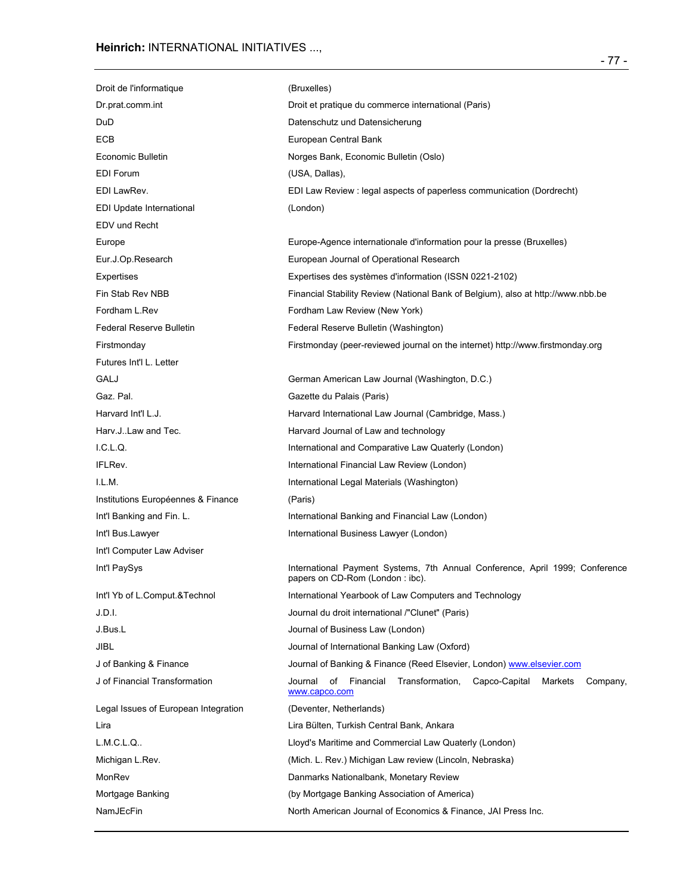| | |
|---|---|
| Droit de l'informatique | (Bruxelles) |
| Dr.prat.comm.int | Droit et pratique du commerce international (Paris) |
| DuD | Datenschutz und Datensicherung |
| ECB | European Central Bank |
| Economic Bulletin | Norges Bank, Economic Bulletin (Oslo) |
| EDI Forum | (USA, Dallas), |
| EDI LawRev. | EDI Law Review : legal aspects of paperless communication (Dordrecht) |
| EDI Update International | (London) |
| EDV und Recht | |
| Europe | Europe-Agence internationale d'information pour la presse (Bruxelles) |
| Eur.J.Op.Research | European Journal of Operational Research |
| Expertises | Expertises des systèmes d'information (ISSN 0221-2102) |
| Fin Stab Rev NBB | Financial Stability Review (National Bank of Belgium), also at http://www.nbb.be |
| Fordham L.Rev | Fordham Law Review (New York) |
| Federal Reserve Bulletin | Federal Reserve Bulletin (Washington) |
| Firstmonday | Firstmonday (peer-reviewed journal on the internet) http://www.firstmonday.org |
| Futures Int'l L. Letter | |
| GALJ | German American Law Journal (Washington, D.C.) |
| Gaz. Pal. | Gazette du Palais (Paris) |
| Harvard Int'l L.J. | Harvard International Law Journal (Cambridge, Mass.) |
| Harv.J..Law and Tec. | Harvard Journal of Law and technology |
| I.C.L.Q. | International and Comparative Law Quaterly (London) |
| IFLRev. | International Financial Law Review (London) |
| I.L.M. | International Legal Materials (Washington) |
| Institutions Européennes & Finance | (Paris) |
| Int'l Banking and Fin. L. | International Banking and Financial Law (London) |
| Int'l Bus.Lawyer | International Business Lawyer (London) |
| Int'l Computer Law Adviser | |
| Int'l PaySys | International Payment Systems, 7th Annual Conference, April 1999; Conference papers on CD-Rom (London : ibc). |
| Int'l Yb of L.Comput.&Technol | International Yearbook of Law Computers and Technology |
| J.D.I. | Journal du droit international /"Clunet" (Paris) |
| J.Bus.L | Journal of Business Law (London) |
| JIBL | Journal of International Banking Law (Oxford) |
| J of Banking & Finance | Journal of Banking & Finance (Reed Elsevier, London) www.elsevier.com |
| J of Financial Transformation | Journal of Financial Transformation, Capco-Capital Markets Company, www.capco.com |
| Legal Issues of European Integration | (Deventer, Netherlands) |
| Lira | Lira Bülten, Turkish Central Bank, Ankara |
| L.M.C.L.Q.. | Lloyd's Maritime and Commercial Law Quaterly (London) |
| Michigan L.Rev. | (Mich. L. Rev.) Michigan Law review (Lincoln, Nebraska) |
| MonRev | Danmarks Nationalbank, Monetary Review |
| Mortgage Banking | (by Mortgage Banking Association of America) |
| NamJEcFin | North American Journal of Economics & Finance, JAI Press Inc. |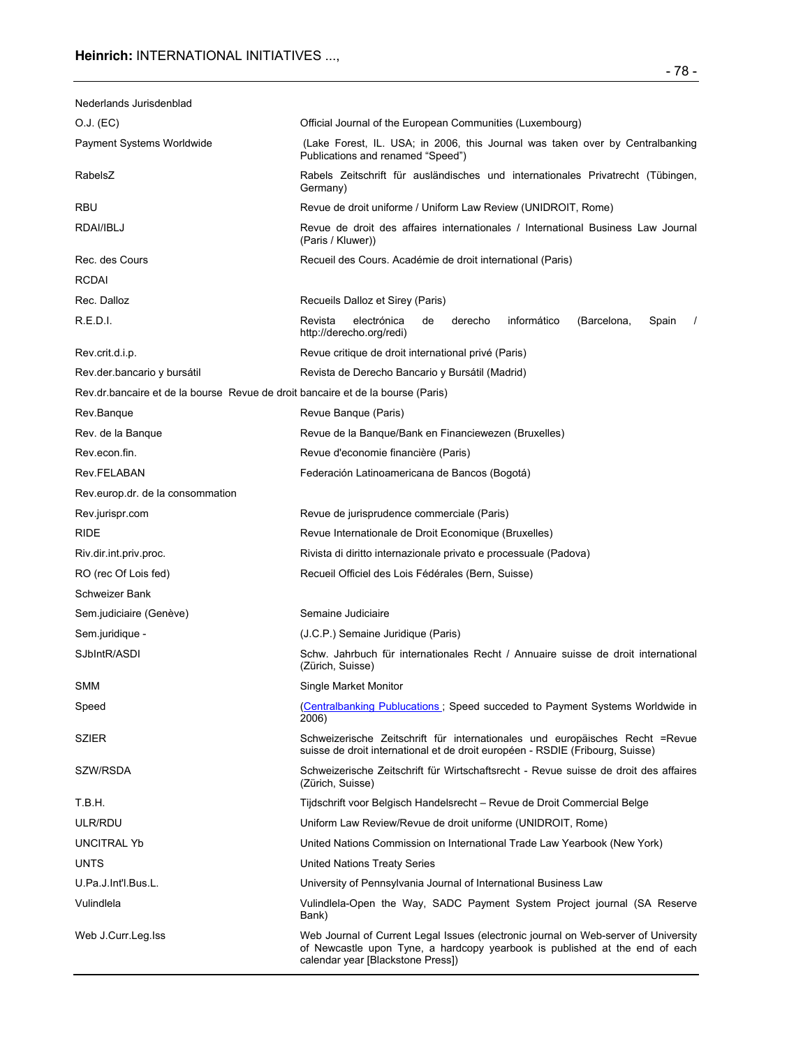| | |
|---|---|
| Nederlands Jurisdenblad | |
| O.J. (EC) | Official Journal of the European Communities (Luxembourg) |
| Payment Systems Worldwide | (Lake Forest, IL. USA; in 2006, this Journal was taken over by Centralbanking Publications and renamed "Speed") |
| RabelsZ | Rabels Zeitschrift für ausländisches und internationales Privatrecht (Tübingen, Germany) |
| RBU | Revue de droit uniforme / Uniform Law Review (UNIDROIT, Rome) |
| RDAI/IBLJ | Revue de droit des affaires internationales / International Business Law Journal (Paris / Kluwer)) |
| Rec. des Cours | Recueil des Cours. Académie de droit international (Paris) |
| RCDAI | |
| Rec. Dalloz | Recueils Dalloz et Sirey (Paris) |
| R.E.D.I. | Revista electrónica de derecho informático (Barcelona, Spain / http://derecho.org/redi) |
| Rev.crit.d.i.p. | Revue critique de droit international privé (Paris) |
| Rev.der.bancario y bursátil | Revista de Derecho Bancario y Bursátil (Madrid) |
| Rev.dr.bancaire et de la bourse | Revue de droit bancaire et de la bourse (Paris) |
| Rev.Banque | Revue Banque (Paris) |
| Rev. de la Banque | Revue de la Banque/Bank en Financiewezen (Bruxelles) |
| Rev.econ.fin. | Revue d'economie financière (Paris) |
| Rev.FELABAN | Federación Latinoamericana de Bancos (Bogotá) |
| Rev.europ.dr. de la consommation | |
| Rev.jurispr.com | Revue de jurisprudence commerciale (Paris) |
| RIDE | Revue Internationale de Droit Economique (Bruxelles) |
| Riv.dir.int.priv.proc. | Rivista di diritto internazionale privato e processuale (Padova) |
| RO (rec Of Lois fed) | Recueil Officiel des Lois Fédérales (Bern, Suisse) |
| Schweizer Bank | |
| Sem.judiciaire (Genève) | Semaine Judiciaire |
| Sem.juridique - | (J.C.P.) Semaine Juridique (Paris) |
| SJbIntR/ASDI | Schw. Jahrbuch für internationales Recht / Annuaire suisse de droit international (Zürich, Suisse) |
| SMM | Single Market Monitor |
| Speed | (Centralbanking Publucations ; Speed succeded to Payment Systems Worldwide in 2006) |
| SZIER | Schweizerische Zeitschrift für internationales und europäisches Recht =Revue suisse de droit international et de droit européen - RSDIE (Fribourg, Suisse) |
| SZW/RSDA | Schweizerische Zeitschrift für Wirtschaftsrecht - Revue suisse de droit des affaires (Zürich, Suisse) |
| T.B.H. | Tijdschrift voor Belgisch Handelsrecht – Revue de Droit Commercial Belge |
| ULR/RDU | Uniform Law Review/Revue de droit uniforme (UNIDROIT, Rome) |
| UNCITRAL Yb | United Nations Commission on International Trade Law Yearbook (New York) |
| UNTS | United Nations Treaty Series |
| U.Pa.J.Int'l.Bus.L. | University of Pennsylvania Journal of International Business Law |
| Vulindlela | Vulindlela-Open the Way, SADC Payment System Project journal (SA Reserve Bank) |
| Web J.Curr.Leg.Iss | Web Journal of Current Legal Issues (electronic journal on Web-server of University of Newcastle upon Tyne, a hardcopy yearbook is published at the end of each calendar year [Blackstone Press]) |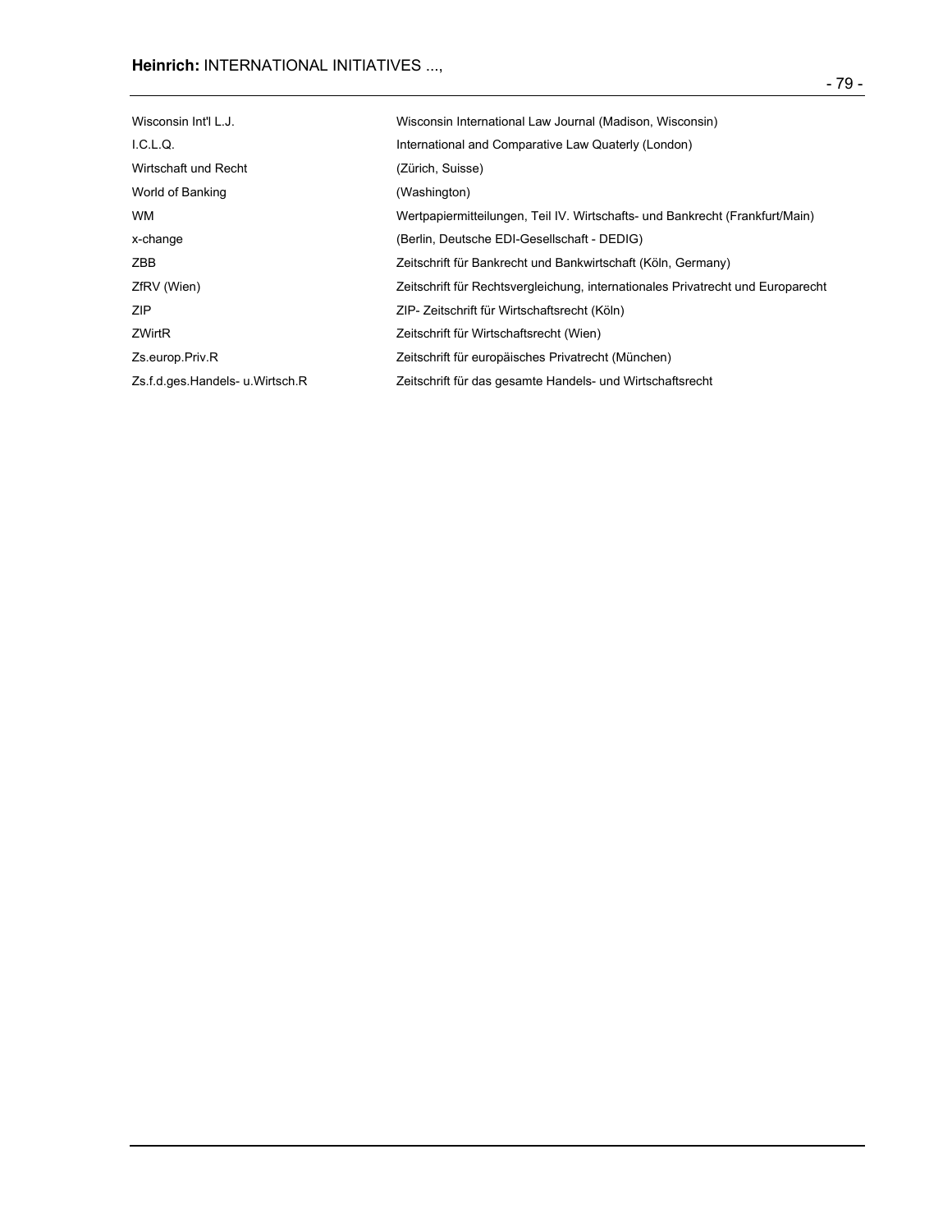| | |
|---|---|
| Wisconsin Int'l L.J. | Wisconsin International Law Journal (Madison, Wisconsin) |
| I.C.L.Q. | International and Comparative Law Quaterly (London) |
| Wirtschaft und Recht | (Zürich, Suisse) |
| World of Banking | (Washington) |
| WM | Wertpapiermitteilungen, Teil IV. Wirtschafts- und Bankrecht (Frankfurt/Main) |
| x-change | (Berlin, Deutsche EDI-Gesellschaft - DEDIG) |
| ZBB | Zeitschrift für Bankrecht und Bankwirtschaft (Köln, Germany) |
| ZfRV (Wien) | Zeitschrift für Rechtsvergleichung, internationales Privatrecht und Europarecht |
| ZIP | ZIP- Zeitschrift für Wirtschaftsrecht (Köln) |
| ZWirtR | Zeitschrift für Wirtschaftsrecht (Wien) |
| Zs.europ.Priv.R | Zeitschrift für europäisches Privatrecht (München) |
| Zs.f.d.ges.Handels- u.Wirtsch.R | Zeitschrift für das gesamte Handels- und Wirtschaftsrecht |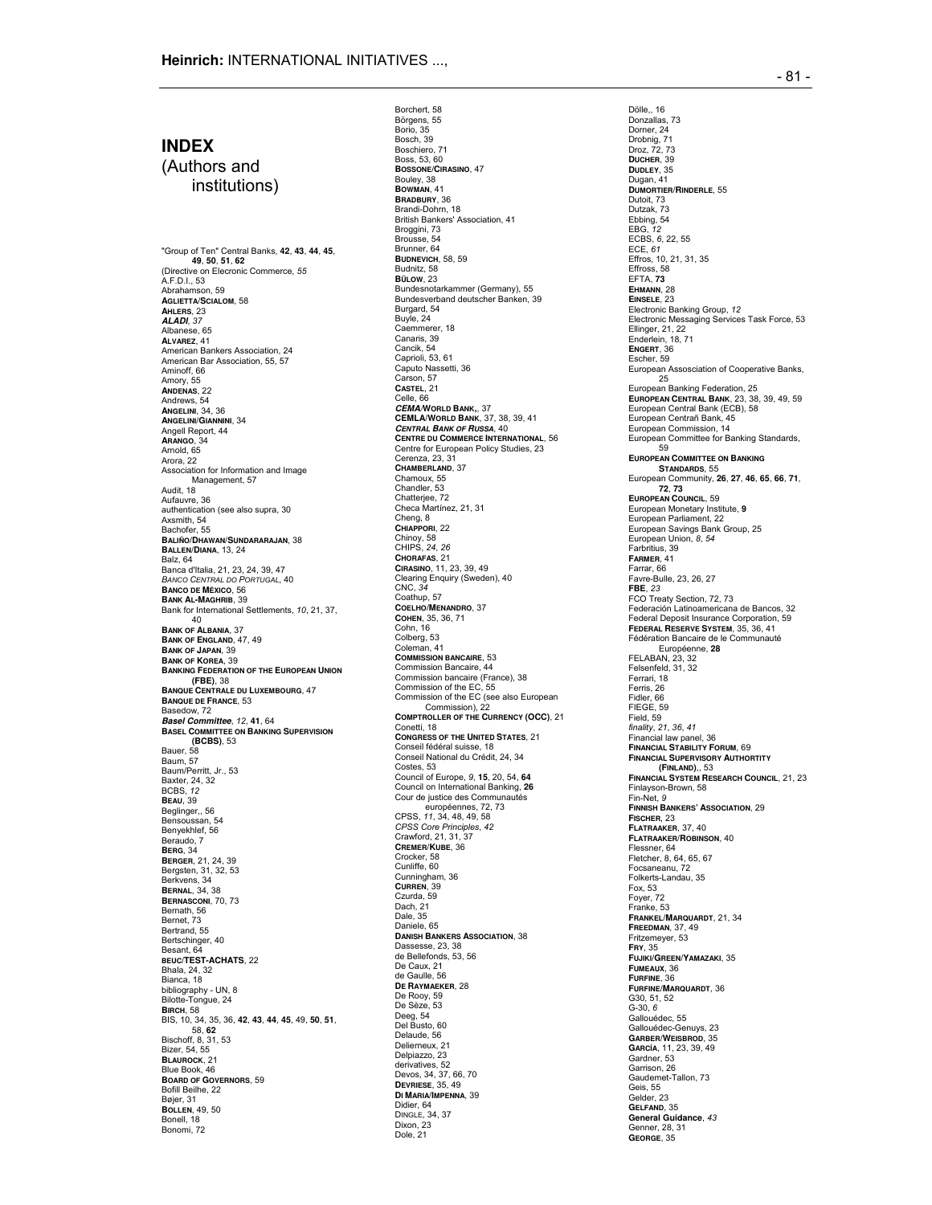# INDEX

(Authors and institutions)

"Group of Ten" Central Banks, **42**, **43**, **44**, **45**, **49**, **50**, **51**, **62**
(Directive on Elecronic Commerce, *55*
A.F.D.I., 53
Abrahamson, 59
**AGLIETTA/SCIALOM**, 58
**AHLERS**, 23
***ALADI***, *37*
Albanese, 65
**ALVAREZ**, 41
American Bankers Association, 24
American Bar Association, 55, 57
Aminoff, 66
Amory, 55
**ANDENAS**, 22
Andrews, 54
**ANGELINI**, 34, 36
**ANGELINI/GIANNINI**, 34
Angell Report, 44
**ARANGO**, 34
Arnold, 65
Arora, 22
Association for Information and Image Management, 57
Audit, 18
Aufauvre, 36
authentication (see also supra, 30
Axsmith, 54
Bachofer, 55
**BALIÑO/DHAWAN/SUNDARARAJAN**, 38
**BALLEN/DIANA**, 13, 24
Balz, 64
Banca d'Italia, 21, 23, 24, 39, 47
*BANCO CENTRAL DO PORTUGAL*, 40
**BANCO DE MÉXICO**, 56
**BANK AL-MAGHRIB**, 39
Bank for International Settlements, *10*, 21, 37, 40
**BANK OF ALBANIA**, 37
**BANK OF ENGLAND**, 47, 49
**BANK OF JAPAN**, 39
**BANK OF KOREA**, 39
**BANKING FEDERATION OF THE EUROPEAN UNION (FBE)**, 38
**BANQUE CENTRALE DU LUXEMBOURG**, 47
**BANQUE DE FRANCE**, 53
Basedow, 72
***Basel Committee***, *12*, **41**, 64
**BASEL COMMITTEE ON BANKING SUPERVISION (BCBS)**, 53
Bauer, 58
Baum, 57
Baum/Perritt, Jr., 53
Baxter, 24, 32
BCBS, *12*
**BEAU**, 39
Beglinger,, 56
Bensoussan, 54
Benyekhlef, 56
Beraudo, 7
**BERG**, 34
**BERGER**, 21, 24, 39
Bergsten, 31, 32, 53
Berkvens, 34
**BERNAL**, 34, 38
**BERNASCONI**, 70, 73
Bernath, 56
Bernet, 73
Bertrand, 55
Bertschinger, 40
Besant, 64
**BEUC/TEST-ACHATS**, 22
Bhala, 24, 32
Bianca, 18
bibliography - UN, 8
Bilotte-Tongue, 24
**BIRCH**, 58
BIS, 10, 34, 35, 36, **42**, **43**, **44**, **45**, 49, **50**, **51**, 58, **62**
Bischoff, 8, 31, 53
Bizer, 54, 55
**BLAUROCK**, 21
Blue Book, 46
**BOARD OF GOVERNORS**, 59
Bofill Beilhe, 22
Bøjer, 31
**BOLLEN**, 49, 50
Bonell, 18
Bonomi, 72
Borchert, 58
Börgens, 55
Borio, 35
Bosch, 39
Boschiero, 71
Boss, 53, 60
**BOSSONE/CIRASINO**, 47
Bouley, 38
**BOWMAN**, 41
**BRADBURY**, 36
Brandi-Dohrn, 18
British Bankers' Association, 41
Broggini, 73
Brousse, 54
Brunner, 64
**BUDNEVICH**, 58, 59
Budnitz, 58
**BÜLOW**, 23
Bundesnotarkammer (Germany), 55
Bundesverband deutscher Banken, 39
Burgard, 54
Buyle, 24
Caemmerer, 18
Canaris, 39
Cancik, 54
Caprioli, 53, 61
Caputo Nassetti, 36
Carson, 57
**CASTEL**, 21
Celle, 66
***CEMA/WORLD BANK,***, 37
**CEMLA/WORLD BANK**, 37, 38, 39, 41
***CENTRAL BANK OF RUSSA***, 40
**CENTRE DU COMMERCE INTERNATIONAL**, 56
Centre for European Policy Studies, 23
Cerenza, 23, 31
**CHAMBERLAND**, 37
Chamoux, 55
Chandler, 53
Chatterjee, 72
Checa Martínez, 21, 31
Cheng, 8
**CHIAPPORI**, 22
Chinoy, 58
CHIPS, *24*, *26*
**CHORAFAS**, 21
**CIRASINO**, 11, 23, 39, 49
Clearing Enquiry (Sweden), 40
CNC, *34*
Coathup, 57
**COELHO/MENANDRO**, 37
**COHEN**, 35, 36, 71
Cohn, 16
Colberg, 53
Coleman, 41
**COMMISSION BANCAIRE**, 53
Commission Bancaire, 44
Commission bancaire (France), 38
Commission of the EC, 55
Commission of the EC (see also European Commission), 22
**COMPTROLLER OF THE CURRENCY (OCC)**, 21
Conetti, 18
**CONGRESS OF THE UNITED STATES**, 21
Conseil fédéral suisse, 18
Conseil National du Crédit, 24, 34
Costes, 53
Council of Europe, *9*, **15**, 20, 54, **64**
Council on International Banking, **26**
Cour de justice des Communautés européennes, 72, 73
CPSS, *11*, 34, 48, 49, 58
*CPSS Core Principles*, *42*
Crawford, 21, 31, 37
**CREMER/KUBE**, 36
Crocker, 58
Cunliffe, 60
Cunningham, 36
**CURREN**, 39
Czurda, 59
Dach, 21
Dale, 35
Daniele, 65
**DANISH BANKERS ASSOCIATION**, 38
Dassesse, 23, 38
de Bellefonds, 53, 56
De Caux, 21
de Gaulle, 56
**DE RAYMAEKER**, 28
De Rooy, 59
De Sèze, 53
Deeg, 54
Del Busto, 60
Delaude, 56
Delierneux, 21
Delpiazzo, 23
derivatives, 52
Devos, 34, 37, 66, 70
**DEVRIESE**, 35, 49
**DI MARIA/IMPENNA**, 39
Didier, 64
DINGLE, 34, 37
Dixon, 23
Dole, 21
Dölle,, 16
Donzallas, 73
Dorner, 24
Drobnig, 71
Droz, 72, 73
**DUCHER**, 39
**DUDLEY**, 35
Dugan, 41
**DUMORTIER/RINDERLE**, 55
Dutoit, 73
Dutzak, 73
Ebbing, 54
EBG, *12*
ECBS, *6*, 22, 55
ECE, *61*
Effros, 10, 21, 31, 35
Effross, 58
EFTA, **73**
**EHMANN**, 28
**EINSELE**, 23
Electronic Banking Group, *12*
Electronic Messaging Services Task Force, 53
Ellinger, 21, 22
Enderlein, 18, 71
**ENGERT**, 36
Escher, 59
European Assosciation of Cooperative Banks, 25
European Banking Federation, 25
**EUROPEAN CENTRAL BANK**, 23, 38, 39, 49, 59
European Central Bank (ECB), 58
European Centrań Bank, 45
European Commission, 14
European Committee for Banking Standards, 59
**EUROPEAN COMMITTEE ON BANKING STANDARDS**, 55
European Community, **26**, **27**, **46**, **65**, **66**, **71**, **72**, **73**
**EUROPEAN COUNCIL**, 59
European Monetary Institute, **9**
European Parliament, 22
European Savings Bank Group, 25
European Union, *8*, *54*
Farbritius, 39
**FARMER**, 41
Farrar, 66
Favre-Bulle, 23, 26, 27
**FBE**, *23*
FCO Treaty Section, 72, 73
Federación Latinoamericana de Bancos, 32
Federal Deposit Insurance Corporation, 59
**FEDERAL RESERVE SYSTEM**, 35, 36, 41
Fédération Bancaire de le Communauté Européenne, **28**
FELABAN, 23, 32
Felsenfeld, 31, 32
Ferrari, 18
Ferris, 26
Fidler, 66
FIEGE, 59
Field, 59
*finality*, *21*, *36*, *41*
Financial law panel, 36
**FINANCIAL STABILITY FORUM**, 69
**FINANCIAL SUPERVISORY AUTHORTITY (FINLAND),**, 53
**FINANCIAL SYSTEM RESEARCH COUNCIL**, 21, 23
Finlayson-Brown, 58
Fin-Net, *9*
**FINNISH BANKERS' ASSOCIATION**, 29
**FISCHER**, 23
**FLATRAAKER**, 37, 40
**FLATRAAKER/ROBINSON**, 40
Flessner, 64
Fletcher, 8, 64, 65, 67
Focsaneanu, 72
Folkerts-Landau, 35
Fox, 53
Foyer, 72
Franke, 53
**FRANKEL/MARQUARDT**, 21, 34
**FREEDMAN**, 37, 49
Fritzemeyer, 53
**FRY**, 35
**FUJIKI/GREEN/YAMAZAKI**, 35
**FUMEAUX**, 36
**FURFINE**, 36
**FURFINE/MARQUARDT**, 36
G30, 51, 52
G-30, *6*
Gallouédec, 55
Gallouédec-Genuys, 23
**GARBER/WEISBROD**, 35
**GARCÍA**, 11, 23, 39, 49
Gardner, 53
Garrison, 26
Gaudemet-Tallon, 73
Geis, 55
Gelder, 23
**GELFAND**, 35
**General Guidance**, *43*
Genner, 28, 31
**GEORGE**, 35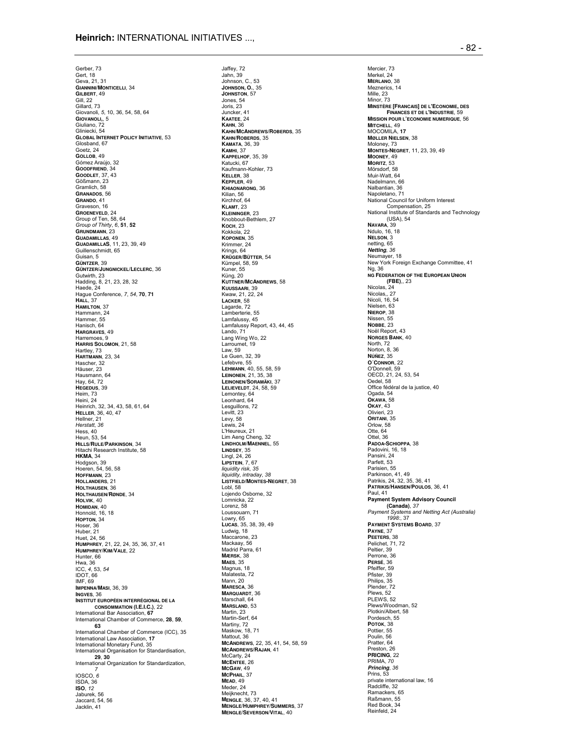Gerber, 73
Gert, 18
Geva, 21, 31
**GIANNINI/MONTICELLI**, 34
**GILBERT**, 49
Gill, 22
Gillard, 73
Giovanoli, *5*, 10, 36, 54, 58, 64
**GIOVANOLI**, 5
Giuliano, 72
Gliniecki, 54
**GLOBAL INTERNET POLICY INITIATIVE**, 53
Glosband, 67
Goetz, 24
**GOLLOB**, 49
Gómez Araújo, 32
**GOODFRIEND**, 34
**GOODLET**, 37, 43
Gößmann, 23
Gramlich, 58
**GRANADOS**, 56
**GRANDO**, 41
Graveson, 16
**GROENEVELD**, 24
Group of Ten, 58, 64
*Group of Thirty*, *6*, **51**, **52**
**GRUNDMANN**, 23
**GUADAMILLAS**, 49
**GUADAMILLAS**, 11, 23, 39, 49
Guillenschmidt, 65
Guisan, 5
**GÜNTZER**, 39
**GÜNTZER/JUNGNICKEL/LECLERC**, 36
Gutwirth, 23
Hadding, 8, 21, 23, 28, 32
Haede, 24
Hague Conference, *7*, *54*, **70**, **71**
**HALL**, 37
**HAMILTON**, 37
Hammann, 24
Hammer, 55
Hanisch, 64
**HARGRAVES**, 49
Harremoes, 9
**HARRIS SOLOMON**, 21, 58
Hartley, 73
**HARTMANN**, 23, 34
Hascher, 32
Häuser, 23
Hausmann, 64
Hay, 64, 72
**HEGEDUS**, 39
Heim, 73
Heini, 24
Heinrich, 32, 34, 43, 58, 61, 64
**HELLER**, 36, 40, 47
Hellner, 21
*Herstatt*, *36*
Hess, 40
Heun, 53, 54
**HILLS/RULE/PARKINSON**, 34
Hitachi Research Institute, 58
**HKMA**, 34
Hodgson, 39
Hoeren, 54, 56, 58
**HOFFMANN**, 23
**HOLLANDERS**, 21
**HOLTHAUSEN**, 36
**HOLTHAUSEN/RØNDE**, 34
**HOLVIK**, 40
**HOMIDAN**, 40
Honnold, 16, 18
**HOPTON**, 34
Hoser, 36
Huber, 21
Huet, 24, 56
**HUMPHREY**, 21, 22, 24, 35, 36, 37, 41
**HUMPHREY/KIM/VALE**, 22
Hunter, 66
Hwa, 36
ICC, *4*, 53, *54*
IDOT, 66
IMF, 69
**IMPENNA/MASI**, 36, 39
**INGVES**, 36
**INSTITUT EUROPÉEN INTERRÉGIONAL DE LA CONSOMMATION (I.E.I.C.)**, 22
International Bar Association, **67**
International Chamber of Commerce, **28**, **59**, **63**
International Chamber of Commerce (ICC), 35
International Law Association, **17**
International Monetary Fund, 35
International Organisation for Standardisation, **29**, **30**
International Organization for Standardization, *7*
IOSCO, *6*
ISDA, 36
**ISO**, *12*
Jaburek, 56
Jaccard, 54, 56
Jacklin, 41
Jaffey, 72
Jahn, 39
Johnson, C., 53
**JOHNSON, O.**, 35
**JOHNSTON**, 57
Jones, 54
Joris, 23
Juncker, 41
**KAATEE**, 24
**KAHN**, 36
**KAHN/MCANDREWS/ROBERDS**, 35
**KAHN/ROBERDS**, 35
**KAMATA**, 36, 39
**KAMHI**, 37
**KAPPELHOF**, 35, 39
Katucki, 67
Kaufmann-Kohler, 73
**KELLER**, 38
**KEPPLER**, 49
**KHIAONARONG**, 36
Kilian, 56
Kirchhof, 64
**KLAMT**, 23
**KLEININGER**, 23
Knobbout-Bethlem, 27
**KOCH**, 23
Kokkola, 22
**KOPONEN**, 35
Krimmer, 24
Krings, 64
**KRÜGER/BÜTTER**, 54
Kümpel, 58, 59
Kuner, 55
Küng, 20
**KUTTNER/MCANDREWS**, 58
**KUUSSAARI**, 39
Kwaw, 21, 22, 24
**LACKER**, 58
Lagarde, 72
Lamberterie, 55
Lamfalussy, 45
Lamfalussy Report, 43, 44, 45
Lando, 71
Lang Wing Wo, 22
Larroumet, 19
Law, 59
Le Guen, 32, 39
Lefebvre, 55
**LEHMANN**, 40, 55, 58, 59
**LEINONEN**, 21, 35, 38
**LEINONEN/SORAMÄKI**, 37
**LELIEVELDT**, 24, 58, 59
Lemontey, 64
Leonhard, 64
Lesguillons, 72
Levitt, 23
Levy, 58
Lewis, 24
L'Heureux, 21
Lim Aeng Cheng, 32
**LINDHOLM/MAENNEL**, 55
**LINDSEY**, 35
Lingl, 24, 26
**LIPSTEIN**, 7, 67
*liquidity risk*, *35*
*liquidity, intraday*, *38*
**LISTFIELD/MONTES-NEGRET**, 38
Lobl, 58
Lojendo Osborne, 32
Lomnicka, 22
Lorenz, 58
Loussouarn, 71
Lowry, 65
**LUCAS**, 35, 38, 39, 49
Ludwig, 18
Maccarone, 23
Mackaay, 56
Madrid Parra, 61
**MÆRSK**, 38
**MAES**, 35
Magnus, 18
Malatesta, 72
Mann, 20
**MARESCA**, 36
**MARQUARDT**, 36
Marschall, 64
**MARSLAND**, 53
Martin, 23
Martin-Serf, 64
Martiny, 72
Maskow, 18, 71
Mattout, 36
**MCANDREWS**, 22, 35, 41, 54, 58, 59
**MCANDREWS/RAJAN**, 41
McCarty, 24
**MCENTEE**, 26
**MCGAW**, 49
**MCPHAIL**, 37
**MEAD**, 49
Meder, 24
Meijknecht, 73
**MENGLE**, 36, 37, 40, 41
**MENGLE/HUMPHREY/SUMMERS**, 37
**MENGLE/SEVERSON/VITAL**, 40
Mercier, 73
Merkel, 24
**MERLANO**, 38
Meznerics, 14
Mille, 23
Minor, 73
**MINSTÈRE [FRANCAIS] DE L'ECONOMIE, DES FINANCES ET DE L'INDUSTRIE**, 59
**MISSION POUR L'ECONOMIE NUMERIQUE**, 56
**MITCHELL**, 49
MOCOMILA, **17**
**MØLLER NIELSEN**, 38
Moloney, 73
**MONTES-NEGRET**, 11, 23, 39, 49
**MOONEY**, 49
**MORITZ**, 53
Mörsdorf, 58
Muir-Watt, 64
Nadelmann, 66
Nalbantian, 36
Napoletano, 71
National Council for Uniform Interest Compensation, 25
National Institute of Standards and Technology (USA), 54
**NAVARA**, 39
Ndulo, 16, 18
**NELSON**, 3
netting, 65
***Netting***, *36*
Neumayer, 18
New York Foreign Exchange Committee, 41
Ng, 36
**NG FEDERATION OF THE EUROPEAN UNION (FBE)**,, 23
Nicolas, 24
Nicolas,, 27
Nicoli, 16, 54
Nielsen, 63
**NIEROP**, 38
Nissen, 55
**NOBBE**, 23
Noël Report, 43
**NORGES BANK**, 40
North, 72
Norton, 8, 36
**NÚÑEZ**, 35
**O´CONNOR**, 22
O'Donnell, 59
OECD, 21, 24, 53, 54
Oedel, 58
Office fédéral de la justice, 40
Ogada, 54
**OKAWA**, 58
**OKAY**, 43
Olivieri, 23
**ORITANI**, 35
Orlow, 58
Otte, 64
Ottel, 36
**PADOA-SCHIOPPA**, 38
Padovini, 16, 18
Pansini, 24
Parfett, 53
Parisien, 55
Parkinson, 41, 49
Patrikis, 24, 32, 35, 36, 41
**PATRIKIS/HANSEN/POULOS**, 36, 41
Paul, 41
**Payment System Advisory Council (Canada)**, *37*
*Payment Systems and Netting Act (Australia) 1998:*, 37
**PAYMENT SYSTEMS BOARD**, 37
**PAYNE**, 37
**PEETERS**, 38
Pelichet, 71, 72
Peltier, 39
Perrone, 36
**PERSÉ**, 36
Pfeiffer, 59
Pfister, 39
Philips, 35
Plender, 72
Plews, 52
PLEWS, 52
Plews/Woodman, 52
Plotkin/Albert, 58
Pordesch, 55
**POTOK**, 38
Pottier, 55
Poulin, 56
Pratter, 64
Preston, 26
**PRICING**, 22
PRIMA, *70*
***Princing***, *36*
Prins, 53
private international law, 16
Radcliffe, 32
Ramackers, 65
Raßmann, 55
Red Book, 34
Reinfeld, 24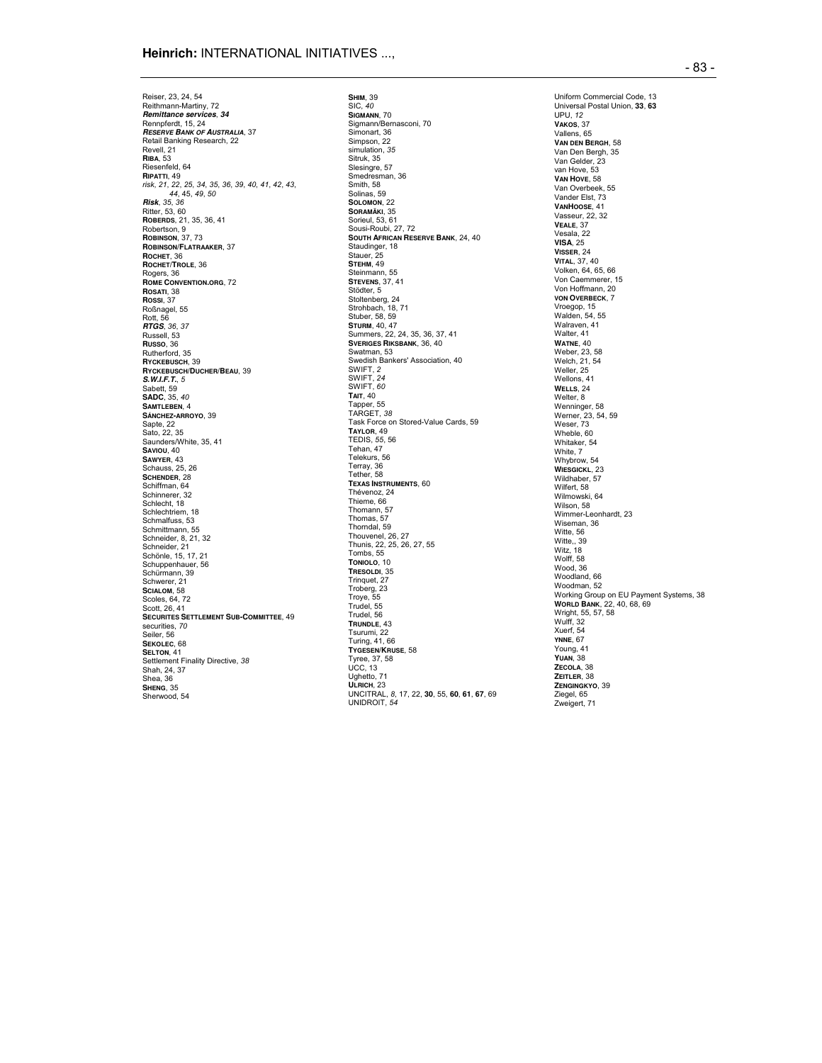Reiser, 23, 24, 54
Reithmann-Martiny, 72
***Remittance services*, *34***
Rennpferdt, 15, 24
***RESERVE BANK OF AUSTRALIA***, 37
Retail Banking Research, 22
Revell, 21
**RIBA**, 53
Riesenfeld, 64
**RIPATTI**, 49
*risk*, *21*, *22*, *25*, *34*, *35*, *36*, *39*, *40*, *41*, *42*, *43*, *44*, 45, *49*, *50*
***Risk***, *35*, *36*
Ritter, 53, 60
**ROBERDS**, 21, 35, 36, 41
Robertson, 9
**ROBINSON**, 37, 73
**ROBINSON/FLATRAAKER**, 37
**ROCHET**, 36
**ROCHET/TROLE**, 36
Rogers, 36
**ROME CONVENTION.ORG**, 72
**ROSATI**, 38
**ROSSI**, 37
Roßnagel, 55
Rott, 56
***RTGS***, *36*, *37*
Russell, 53
**RUSSO**, 36
Rutherford, 35
**RYCKEBUSCH**, 39
**RYCKEBUSCH/DUCHER/BEAU**, 39
***S.W.I.F.T.***, *5*
Sabett, 59
**SADC**, 35, *40*
**SAMTLEBEN**, 4
**SÁNCHEZ-ARROYO**, 39
Sapte, 22
Sato, 22, 35
Saunders/White, 35, 41
**SAVIOU**, 40
**SAWYER**, 43
Schauss, 25, 26
**SCHENDER**, 28
Schiffman, 64
Schinnerer, 32
Schlecht, 18
Schlechtriem, 18
Schmalfuss, 53
Schmittmann, 55
Schneider, 8, 21, 32
Schneider, 21
Schönle, 15, 17, 21
Schuppenhauer, 56
Schürmann, 39
Schwerer, 21
**SCIALOM**, 58
Scoles, 64, 72
Scott, 26, 41
**SECURITES SETTLEMENT SUB-COMMITTEE**, 49
securities, *70*
Seiler, 56
**SEKOLEC**, 68
**SELTON**, 41
Settlement Finality Directive, *38*
Shah, 24, 37
Shea, 36
**SHENG**, 35
Sherwood, 54
**SHIM**, 39
SIC, *40*
**SIGMANN**, 70
Sigmann/Bernasconi, 70
Simonart, 36
Simpson, 22
simulation, *35*
Sitruk, 35
Slesingre, 57
Smedresman, 36
Smith, 58
Solinas, 59
**SOLOMON**, 22
**SORAMÄKI**, 35
Sorieul, 53, 61
Sousi-Roubi, 27, 72
**SOUTH AFRICAN RESERVE BANK**, 24, 40
Staudinger, 18
Stauer, 25
**STEHM**, 49
Steinmann, 55
**STEVENS**, 37, 41
Stödter, 5
Stoltenberg, 24
Strohbach, 18, 71
Stuber, 58, 59
**STURM**, 40, 47
Summers, 22, 24, 35, 36, 37, 41
**SVERIGES RIKSBANK**, 36, 40
Swatman, 53
Swedish Bankers' Association, 40
SWIFT, *2*
SWIFT, *24*
SWIFT, *60*
**TAIT**, 40
Tapper, 55
TARGET, *38*
Task Force on Stored-Value Cards, 59
**TAYLOR**, 49
TEDIS, *55*, 56
Tehan, 47
Telekurs, 56
Terray, 36
Tether, 58
**TEXAS INSTRUMENTS**, 60
Thévenoz, 24
Thieme, 66
Thomann, 57
Thomas, 57
Thorndal, 59
Thouvenel, 26, 27
Thunis, 22, 25, 26, 27, 55
Tombs, 55
**TONIOLO**, 10
**TRESOLDI**, 35
Trinquet, 27
Troberg, 23
Troye, 55
Trudel, 55
Trudel, 56
**TRUNDLE**, 43
Tsurumi, 22
Turing, 41, 66
**TYGESEN/KRUSE**, 58
Tyree, 37, 58
UCC, 13
Ughetto, 71
**ULRICH**, 23
UNCITRAL, *8*, 17, 22, **30**, 55, **60**, **61**, **67**, 69
UNIDROIT, *54*
Uniform Commercial Code, 13
Universal Postal Union, **33**, **63**
UPU, *12*
**VAKOS**, 37
Vallens, 65
**VAN DEN BERGH**, 58
Van Den Bergh, 35
Van Gelder, 23
van Hove, 53
**VAN HOVE**, 58
Van Overbeek, 55
Vander Elst, 73
**VANHOOSE**, 41
Vasseur, 22, 32
**VEALE**, 37
Vesala, 22
**VISA**, 25
**VISSER**, 24
**VITAL**, 37, 40
Volken, 64, 65, 66
Von Caemmerer, 15
Von Hoffmann, 20
**VON OVERBECK**, 7
Vroegop, 15
Walden, 54, 55
Walraven, 41
Walter, 41
**WATNE**, 40
Weber, 23, 58
Welch, 21, 54
Weller, 25
Wellons, 41
**WELLS**, 24
Welter, 8
Wenninger, 58
Werner, 23, 54, 59
Weser, 73
Wheble, 60
Whitaker, 54
White, 7
Whybrow, 54
**WIESGICKL**, 23
Wildhaber, 57
Wilfert, 58
Wilmowski, 64
Wilson, 58
Wimmer-Leonhardt, 23
Wiseman, 36
Witte, 56
Witte,, 39
Witz, 18
Wolff, 58
Wood, 36
Woodland, 66
Woodman, 52
Working Group on EU Payment Systems, 38
**WORLD BANK**, 22, 40, 68, 69
Wright, 55, 57, 58
Wulff, 32
Xuerf, 54
**YNNE**, 67
Young, 41
**YUAN**, 38
**ZECOLA**, 38
**ZEITLER**, 38
**ZENGINGKYO**, 39
Ziegel, 65
Zweigert, 71